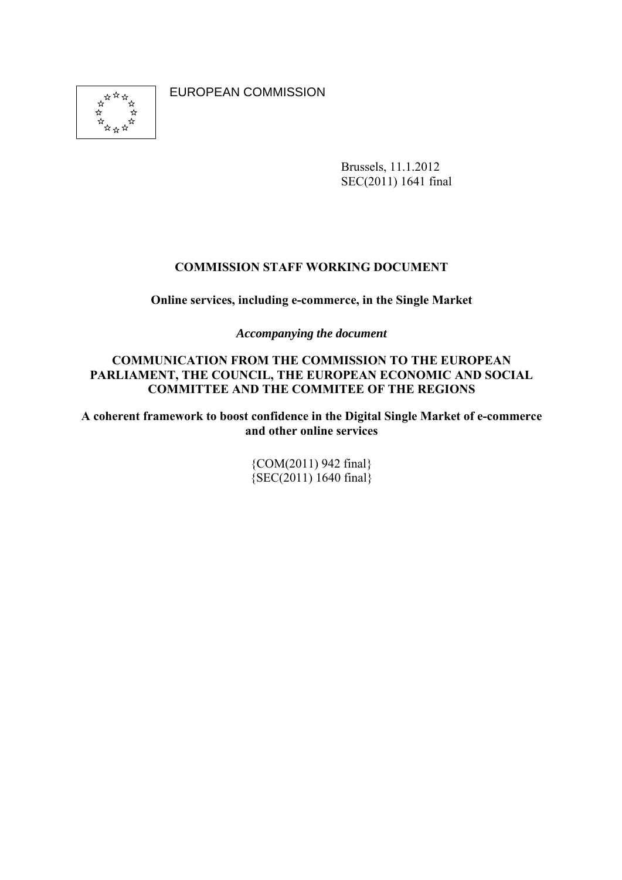EUROPEAN COMMISSION

Brussels, 11.1.2012
SEC(2011) 1641 final

**COMMISSION STAFF WORKING DOCUMENT**

**Online services, including e-commerce, in the Single Market**

***Accompanying the document***

**COMMUNICATION FROM THE COMMISSION TO THE EUROPEAN PARLIAMENT, THE COUNCIL, THE EUROPEAN ECONOMIC AND SOCIAL COMMITTEE AND THE COMMITEE OF THE REGIONS**

**A coherent framework to boost confidence in the Digital Single Market of e-commerce and other online services**

{COM(2011) 942 final}
{SEC(2011) 1640 final}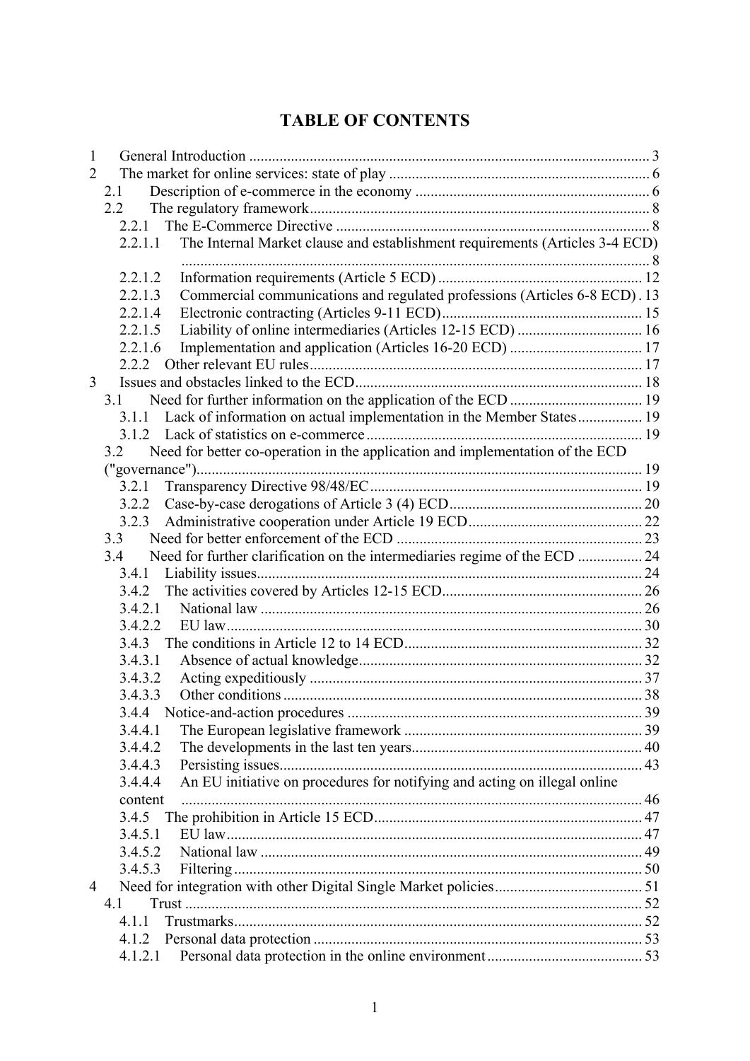# TABLE OF CONTENTS

1 General Introduction ... 3
2 The market for online services: state of play ... 6
 2.1 Description of e-commerce in the economy ... 6
 2.2 The regulatory framework ... 8
  2.2.1 The E-Commerce Directive ... 8
   2.2.1.1 The Internal Market clause and establishment requirements (Articles 3-4 ECD) ... 8
   2.2.1.2 Information requirements (Article 5 ECD) ... 12
   2.2.1.3 Commercial communications and regulated professions (Articles 6-8 ECD) . 13
   2.2.1.4 Electronic contracting (Articles 9-11 ECD) ... 15
   2.2.1.5 Liability of online intermediaries (Articles 12-15 ECD) ... 16
   2.2.1.6 Implementation and application (Articles 16-20 ECD) ... 17
  2.2.2 Other relevant EU rules ... 17
3 Issues and obstacles linked to the ECD ... 18
 3.1 Need for further information on the application of the ECD ... 19
  3.1.1 Lack of information on actual implementation in the Member States ... 19
  3.1.2 Lack of statistics on e-commerce ... 19
 3.2 Need for better co-operation in the application and implementation of the ECD ("governance") ... 19
  3.2.1 Transparency Directive 98/48/EC ... 19
  3.2.2 Case-by-case derogations of Article 3 (4) ECD ... 20
  3.2.3 Administrative cooperation under Article 19 ECD ... 22
 3.3 Need for better enforcement of the ECD ... 23
 3.4 Need for further clarification on the intermediaries regime of the ECD ... 24
  3.4.1 Liability issues ... 24
  3.4.2 The activities covered by Articles 12-15 ECD ... 26
   3.4.2.1 National law ... 26
   3.4.2.2 EU law ... 30
  3.4.3 The conditions in Article 12 to 14 ECD ... 32
   3.4.3.1 Absence of actual knowledge ... 32
   3.4.3.2 Acting expeditiously ... 37
   3.4.3.3 Other conditions ... 38
  3.4.4 Notice-and-action procedures ... 39
   3.4.4.1 The European legislative framework ... 39
   3.4.4.2 The developments in the last ten years ... 40
   3.4.4.3 Persisting issues ... 43
   3.4.4.4 An EU initiative on procedures for notifying and acting on illegal online content ... 46
  3.4.5 The prohibition in Article 15 ECD ... 47
   3.4.5.1 EU law ... 47
   3.4.5.2 National law ... 49
   3.4.5.3 Filtering ... 50
4 Need for integration with other Digital Single Market policies ... 51
 4.1 Trust ... 52
  4.1.1 Trustmarks ... 52
  4.1.2 Personal data protection ... 53
   4.1.2.1 Personal data protection in the online environment ... 53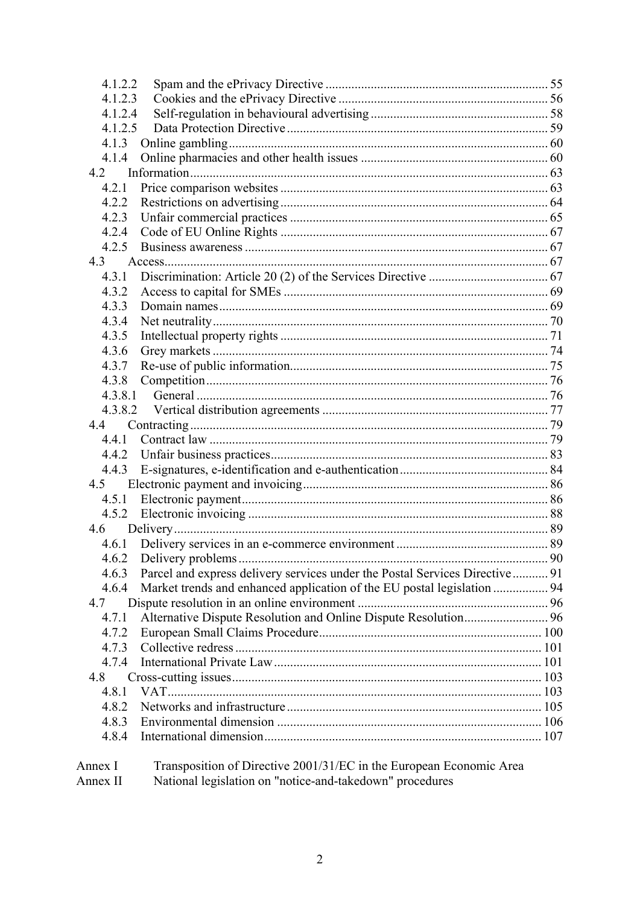4.1.2.2 Spam and the ePrivacy Directive ..... 55
4.1.2.3 Cookies and the ePrivacy Directive ..... 56
4.1.2.4 Self-regulation in behavioural advertising ..... 58
4.1.2.5 Data Protection Directive ..... 59
4.1.3 Online gambling ..... 60
4.1.4 Online pharmacies and other health issues ..... 60
4.2 Information ..... 63
4.2.1 Price comparison websites ..... 63
4.2.2 Restrictions on advertising ..... 64
4.2.3 Unfair commercial practices ..... 65
4.2.4 Code of EU Online Rights ..... 67
4.2.5 Business awareness ..... 67
4.3 Access ..... 67
4.3.1 Discrimination: Article 20 (2) of the Services Directive ..... 67
4.3.2 Access to capital for SMEs ..... 69
4.3.3 Domain names ..... 69
4.3.4 Net neutrality ..... 70
4.3.5 Intellectual property rights ..... 71
4.3.6 Grey markets ..... 74
4.3.7 Re-use of public information ..... 75
4.3.8 Competition ..... 76
4.3.8.1 General ..... 76
4.3.8.2 Vertical distribution agreements ..... 77
4.4 Contracting ..... 79
4.4.1 Contract law ..... 79
4.4.2 Unfair business practices ..... 83
4.4.3 E-signatures, e-identification and e-authentication ..... 84
4.5 Electronic payment and invoicing ..... 86
4.5.1 Electronic payment ..... 86
4.5.2 Electronic invoicing ..... 88
4.6 Delivery ..... 89
4.6.1 Delivery services in an e-commerce environment ..... 89
4.6.2 Delivery problems ..... 90
4.6.3 Parcel and express delivery services under the Postal Services Directive ..... 91
4.6.4 Market trends and enhanced application of the EU postal legislation ..... 94
4.7 Dispute resolution in an online environment ..... 96
4.7.1 Alternative Dispute Resolution and Online Dispute Resolution ..... 96
4.7.2 European Small Claims Procedure ..... 100
4.7.3 Collective redress ..... 101
4.7.4 International Private Law ..... 101
4.8 Cross-cutting issues ..... 103
4.8.1 VAT ..... 103
4.8.2 Networks and infrastructure ..... 105
4.8.3 Environmental dimension ..... 106
4.8.4 International dimension ..... 107

Annex I Transposition of Directive 2001/31/EC in the European Economic Area
Annex II National legislation on "notice-and-takedown" procedures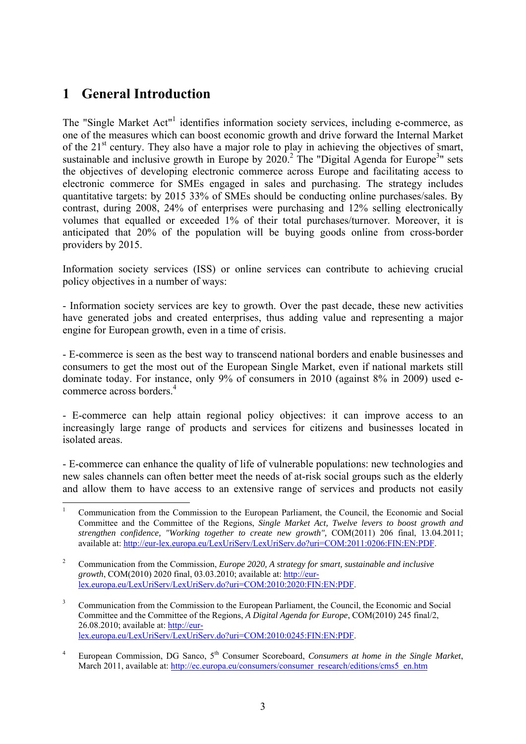# 1 General Introduction

The "Single Market Act"[1] identifies information society services, including e-commerce, as one of the measures which can boost economic growth and drive forward the Internal Market of the 21st century. They also have a major role to play in achieving the objectives of smart, sustainable and inclusive growth in Europe by 2020.[2] The "Digital Agenda for Europe[3]" sets the objectives of developing electronic commerce across Europe and facilitating access to electronic commerce for SMEs engaged in sales and purchasing. The strategy includes quantitative targets: by 2015 33% of SMEs should be conducting online purchases/sales. By contrast, during 2008, 24% of enterprises were purchasing and 12% selling electronically volumes that equalled or exceeded 1% of their total purchases/turnover. Moreover, it is anticipated that 20% of the population will be buying goods online from cross-border providers by 2015.

Information society services (ISS) or online services can contribute to achieving crucial policy objectives in a number of ways:

- Information society services are key to growth. Over the past decade, these new activities have generated jobs and created enterprises, thus adding value and representing a major engine for European growth, even in a time of crisis.

- E-commerce is seen as the best way to transcend national borders and enable businesses and consumers to get the most out of the European Single Market, even if national markets still dominate today. For instance, only 9% of consumers in 2010 (against 8% in 2009) used e-commerce across borders.[4]

- E-commerce can help attain regional policy objectives: it can improve access to an increasingly large range of products and services for citizens and businesses located in isolated areas.

- E-commerce can enhance the quality of life of vulnerable populations: new technologies and new sales channels can often better meet the needs of at-risk social groups such as the elderly and allow them to have access to an extensive range of services and products not easily

---

[1] Communication from the Commission to the European Parliament, the Council, the Economic and Social Committee and the Committee of the Regions, *Single Market Act, Twelve levers to boost growth and strengthen confidence, "Working together to create new growth"*, COM(2011) 206 final, 13.04.2011; available at: http://eur-lex.europa.eu/LexUriServ/LexUriServ.do?uri=COM:2011:0206:FIN:EN:PDF.

[2] Communication from the Commission, *Europe 2020, A strategy for smart, sustainable and inclusive growth*, COM(2010) 2020 final, 03.03.2010; available at: http://eur-lex.europa.eu/LexUriServ/LexUriServ.do?uri=COM:2010:2020:FIN:EN:PDF.

[3] Communication from the Commission to the European Parliament, the Council, the Economic and Social Committee and the Committee of the Regions, *A Digital Agenda for Europe*, COM(2010) 245 final/2, 26.08.2010; available at: http://eur-lex.europa.eu/LexUriServ/LexUriServ.do?uri=COM:2010:0245:FIN:EN:PDF.

[4] European Commission, DG Sanco, 5th Consumer Scoreboard, *Consumers at home in the Single Market*, March 2011, available at: http://ec.europa.eu/consumers/consumer_research/editions/cms5_en.htm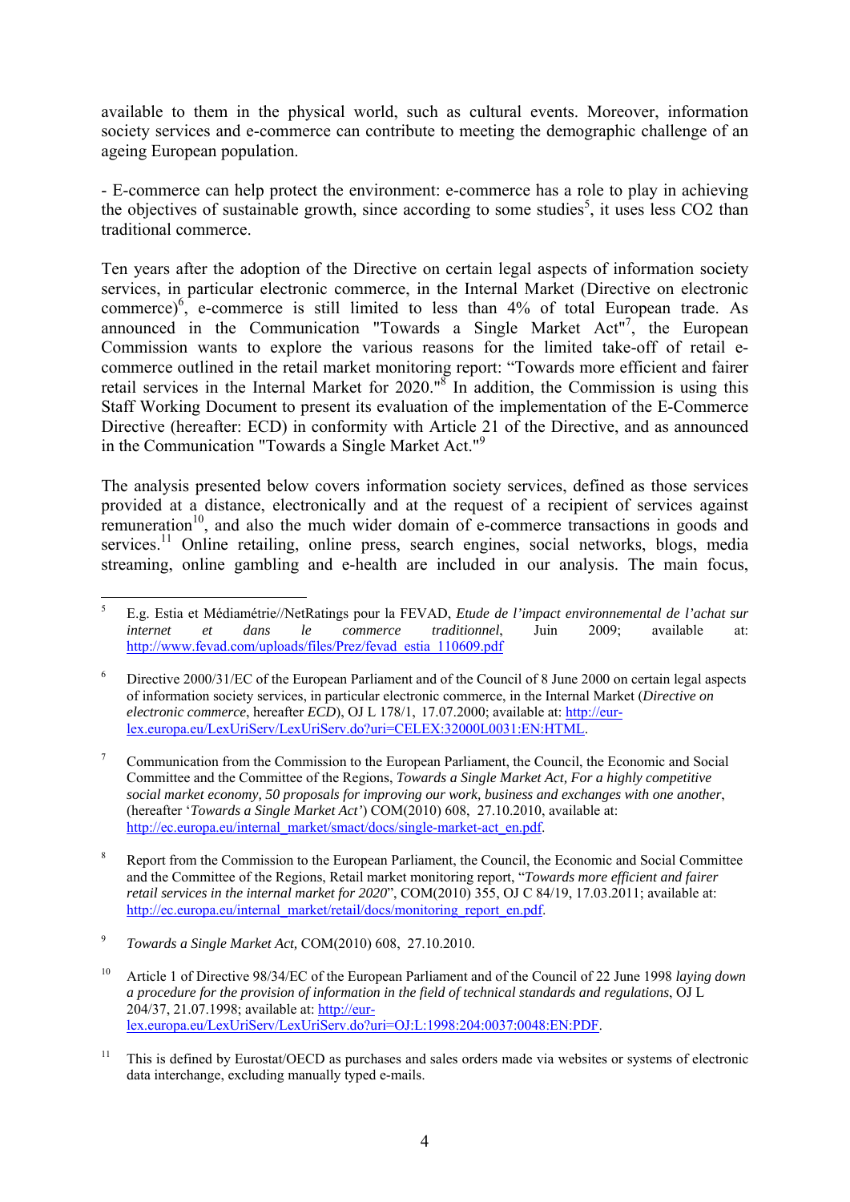available to them in the physical world, such as cultural events. Moreover, information society services and e-commerce can contribute to meeting the demographic challenge of an ageing European population.

- E-commerce can help protect the environment: e-commerce has a role to play in achieving the objectives of sustainable growth, since according to some studies[5], it uses less $CO_2$ than traditional commerce.

Ten years after the adoption of the Directive on certain legal aspects of information society services, in particular electronic commerce, in the Internal Market (Directive on electronic commerce)[6], e-commerce is still limited to less than 4% of total European trade. As announced in the Communication "Towards a Single Market Act"[7], the European Commission wants to explore the various reasons for the limited take-off of retail e-commerce outlined in the retail market monitoring report: "Towards more efficient and fairer retail services in the Internal Market for 2020."[8] In addition, the Commission is using this Staff Working Document to present its evaluation of the implementation of the E-Commerce Directive (hereafter: ECD) in conformity with Article 21 of the Directive, and as announced in the Communication "Towards a Single Market Act."[9]

The analysis presented below covers information society services, defined as those services provided at a distance, electronically and at the request of a recipient of services against remuneration[10], and also the much wider domain of e-commerce transactions in goods and services.[11] Online retailing, online press, search engines, social networks, blogs, media streaming, online gambling and e-health are included in our analysis. The main focus,

---

[5] E.g. Estia et Médiamétrie//NetRatings pour la FEVAD, *Etude de l'impact environnemental de l'achat sur internet et dans le commerce traditionnel*, Juin 2009; available at: http://www.fevad.com/uploads/files/Prez/fevad_estia_110609.pdf

[6] Directive 2000/31/EC of the European Parliament and of the Council of 8 June 2000 on certain legal aspects of information society services, in particular electronic commerce, in the Internal Market (*Directive on electronic commerce*, hereafter *ECD*), OJ L 178/1, 17.07.2000; available at: http://eur-lex.europa.eu/LexUriServ/LexUriServ.do?uri=CELEX:32000L0031:EN:HTML.

[7] Communication from the Commission to the European Parliament, the Council, the Economic and Social Committee and the Committee of the Regions, *Towards a Single Market Act, For a highly competitive social market economy, 50 proposals for improving our work, business and exchanges with one another*, (hereafter '*Towards a Single Market Act*') COM(2010) 608, 27.10.2010, available at: http://ec.europa.eu/internal_market/smact/docs/single-market-act_en.pdf.

[8] Report from the Commission to the European Parliament, the Council, the Economic and Social Committee and the Committee of the Regions, Retail market monitoring report, "*Towards more efficient and fairer retail services in the internal market for 2020*", COM(2010) 355, OJ C 84/19, 17.03.2011; available at: http://ec.europa.eu/internal_market/retail/docs/monitoring_report_en.pdf.

[9] *Towards a Single Market Act,* COM(2010) 608, 27.10.2010.

[10] Article 1 of Directive 98/34/EC of the European Parliament and of the Council of 22 June 1998 *laying down a procedure for the provision of information in the field of technical standards and regulations*, OJ L 204/37, 21.07.1998; available at: http://eur-lex.europa.eu/LexUriServ/LexUriServ.do?uri=OJ:L:1998:204:0037:0048:EN:PDF.

[11] This is defined by Eurostat/OECD as purchases and sales orders made via websites or systems of electronic data interchange, excluding manually typed e-mails.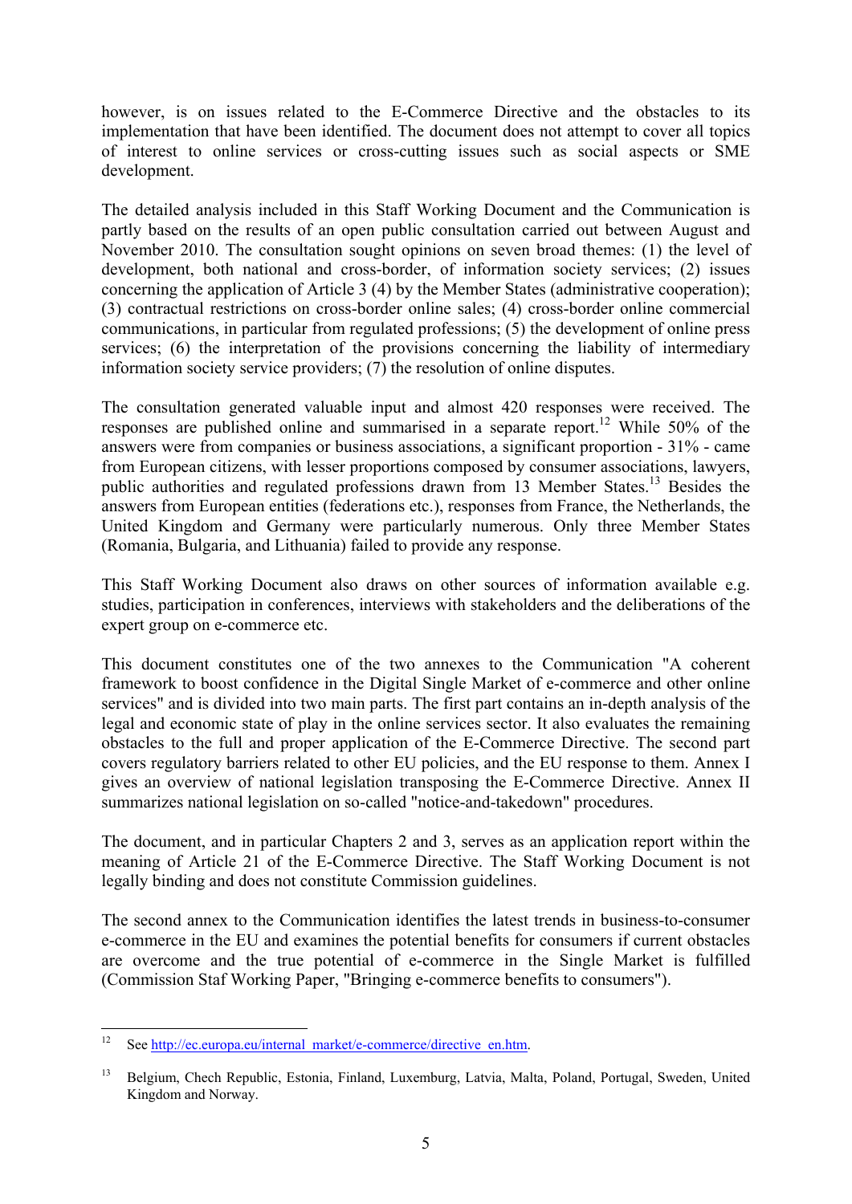however, is on issues related to the E-Commerce Directive and the obstacles to its implementation that have been identified. The document does not attempt to cover all topics of interest to online services or cross-cutting issues such as social aspects or SME development.

The detailed analysis included in this Staff Working Document and the Communication is partly based on the results of an open public consultation carried out between August and November 2010. The consultation sought opinions on seven broad themes: (1) the level of development, both national and cross-border, of information society services; (2) issues concerning the application of Article 3 (4) by the Member States (administrative cooperation); (3) contractual restrictions on cross-border online sales; (4) cross-border online commercial communications, in particular from regulated professions; (5) the development of online press services; (6) the interpretation of the provisions concerning the liability of intermediary information society service providers; (7) the resolution of online disputes.

The consultation generated valuable input and almost 420 responses were received. The responses are published online and summarised in a separate report.[12] While 50% of the answers were from companies or business associations, a significant proportion - 31% - came from European citizens, with lesser proportions composed by consumer associations, lawyers, public authorities and regulated professions drawn from 13 Member States.[13] Besides the answers from European entities (federations etc.), responses from France, the Netherlands, the United Kingdom and Germany were particularly numerous. Only three Member States (Romania, Bulgaria, and Lithuania) failed to provide any response.

This Staff Working Document also draws on other sources of information available e.g. studies, participation in conferences, interviews with stakeholders and the deliberations of the expert group on e-commerce etc.

This document constitutes one of the two annexes to the Communication "A coherent framework to boost confidence in the Digital Single Market of e-commerce and other online services" and is divided into two main parts. The first part contains an in-depth analysis of the legal and economic state of play in the online services sector. It also evaluates the remaining obstacles to the full and proper application of the E-Commerce Directive. The second part covers regulatory barriers related to other EU policies, and the EU response to them. Annex I gives an overview of national legislation transposing the E-Commerce Directive. Annex II summarizes national legislation on so-called "notice-and-takedown" procedures.

The document, and in particular Chapters 2 and 3, serves as an application report within the meaning of Article 21 of the E-Commerce Directive. The Staff Working Document is not legally binding and does not constitute Commission guidelines.

The second annex to the Communication identifies the latest trends in business-to-consumer e-commerce in the EU and examines the potential benefits for consumers if current obstacles are overcome and the true potential of e-commerce in the Single Market is fulfilled (Commission Staf Working Paper, "Bringing e-commerce benefits to consumers").

---

[12] See http://ec.europa.eu/internal_market/e-commerce/directive_en.htm.

[13] Belgium, Chech Republic, Estonia, Finland, Luxemburg, Latvia, Malta, Poland, Portugal, Sweden, United Kingdom and Norway.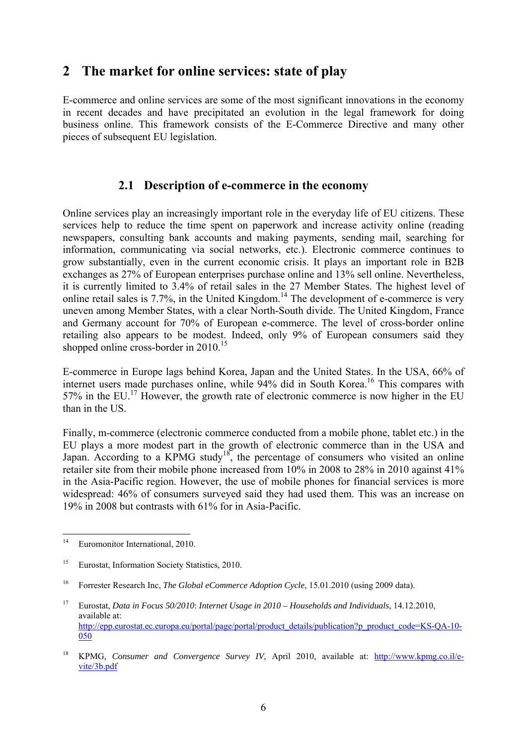# 2 The market for online services: state of play

E-commerce and online services are some of the most significant innovations in the economy in recent decades and have precipitated an evolution in the legal framework for doing business online. This framework consists of the E-Commerce Directive and many other pieces of subsequent EU legislation.

## 2.1 Description of e-commerce in the economy

Online services play an increasingly important role in the everyday life of EU citizens. These services help to reduce the time spent on paperwork and increase activity online (reading newspapers, consulting bank accounts and making payments, sending mail, searching for information, communicating via social networks, etc.). Electronic commerce continues to grow substantially, even in the current economic crisis. It plays an important role in B2B exchanges as 27% of European enterprises purchase online and 13% sell online. Nevertheless, it is currently limited to 3.4% of retail sales in the 27 Member States. The highest level of online retail sales is 7.7%, in the United Kingdom.[14] The development of e-commerce is very uneven among Member States, with a clear North-South divide. The United Kingdom, France and Germany account for 70% of European e-commerce. The level of cross-border online retailing also appears to be modest. Indeed, only 9% of European consumers said they shopped online cross-border in 2010.[15]

E-commerce in Europe lags behind Korea, Japan and the United States. In the USA, 66% of internet users made purchases online, while 94% did in South Korea.[16] This compares with 57% in the EU.[17] However, the growth rate of electronic commerce is now higher in the EU than in the US.

Finally, m-commerce (electronic commerce conducted from a mobile phone, tablet etc.) in the EU plays a more modest part in the growth of electronic commerce than in the USA and Japan. According to a KPMG study[18], the percentage of consumers who visited an online retailer site from their mobile phone increased from 10% in 2008 to 28% in 2010 against 41% in the Asia-Pacific region. However, the use of mobile phones for financial services is more widespread: 46% of consumers surveyed said they had used them. This was an increase on 19% in 2008 but contrasts with 61% for in Asia-Pacific.

---

[14] Euromonitor International, 2010.

[15] Eurostat, Information Society Statistics, 2010.

[16] Forrester Research Inc, *The Global eCommerce Adoption Cycle*, 15.01.2010 (using 2009 data).

[17] Eurostat, *Data in Focus 50/2010*: *Internet Usage in 2010 – Households and Individuals*, 14.12.2010, available at: http://epp.eurostat.ec.europa.eu/portal/page/portal/product_details/publication?p_product_code=KS-QA-10-050

[18] KPMG, *Consumer and Convergence Survey IV*, April 2010, available at: http://www.kpmg.co.il/e-vite/3b.pdf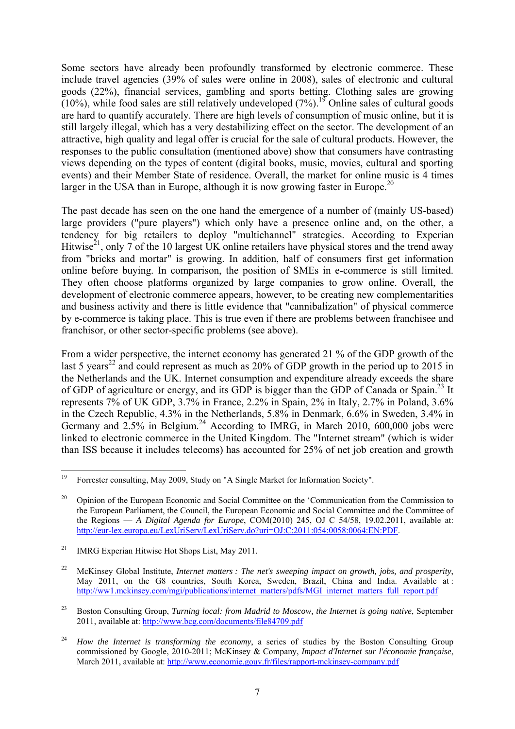Some sectors have already been profoundly transformed by electronic commerce. These include travel agencies (39% of sales were online in 2008), sales of electronic and cultural goods (22%), financial services, gambling and sports betting. Clothing sales are growing (10%), while food sales are still relatively undeveloped (7%).[19] Online sales of cultural goods are hard to quantify accurately. There are high levels of consumption of music online, but it is still largely illegal, which has a very destabilizing effect on the sector. The development of an attractive, high quality and legal offer is crucial for the sale of cultural products. However, the responses to the public consultation (mentioned above) show that consumers have contrasting views depending on the types of content (digital books, music, movies, cultural and sporting events) and their Member State of residence. Overall, the market for online music is 4 times larger in the USA than in Europe, although it is now growing faster in Europe.[20]

The past decade has seen on the one hand the emergence of a number of (mainly US-based) large providers ("pure players") which only have a presence online and, on the other, a tendency for big retailers to deploy "multichannel" strategies. According to Experian Hitwise[21], only 7 of the 10 largest UK online retailers have physical stores and the trend away from "bricks and mortar" is growing. In addition, half of consumers first get information online before buying. In comparison, the position of SMEs in e-commerce is still limited. They often choose platforms organized by large companies to grow online. Overall, the development of electronic commerce appears, however, to be creating new complementarities and business activity and there is little evidence that "cannibalization" of physical commerce by e-commerce is taking place. This is true even if there are problems between franchisee and franchisor, or other sector-specific problems (see above).

From a wider perspective, the internet economy has generated 21 % of the GDP growth of the last 5 years[22] and could represent as much as 20% of GDP growth in the period up to 2015 in the Netherlands and the UK. Internet consumption and expenditure already exceeds the share of GDP of agriculture or energy, and its GDP is bigger than the GDP of Canada or Spain.[23] It represents 7% of UK GDP, 3.7% in France, 2.2% in Spain, 2% in Italy, 2.7% in Poland, 3.6% in the Czech Republic, 4.3% in the Netherlands, 5.8% in Denmark, 6.6% in Sweden, 3.4% in Germany and 2.5% in Belgium.[24] According to IMRG, in March 2010, 600,000 jobs were linked to electronic commerce in the United Kingdom. The "Internet stream" (which is wider than ISS because it includes telecoms) has accounted for 25% of net job creation and growth

---

[19] Forrester consulting, May 2009, Study on "A Single Market for Information Society".

[20] Opinion of the European Economic and Social Committee on the 'Communication from the Commission to the European Parliament, the Council, the European Economic and Social Committee and the Committee of the Regions — *A Digital Agenda for Europe*, COM(2010) 245, OJ C 54/58, 19.02.2011, available at: http://eur-lex.europa.eu/LexUriServ/LexUriServ.do?uri=OJ:C:2011:054:0058:0064:EN:PDF.

[21] IMRG Experian Hitwise Hot Shops List, May 2011.

[22] McKinsey Global Institute, *Internet matters : The net's sweeping impact on growth, jobs, and prosperity*, May 2011, on the G8 countries, South Korea, Sweden, Brazil, China and India. Available at : http://ww1.mckinsey.com/mgi/publications/internet_matters/pdfs/MGI_internet_matters_full_report.pdf

[23] Boston Consulting Group, *Turning local: from Madrid to Moscow, the Internet is going native*, September 2011, available at: http://www.bcg.com/documents/file84709.pdf

[24] *How the Internet is transforming the economy*, a series of studies by the Boston Consulting Group commissioned by Google, 2010-2011; McKinsey & Company, *Impact d'Internet sur l'économie française*, March 2011, available at: http://www.economie.gouv.fr/files/rapport-mckinsey-company.pdf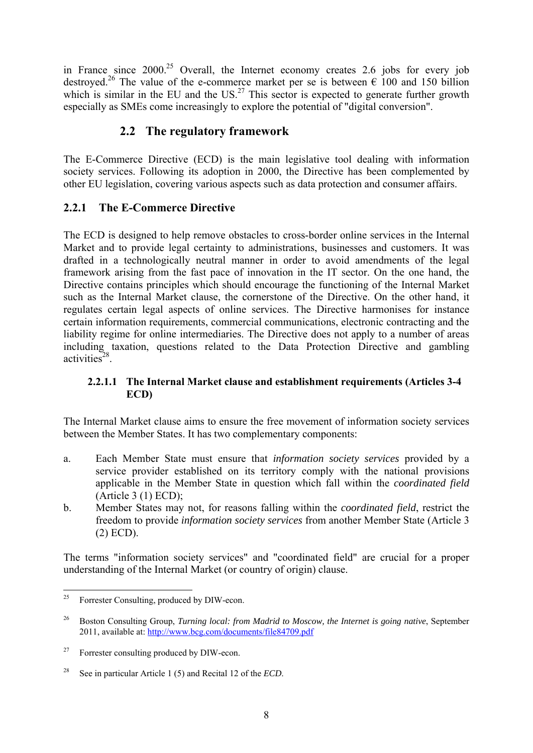in France since 2000.[25] Overall, the Internet economy creates 2.6 jobs for every job destroyed.[26] The value of the e-commerce market per se is between € 100 and 150 billion which is similar in the EU and the US.[27] This sector is expected to generate further growth especially as SMEs come increasingly to explore the potential of "digital conversion".

## 2.2 The regulatory framework

The E-Commerce Directive (ECD) is the main legislative tool dealing with information society services. Following its adoption in 2000, the Directive has been complemented by other EU legislation, covering various aspects such as data protection and consumer affairs.

### 2.2.1 The E-Commerce Directive

The ECD is designed to help remove obstacles to cross-border online services in the Internal Market and to provide legal certainty to administrations, businesses and customers. It was drafted in a technologically neutral manner in order to avoid amendments of the legal framework arising from the fast pace of innovation in the IT sector. On the one hand, the Directive contains principles which should encourage the functioning of the Internal Market such as the Internal Market clause, the cornerstone of the Directive. On the other hand, it regulates certain legal aspects of online services. The Directive harmonises for instance certain information requirements, commercial communications, electronic contracting and the liability regime for online intermediaries. The Directive does not apply to a number of areas including taxation, questions related to the Data Protection Directive and gambling activities[28].

#### 2.2.1.1 The Internal Market clause and establishment requirements (Articles 3-4 ECD)

The Internal Market clause aims to ensure the free movement of information society services between the Member States. It has two complementary components:

a. Each Member State must ensure that *information society services* provided by a service provider established on its territory comply with the national provisions applicable in the Member State in question which fall within the *coordinated field* (Article 3 (1) ECD);

b. Member States may not, for reasons falling within the *coordinated field*, restrict the freedom to provide *information society services* from another Member State (Article 3 (2) ECD).

The terms "information society services" and "coordinated field" are crucial for a proper understanding of the Internal Market (or country of origin) clause.

---

[25] Forrester Consulting, produced by DIW-econ.

[26] Boston Consulting Group, *Turning local: from Madrid to Moscow, the Internet is going native*, September 2011, available at: http://www.bcg.com/documents/file84709.pdf

[27] Forrester consulting produced by DIW-econ.

[28] See in particular Article 1 (5) and Recital 12 of the *ECD*.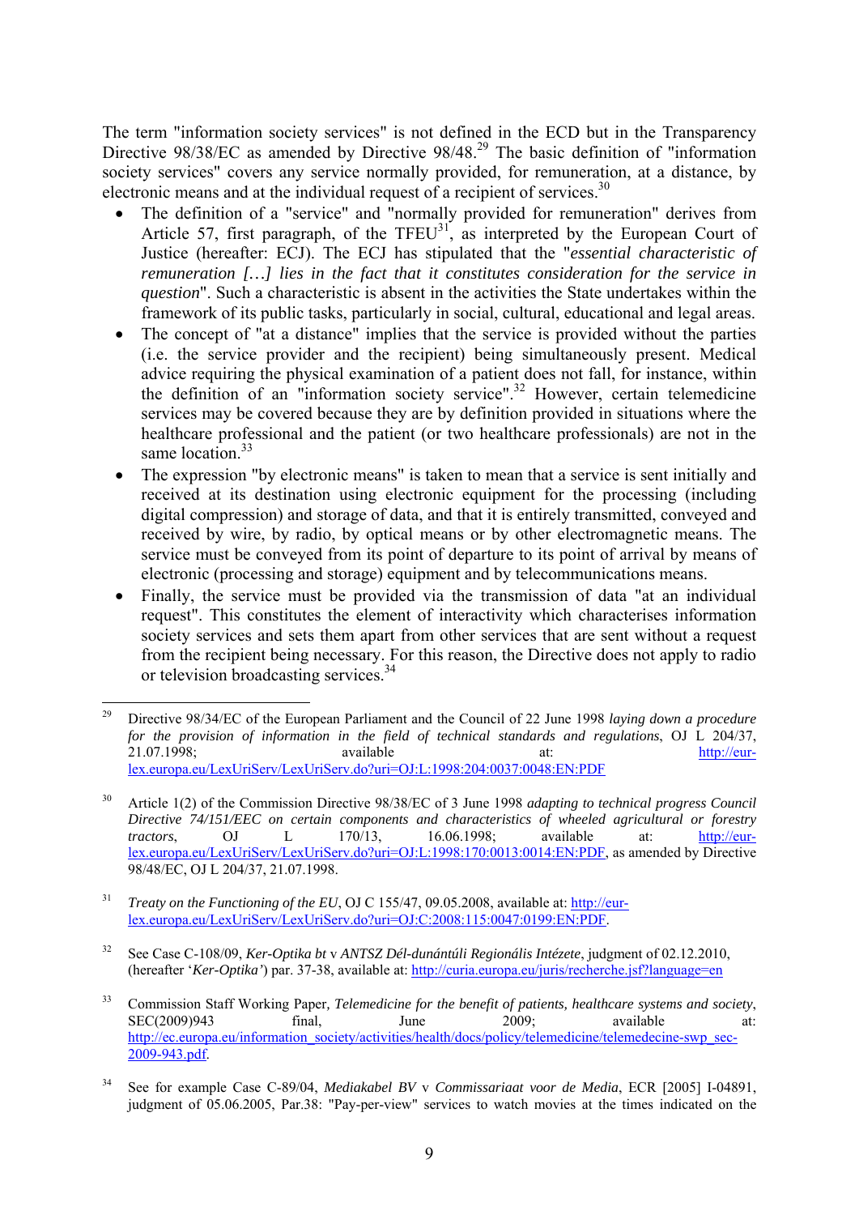The term "information society services" is not defined in the ECD but in the Transparency Directive 98/38/EC as amended by Directive 98/48.[29] The basic definition of "information society services" covers any service normally provided, for remuneration, at a distance, by electronic means and at the individual request of a recipient of services.[30]

- The definition of a "service" and "normally provided for remuneration" derives from Article 57, first paragraph, of the TFEU[31], as interpreted by the European Court of Justice (hereafter: ECJ). The ECJ has stipulated that the "*essential characteristic of remuneration […] lies in the fact that it constitutes consideration for the service in question*". Such a characteristic is absent in the activities the State undertakes within the framework of its public tasks, particularly in social, cultural, educational and legal areas.
- The concept of "at a distance" implies that the service is provided without the parties (i.e. the service provider and the recipient) being simultaneously present. Medical advice requiring the physical examination of a patient does not fall, for instance, within the definition of an "information society service".[32] However, certain telemedicine services may be covered because they are by definition provided in situations where the healthcare professional and the patient (or two healthcare professionals) are not in the same location.[33]
- The expression "by electronic means" is taken to mean that a service is sent initially and received at its destination using electronic equipment for the processing (including digital compression) and storage of data, and that it is entirely transmitted, conveyed and received by wire, by radio, by optical means or by other electromagnetic means. The service must be conveyed from its point of departure to its point of arrival by means of electronic (processing and storage) equipment and by telecommunications means.
- Finally, the service must be provided via the transmission of data "at an individual request". This constitutes the element of interactivity which characterises information society services and sets them apart from other services that are sent without a request from the recipient being necessary. For this reason, the Directive does not apply to radio or television broadcasting services.[34]

---

[29] Directive 98/34/EC of the European Parliament and the Council of 22 June 1998 *laying down a procedure for the provision of information in the field of technical standards and regulations*, OJ L 204/37, 21.07.1998; available at: http://eur-lex.europa.eu/LexUriServ/LexUriServ.do?uri=OJ:L:1998:204:0037:0048:EN:PDF

[30] Article 1(2) of the Commission Directive 98/38/EC of 3 June 1998 *adapting to technical progress Council Directive 74/151/EEC on certain components and characteristics of wheeled agricultural or forestry tractors*, OJ L 170/13, 16.06.1998; available at: http://eur-lex.europa.eu/LexUriServ/LexUriServ.do?uri=OJ:L:1998:170:0013:0014:EN:PDF, as amended by Directive 98/48/EC, OJ L 204/37, 21.07.1998.

[31] *Treaty on the Functioning of the EU*, OJ C 155/47, 09.05.2008, available at: http://eur-lex.europa.eu/LexUriServ/LexUriServ.do?uri=OJ:C:2008:115:0047:0199:EN:PDF.

[32] See Case C-108/09, *Ker-Optika bt* v *ANTSZ Dél-dunántúli Regionális Intézete*, judgment of 02.12.2010, (hereafter '*Ker-Optika'*) par. 37-38, available at: http://curia.europa.eu/juris/recherche.jsf?language=en

[33] Commission Staff Working Paper, *Telemedicine for the benefit of patients, healthcare systems and society*, SEC(2009)943 final, June 2009; available at: http://ec.europa.eu/information_society/activities/health/docs/policy/telemedicine/telemedecine-swp_sec-2009-943.pdf.

[34] See for example Case C-89/04, *Mediakabel BV* v *Commissariaat voor de Media*, ECR [2005] I-04891, judgment of 05.06.2005, Par.38: "Pay-per-view" services to watch movies at the times indicated on the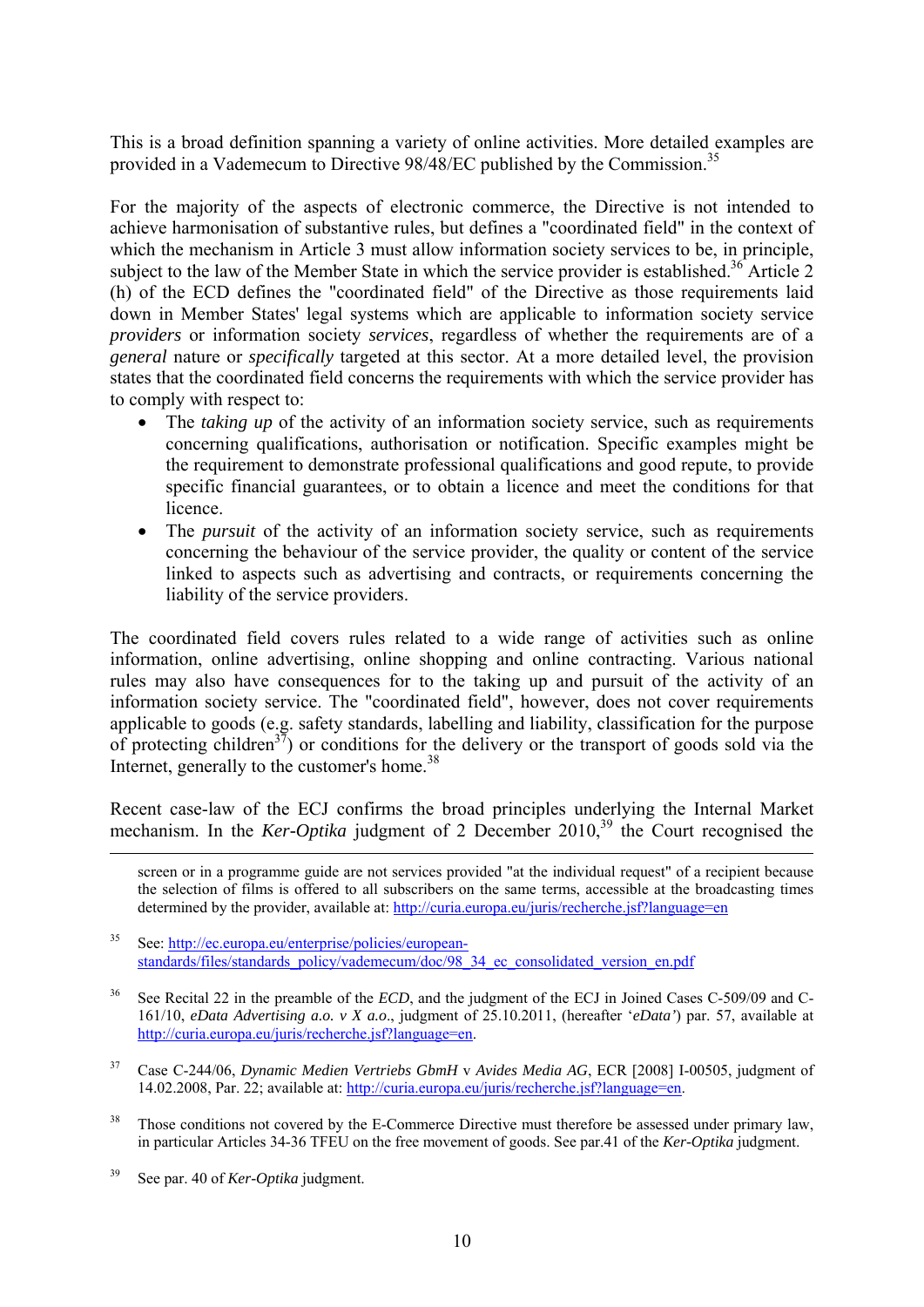This is a broad definition spanning a variety of online activities. More detailed examples are provided in a Vademecum to Directive 98/48/EC published by the Commission.[35]

For the majority of the aspects of electronic commerce, the Directive is not intended to achieve harmonisation of substantive rules, but defines a "coordinated field" in the context of which the mechanism in Article 3 must allow information society services to be, in principle, subject to the law of the Member State in which the service provider is established.[36] Article 2 (h) of the ECD defines the "coordinated field" of the Directive as those requirements laid down in Member States' legal systems which are applicable to information society service *providers* or information society *services*, regardless of whether the requirements are of a *general* nature or *specifically* targeted at this sector. At a more detailed level, the provision states that the coordinated field concerns the requirements with which the service provider has to comply with respect to:

- The *taking up* of the activity of an information society service, such as requirements concerning qualifications, authorisation or notification. Specific examples might be the requirement to demonstrate professional qualifications and good repute, to provide specific financial guarantees, or to obtain a licence and meet the conditions for that licence.
- The *pursuit* of the activity of an information society service, such as requirements concerning the behaviour of the service provider, the quality or content of the service linked to aspects such as advertising and contracts, or requirements concerning the liability of the service providers.

The coordinated field covers rules related to a wide range of activities such as online information, online advertising, online shopping and online contracting. Various national rules may also have consequences for to the taking up and pursuit of the activity of an information society service. The "coordinated field", however, does not cover requirements applicable to goods (e.g. safety standards, labelling and liability, classification for the purpose of protecting children[37]) or conditions for the delivery or the transport of goods sold via the Internet, generally to the customer's home.[38]

Recent case-law of the ECJ confirms the broad principles underlying the Internal Market mechanism. In the *Ker-Optika* judgment of 2 December 2010,[39] the Court recognised the

---

screen or in a programme guide are not services provided "at the individual request" of a recipient because the selection of films is offered to all subscribers on the same terms, accessible at the broadcasting times determined by the provider, available at: http://curia.europa.eu/juris/recherche.jsf?language=en

[35] See: http://ec.europa.eu/enterprise/policies/european-standards/files/standards_policy/vademecum/doc/98_34_ec_consolidated_version_en.pdf

[36] See Recital 22 in the preamble of the *ECD*, and the judgment of the ECJ in Joined Cases C-509/09 and C-161/10, *eData Advertising a.o. v X a.o*., judgment of 25.10.2011, (hereafter '*eData'*) par. 57, available at http://curia.europa.eu/juris/recherche.jsf?language=en.

[37] Case C-244/06, *Dynamic Medien Vertriebs GbmH* v *Avides Media AG*, ECR [2008] I-00505, judgment of 14.02.2008, Par. 22; available at: http://curia.europa.eu/juris/recherche.jsf?language=en.

[38] Those conditions not covered by the E-Commerce Directive must therefore be assessed under primary law, in particular Articles 34-36 TFEU on the free movement of goods. See par.41 of the *Ker-Optika* judgment.

[39] See par. 40 of *Ker-Optika* judgment.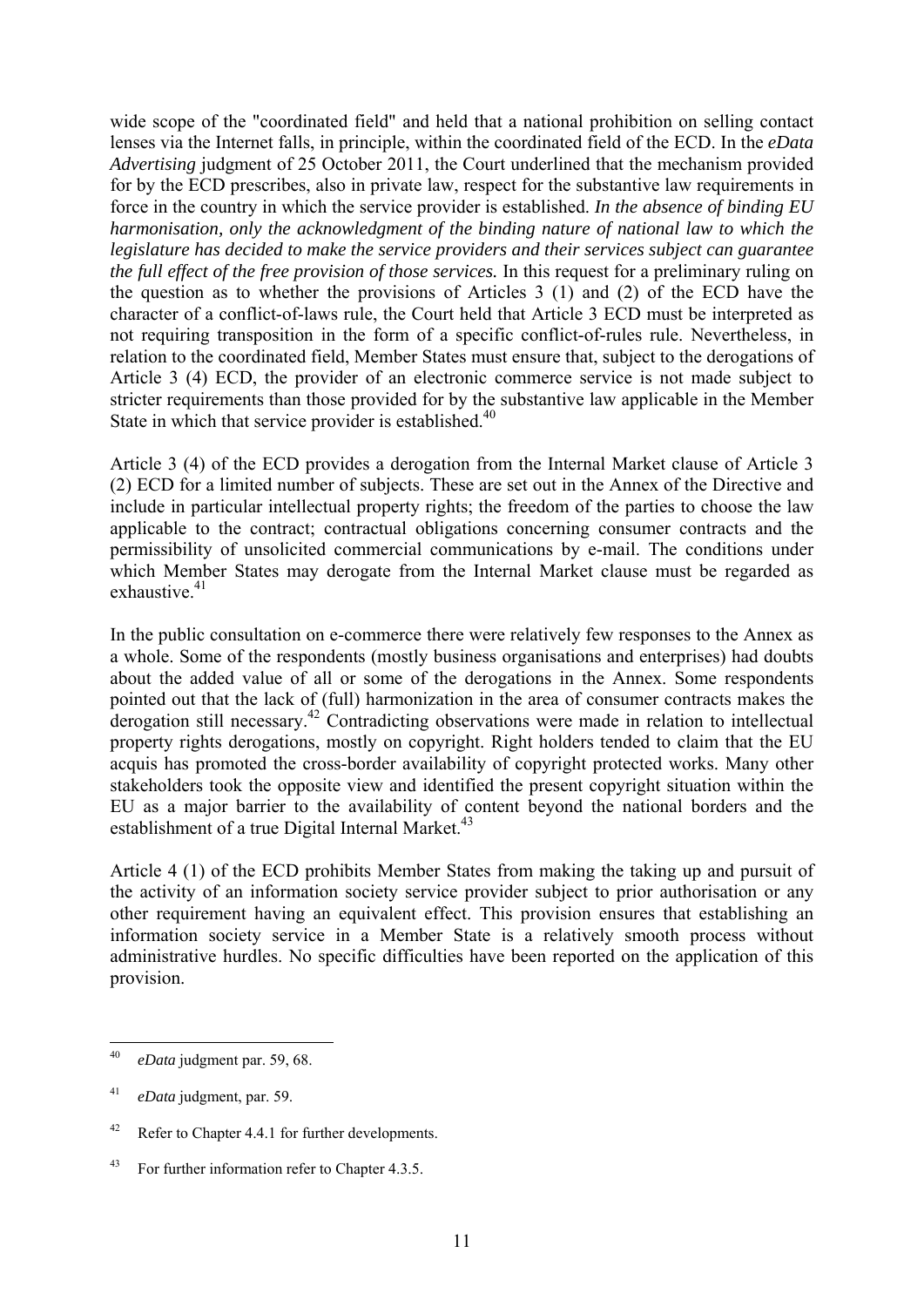wide scope of the "coordinated field" and held that a national prohibition on selling contact lenses via the Internet falls, in principle, within the coordinated field of the ECD. In the *eData Advertising* judgment of 25 October 2011, the Court underlined that the mechanism provided for by the ECD prescribes, also in private law, respect for the substantive law requirements in force in the country in which the service provider is established. *In the absence of binding EU harmonisation, only the acknowledgment of the binding nature of national law to which the legislature has decided to make the service providers and their services subject can guarantee the full effect of the free provision of those services.* In this request for a preliminary ruling on the question as to whether the provisions of Articles 3 (1) and (2) of the ECD have the character of a conflict-of-laws rule, the Court held that Article 3 ECD must be interpreted as not requiring transposition in the form of a specific conflict-of-rules rule. Nevertheless, in relation to the coordinated field, Member States must ensure that, subject to the derogations of Article 3 (4) ECD, the provider of an electronic commerce service is not made subject to stricter requirements than those provided for by the substantive law applicable in the Member State in which that service provider is established.[40]

Article 3 (4) of the ECD provides a derogation from the Internal Market clause of Article 3 (2) ECD for a limited number of subjects. These are set out in the Annex of the Directive and include in particular intellectual property rights; the freedom of the parties to choose the law applicable to the contract; contractual obligations concerning consumer contracts and the permissibility of unsolicited commercial communications by e-mail. The conditions under which Member States may derogate from the Internal Market clause must be regarded as exhaustive.[41]

In the public consultation on e-commerce there were relatively few responses to the Annex as a whole. Some of the respondents (mostly business organisations and enterprises) had doubts about the added value of all or some of the derogations in the Annex. Some respondents pointed out that the lack of (full) harmonization in the area of consumer contracts makes the derogation still necessary.[42] Contradicting observations were made in relation to intellectual property rights derogations, mostly on copyright. Right holders tended to claim that the EU acquis has promoted the cross-border availability of copyright protected works. Many other stakeholders took the opposite view and identified the present copyright situation within the EU as a major barrier to the availability of content beyond the national borders and the establishment of a true Digital Internal Market.[43]

Article 4 (1) of the ECD prohibits Member States from making the taking up and pursuit of the activity of an information society service provider subject to prior authorisation or any other requirement having an equivalent effect. This provision ensures that establishing an information society service in a Member State is a relatively smooth process without administrative hurdles. No specific difficulties have been reported on the application of this provision.

---

[40] *eData* judgment par. 59, 68.

[41] *eData* judgment, par. 59.

[42] Refer to Chapter 4.4.1 for further developments.

[43] For further information refer to Chapter 4.3.5.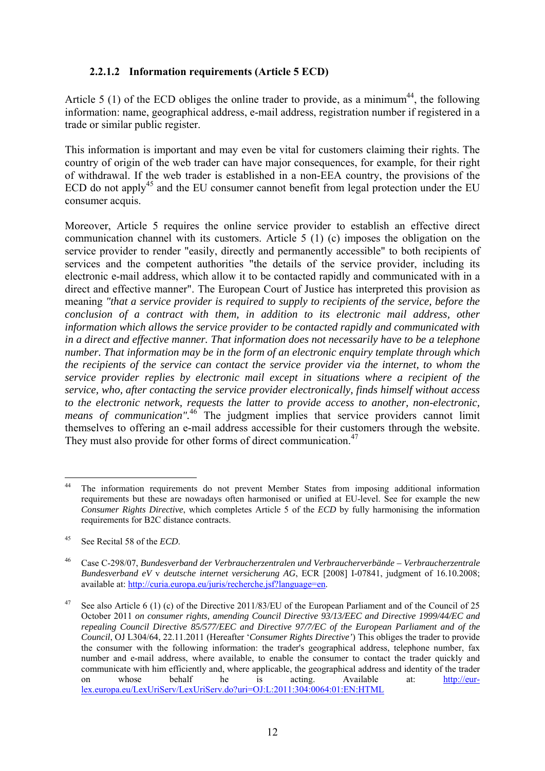#### 2.2.1.2 Information requirements (Article 5 ECD)

Article 5 (1) of the ECD obliges the online trader to provide, as a minimum[44], the following information: name, geographical address, e-mail address, registration number if registered in a trade or similar public register.

This information is important and may even be vital for customers claiming their rights. The country of origin of the web trader can have major consequences, for example, for their right of withdrawal. If the web trader is established in a non-EEA country, the provisions of the ECD do not apply[45] and the EU consumer cannot benefit from legal protection under the EU consumer acquis.

Moreover, Article 5 requires the online service provider to establish an effective direct communication channel with its customers. Article 5 (1) (c) imposes the obligation on the service provider to render "easily, directly and permanently accessible" to both recipients of services and the competent authorities "the details of the service provider, including its electronic e-mail address, which allow it to be contacted rapidly and communicated with in a direct and effective manner". The European Court of Justice has interpreted this provision as meaning *"that a service provider is required to supply to recipients of the service, before the conclusion of a contract with them, in addition to its electronic mail address, other information which allows the service provider to be contacted rapidly and communicated with in a direct and effective manner. That information does not necessarily have to be a telephone number. That information may be in the form of an electronic enquiry template through which the recipients of the service can contact the service provider via the internet, to whom the service provider replies by electronic mail except in situations where a recipient of the service, who, after contacting the service provider electronically, finds himself without access to the electronic network, requests the latter to provide access to another, non-electronic, means of communication".*[46] The judgment implies that service providers cannot limit themselves to offering an e-mail address accessible for their customers through the website. They must also provide for other forms of direct communication.[47]

---

[44] The information requirements do not prevent Member States from imposing additional information requirements but these are nowadays often harmonised or unified at EU-level. See for example the new *Consumer Rights Directive*, which completes Article 5 of the *ECD* by fully harmonising the information requirements for B2C distance contracts.

[45] See Recital 58 of the *ECD*.

[46] Case C-298/07, *Bundesverband der Verbraucherzentralen und Verbraucherverbände – Verbraucherzentrale Bundesverband eV* v *deutsche internet versicherung AG*, ECR [2008] I-07841, judgment of 16.10.2008; available at: http://curia.europa.eu/juris/recherche.jsf?language=en.

[47] See also Article 6 (1) (c) of the Directive 2011/83/EU of the European Parliament and of the Council of 25 October 2011 *on consumer rights, amending Council Directive 93/13/EEC and Directive 1999/44/EC and repealing Council Directive 85/577/EEC and Directive 97/7/EC of the European Parliament and of the Council*, OJ L304/64, 22.11.2011 (Hereafter '*Consumer Rights Directive*') This obliges the trader to provide the consumer with the following information: the trader's geographical address, telephone number, fax number and e-mail address, where available, to enable the consumer to contact the trader quickly and communicate with him efficiently and, where applicable, the geographical address and identity of the trader on whose behalf he is acting. Available at: http://eur-lex.europa.eu/LexUriServ/LexUriServ.do?uri=OJ:L:2011:304:0064:01:EN:HTML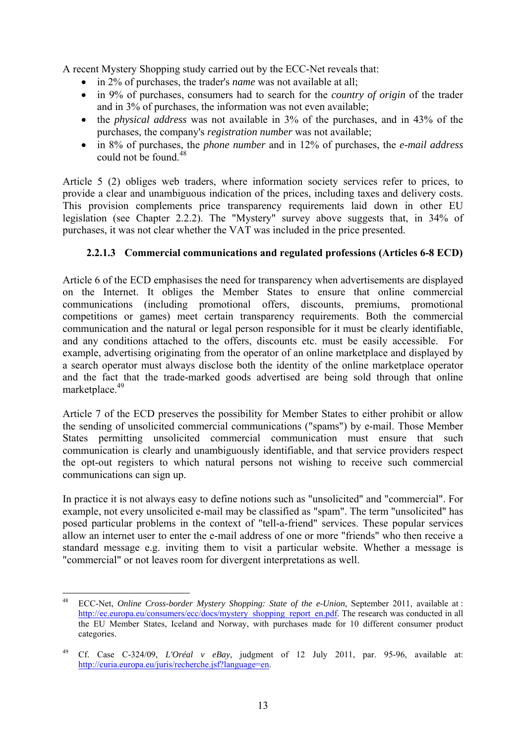A recent Mystery Shopping study carried out by the ECC-Net reveals that:

- in 2% of purchases, the trader's *name* was not available at all;
- in 9% of purchases, consumers had to search for the *country of origin* of the trader and in 3% of purchases, the information was not even available;
- the *physical address* was not available in 3% of the purchases, and in 43% of the purchases, the company's *registration number* was not available;
- in 8% of purchases, the *phone number* and in 12% of purchases, the *e-mail address* could not be found.[48]

Article 5 (2) obliges web traders, where information society services refer to prices, to provide a clear and unambiguous indication of the prices, including taxes and delivery costs. This provision complements price transparency requirements laid down in other EU legislation (see Chapter 2.2.2). The "Mystery" survey above suggests that, in 34% of purchases, it was not clear whether the VAT was included in the price presented.

#### 2.2.1.3 Commercial communications and regulated professions (Articles 6-8 ECD)

Article 6 of the ECD emphasises the need for transparency when advertisements are displayed on the Internet. It obliges the Member States to ensure that online commercial communications (including promotional offers, discounts, premiums, promotional competitions or games) meet certain transparency requirements. Both the commercial communication and the natural or legal person responsible for it must be clearly identifiable, and any conditions attached to the offers, discounts etc. must be easily accessible. For example, advertising originating from the operator of an online marketplace and displayed by a search operator must always disclose both the identity of the online marketplace operator and the fact that the trade-marked goods advertised are being sold through that online marketplace.[49]

Article 7 of the ECD preserves the possibility for Member States to either prohibit or allow the sending of unsolicited commercial communications ("spams") by e-mail. Those Member States permitting unsolicited commercial communication must ensure that such communication is clearly and unambiguously identifiable, and that service providers respect the opt-out registers to which natural persons not wishing to receive such commercial communications can sign up.

In practice it is not always easy to define notions such as "unsolicited" and "commercial". For example, not every unsolicited e-mail may be classified as "spam". The term "unsolicited" has posed particular problems in the context of "tell-a-friend" services. These popular services allow an internet user to enter the e-mail address of one or more "friends" who then receive a standard message e.g. inviting them to visit a particular website. Whether a message is "commercial" or not leaves room for divergent interpretations as well.

---

[48] ECC-Net, *Online Cross-border Mystery Shopping: State of the e-Union*, September 2011, available at : http://ec.europa.eu/consumers/ecc/docs/mystery_shopping_report_en.pdf. The research was conducted in all the EU Member States, Iceland and Norway, with purchases made for 10 different consumer product categories.

[49] Cf. Case C-324/09, *L'Oréal v eBay*, judgment of 12 July 2011, par. 95-96, available at: http://curia.europa.eu/juris/recherche.jsf?language=en.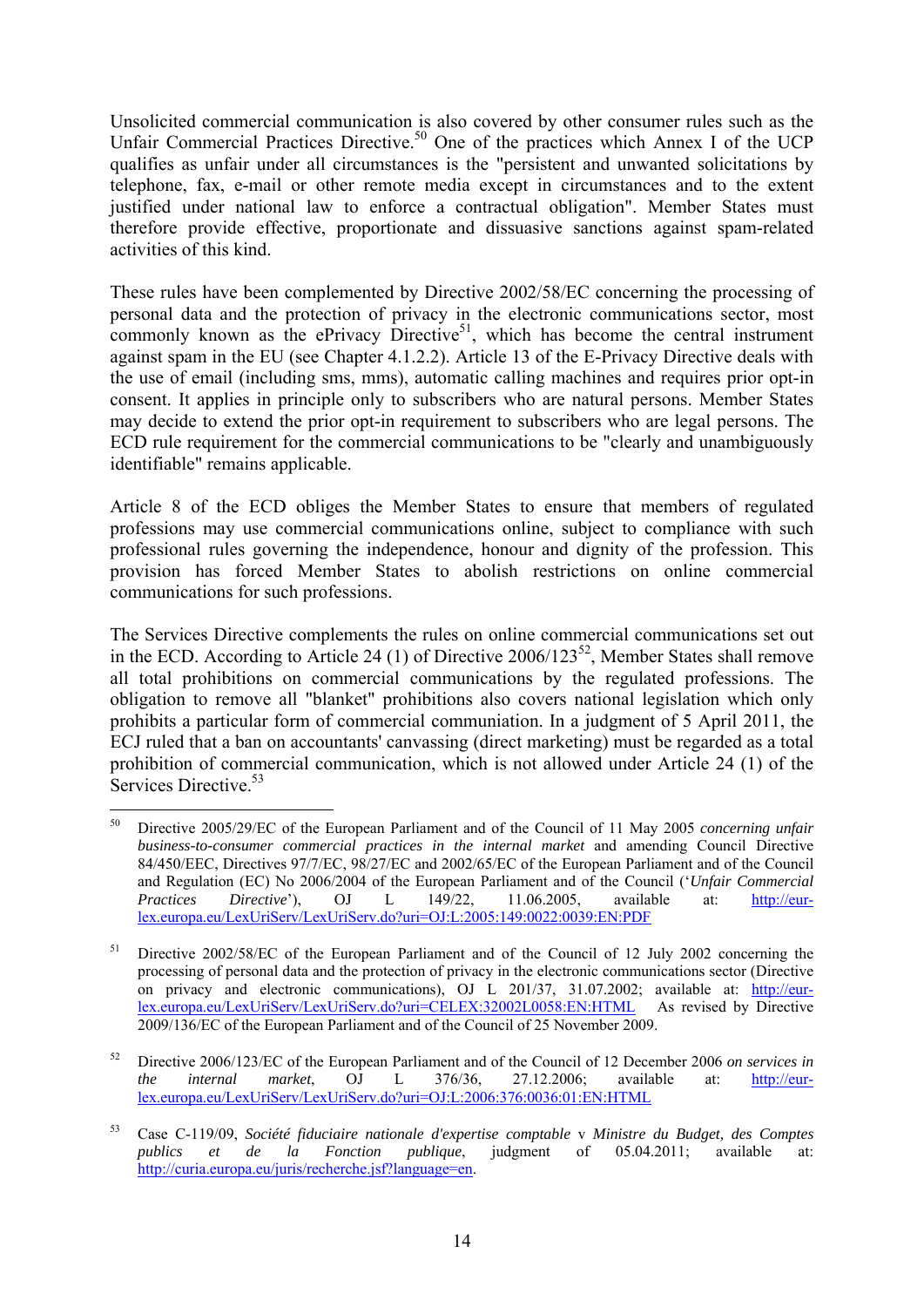Unsolicited commercial communication is also covered by other consumer rules such as the Unfair Commercial Practices Directive.[50] One of the practices which Annex I of the UCP qualifies as unfair under all circumstances is the "persistent and unwanted solicitations by telephone, fax, e-mail or other remote media except in circumstances and to the extent justified under national law to enforce a contractual obligation". Member States must therefore provide effective, proportionate and dissuasive sanctions against spam-related activities of this kind.

These rules have been complemented by Directive 2002/58/EC concerning the processing of personal data and the protection of privacy in the electronic communications sector, most commonly known as the ePrivacy Directive[51], which has become the central instrument against spam in the EU (see Chapter 4.1.2.2). Article 13 of the E-Privacy Directive deals with the use of email (including sms, mms), automatic calling machines and requires prior opt-in consent. It applies in principle only to subscribers who are natural persons. Member States may decide to extend the prior opt-in requirement to subscribers who are legal persons. The ECD rule requirement for the commercial communications to be "clearly and unambiguously identifiable" remains applicable.

Article 8 of the ECD obliges the Member States to ensure that members of regulated professions may use commercial communications online, subject to compliance with such professional rules governing the independence, honour and dignity of the profession. This provision has forced Member States to abolish restrictions on online commercial communications for such professions.

The Services Directive complements the rules on online commercial communications set out in the ECD. According to Article 24 (1) of Directive 2006/123[52], Member States shall remove all total prohibitions on commercial communications by the regulated professions. The obligation to remove all "blanket" prohibitions also covers national legislation which only prohibits a particular form of commercial communiation. In a judgment of 5 April 2011, the ECJ ruled that a ban on accountants' canvassing (direct marketing) must be regarded as a total prohibition of commercial communication, which is not allowed under Article 24 (1) of the Services Directive.[53]

---

[50] Directive 2005/29/EC of the European Parliament and of the Council of 11 May 2005 *concerning unfair business-to-consumer commercial practices in the internal market* and amending Council Directive 84/450/EEC, Directives 97/7/EC, 98/27/EC and 2002/65/EC of the European Parliament and of the Council and Regulation (EC) No 2006/2004 of the European Parliament and of the Council ('*Unfair Commercial Practices Directive*'), OJ L 149/22, 11.06.2005, available at: http://eur-lex.europa.eu/LexUriServ/LexUriServ.do?uri=OJ:L:2005:149:0022:0039:EN:PDF

[51] Directive 2002/58/EC of the European Parliament and of the Council of 12 July 2002 concerning the processing of personal data and the protection of privacy in the electronic communications sector (Directive on privacy and electronic communications), OJ L 201/37, 31.07.2002; available at: http://eur-lex.europa.eu/LexUriServ/LexUriServ.do?uri=CELEX:32002L0058:EN:HTML As revised by Directive 2009/136/EC of the European Parliament and of the Council of 25 November 2009.

[52] Directive 2006/123/EC of the European Parliament and of the Council of 12 December 2006 *on services in the internal market*, OJ L 376/36, 27.12.2006; available at: http://eur-lex.europa.eu/LexUriServ/LexUriServ.do?uri=OJ:L:2006:376:0036:01:EN:HTML

[53] Case C-119/09, *Société fiduciaire nationale d'expertise comptable* v *Ministre du Budget, des Comptes publics et de la Fonction publique*, judgment of 05.04.2011; available at: http://curia.europa.eu/juris/recherche.jsf?language=en.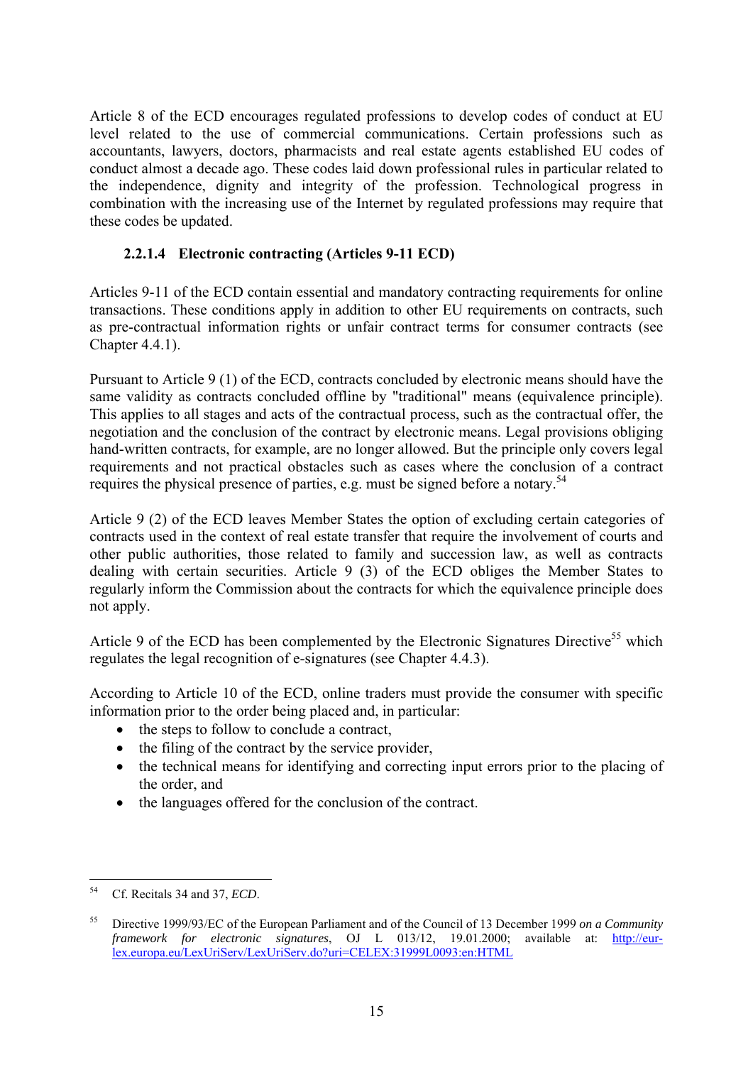Article 8 of the ECD encourages regulated professions to develop codes of conduct at EU level related to the use of commercial communications. Certain professions such as accountants, lawyers, doctors, pharmacists and real estate agents established EU codes of conduct almost a decade ago. These codes laid down professional rules in particular related to the independence, dignity and integrity of the profession. Technological progress in combination with the increasing use of the Internet by regulated professions may require that these codes be updated.

#### 2.2.1.4 Electronic contracting (Articles 9-11 ECD)

Articles 9-11 of the ECD contain essential and mandatory contracting requirements for online transactions. These conditions apply in addition to other EU requirements on contracts, such as pre-contractual information rights or unfair contract terms for consumer contracts (see Chapter 4.4.1).

Pursuant to Article 9 (1) of the ECD, contracts concluded by electronic means should have the same validity as contracts concluded offline by "traditional" means (equivalence principle). This applies to all stages and acts of the contractual process, such as the contractual offer, the negotiation and the conclusion of the contract by electronic means. Legal provisions obliging hand-written contracts, for example, are no longer allowed. But the principle only covers legal requirements and not practical obstacles such as cases where the conclusion of a contract requires the physical presence of parties, e.g. must be signed before a notary.[54]

Article 9 (2) of the ECD leaves Member States the option of excluding certain categories of contracts used in the context of real estate transfer that require the involvement of courts and other public authorities, those related to family and succession law, as well as contracts dealing with certain securities. Article 9 (3) of the ECD obliges the Member States to regularly inform the Commission about the contracts for which the equivalence principle does not apply.

Article 9 of the ECD has been complemented by the Electronic Signatures Directive[55] which regulates the legal recognition of e-signatures (see Chapter 4.4.3).

According to Article 10 of the ECD, online traders must provide the consumer with specific information prior to the order being placed and, in particular:

- the steps to follow to conclude a contract,
- the filing of the contract by the service provider,
- the technical means for identifying and correcting input errors prior to the placing of the order, and
- the languages offered for the conclusion of the contract.

---

[54] Cf. Recitals 34 and 37, *ECD*.

[55] Directive 1999/93/EC of the European Parliament and of the Council of 13 December 1999 *on a Community framework for electronic signatures*, OJ L 013/12, 19.01.2000; available at: http://eur-lex.europa.eu/LexUriServ/LexUriServ.do?uri=CELEX:31999L0093:en:HTML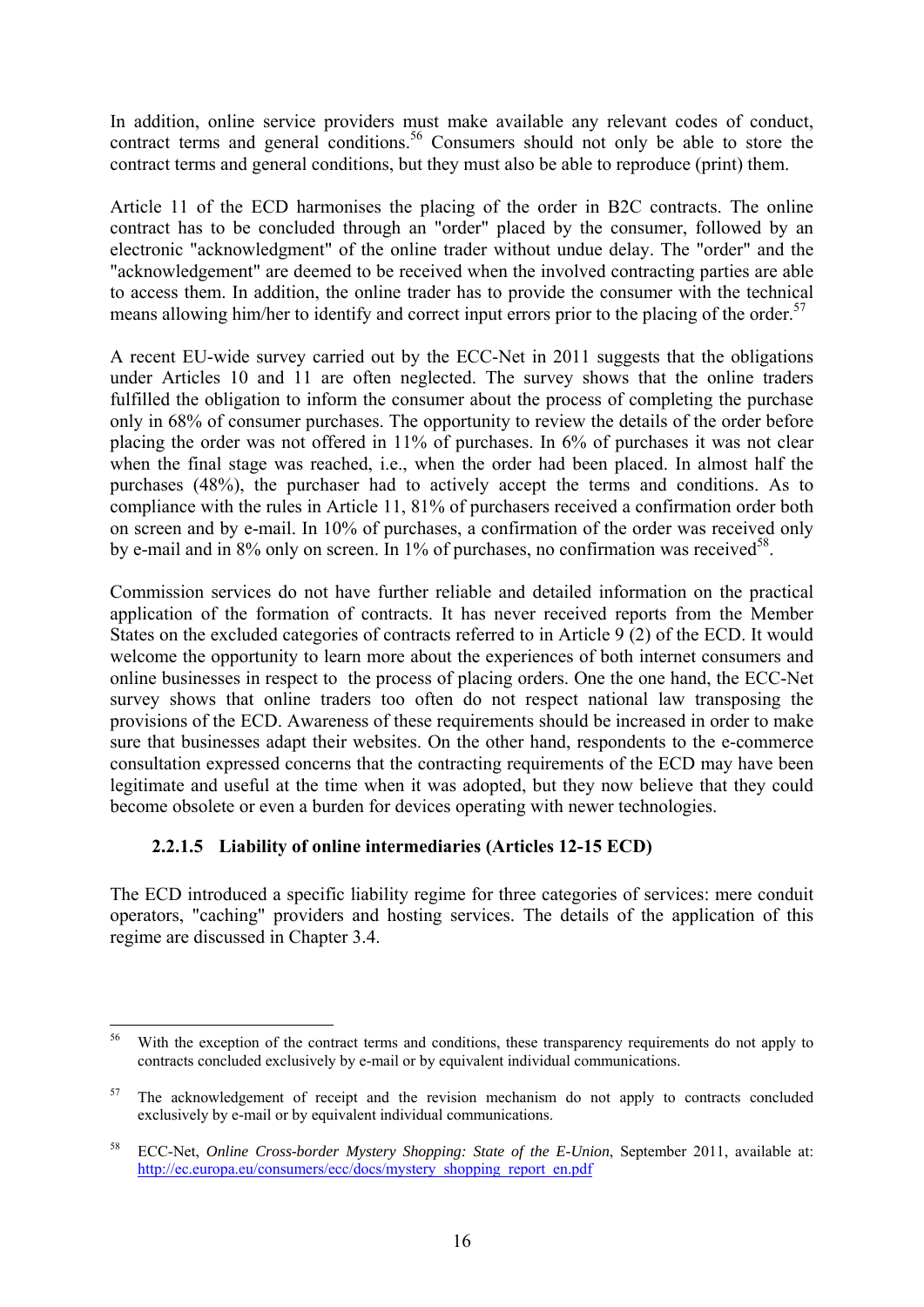In addition, online service providers must make available any relevant codes of conduct, contract terms and general conditions.[56] Consumers should not only be able to store the contract terms and general conditions, but they must also be able to reproduce (print) them.

Article 11 of the ECD harmonises the placing of the order in B2C contracts. The online contract has to be concluded through an "order" placed by the consumer, followed by an electronic "acknowledgment" of the online trader without undue delay. The "order" and the "acknowledgement" are deemed to be received when the involved contracting parties are able to access them. In addition, the online trader has to provide the consumer with the technical means allowing him/her to identify and correct input errors prior to the placing of the order.[57]

A recent EU-wide survey carried out by the ECC-Net in 2011 suggests that the obligations under Articles 10 and 11 are often neglected. The survey shows that the online traders fulfilled the obligation to inform the consumer about the process of completing the purchase only in 68% of consumer purchases. The opportunity to review the details of the order before placing the order was not offered in 11% of purchases. In 6% of purchases it was not clear when the final stage was reached, i.e., when the order had been placed. In almost half the purchases (48%), the purchaser had to actively accept the terms and conditions. As to compliance with the rules in Article 11, 81% of purchasers received a confirmation order both on screen and by e-mail. In 10% of purchases, a confirmation of the order was received only by e-mail and in 8% only on screen. In 1% of purchases, no confirmation was received[58].

Commission services do not have further reliable and detailed information on the practical application of the formation of contracts. It has never received reports from the Member States on the excluded categories of contracts referred to in Article 9 (2) of the ECD. It would welcome the opportunity to learn more about the experiences of both internet consumers and online businesses in respect to the process of placing orders. One the one hand, the ECC-Net survey shows that online traders too often do not respect national law transposing the provisions of the ECD. Awareness of these requirements should be increased in order to make sure that businesses adapt their websites. On the other hand, respondents to the e-commerce consultation expressed concerns that the contracting requirements of the ECD may have been legitimate and useful at the time when it was adopted, but they now believe that they could become obsolete or even a burden for devices operating with newer technologies.

#### 2.2.1.5 Liability of online intermediaries (Articles 12-15 ECD)

The ECD introduced a specific liability regime for three categories of services: mere conduit operators, "caching" providers and hosting services. The details of the application of this regime are discussed in Chapter 3.4.

---

[56] With the exception of the contract terms and conditions, these transparency requirements do not apply to contracts concluded exclusively by e-mail or by equivalent individual communications.

[57] The acknowledgement of receipt and the revision mechanism do not apply to contracts concluded exclusively by e-mail or by equivalent individual communications.

[58] ECC-Net, *Online Cross-border Mystery Shopping: State of the E-Union*, September 2011, available at: http://ec.europa.eu/consumers/ecc/docs/mystery_shopping_report_en.pdf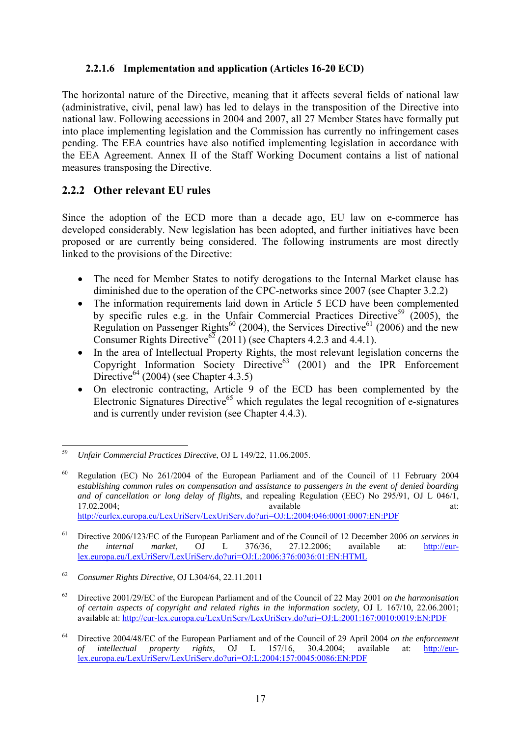#### 2.2.1.6 Implementation and application (Articles 16-20 ECD)

The horizontal nature of the Directive, meaning that it affects several fields of national law (administrative, civil, penal law) has led to delays in the transposition of the Directive into national law. Following accessions in 2004 and 2007, all 27 Member States have formally put into place implementing legislation and the Commission has currently no infringement cases pending. The EEA countries have also notified implementing legislation in accordance with the EEA Agreement. Annex II of the Staff Working Document contains a list of national measures transposing the Directive.

### 2.2.2 Other relevant EU rules

Since the adoption of the ECD more than a decade ago, EU law on e-commerce has developed considerably. New legislation has been adopted, and further initiatives have been proposed or are currently being considered. The following instruments are most directly linked to the provisions of the Directive:

- The need for Member States to notify derogations to the Internal Market clause has diminished due to the operation of the CPC-networks since 2007 (see Chapter 3.2.2)
- The information requirements laid down in Article 5 ECD have been complemented by specific rules e.g. in the Unfair Commercial Practices Directive[59] (2005), the Regulation on Passenger Rights[60] (2004), the Services Directive[61] (2006) and the new Consumer Rights Directive[62] (2011) (see Chapters 4.2.3 and 4.4.1).
- In the area of Intellectual Property Rights, the most relevant legislation concerns the Copyright Information Society Directive[63] (2001) and the IPR Enforcement Directive[64] (2004) (see Chapter 4.3.5)
- On electronic contracting, Article 9 of the ECD has been complemented by the Electronic Signatures Directive[65] which regulates the legal recognition of e-signatures and is currently under revision (see Chapter 4.4.3).

---

[59] *Unfair Commercial Practices Directive*, OJ L 149/22, 11.06.2005.

[60] Regulation (EC) No 261/2004 of the European Parliament and of the Council of 11 February 2004 *establishing common rules on compensation and assistance to passengers in the event of denied boarding and of cancellation or long delay of flights*, and repealing Regulation (EEC) No 295/91, OJ L 046/1, 17.02.2004; available at: http://eurlex.europa.eu/LexUriServ/LexUriServ.do?uri=OJ:L:2004:046:0001:0007:EN:PDF

[61] Directive 2006/123/EC of the European Parliament and of the Council of 12 December 2006 *on services in the internal market*, OJ L 376/36, 27.12.2006; available at: http://eur-lex.europa.eu/LexUriServ/LexUriServ.do?uri=OJ:L:2006:376:0036:01:EN:HTML

[62] *Consumer Rights Directive*, OJ L304/64, 22.11.2011

[63] Directive 2001/29/EC of the European Parliament and of the Council of 22 May 2001 *on the harmonisation of certain aspects of copyright and related rights in the information society*, OJ L 167/10, 22.06.2001; available at: http://eur-lex.europa.eu/LexUriServ/LexUriServ.do?uri=OJ:L:2001:167:0010:0019:EN:PDF

[64] Directive 2004/48/EC of the European Parliament and of the Council of 29 April 2004 *on the enforcement of intellectual property rights*, OJ L 157/16, 30.4.2004; available at: http://eur-lex.europa.eu/LexUriServ/LexUriServ.do?uri=OJ:L:2004:157:0045:0086:EN:PDF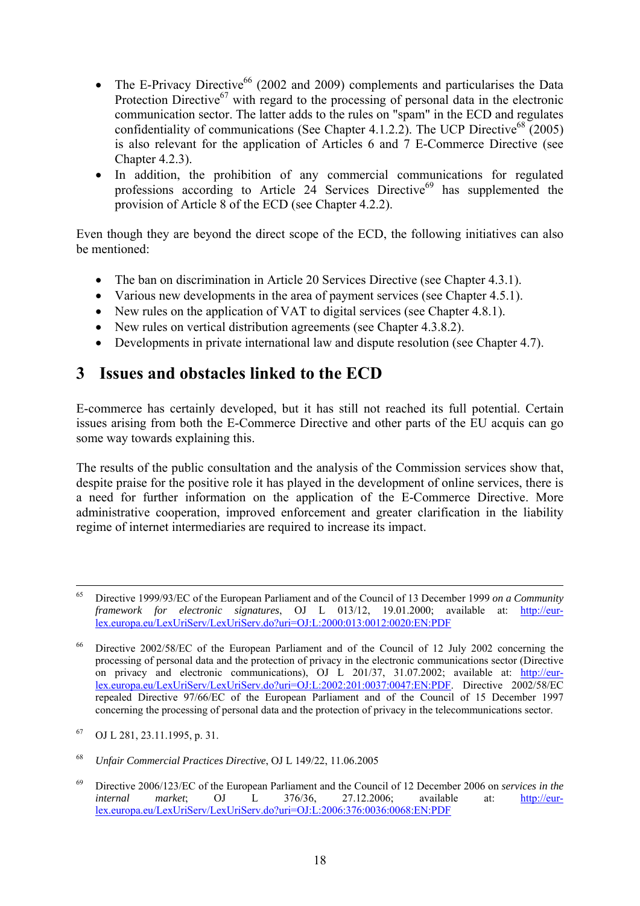- The E-Privacy Directive[66] (2002 and 2009) complements and particularises the Data Protection Directive[67] with regard to the processing of personal data in the electronic communication sector. The latter adds to the rules on "spam" in the ECD and regulates confidentiality of communications (See Chapter 4.1.2.2). The UCP Directive[68] (2005) is also relevant for the application of Articles 6 and 7 E-Commerce Directive (see Chapter 4.2.3).
- In addition, the prohibition of any commercial communications for regulated professions according to Article 24 Services Directive[69] has supplemented the provision of Article 8 of the ECD (see Chapter 4.2.2).

Even though they are beyond the direct scope of the ECD, the following initiatives can also be mentioned:

- The ban on discrimination in Article 20 Services Directive (see Chapter 4.3.1).
- Various new developments in the area of payment services (see Chapter 4.5.1).
- New rules on the application of VAT to digital services (see Chapter 4.8.1).
- New rules on vertical distribution agreements (see Chapter 4.3.8.2).
- Developments in private international law and dispute resolution (see Chapter 4.7).

# 3 Issues and obstacles linked to the ECD

E-commerce has certainly developed, but it has still not reached its full potential. Certain issues arising from both the E-Commerce Directive and other parts of the EU acquis can go some way towards explaining this.

The results of the public consultation and the analysis of the Commission services show that, despite praise for the positive role it has played in the development of online services, there is a need for further information on the application of the E-Commerce Directive. More administrative cooperation, improved enforcement and greater clarification in the liability regime of internet intermediaries are required to increase its impact.

---

[65] Directive 1999/93/EC of the European Parliament and of the Council of 13 December 1999 *on a Community framework for electronic signatures*, OJ L 013/12, 19.01.2000; available at: http://eur-lex.europa.eu/LexUriServ/LexUriServ.do?uri=OJ:L:2000:013:0012:0020:EN:PDF

[66] Directive 2002/58/EC of the European Parliament and of the Council of 12 July 2002 concerning the processing of personal data and the protection of privacy in the electronic communications sector (Directive on privacy and electronic communications), OJ L 201/37, 31.07.2002; available at: http://eur-lex.europa.eu/LexUriServ/LexUriServ.do?uri=OJ:L:2002:201:0037:0047:EN:PDF. Directive 2002/58/EC repealed Directive 97/66/EC of the European Parliament and of the Council of 15 December 1997 concerning the processing of personal data and the protection of privacy in the telecommunications sector.

[67] OJ L 281, 23.11.1995, p. 31.

[68] *Unfair Commercial Practices Directive*, OJ L 149/22, 11.06.2005

[69] Directive 2006/123/EC of the European Parliament and the Council of 12 December 2006 on *services in the internal market*; OJ L 376/36, 27.12.2006; available at: http://eur-lex.europa.eu/LexUriServ/LexUriServ.do?uri=OJ:L:2006:376:0036:0068:EN:PDF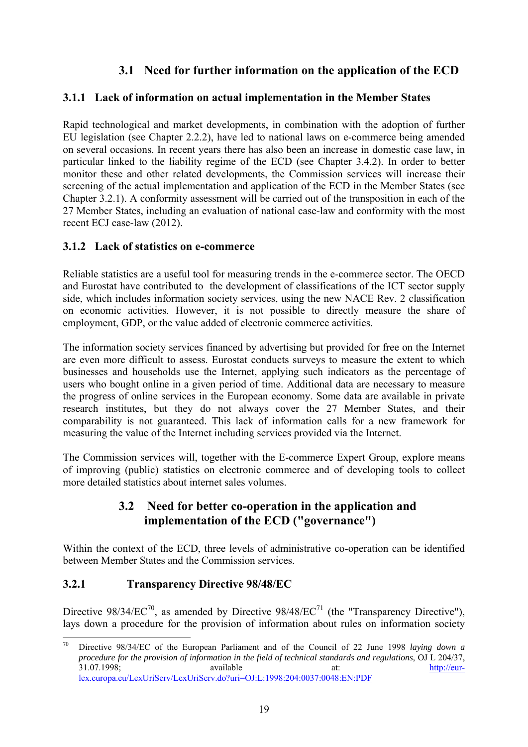## 3.1 Need for further information on the application of the ECD

### 3.1.1 Lack of information on actual implementation in the Member States

Rapid technological and market developments, in combination with the adoption of further EU legislation (see Chapter 2.2.2), have led to national laws on e-commerce being amended on several occasions. In recent years there has also been an increase in domestic case law, in particular linked to the liability regime of the ECD (see Chapter 3.4.2). In order to better monitor these and other related developments, the Commission services will increase their screening of the actual implementation and application of the ECD in the Member States (see Chapter 3.2.1). A conformity assessment will be carried out of the transposition in each of the 27 Member States, including an evaluation of national case-law and conformity with the most recent ECJ case-law (2012).

### 3.1.2 Lack of statistics on e-commerce

Reliable statistics are a useful tool for measuring trends in the e-commerce sector. The OECD and Eurostat have contributed to the development of classifications of the ICT sector supply side, which includes information society services, using the new NACE Rev. 2 classification on economic activities. However, it is not possible to directly measure the share of employment, GDP, or the value added of electronic commerce activities.

The information society services financed by advertising but provided for free on the Internet are even more difficult to assess. Eurostat conducts surveys to measure the extent to which businesses and households use the Internet, applying such indicators as the percentage of users who bought online in a given period of time. Additional data are necessary to measure the progress of online services in the European economy. Some data are available in private research institutes, but they do not always cover the 27 Member States, and their comparability is not guaranteed. This lack of information calls for a new framework for measuring the value of the Internet including services provided via the Internet.

The Commission services will, together with the E-commerce Expert Group, explore means of improving (public) statistics on electronic commerce and of developing tools to collect more detailed statistics about internet sales volumes.

## 3.2 Need for better co-operation in the application and implementation of the ECD ("governance")

Within the context of the ECD, three levels of administrative co-operation can be identified between Member States and the Commission services.

### 3.2.1 Transparency Directive 98/48/EC

Directive 98/34/EC[70], as amended by Directive 98/48/EC[71] (the "Transparency Directive"), lays down a procedure for the provision of information about rules on information society

---

[70] Directive 98/34/EC of the European Parliament and of the Council of 22 June 1998 *laying down a procedure for the provision of information in the field of technical standards and regulations*, OJ L 204/37, 31.07.1998; available at: http://eur-lex.europa.eu/LexUriServ/LexUriServ.do?uri=OJ:L:1998:204:0037:0048:EN:PDF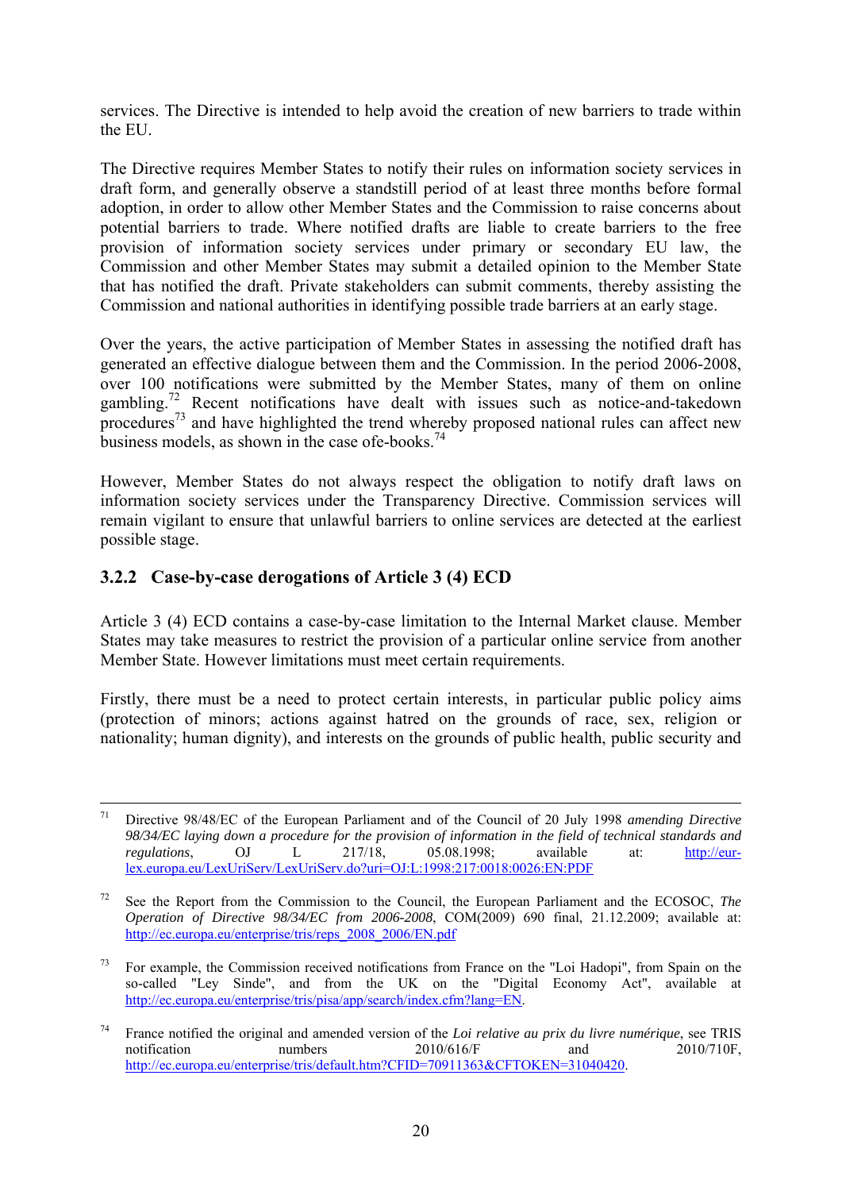services. The Directive is intended to help avoid the creation of new barriers to trade within the EU.

The Directive requires Member States to notify their rules on information society services in draft form, and generally observe a standstill period of at least three months before formal adoption, in order to allow other Member States and the Commission to raise concerns about potential barriers to trade. Where notified drafts are liable to create barriers to the free provision of information society services under primary or secondary EU law, the Commission and other Member States may submit a detailed opinion to the Member State that has notified the draft. Private stakeholders can submit comments, thereby assisting the Commission and national authorities in identifying possible trade barriers at an early stage.

Over the years, the active participation of Member States in assessing the notified draft has generated an effective dialogue between them and the Commission. In the period 2006-2008, over 100 notifications were submitted by the Member States, many of them on online gambling.[72] Recent notifications have dealt with issues such as notice-and-takedown procedures[73] and have highlighted the trend whereby proposed national rules can affect new business models, as shown in the case ofe-books.[74]

However, Member States do not always respect the obligation to notify draft laws on information society services under the Transparency Directive. Commission services will remain vigilant to ensure that unlawful barriers to online services are detected at the earliest possible stage.

### 3.2.2 Case-by-case derogations of Article 3 (4) ECD

Article 3 (4) ECD contains a case-by-case limitation to the Internal Market clause. Member States may take measures to restrict the provision of a particular online service from another Member State. However limitations must meet certain requirements.

Firstly, there must be a need to protect certain interests, in particular public policy aims (protection of minors; actions against hatred on the grounds of race, sex, religion or nationality; human dignity), and interests on the grounds of public health, public security and

---

[71] Directive 98/48/EC of the European Parliament and of the Council of 20 July 1998 *amending Directive 98/34/EC laying down a procedure for the provision of information in the field of technical standards and regulations*, OJ L 217/18, 05.08.1998; available at: http://eur-lex.europa.eu/LexUriServ/LexUriServ.do?uri=OJ:L:1998:217:0018:0026:EN:PDF

[72] See the Report from the Commission to the Council, the European Parliament and the ECOSOC, *The Operation of Directive 98/34/EC from 2006-2008*, COM(2009) 690 final, 21.12.2009; available at: http://ec.europa.eu/enterprise/tris/reps_2008_2006/EN.pdf

[73] For example, the Commission received notifications from France on the "Loi Hadopi", from Spain on the so-called "Ley Sinde", and from the UK on the "Digital Economy Act", available at http://ec.europa.eu/enterprise/tris/pisa/app/search/index.cfm?lang=EN.

[74] France notified the original and amended version of the *Loi relative au prix du livre numérique*, see TRIS notification numbers 2010/616/F and 2010/710F, http://ec.europa.eu/enterprise/tris/default.htm?CFID=70911363&CFTOKEN=31040420.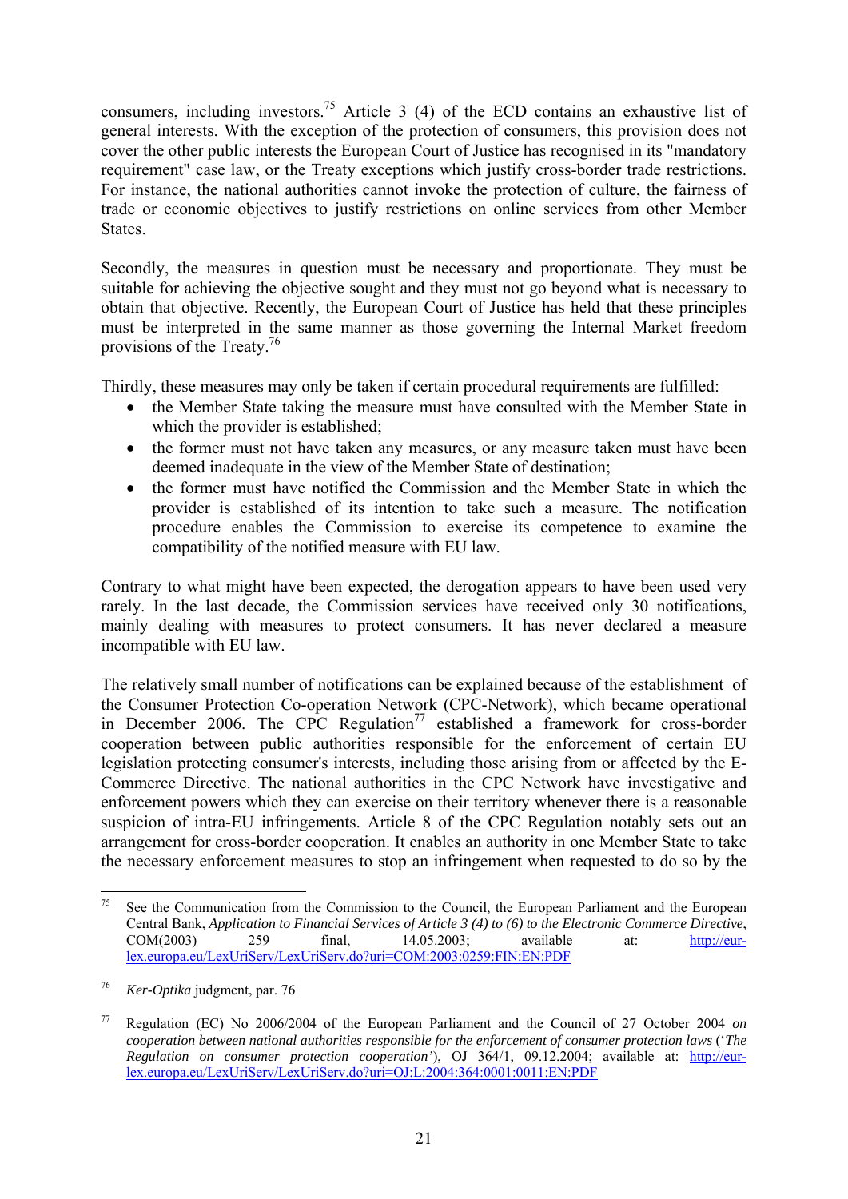consumers, including investors.[75] Article 3 (4) of the ECD contains an exhaustive list of general interests. With the exception of the protection of consumers, this provision does not cover the other public interests the European Court of Justice has recognised in its "mandatory requirement" case law, or the Treaty exceptions which justify cross-border trade restrictions. For instance, the national authorities cannot invoke the protection of culture, the fairness of trade or economic objectives to justify restrictions on online services from other Member States.

Secondly, the measures in question must be necessary and proportionate. They must be suitable for achieving the objective sought and they must not go beyond what is necessary to obtain that objective. Recently, the European Court of Justice has held that these principles must be interpreted in the same manner as those governing the Internal Market freedom provisions of the Treaty.[76]

Thirdly, these measures may only be taken if certain procedural requirements are fulfilled:

- the Member State taking the measure must have consulted with the Member State in which the provider is established;
- the former must not have taken any measures, or any measure taken must have been deemed inadequate in the view of the Member State of destination;
- the former must have notified the Commission and the Member State in which the provider is established of its intention to take such a measure. The notification procedure enables the Commission to exercise its competence to examine the compatibility of the notified measure with EU law.

Contrary to what might have been expected, the derogation appears to have been used very rarely. In the last decade, the Commission services have received only 30 notifications, mainly dealing with measures to protect consumers. It has never declared a measure incompatible with EU law.

The relatively small number of notifications can be explained because of the establishment of the Consumer Protection Co-operation Network (CPC-Network), which became operational in December 2006. The CPC Regulation[77] established a framework for cross-border cooperation between public authorities responsible for the enforcement of certain EU legislation protecting consumer's interests, including those arising from or affected by the E-Commerce Directive. The national authorities in the CPC Network have investigative and enforcement powers which they can exercise on their territory whenever there is a reasonable suspicion of intra-EU infringements. Article 8 of the CPC Regulation notably sets out an arrangement for cross-border cooperation. It enables an authority in one Member State to take the necessary enforcement measures to stop an infringement when requested to do so by the

---

[75] See the Communication from the Commission to the Council, the European Parliament and the European Central Bank, *Application to Financial Services of Article 3 (4) to (6) to the Electronic Commerce Directive*, COM(2003) 259 final, 14.05.2003; available at: http://eur-lex.europa.eu/LexUriServ/LexUriServ.do?uri=COM:2003:0259:FIN:EN:PDF

[76] *Ker-Optika* judgment, par. 76

[77] Regulation (EC) No 2006/2004 of the European Parliament and the Council of 27 October 2004 *on cooperation between national authorities responsible for the enforcement of consumer protection laws* ('*The Regulation on consumer protection cooperation'*), OJ 364/1, 09.12.2004; available at: http://eur-lex.europa.eu/LexUriServ/LexUriServ.do?uri=OJ:L:2004:364:0001:0011:EN:PDF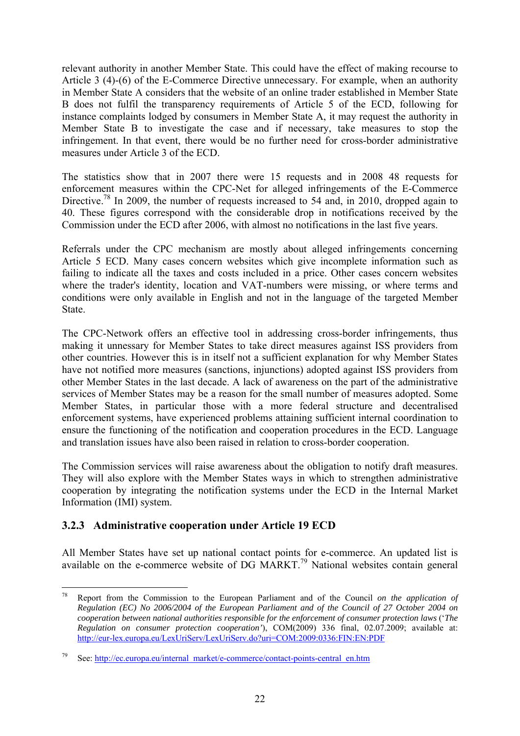relevant authority in another Member State. This could have the effect of making recourse to Article 3 (4)-(6) of the E-Commerce Directive unnecessary. For example, when an authority in Member State A considers that the website of an online trader established in Member State B does not fulfil the transparency requirements of Article 5 of the ECD, following for instance complaints lodged by consumers in Member State A, it may request the authority in Member State B to investigate the case and if necessary, take measures to stop the infringement. In that event, there would be no further need for cross-border administrative measures under Article 3 of the ECD.

The statistics show that in 2007 there were 15 requests and in 2008 48 requests for enforcement measures within the CPC-Net for alleged infringements of the E-Commerce Directive.[78] In 2009, the number of requests increased to 54 and, in 2010, dropped again to 40. These figures correspond with the considerable drop in notifications received by the Commission under the ECD after 2006, with almost no notifications in the last five years.

Referrals under the CPC mechanism are mostly about alleged infringements concerning Article 5 ECD. Many cases concern websites which give incomplete information such as failing to indicate all the taxes and costs included in a price. Other cases concern websites where the trader's identity, location and VAT-numbers were missing, or where terms and conditions were only available in English and not in the language of the targeted Member State.

The CPC-Network offers an effective tool in addressing cross-border infringements, thus making it unessary for Member States to take direct measures against ISS providers from other countries. However this is in itself not a sufficient explanation for why Member States have not notified more measures (sanctions, injunctions) adopted against ISS providers from other Member States in the last decade. A lack of awareness on the part of the administrative services of Member States may be a reason for the small number of measures adopted. Some Member States, in particular those with a more federal structure and decentralised enforcement systems, have experienced problems attaining sufficient internal coordination to ensure the functioning of the notification and cooperation procedures in the ECD. Language and translation issues have also been raised in relation to cross-border cooperation.

The Commission services will raise awareness about the obligation to notify draft measures. They will also explore with the Member States ways in which to strengthen administrative cooperation by integrating the notification systems under the ECD in the Internal Market Information (IMI) system.

### 3.2.3 Administrative cooperation under Article 19 ECD

All Member States have set up national contact points for e-commerce. An updated list is available on the e-commerce website of DG MARKT.[79] National websites contain general

---

[78] Report from the Commission to the European Parliament and of the Council *on the application of Regulation (EC) No 2006/2004 of the European Parliament and of the Council of 27 October 2004 on cooperation between national authorities responsible for the enforcement of consumer protection laws* ('*The Regulation on consumer protection cooperation*'), COM(2009) 336 final, 02.07.2009; available at: http://eur-lex.europa.eu/LexUriServ/LexUriServ.do?uri=COM:2009:0336:FIN:EN:PDF

[79] See: http://ec.europa.eu/internal_market/e-commerce/contact-points-central_en.htm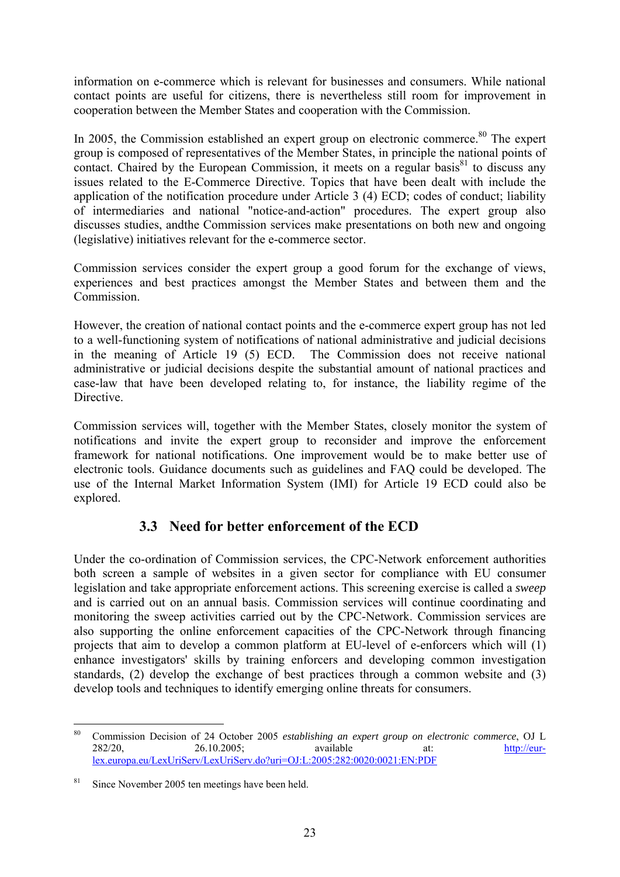information on e-commerce which is relevant for businesses and consumers. While national contact points are useful for citizens, there is nevertheless still room for improvement in cooperation between the Member States and cooperation with the Commission.

In 2005, the Commission established an expert group on electronic commerce.[80] The expert group is composed of representatives of the Member States, in principle the national points of contact. Chaired by the European Commission, it meets on a regular basis[81] to discuss any issues related to the E-Commerce Directive. Topics that have been dealt with include the application of the notification procedure under Article 3 (4) ECD; codes of conduct; liability of intermediaries and national "notice-and-action" procedures. The expert group also discusses studies, andthe Commission services make presentations on both new and ongoing (legislative) initiatives relevant for the e-commerce sector.

Commission services consider the expert group a good forum for the exchange of views, experiences and best practices amongst the Member States and between them and the Commission.

However, the creation of national contact points and the e-commerce expert group has not led to a well-functioning system of notifications of national administrative and judicial decisions in the meaning of Article 19 (5) ECD. The Commission does not receive national administrative or judicial decisions despite the substantial amount of national practices and case-law that have been developed relating to, for instance, the liability regime of the Directive.

Commission services will, together with the Member States, closely monitor the system of notifications and invite the expert group to reconsider and improve the enforcement framework for national notifications. One improvement would be to make better use of electronic tools. Guidance documents such as guidelines and FAQ could be developed. The use of the Internal Market Information System (IMI) for Article 19 ECD could also be explored.

### 3.3 Need for better enforcement of the ECD

Under the co-ordination of Commission services, the CPC-Network enforcement authorities both screen a sample of websites in a given sector for compliance with EU consumer legislation and take appropriate enforcement actions. This screening exercise is called a *sweep* and is carried out on an annual basis. Commission services will continue coordinating and monitoring the sweep activities carried out by the CPC-Network. Commission services are also supporting the online enforcement capacities of the CPC-Network through financing projects that aim to develop a common platform at EU-level of e-enforcers which will (1) enhance investigators' skills by training enforcers and developing common investigation standards, (2) develop the exchange of best practices through a common website and (3) develop tools and techniques to identify emerging online threats for consumers.

---

[80] Commission Decision of 24 October 2005 *establishing an expert group on electronic commerce*, OJ L 282/20, 26.10.2005; available at: http://eur-lex.europa.eu/LexUriServ/LexUriServ.do?uri=OJ:L:2005:282:0020:0021:EN:PDF

[81] Since November 2005 ten meetings have been held.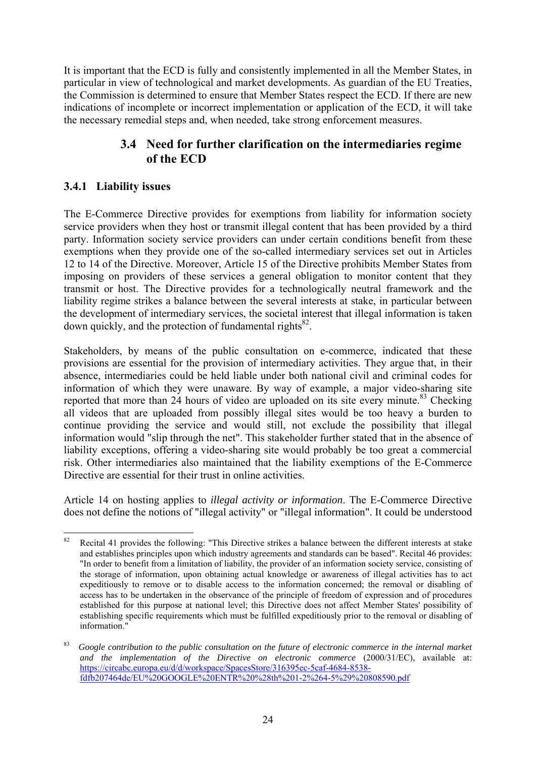It is important that the ECD is fully and consistently implemented in all the Member States, in particular in view of technological and market developments. As guardian of the EU Treaties, the Commission is determined to ensure that Member States respect the ECD. If there are new indications of incomplete or incorrect implementation or application of the ECD, it will take the necessary remedial steps and, when needed, take strong enforcement measures.

## 3.4 Need for further clarification on the intermediaries regime of the ECD

### 3.4.1 Liability issues

The E-Commerce Directive provides for exemptions from liability for information society service providers when they host or transmit illegal content that has been provided by a third party. Information society service providers can under certain conditions benefit from these exemptions when they provide one of the so-called intermediary services set out in Articles 12 to 14 of the Directive. Moreover, Article 15 of the Directive prohibits Member States from imposing on providers of these services a general obligation to monitor content that they transmit or host. The Directive provides for a technologically neutral framework and the liability regime strikes a balance between the several interests at stake, in particular between the development of intermediary services, the societal interest that illegal information is taken down quickly, and the protection of fundamental rights[82].

Stakeholders, by means of the public consultation on e-commerce, indicated that these provisions are essential for the provision of intermediary activities. They argue that, in their absence, intermediaries could be held liable under both national civil and criminal codes for information of which they were unaware. By way of example, a major video-sharing site reported that more than 24 hours of video are uploaded on its site every minute.[83] Checking all videos that are uploaded from possibly illegal sites would be too heavy a burden to continue providing the service and would still, not exclude the possibility that illegal information would "slip through the net". This stakeholder further stated that in the absence of liability exceptions, offering a video-sharing site would probably be too great a commercial risk. Other intermediaries also maintained that the liability exemptions of the E-Commerce Directive are essential for their trust in online activities.

Article 14 on hosting applies to *illegal activity or information*. The E-Commerce Directive does not define the notions of "illegal activity" or "illegal information". It could be understood

---

[82] Recital 41 provides the following: "This Directive strikes a balance between the different interests at stake and establishes principles upon which industry agreements and standards can be based". Recital 46 provides: "In order to benefit from a limitation of liability, the provider of an information society service, consisting of the storage of information, upon obtaining actual knowledge or awareness of illegal activities has to act expeditiously to remove or to disable access to the information concerned; the removal or disabling of access has to be undertaken in the observance of the principle of freedom of expression and of procedures established for this purpose at national level; this Directive does not affect Member States' possibility of establishing specific requirements which must be fulfilled expeditiously prior to the removal or disabling of information."

[83] *Google contribution to the public consultation on the future of electronic commerce in the internal market and the implementation of the Directive on electronic commerce* (2000/31/EC), available at: https://circabc.europa.eu/d/d/workspace/SpacesStore/316395ec-5caf-4684-8538-fdfb207464de/EU%20GOOGLE%20ENTR%20%28th%201-2%264-5%29%20808590.pdf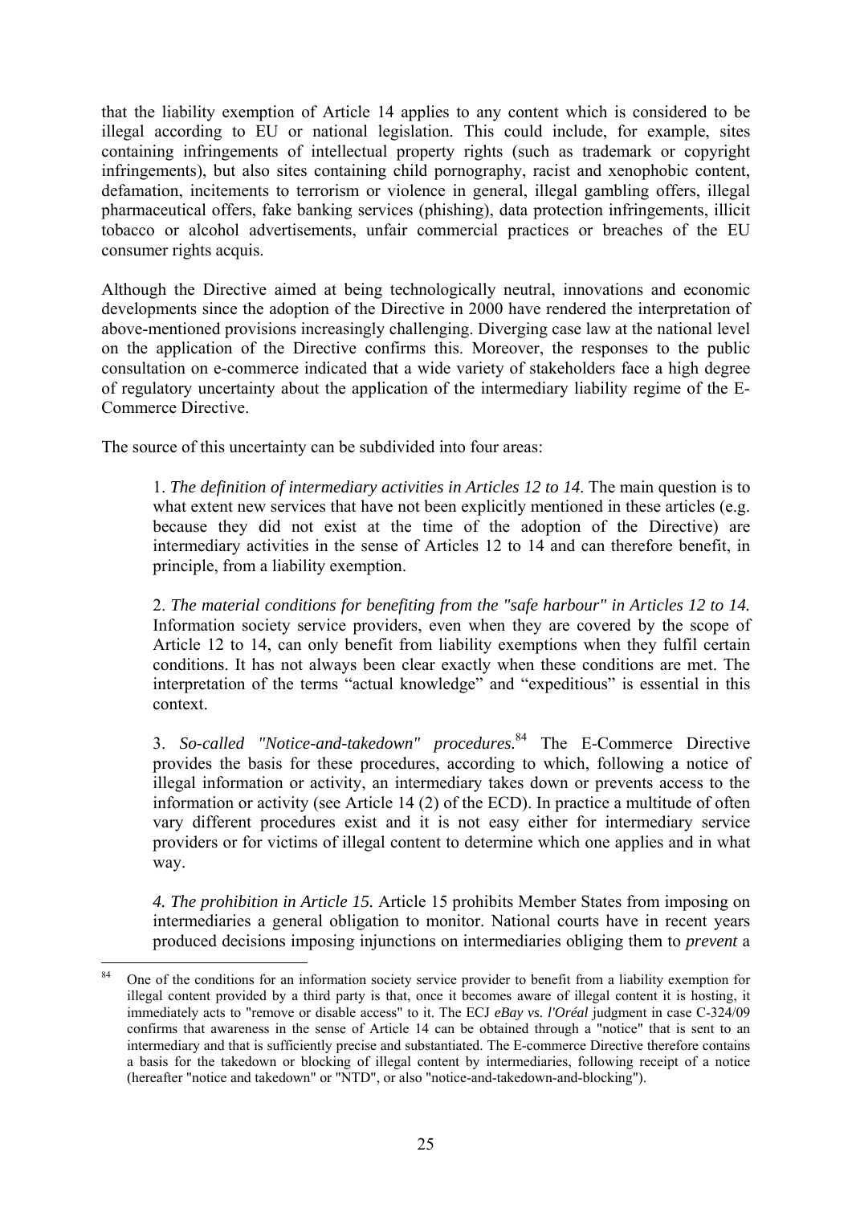that the liability exemption of Article 14 applies to any content which is considered to be illegal according to EU or national legislation. This could include, for example, sites containing infringements of intellectual property rights (such as trademark or copyright infringements), but also sites containing child pornography, racist and xenophobic content, defamation, incitements to terrorism or violence in general, illegal gambling offers, illegal pharmaceutical offers, fake banking services (phishing), data protection infringements, illicit tobacco or alcohol advertisements, unfair commercial practices or breaches of the EU consumer rights acquis.

Although the Directive aimed at being technologically neutral, innovations and economic developments since the adoption of the Directive in 2000 have rendered the interpretation of above-mentioned provisions increasingly challenging. Diverging case law at the national level on the application of the Directive confirms this. Moreover, the responses to the public consultation on e-commerce indicated that a wide variety of stakeholders face a high degree of regulatory uncertainty about the application of the intermediary liability regime of the E-Commerce Directive.

The source of this uncertainty can be subdivided into four areas:

> 1. *The definition of intermediary activities in Articles 12 to 14.* The main question is to what extent new services that have not been explicitly mentioned in these articles (e.g. because they did not exist at the time of the adoption of the Directive) are intermediary activities in the sense of Articles 12 to 14 and can therefore benefit, in principle, from a liability exemption.
>
> 2. *The material conditions for benefiting from the "safe harbour" in Articles 12 to 14.* Information society service providers, even when they are covered by the scope of Article 12 to 14, can only benefit from liability exemptions when they fulfil certain conditions. It has not always been clear exactly when these conditions are met. The interpretation of the terms "actual knowledge" and "expeditious" is essential in this context.
>
> 3. *So-called "Notice-and-takedown" procedures.*[84] The E-Commerce Directive provides the basis for these procedures, according to which, following a notice of illegal information or activity, an intermediary takes down or prevents access to the information or activity (see Article 14 (2) of the ECD). In practice a multitude of often vary different procedures exist and it is not easy either for intermediary service providers or for victims of illegal content to determine which one applies and in what way.
>
> *4. The prohibition in Article 15.* Article 15 prohibits Member States from imposing on intermediaries a general obligation to monitor. National courts have in recent years produced decisions imposing injunctions on intermediaries obliging them to *prevent* a

[84] One of the conditions for an information society service provider to benefit from a liability exemption for illegal content provided by a third party is that, once it becomes aware of illegal content it is hosting, it immediately acts to "remove or disable access" to it. The ECJ *eBay vs. l'Oréal* judgment in case C-324/09 confirms that awareness in the sense of Article 14 can be obtained through a "notice" that is sent to an intermediary and that is sufficiently precise and substantiated. The E-commerce Directive therefore contains a basis for the takedown or blocking of illegal content by intermediaries, following receipt of a notice (hereafter "notice and takedown" or "NTD", or also "notice-and-takedown-and-blocking").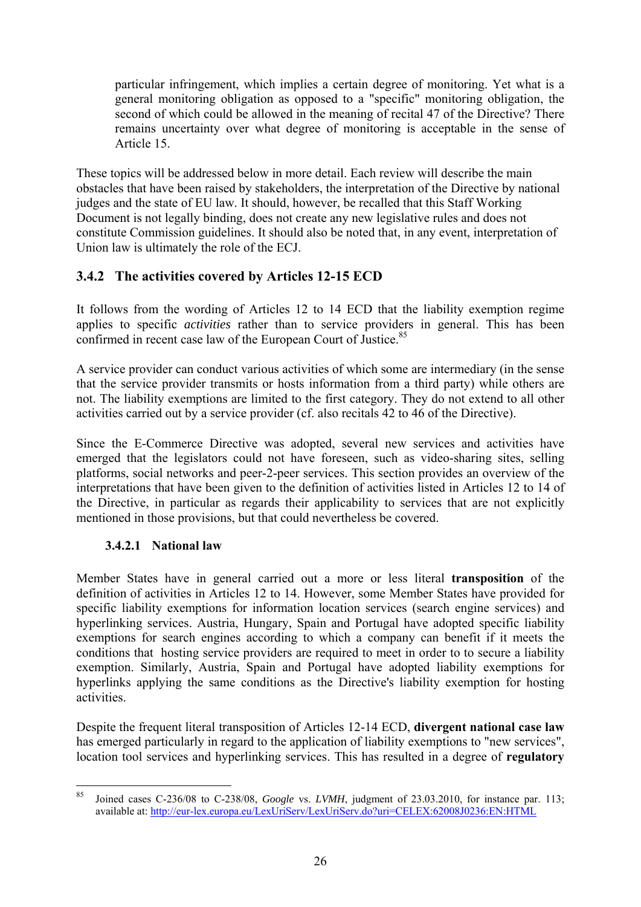particular infringement, which implies a certain degree of monitoring. Yet what is a general monitoring obligation as opposed to a "specific" monitoring obligation, the second of which could be allowed in the meaning of recital 47 of the Directive? There remains uncertainty over what degree of monitoring is acceptable in the sense of Article 15.

These topics will be addressed below in more detail. Each review will describe the main obstacles that have been raised by stakeholders, the interpretation of the Directive by national judges and the state of EU law. It should, however, be recalled that this Staff Working Document is not legally binding, does not create any new legislative rules and does not constitute Commission guidelines. It should also be noted that, in any event, interpretation of Union law is ultimately the role of the ECJ.

### 3.4.2 The activities covered by Articles 12-15 ECD

It follows from the wording of Articles 12 to 14 ECD that the liability exemption regime applies to specific *activities* rather than to service providers in general. This has been confirmed in recent case law of the European Court of Justice.[85]

A service provider can conduct various activities of which some are intermediary (in the sense that the service provider transmits or hosts information from a third party) while others are not. The liability exemptions are limited to the first category. They do not extend to all other activities carried out by a service provider (cf. also recitals 42 to 46 of the Directive).

Since the E-Commerce Directive was adopted, several new services and activities have emerged that the legislators could not have foreseen, such as video-sharing sites, selling platforms, social networks and peer-2-peer services. This section provides an overview of the interpretations that have been given to the definition of activities listed in Articles 12 to 14 of the Directive, in particular as regards their applicability to services that are not explicitly mentioned in those provisions, but that could nevertheless be covered.

#### 3.4.2.1 National law

Member States have in general carried out a more or less literal **transposition** of the definition of activities in Articles 12 to 14. However, some Member States have provided for specific liability exemptions for information location services (search engine services) and hyperlinking services. Austria, Hungary, Spain and Portugal have adopted specific liability exemptions for search engines according to which a company can benefit if it meets the conditions that hosting service providers are required to meet in order to to secure a liability exemption. Similarly, Austria, Spain and Portugal have adopted liability exemptions for hyperlinks applying the same conditions as the Directive's liability exemption for hosting activities.

Despite the frequent literal transposition of Articles 12-14 ECD, **divergent national case law** has emerged particularly in regard to the application of liability exemptions to "new services", location tool services and hyperlinking services. This has resulted in a degree of **regulatory**

---

[85] Joined cases C-236/08 to C-238/08, *Google* vs. *LVMH*, judgment of 23.03.2010, for instance par. 113; available at: http://eur-lex.europa.eu/LexUriServ/LexUriServ.do?uri=CELEX:62008J0236:EN:HTML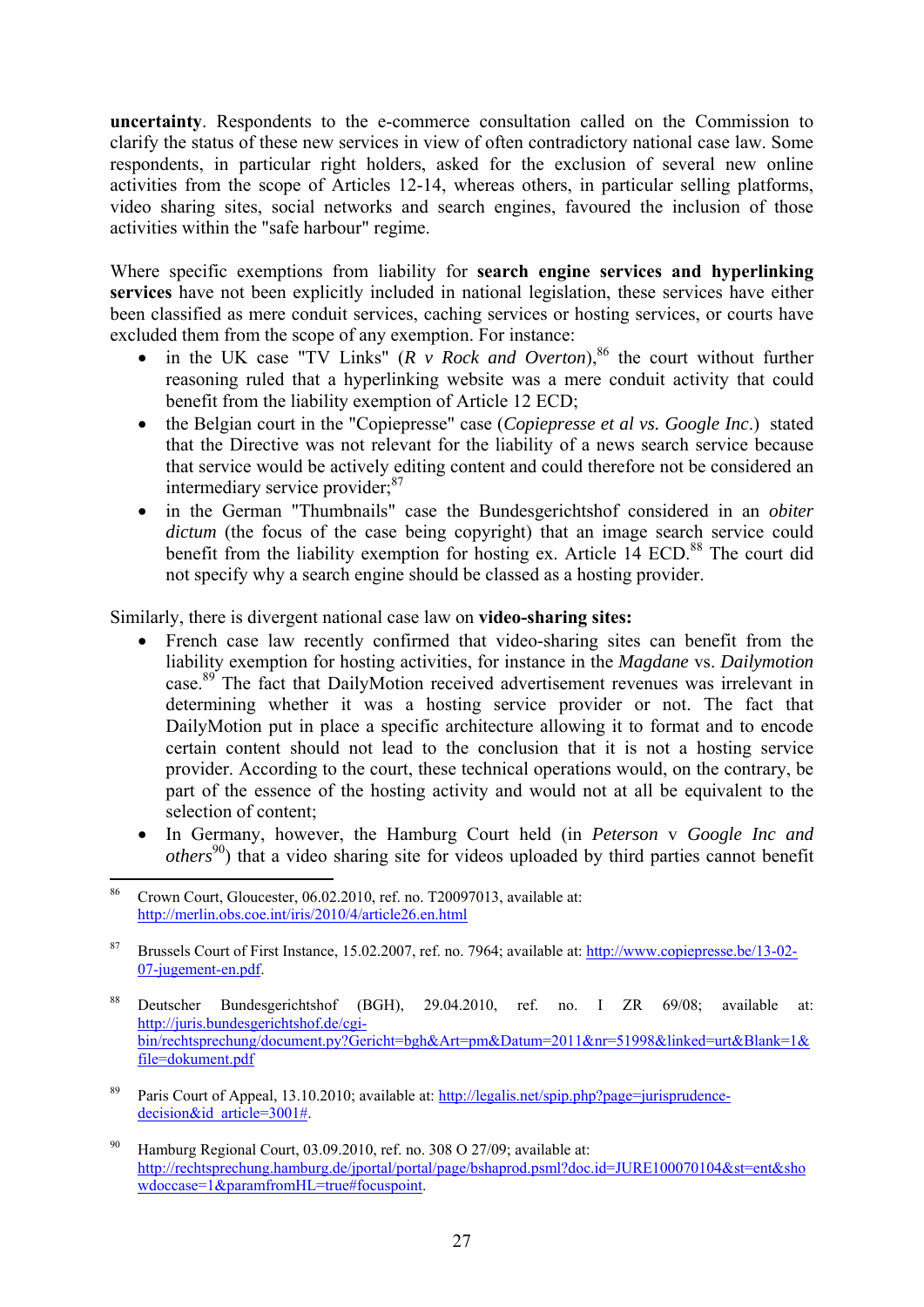**uncertainty**. Respondents to the e-commerce consultation called on the Commission to clarify the status of these new services in view of often contradictory national case law. Some respondents, in particular right holders, asked for the exclusion of several new online activities from the scope of Articles 12-14, whereas others, in particular selling platforms, video sharing sites, social networks and search engines, favoured the inclusion of those activities within the "safe harbour" regime.

Where specific exemptions from liability for **search engine services and hyperlinking services** have not been explicitly included in national legislation, these services have either been classified as mere conduit services, caching services or hosting services, or courts have excluded them from the scope of any exemption. For instance:

- in the UK case "TV Links" (*R v Rock and Overton*),[86] the court without further reasoning ruled that a hyperlinking website was a mere conduit activity that could benefit from the liability exemption of Article 12 ECD;
- the Belgian court in the "Copiepresse" case (*Copiepresse et al vs. Google Inc.*) stated that the Directive was not relevant for the liability of a news search service because that service would be actively editing content and could therefore not be considered an intermediary service provider;[87]
- in the German "Thumbnails" case the Bundesgerichtshof considered in an *obiter dictum* (the focus of the case being copyright) that an image search service could benefit from the liability exemption for hosting ex. Article 14 ECD.[88] The court did not specify why a search engine should be classed as a hosting provider.

Similarly, there is divergent national case law on **video-sharing sites:**

- French case law recently confirmed that video-sharing sites can benefit from the liability exemption for hosting activities, for instance in the *Magdane* vs. *Dailymotion* case.[89] The fact that DailyMotion received advertisement revenues was irrelevant in determining whether it was a hosting service provider or not. The fact that DailyMotion put in place a specific architecture allowing it to format and to encode certain content should not lead to the conclusion that it is not a hosting service provider. According to the court, these technical operations would, on the contrary, be part of the essence of the hosting activity and would not at all be equivalent to the selection of content;
- In Germany, however, the Hamburg Court held (in *Peterson* v *Google Inc and others*[90]) that a video sharing site for videos uploaded by third parties cannot benefit

---

[86] Crown Court, Gloucester, 06.02.2010, ref. no. T20097013, available at: http://merlin.obs.coe.int/iris/2010/4/article26.en.html

[87] Brussels Court of First Instance, 15.02.2007, ref. no. 7964; available at: http://www.copiepresse.be/13-02-07-jugement-en.pdf.

[88] Deutscher Bundesgerichtshof (BGH), 29.04.2010, ref. no. I ZR 69/08; available at: http://juris.bundesgerichtshof.de/cgi-bin/rechtsprechung/document.py?Gericht=bgh&Art=pm&Datum=2011&nr=51998&linked=urt&Blank=1&file=dokument.pdf

[89] Paris Court of Appeal, 13.10.2010; available at: http://legalis.net/spip.php?page=jurisprudence-decision&id_article=3001#.

[90] Hamburg Regional Court, 03.09.2010, ref. no. 308 O 27/09; available at: http://rechtsprechung.hamburg.de/jportal/portal/page/bshaprod.psml?doc.id=JURE100070104&st=ent&showdoccase=1&paramfromHL=true#focuspoint.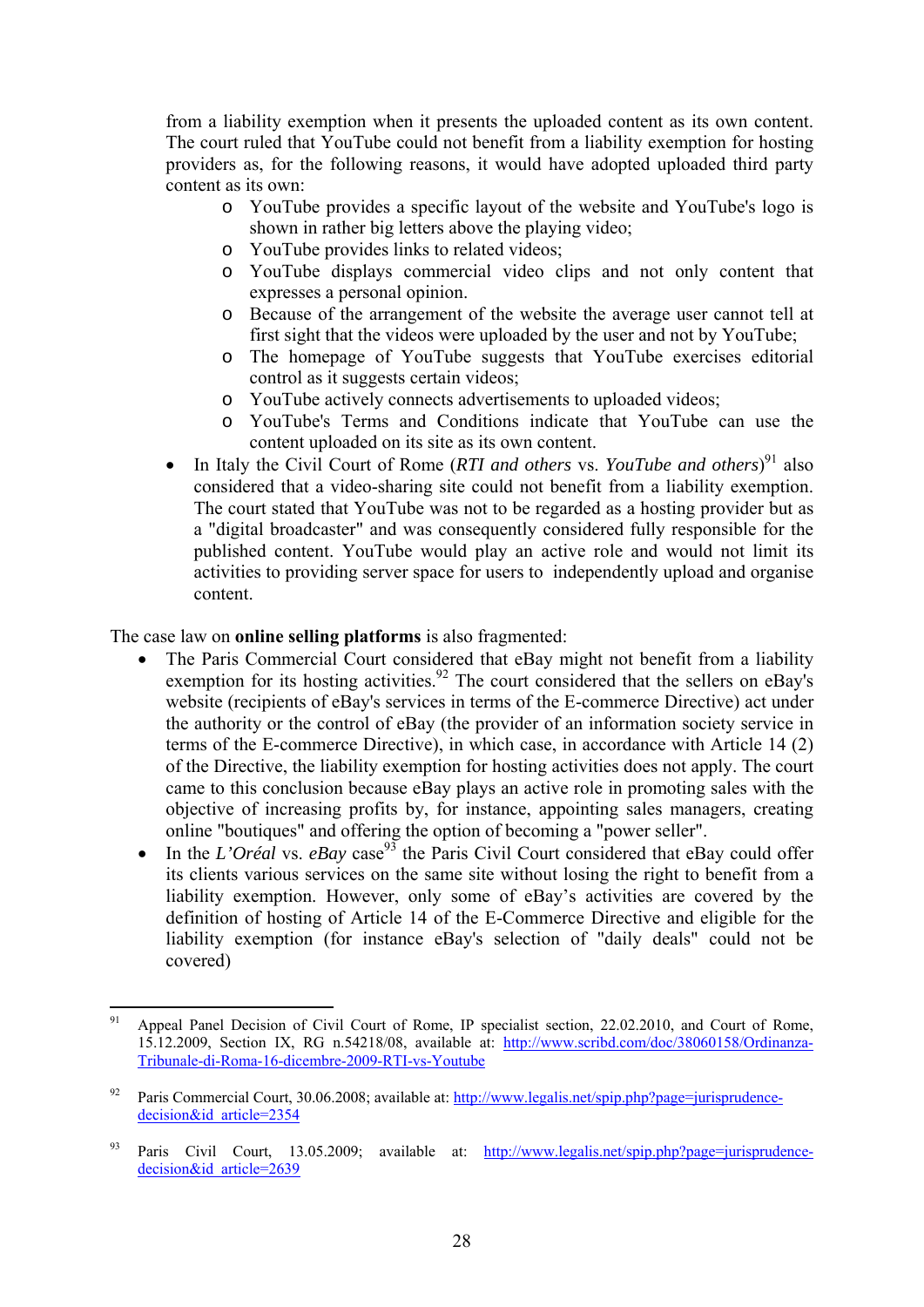from a liability exemption when it presents the uploaded content as its own content. The court ruled that YouTube could not benefit from a liability exemption for hosting providers as, for the following reasons, it would have adopted uploaded third party content as its own:

  - YouTube provides a specific layout of the website and YouTube's logo is shown in rather big letters above the playing video;
  - YouTube provides links to related videos;
  - YouTube displays commercial video clips and not only content that expresses a personal opinion.
  - Because of the arrangement of the website the average user cannot tell at first sight that the videos were uploaded by the user and not by YouTube;
  - The homepage of YouTube suggests that YouTube exercises editorial control as it suggests certain videos;
  - YouTube actively connects advertisements to uploaded videos;
  - YouTube's Terms and Conditions indicate that YouTube can use the content uploaded on its site as its own content.

- In Italy the Civil Court of Rome (*RTI and others* vs. *YouTube and others*)[91] also considered that a video-sharing site could not benefit from a liability exemption. The court stated that YouTube was not to be regarded as a hosting provider but as a "digital broadcaster" and was consequently considered fully responsible for the published content. YouTube would play an active role and would not limit its activities to providing server space for users to independently upload and organise content.

The case law on **online selling platforms** is also fragmented:

- The Paris Commercial Court considered that eBay might not benefit from a liability exemption for its hosting activities.[92] The court considered that the sellers on eBay's website (recipients of eBay's services in terms of the E-commerce Directive) act under the authority or the control of eBay (the provider of an information society service in terms of the E-commerce Directive), in which case, in accordance with Article 14 (2) of the Directive, the liability exemption for hosting activities does not apply. The court came to this conclusion because eBay plays an active role in promoting sales with the objective of increasing profits by, for instance, appointing sales managers, creating online "boutiques" and offering the option of becoming a "power seller".
- In the *L'Oréal* vs. *eBay* case[93] the Paris Civil Court considered that eBay could offer its clients various services on the same site without losing the right to benefit from a liability exemption. However, only some of eBay's activities are covered by the definition of hosting of Article 14 of the E-Commerce Directive and eligible for the liability exemption (for instance eBay's selection of "daily deals" could not be covered)

---

[91] Appeal Panel Decision of Civil Court of Rome, IP specialist section, 22.02.2010, and Court of Rome, 15.12.2009, Section IX, RG n.54218/08, available at: http://www.scribd.com/doc/38060158/Ordinanza-Tribunale-di-Roma-16-dicembre-2009-RTI-vs-Youtube

[92] Paris Commercial Court, 30.06.2008; available at: http://www.legalis.net/spip.php?page=jurisprudence-decision&id_article=2354

[93] Paris Civil Court, 13.05.2009; available at: http://www.legalis.net/spip.php?page=jurisprudence-decision&id_article=2639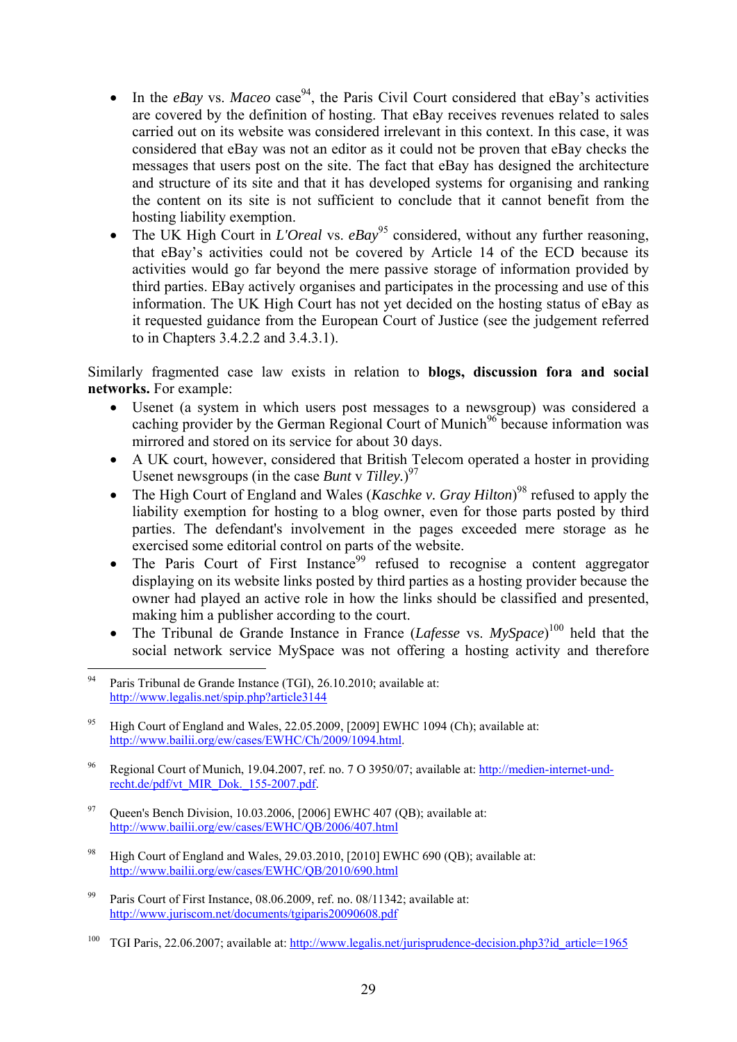- In the *eBay* vs. *Maceo* case[94], the Paris Civil Court considered that eBay's activities are covered by the definition of hosting. That eBay receives revenues related to sales carried out on its website was considered irrelevant in this context. In this case, it was considered that eBay was not an editor as it could not be proven that eBay checks the messages that users post on the site. The fact that eBay has designed the architecture and structure of its site and that it has developed systems for organising and ranking the content on its site is not sufficient to conclude that it cannot benefit from the hosting liability exemption.
- The UK High Court in *L'Oreal* vs. *eBay*[95] considered, without any further reasoning, that eBay's activities could not be covered by Article 14 of the ECD because its activities would go far beyond the mere passive storage of information provided by third parties. EBay actively organises and participates in the processing and use of this information. The UK High Court has not yet decided on the hosting status of eBay as it requested guidance from the European Court of Justice (see the judgement referred to in Chapters 3.4.2.2 and 3.4.3.1).

Similarly fragmented case law exists in relation to **blogs, discussion fora and social networks.** For example:

- Usenet (a system in which users post messages to a newsgroup) was considered a caching provider by the German Regional Court of Munich[96] because information was mirrored and stored on its service for about 30 days.
- A UK court, however, considered that British Telecom operated a hoster in providing Usenet newsgroups (in the case *Bunt* v *Tilley*.)[97]
- The High Court of England and Wales (*Kaschke v. Gray Hilton*)[98] refused to apply the liability exemption for hosting to a blog owner, even for those parts posted by third parties. The defendant's involvement in the pages exceeded mere storage as he exercised some editorial control on parts of the website.
- The Paris Court of First Instance[99] refused to recognise a content aggregator displaying on its website links posted by third parties as a hosting provider because the owner had played an active role in how the links should be classified and presented, making him a publisher according to the court.
- The Tribunal de Grande Instance in France (*Lafesse* vs. *MySpace*)[100] held that the social network service MySpace was not offering a hosting activity and therefore

---

[94] Paris Tribunal de Grande Instance (TGI), 26.10.2010; available at: http://www.legalis.net/spip.php?article3144

[95] High Court of England and Wales, 22.05.2009, [2009] EWHC 1094 (Ch); available at: http://www.bailii.org/ew/cases/EWHC/Ch/2009/1094.html.

[96] Regional Court of Munich, 19.04.2007, ref. no. 7 O 3950/07; available at: http://medien-internet-und-recht.de/pdf/vt_MIR_Dok._155-2007.pdf.

[97] Queen's Bench Division, 10.03.2006, [2006] EWHC 407 (QB); available at: http://www.bailii.org/ew/cases/EWHC/QB/2006/407.html

[98] High Court of England and Wales, 29.03.2010, [2010] EWHC 690 (QB); available at: http://www.bailii.org/ew/cases/EWHC/QB/2010/690.html

[99] Paris Court of First Instance, 08.06.2009, ref. no. 08/11342; available at: http://www.juriscom.net/documents/tgiparis20090608.pdf

[100] TGI Paris, 22.06.2007; available at: http://www.legalis.net/jurisprudence-decision.php3?id_article=1965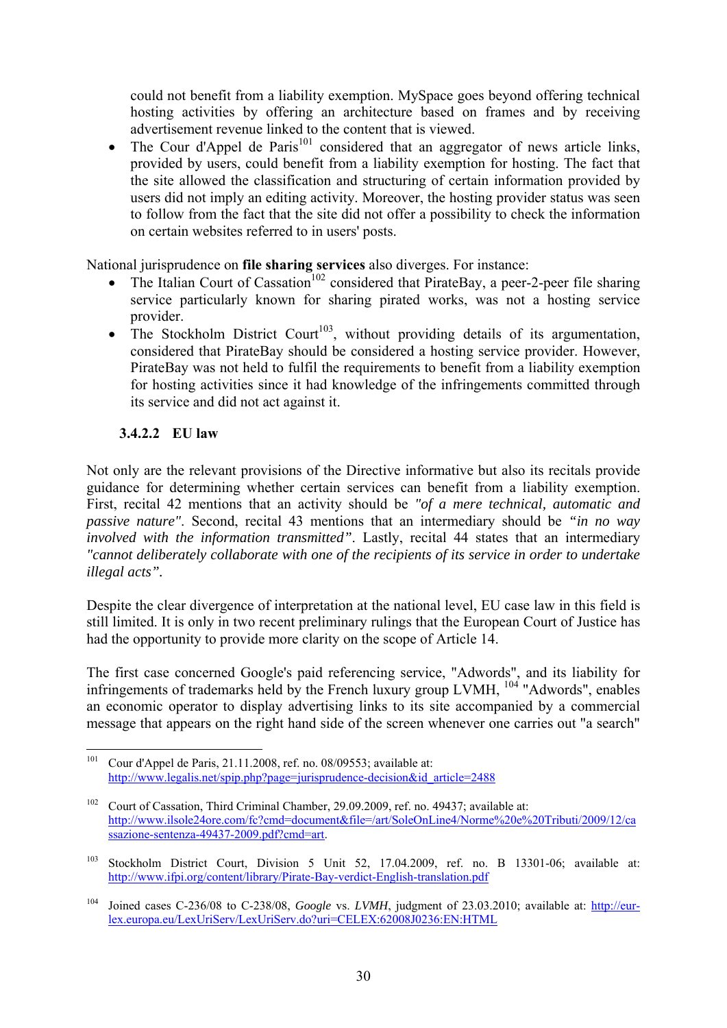could not benefit from a liability exemption. MySpace goes beyond offering technical hosting activities by offering an architecture based on frames and by receiving advertisement revenue linked to the content that is viewed.

- The Cour d'Appel de Paris[101] considered that an aggregator of news article links, provided by users, could benefit from a liability exemption for hosting. The fact that the site allowed the classification and structuring of certain information provided by users did not imply an editing activity. Moreover, the hosting provider status was seen to follow from the fact that the site did not offer a possibility to check the information on certain websites referred to in users' posts.

National jurisprudence on **file sharing services** also diverges. For instance:

- The Italian Court of Cassation[102] considered that PirateBay, a peer-2-peer file sharing service particularly known for sharing pirated works, was not a hosting service provider.
- The Stockholm District Court[103], without providing details of its argumentation, considered that PirateBay should be considered a hosting service provider. However, PirateBay was not held to fulfil the requirements to benefit from a liability exemption for hosting activities since it had knowledge of the infringements committed through its service and did not act against it.

#### 3.4.2.2 EU law

Not only are the relevant provisions of the Directive informative but also its recitals provide guidance for determining whether certain services can benefit from a liability exemption. First, recital 42 mentions that an activity should be *"of a mere technical, automatic and passive nature"*. Second, recital 43 mentions that an intermediary should be *"in no way involved with the information transmitted"*. Lastly, recital 44 states that an intermediary *"cannot deliberately collaborate with one of the recipients of its service in order to undertake illegal acts"*.

Despite the clear divergence of interpretation at the national level, EU case law in this field is still limited. It is only in two recent preliminary rulings that the European Court of Justice has had the opportunity to provide more clarity on the scope of Article 14.

The first case concerned Google's paid referencing service, "Adwords", and its liability for infringements of trademarks held by the French luxury group LVMH, [104] "Adwords", enables an economic operator to display advertising links to its site accompanied by a commercial message that appears on the right hand side of the screen whenever one carries out "a search"

---

[101] Cour d'Appel de Paris, 21.11.2008, ref. no. 08/09553; available at: http://www.legalis.net/spip.php?page=jurisprudence-decision&id_article=2488

[102] Court of Cassation, Third Criminal Chamber, 29.09.2009, ref. no. 49437; available at: http://www.ilsole24ore.com/fc?cmd=document&file=/art/SoleOnLine4/Norme%20e%20Tributi/2009/12/cassazione-sentenza-49437-2009.pdf?cmd=art.

[103] Stockholm District Court, Division 5 Unit 52, 17.04.2009, ref. no. B 13301-06; available at: http://www.ifpi.org/content/library/Pirate-Bay-verdict-English-translation.pdf

[104] Joined cases C-236/08 to C-238/08, *Google* vs. *LVMH*, judgment of 23.03.2010; available at: http://eur-lex.europa.eu/LexUriServ/LexUriServ.do?uri=CELEX:62008J0236:EN:HTML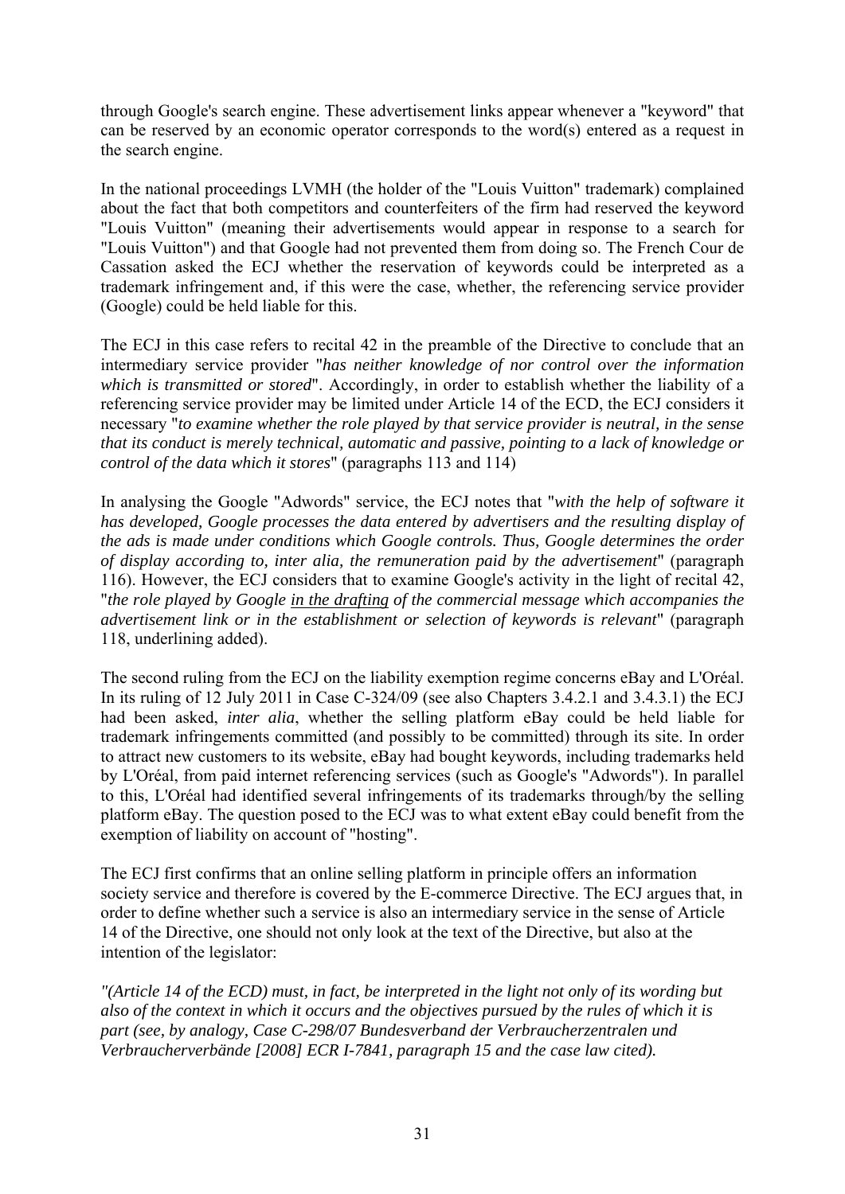through Google's search engine. These advertisement links appear whenever a "keyword" that can be reserved by an economic operator corresponds to the word(s) entered as a request in the search engine.

In the national proceedings LVMH (the holder of the "Louis Vuitton" trademark) complained about the fact that both competitors and counterfeiters of the firm had reserved the keyword "Louis Vuitton" (meaning their advertisements would appear in response to a search for "Louis Vuitton") and that Google had not prevented them from doing so. The French Cour de Cassation asked the ECJ whether the reservation of keywords could be interpreted as a trademark infringement and, if this were the case, whether, the referencing service provider (Google) could be held liable for this.

The ECJ in this case refers to recital 42 in the preamble of the Directive to conclude that an intermediary service provider "*has neither knowledge of nor control over the information which is transmitted or stored*". Accordingly, in order to establish whether the liability of a referencing service provider may be limited under Article 14 of the ECD, the ECJ considers it necessary "*to examine whether the role played by that service provider is neutral, in the sense that its conduct is merely technical, automatic and passive, pointing to a lack of knowledge or control of the data which it stores*" (paragraphs 113 and 114)

In analysing the Google "Adwords" service, the ECJ notes that "*with the help of software it has developed, Google processes the data entered by advertisers and the resulting display of the ads is made under conditions which Google controls. Thus, Google determines the order of display according to, inter alia, the remuneration paid by the advertisement*" (paragraph 116). However, the ECJ considers that to examine Google's activity in the light of recital 42, "*the role played by Google <u>in the drafting</u> of the commercial message which accompanies the advertisement link or in the establishment or selection of keywords is relevant*" (paragraph 118, underlining added).

The second ruling from the ECJ on the liability exemption regime concerns eBay and L'Oréal. In its ruling of 12 July 2011 in Case C-324/09 (see also Chapters 3.4.2.1 and 3.4.3.1) the ECJ had been asked, *inter alia*, whether the selling platform eBay could be held liable for trademark infringements committed (and possibly to be committed) through its site. In order to attract new customers to its website, eBay had bought keywords, including trademarks held by L'Oréal, from paid internet referencing services (such as Google's "Adwords"). In parallel to this, L'Oréal had identified several infringements of its trademarks through/by the selling platform eBay. The question posed to the ECJ was to what extent eBay could benefit from the exemption of liability on account of "hosting".

The ECJ first confirms that an online selling platform in principle offers an information society service and therefore is covered by the E-commerce Directive. The ECJ argues that, in order to define whether such a service is also an intermediary service in the sense of Article 14 of the Directive, one should not only look at the text of the Directive, but also at the intention of the legislator:

*"(Article 14 of the ECD) must, in fact, be interpreted in the light not only of its wording but also of the context in which it occurs and the objectives pursued by the rules of which it is part (see, by analogy, Case C-298/07 Bundesverband der Verbraucherzentralen und Verbraucherverbände [2008] ECR I-7841, paragraph 15 and the case law cited).*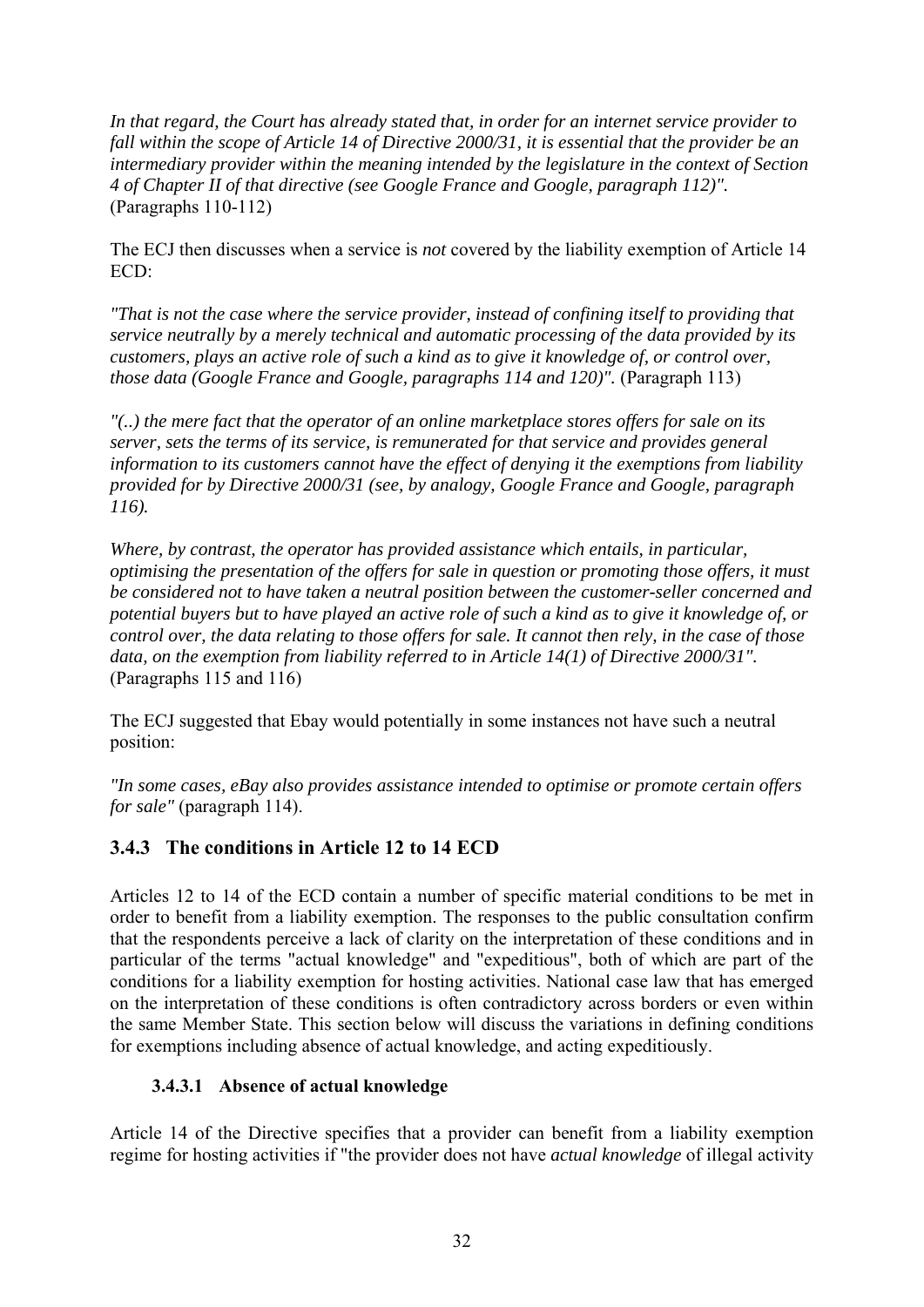*In that regard, the Court has already stated that, in order for an internet service provider to fall within the scope of Article 14 of Directive 2000/31, it is essential that the provider be an intermediary provider within the meaning intended by the legislature in the context of Section 4 of Chapter II of that directive (see Google France and Google, paragraph 112)".* (Paragraphs 110-112)

The ECJ then discusses when a service is *not* covered by the liability exemption of Article 14 ECD:

*"That is not the case where the service provider, instead of confining itself to providing that service neutrally by a merely technical and automatic processing of the data provided by its customers, plays an active role of such a kind as to give it knowledge of, or control over, those data (Google France and Google, paragraphs 114 and 120)".* (Paragraph 113)

*"(..) the mere fact that the operator of an online marketplace stores offers for sale on its server, sets the terms of its service, is remunerated for that service and provides general information to its customers cannot have the effect of denying it the exemptions from liability provided for by Directive 2000/31 (see, by analogy, Google France and Google, paragraph 116).*

*Where, by contrast, the operator has provided assistance which entails, in particular, optimising the presentation of the offers for sale in question or promoting those offers, it must be considered not to have taken a neutral position between the customer-seller concerned and potential buyers but to have played an active role of such a kind as to give it knowledge of, or control over, the data relating to those offers for sale. It cannot then rely, in the case of those data, on the exemption from liability referred to in Article 14(1) of Directive 2000/31".* (Paragraphs 115 and 116)

The ECJ suggested that Ebay would potentially in some instances not have such a neutral position:

*"In some cases, eBay also provides assistance intended to optimise or promote certain offers for sale"* (paragraph 114).

### 3.4.3 The conditions in Article 12 to 14 ECD

Articles 12 to 14 of the ECD contain a number of specific material conditions to be met in order to benefit from a liability exemption. The responses to the public consultation confirm that the respondents perceive a lack of clarity on the interpretation of these conditions and in particular of the terms "actual knowledge" and "expeditious", both of which are part of the conditions for a liability exemption for hosting activities. National case law that has emerged on the interpretation of these conditions is often contradictory across borders or even within the same Member State. This section below will discuss the variations in defining conditions for exemptions including absence of actual knowledge, and acting expeditiously.

#### 3.4.3.1 Absence of actual knowledge

Article 14 of the Directive specifies that a provider can benefit from a liability exemption regime for hosting activities if "the provider does not have *actual knowledge* of illegal activity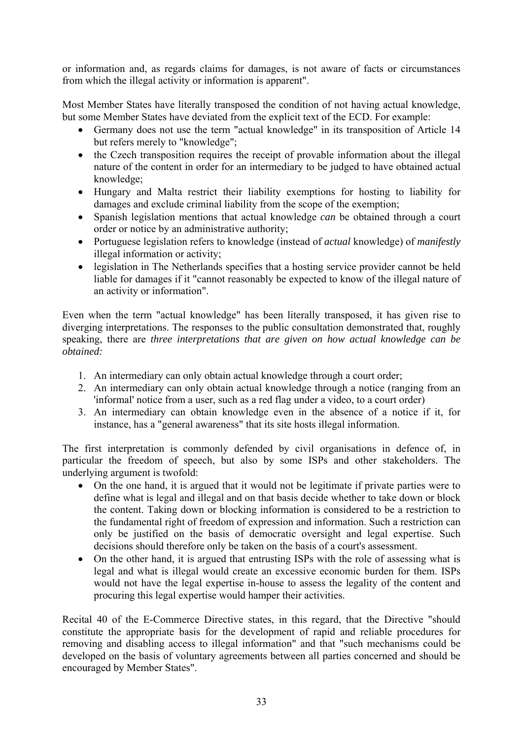or information and, as regards claims for damages, is not aware of facts or circumstances from which the illegal activity or information is apparent".

Most Member States have literally transposed the condition of not having actual knowledge, but some Member States have deviated from the explicit text of the ECD. For example:

- Germany does not use the term "actual knowledge" in its transposition of Article 14 but refers merely to "knowledge";
- the Czech transposition requires the receipt of provable information about the illegal nature of the content in order for an intermediary to be judged to have obtained actual knowledge;
- Hungary and Malta restrict their liability exemptions for hosting to liability for damages and exclude criminal liability from the scope of the exemption;
- Spanish legislation mentions that actual knowledge *can* be obtained through a court order or notice by an administrative authority;
- Portuguese legislation refers to knowledge (instead of *actual* knowledge) of *manifestly* illegal information or activity;
- legislation in The Netherlands specifies that a hosting service provider cannot be held liable for damages if it "cannot reasonably be expected to know of the illegal nature of an activity or information".

Even when the term "actual knowledge" has been literally transposed, it has given rise to diverging interpretations. The responses to the public consultation demonstrated that, roughly speaking, there are *three interpretations that are given on how actual knowledge can be obtained:*

1. An intermediary can only obtain actual knowledge through a court order;
2. An intermediary can only obtain actual knowledge through a notice (ranging from an 'informal' notice from a user, such as a red flag under a video, to a court order)
3. An intermediary can obtain knowledge even in the absence of a notice if it, for instance, has a "general awareness" that its site hosts illegal information.

The first interpretation is commonly defended by civil organisations in defence of, in particular the freedom of speech, but also by some ISPs and other stakeholders. The underlying argument is twofold:

- On the one hand, it is argued that it would not be legitimate if private parties were to define what is legal and illegal and on that basis decide whether to take down or block the content. Taking down or blocking information is considered to be a restriction to the fundamental right of freedom of expression and information. Such a restriction can only be justified on the basis of democratic oversight and legal expertise. Such decisions should therefore only be taken on the basis of a court's assessment.
- On the other hand, it is argued that entrusting ISPs with the role of assessing what is legal and what is illegal would create an excessive economic burden for them. ISPs would not have the legal expertise in-house to assess the legality of the content and procuring this legal expertise would hamper their activities.

Recital 40 of the E-Commerce Directive states, in this regard, that the Directive "should constitute the appropriate basis for the development of rapid and reliable procedures for removing and disabling access to illegal information" and that "such mechanisms could be developed on the basis of voluntary agreements between all parties concerned and should be encouraged by Member States".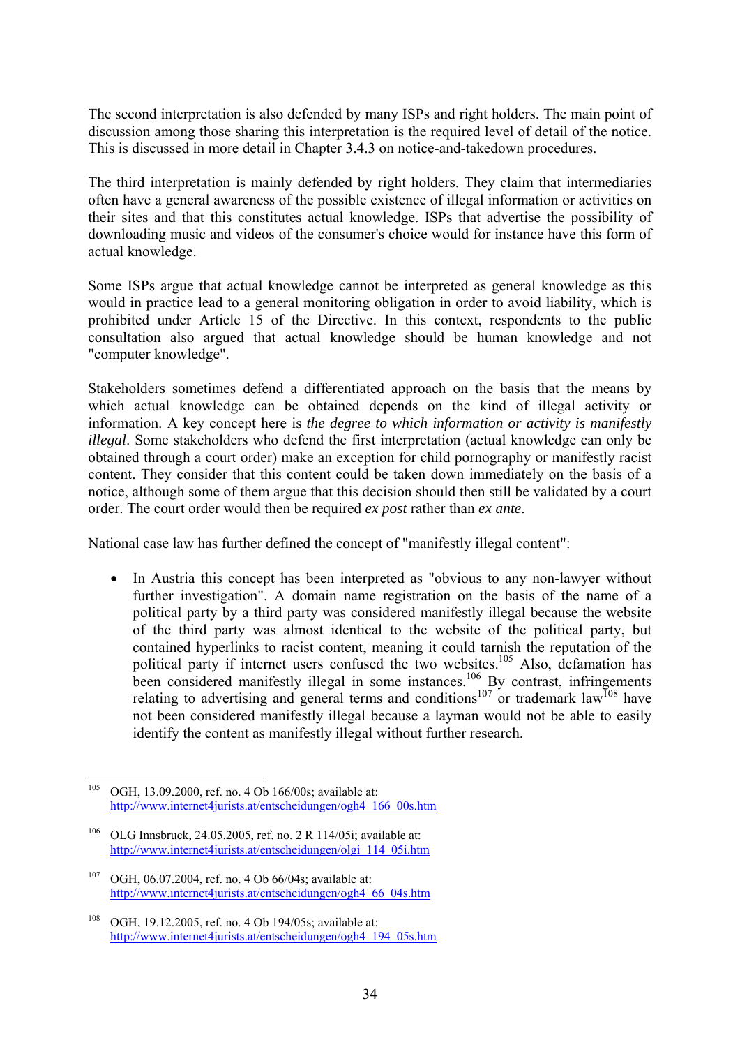The second interpretation is also defended by many ISPs and right holders. The main point of discussion among those sharing this interpretation is the required level of detail of the notice. This is discussed in more detail in Chapter 3.4.3 on notice-and-takedown procedures.

The third interpretation is mainly defended by right holders. They claim that intermediaries often have a general awareness of the possible existence of illegal information or activities on their sites and that this constitutes actual knowledge. ISPs that advertise the possibility of downloading music and videos of the consumer's choice would for instance have this form of actual knowledge.

Some ISPs argue that actual knowledge cannot be interpreted as general knowledge as this would in practice lead to a general monitoring obligation in order to avoid liability, which is prohibited under Article 15 of the Directive. In this context, respondents to the public consultation also argued that actual knowledge should be human knowledge and not "computer knowledge".

Stakeholders sometimes defend a differentiated approach on the basis that the means by which actual knowledge can be obtained depends on the kind of illegal activity or information. A key concept here is *the degree to which information or activity is manifestly illegal*. Some stakeholders who defend the first interpretation (actual knowledge can only be obtained through a court order) make an exception for child pornography or manifestly racist content. They consider that this content could be taken down immediately on the basis of a notice, although some of them argue that this decision should then still be validated by a court order. The court order would then be required *ex post* rather than *ex ante*.

National case law has further defined the concept of "manifestly illegal content":

- In Austria this concept has been interpreted as "obvious to any non-lawyer without further investigation". A domain name registration on the basis of the name of a political party by a third party was considered manifestly illegal because the website of the third party was almost identical to the website of the political party, but contained hyperlinks to racist content, meaning it could tarnish the reputation of the political party if internet users confused the two websites.[105] Also, defamation has been considered manifestly illegal in some instances.[106] By contrast, infringements relating to advertising and general terms and conditions[107] or trademark law[108] have not been considered manifestly illegal because a layman would not be able to easily identify the content as manifestly illegal without further research.

---

[105] OGH, 13.09.2000, ref. no. 4 Ob 166/00s; available at: http://www.internet4jurists.at/entscheidungen/ogh4_166_00s.htm

[106] OLG Innsbruck, 24.05.2005, ref. no. 2 R 114/05i; available at: http://www.internet4jurists.at/entscheidungen/olgi_114_05i.htm

[107] OGH, 06.07.2004, ref. no. 4 Ob 66/04s; available at: http://www.internet4jurists.at/entscheidungen/ogh4_66_04s.htm

[108] OGH, 19.12.2005, ref. no. 4 Ob 194/05s; available at: http://www.internet4jurists.at/entscheidungen/ogh4_194_05s.htm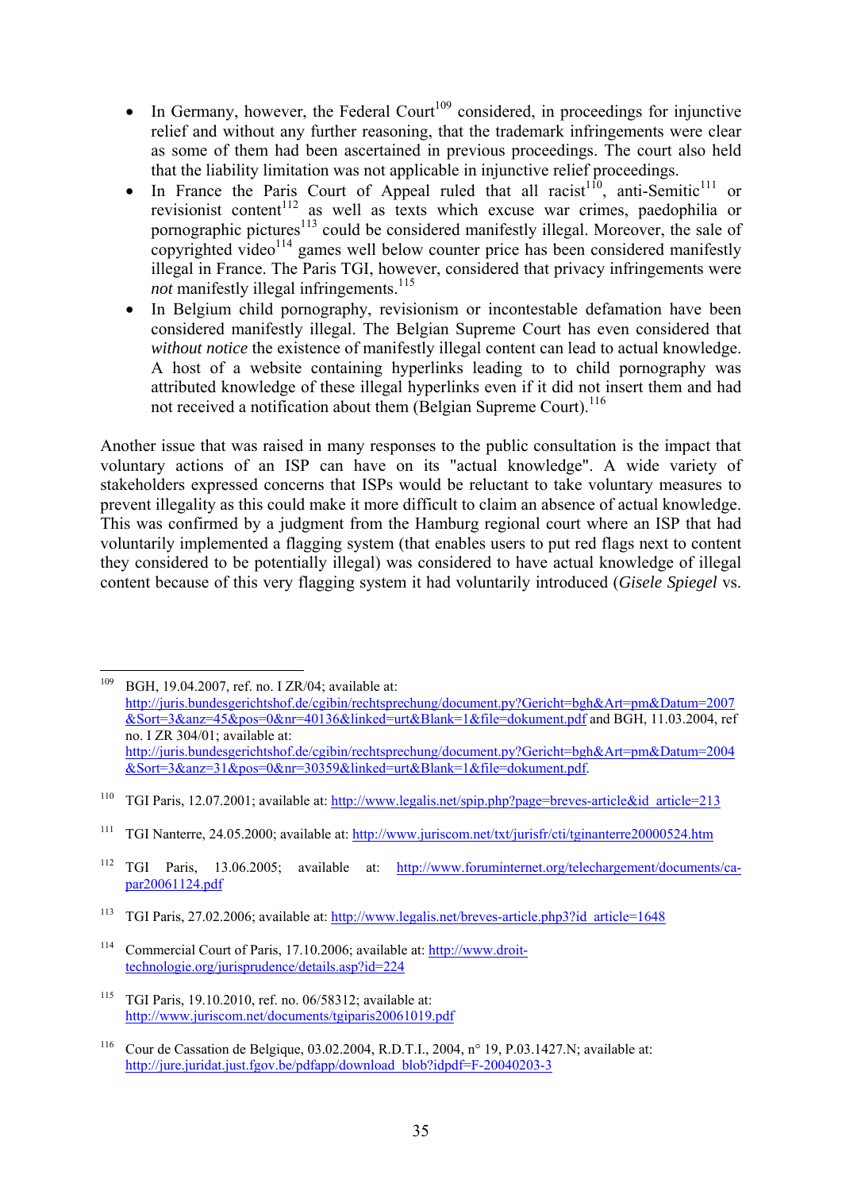- In Germany, however, the Federal Court[109] considered, in proceedings for injunctive relief and without any further reasoning, that the trademark infringements were clear as some of them had been ascertained in previous proceedings. The court also held that the liability limitation was not applicable in injunctive relief proceedings.
- In France the Paris Court of Appeal ruled that all racist[110], anti-Semitic[111] or revisionist content[112] as well as texts which excuse war crimes, paedophilia or pornographic pictures[113] could be considered manifestly illegal. Moreover, the sale of copyrighted video[114] games well below counter price has been considered manifestly illegal in France. The Paris TGI, however, considered that privacy infringements were *not* manifestly illegal infringements.[115]
- In Belgium child pornography, revisionism or incontestable defamation have been considered manifestly illegal. The Belgian Supreme Court has even considered that *without notice* the existence of manifestly illegal content can lead to actual knowledge. A host of a website containing hyperlinks leading to to child pornography was attributed knowledge of these illegal hyperlinks even if it did not insert them and had not received a notification about them (Belgian Supreme Court).[116]

Another issue that was raised in many responses to the public consultation is the impact that voluntary actions of an ISP can have on its "actual knowledge". A wide variety of stakeholders expressed concerns that ISPs would be reluctant to take voluntary measures to prevent illegality as this could make it more difficult to claim an absence of actual knowledge. This was confirmed by a judgment from the Hamburg regional court where an ISP that had voluntarily implemented a flagging system (that enables users to put red flags next to content they considered to be potentially illegal) was considered to have actual knowledge of illegal content because of this very flagging system it had voluntarily introduced (*Gisele Spiegel* vs.

---

[109] BGH, 19.04.2007, ref. no. I ZR/04; available at: http://juris.bundesgerichtshof.de/cgibin/rechtsprechung/document.py?Gericht=bgh&Art=pm&Datum=2007&Sort=3&anz=45&pos=0&nr=40136&linked=urt&Blank=1&file=dokument.pdf and BGH, 11.03.2004, ref no. I ZR 304/01; available at: http://juris.bundesgerichtshof.de/cgibin/rechtsprechung/document.py?Gericht=bgh&Art=pm&Datum=2004&Sort=3&anz=31&pos=0&nr=30359&linked=urt&Blank=1&file=dokument.pdf.

[110] TGI Paris, 12.07.2001; available at: http://www.legalis.net/spip.php?page=breves-article&id_article=213

[111] TGI Nanterre, 24.05.2000; available at: http://www.juriscom.net/txt/jurisfr/cti/tginanterre20000524.htm

[112] TGI Paris, 13.06.2005; available at: http://www.foruminternet.org/telechargement/documents/ca-par20061124.pdf

[113] TGI Paris, 27.02.2006; available at: http://www.legalis.net/breves-article.php3?id_article=1648

[114] Commercial Court of Paris, 17.10.2006; available at: http://www.droit-technologie.org/jurisprudence/details.asp?id=224

[115] TGI Paris, 19.10.2010, ref. no. 06/58312; available at: http://www.juriscom.net/documents/tgiparis20061019.pdf

[116] Cour de Cassation de Belgique, 03.02.2004, R.D.T.I., 2004, n° 19, P.03.1427.N; available at: http://jure.juridat.just.fgov.be/pdfapp/download_blob?idpdf=F-20040203-3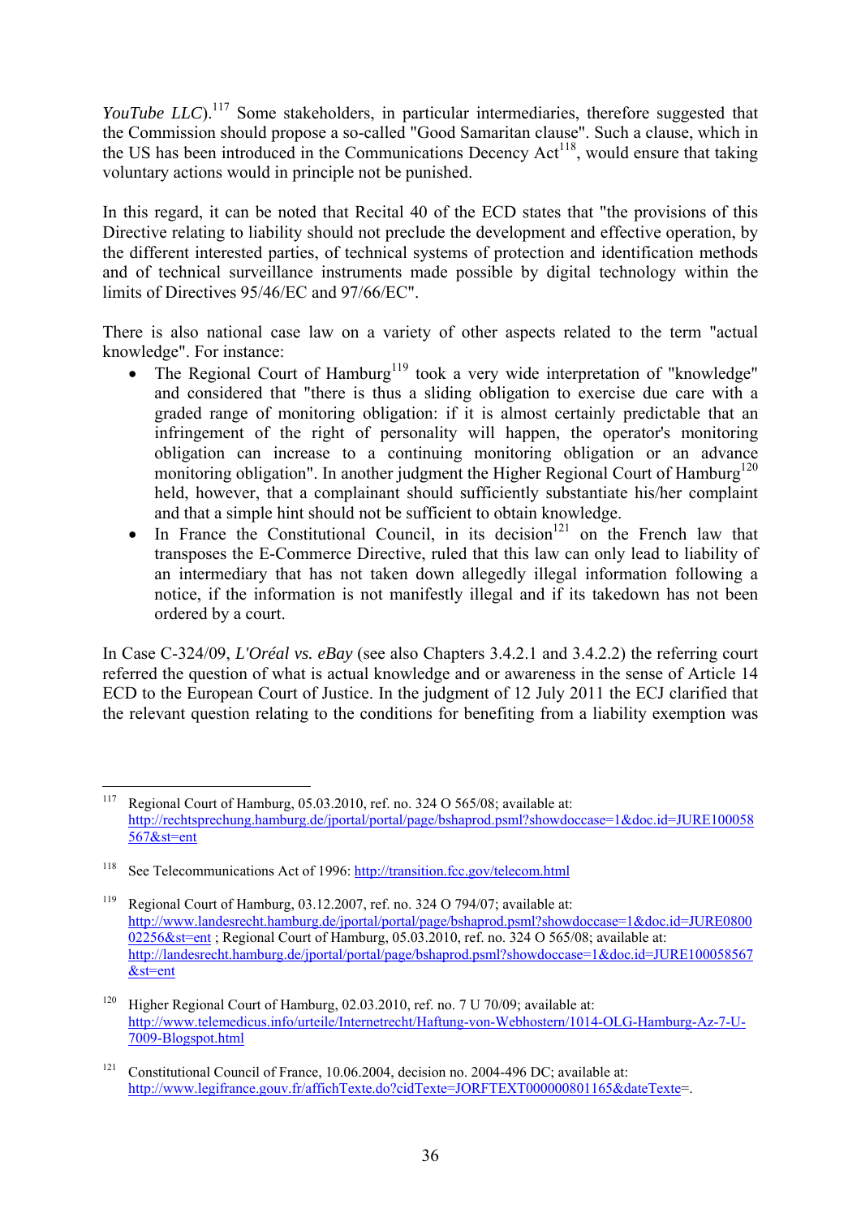*YouTube LLC*).[117] Some stakeholders, in particular intermediaries, therefore suggested that the Commission should propose a so-called "Good Samaritan clause". Such a clause, which in the US has been introduced in the Communications Decency Act[118], would ensure that taking voluntary actions would in principle not be punished.

In this regard, it can be noted that Recital 40 of the ECD states that "the provisions of this Directive relating to liability should not preclude the development and effective operation, by the different interested parties, of technical systems of protection and identification methods and of technical surveillance instruments made possible by digital technology within the limits of Directives 95/46/EC and 97/66/EC".

There is also national case law on a variety of other aspects related to the term "actual knowledge". For instance:

- The Regional Court of Hamburg[119] took a very wide interpretation of "knowledge" and considered that "there is thus a sliding obligation to exercise due care with a graded range of monitoring obligation: if it is almost certainly predictable that an infringement of the right of personality will happen, the operator's monitoring obligation can increase to a continuing monitoring obligation or an advance monitoring obligation". In another judgment the Higher Regional Court of Hamburg[120] held, however, that a complainant should sufficiently substantiate his/her complaint and that a simple hint should not be sufficient to obtain knowledge.
- In France the Constitutional Council, in its decision[121] on the French law that transposes the E-Commerce Directive, ruled that this law can only lead to liability of an intermediary that has not taken down allegedly illegal information following a notice, if the information is not manifestly illegal and if its takedown has not been ordered by a court.

In Case C-324/09, *L'Oréal vs. eBay* (see also Chapters 3.4.2.1 and 3.4.2.2) the referring court referred the question of what is actual knowledge and or awareness in the sense of Article 14 ECD to the European Court of Justice. In the judgment of 12 July 2011 the ECJ clarified that the relevant question relating to the conditions for benefiting from a liability exemption was

---

117 Regional Court of Hamburg, 05.03.2010, ref. no. 324 O 565/08; available at: http://rechtsprechung.hamburg.de/jportal/portal/page/bshaprod.psml?showdoccase=1&doc.id=JURE100058567&st=ent

118 See Telecommunications Act of 1996: http://transition.fcc.gov/telecom.html

119 Regional Court of Hamburg, 03.12.2007, ref. no. 324 O 794/07; available at: http://www.landesrecht.hamburg.de/jportal/portal/page/bshaprod.psml?showdoccase=1&doc.id=JURE080002256&st=ent ; Regional Court of Hamburg, 05.03.2010, ref. no. 324 O 565/08; available at: http://landesrecht.hamburg.de/jportal/portal/page/bshaprod.psml?showdoccase=1&doc.id=JURE100058567&st=ent

120 Higher Regional Court of Hamburg, 02.03.2010, ref. no. 7 U 70/09; available at: http://www.telemedicus.info/urteile/Internetrecht/Haftung-von-Webhostern/1014-OLG-Hamburg-Az-7-U-7009-Blogspot.html

121 Constitutional Council of France, 10.06.2004, decision no. 2004-496 DC; available at: http://www.legifrance.gouv.fr/affichTexte.do?cidTexte=JORFTEXT000000801165&dateTexte=.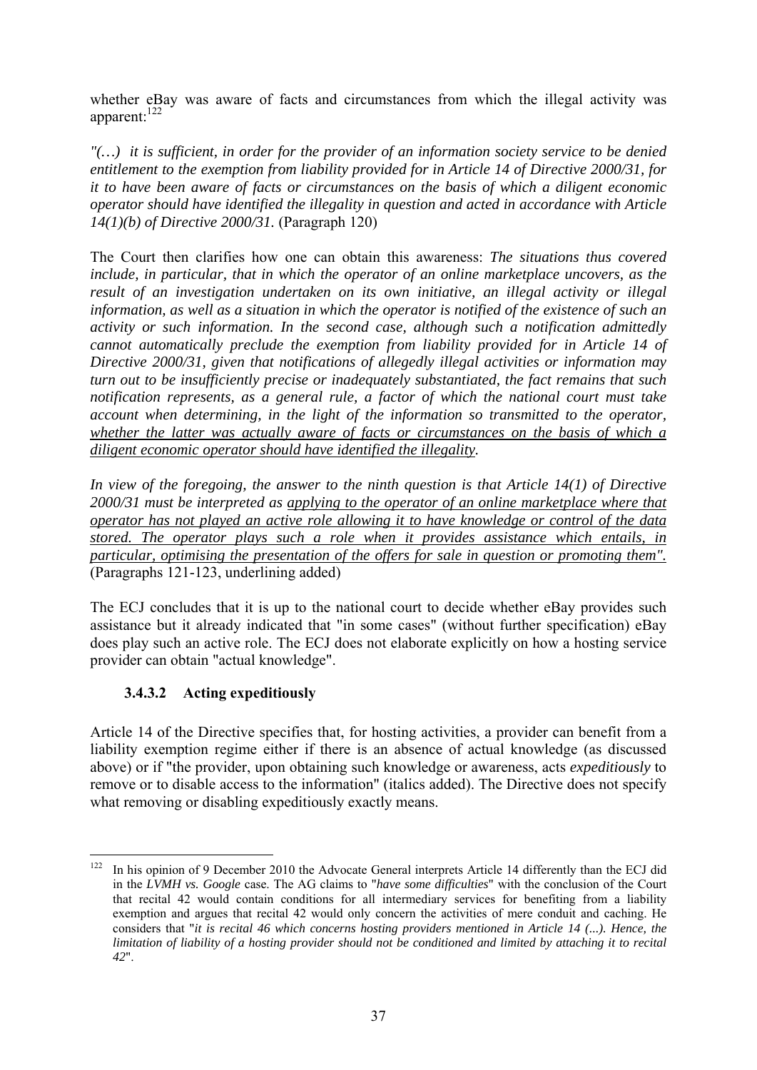whether eBay was aware of facts and circumstances from which the illegal activity was apparent:[122]

*"(…) it is sufficient, in order for the provider of an information society service to be denied entitlement to the exemption from liability provided for in Article 14 of Directive 2000/31, for it to have been aware of facts or circumstances on the basis of which a diligent economic operator should have identified the illegality in question and acted in accordance with Article 14(1)(b) of Directive 2000/31.* (Paragraph 120)

The Court then clarifies how one can obtain this awareness: *The situations thus covered include, in particular, that in which the operator of an online marketplace uncovers, as the result of an investigation undertaken on its own initiative, an illegal activity or illegal information, as well as a situation in which the operator is notified of the existence of such an activity or such information. In the second case, although such a notification admittedly cannot automatically preclude the exemption from liability provided for in Article 14 of Directive 2000/31, given that notifications of allegedly illegal activities or information may turn out to be insufficiently precise or inadequately substantiated, the fact remains that such notification represents, as a general rule, a factor of which the national court must take account when determining, in the light of the information so transmitted to the operator, <u>whether the latter was actually aware of facts or circumstances on the basis of which a diligent economic operator should have identified the illegality</u>.*

*In view of the foregoing, the answer to the ninth question is that Article 14(1) of Directive 2000/31 must be interpreted as <u>applying to the operator of an online marketplace where that operator has not played an active role allowing it to have knowledge or control of the data stored. The operator plays such a role when it provides assistance which entails, in particular, optimising the presentation of the offers for sale in question or promoting them"</u>.* (Paragraphs 121-123, underlining added)

The ECJ concludes that it is up to the national court to decide whether eBay provides such assistance but it already indicated that "in some cases" (without further specification) eBay does play such an active role. The ECJ does not elaborate explicitly on how a hosting service provider can obtain "actual knowledge".

#### 3.4.3.2 Acting expeditiously

Article 14 of the Directive specifies that, for hosting activities, a provider can benefit from a liability exemption regime either if there is an absence of actual knowledge (as discussed above) or if "the provider, upon obtaining such knowledge or awareness, acts *expeditiously* to remove or to disable access to the information" (italics added). The Directive does not specify what removing or disabling expeditiously exactly means.

---

[122] In his opinion of 9 December 2010 the Advocate General interprets Article 14 differently than the ECJ did in the *LVMH vs. Google* case. The AG claims to "*have some difficulties*" with the conclusion of the Court that recital 42 would contain conditions for all intermediary services for benefiting from a liability exemption and argues that recital 42 would only concern the activities of mere conduit and caching. He considers that "*it is recital 46 which concerns hosting providers mentioned in Article 14 (...). Hence, the limitation of liability of a hosting provider should not be conditioned and limited by attaching it to recital 42*".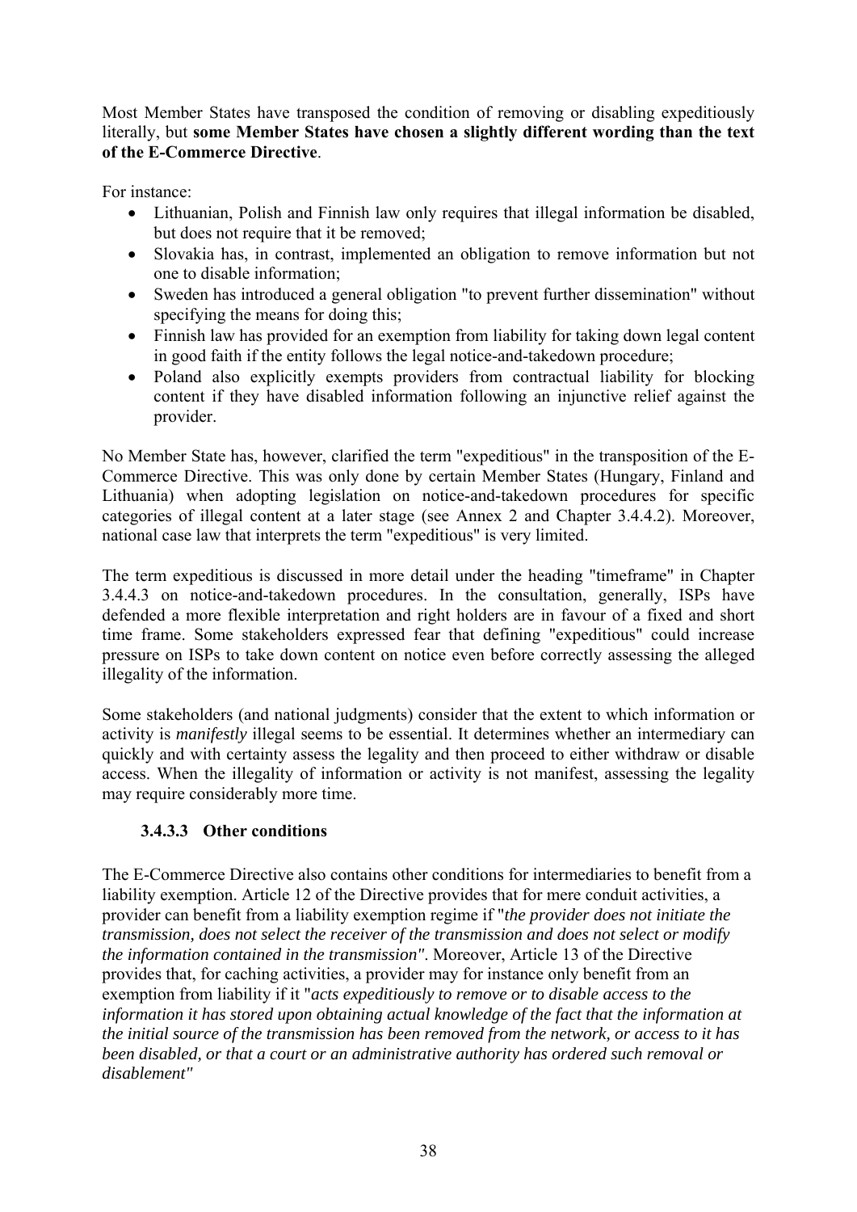Most Member States have transposed the condition of removing or disabling expeditiously literally, but **some Member States have chosen a slightly different wording than the text of the E-Commerce Directive**.

For instance:

- Lithuanian, Polish and Finnish law only requires that illegal information be disabled, but does not require that it be removed;
- Slovakia has, in contrast, implemented an obligation to remove information but not one to disable information;
- Sweden has introduced a general obligation "to prevent further dissemination" without specifying the means for doing this;
- Finnish law has provided for an exemption from liability for taking down legal content in good faith if the entity follows the legal notice-and-takedown procedure;
- Poland also explicitly exempts providers from contractual liability for blocking content if they have disabled information following an injunctive relief against the provider.

No Member State has, however, clarified the term "expeditious" in the transposition of the E-Commerce Directive. This was only done by certain Member States (Hungary, Finland and Lithuania) when adopting legislation on notice-and-takedown procedures for specific categories of illegal content at a later stage (see Annex 2 and Chapter 3.4.4.2). Moreover, national case law that interprets the term "expeditious" is very limited.

The term expeditious is discussed in more detail under the heading "timeframe" in Chapter 3.4.4.3 on notice-and-takedown procedures. In the consultation, generally, ISPs have defended a more flexible interpretation and right holders are in favour of a fixed and short time frame. Some stakeholders expressed fear that defining "expeditious" could increase pressure on ISPs to take down content on notice even before correctly assessing the alleged illegality of the information.

Some stakeholders (and national judgments) consider that the extent to which information or activity is *manifestly* illegal seems to be essential. It determines whether an intermediary can quickly and with certainty assess the legality and then proceed to either withdraw or disable access. When the illegality of information or activity is not manifest, assessing the legality may require considerably more time.

#### 3.4.3.3 Other conditions

The E-Commerce Directive also contains other conditions for intermediaries to benefit from a liability exemption. Article 12 of the Directive provides that for mere conduit activities, a provider can benefit from a liability exemption regime if "*the provider does not initiate the transmission, does not select the receiver of the transmission and does not select or modify the information contained in the transmission"*. Moreover, Article 13 of the Directive provides that, for caching activities, a provider may for instance only benefit from an exemption from liability if it "*acts expeditiously to remove or to disable access to the information it has stored upon obtaining actual knowledge of the fact that the information at the initial source of the transmission has been removed from the network, or access to it has been disabled, or that a court or an administrative authority has ordered such removal or disablement"*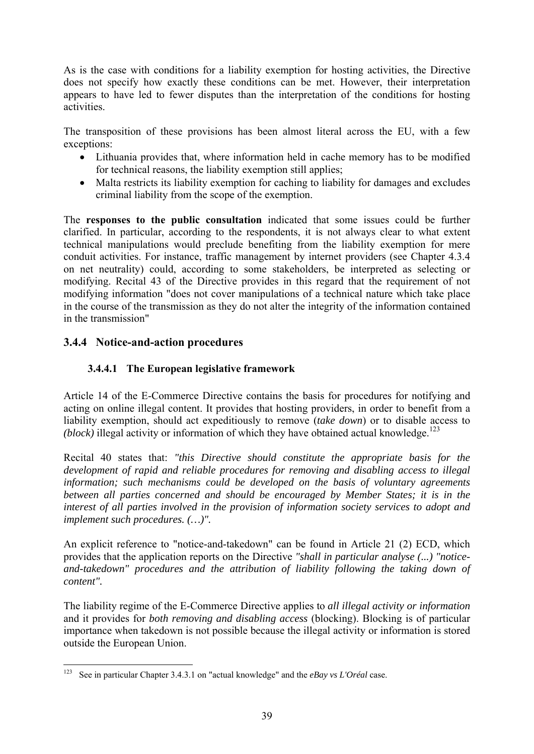As is the case with conditions for a liability exemption for hosting activities, the Directive does not specify how exactly these conditions can be met. However, their interpretation appears to have led to fewer disputes than the interpretation of the conditions for hosting activities.

The transposition of these provisions has been almost literal across the EU, with a few exceptions:

- Lithuania provides that, where information held in cache memory has to be modified for technical reasons, the liability exemption still applies;
- Malta restricts its liability exemption for caching to liability for damages and excludes criminal liability from the scope of the exemption.

The **responses to the public consultation** indicated that some issues could be further clarified. In particular, according to the respondents, it is not always clear to what extent technical manipulations would preclude benefiting from the liability exemption for mere conduit activities. For instance, traffic management by internet providers (see Chapter 4.3.4 on net neutrality) could, according to some stakeholders, be interpreted as selecting or modifying. Recital 43 of the Directive provides in this regard that the requirement of not modifying information "does not cover manipulations of a technical nature which take place in the course of the transmission as they do not alter the integrity of the information contained in the transmission"

### 3.4.4 Notice-and-action procedures

#### 3.4.4.1 The European legislative framework

Article 14 of the E-Commerce Directive contains the basis for procedures for notifying and acting on online illegal content. It provides that hosting providers, in order to benefit from a liability exemption, should act expeditiously to remove (*take down*) or to disable access to *(block)* illegal activity or information of which they have obtained actual knowledge.[123]

Recital 40 states that: *"this Directive should constitute the appropriate basis for the development of rapid and reliable procedures for removing and disabling access to illegal information; such mechanisms could be developed on the basis of voluntary agreements between all parties concerned and should be encouraged by Member States; it is in the interest of all parties involved in the provision of information society services to adopt and implement such procedures. (…)"*.

An explicit reference to "notice-and-takedown" can be found in Article 21 (2) ECD, which provides that the application reports on the Directive *"shall in particular analyse (...) "notice-and-takedown" procedures and the attribution of liability following the taking down of content"*.

The liability regime of the E-Commerce Directive applies to *all illegal activity or information* and it provides for *both removing and disabling access* (blocking). Blocking is of particular importance when takedown is not possible because the illegal activity or information is stored outside the European Union.

[123] See in particular Chapter 3.4.3.1 on "actual knowledge" and the *eBay vs L'Oréal* case.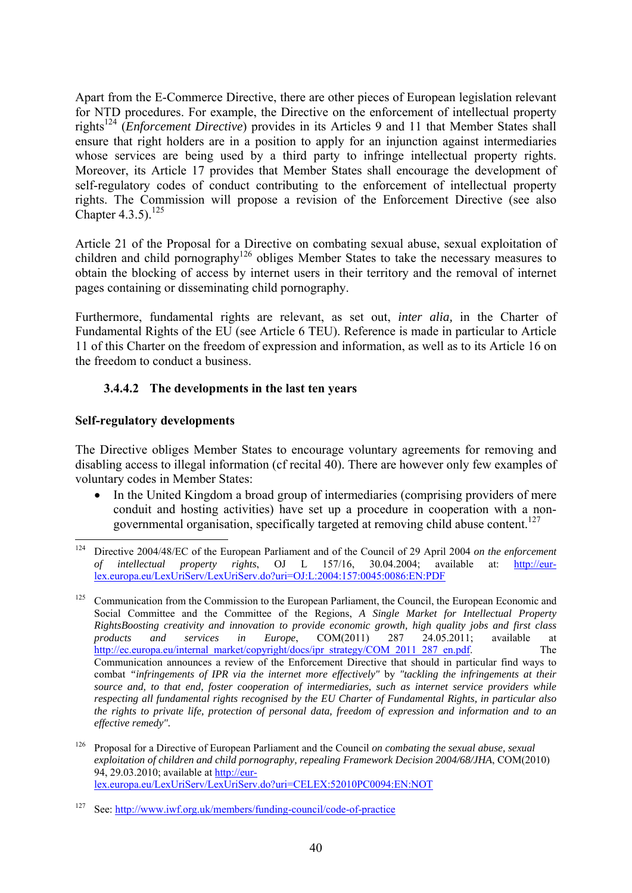Apart from the E-Commerce Directive, there are other pieces of European legislation relevant for NTD procedures. For example, the Directive on the enforcement of intellectual property rights[124] (*Enforcement Directive*) provides in its Articles 9 and 11 that Member States shall ensure that right holders are in a position to apply for an injunction against intermediaries whose services are being used by a third party to infringe intellectual property rights. Moreover, its Article 17 provides that Member States shall encourage the development of self-regulatory codes of conduct contributing to the enforcement of intellectual property rights. The Commission will propose a revision of the Enforcement Directive (see also Chapter 4.3.5).[125]

Article 21 of the Proposal for a Directive on combating sexual abuse, sexual exploitation of children and child pornography[126] obliges Member States to take the necessary measures to obtain the blocking of access by internet users in their territory and the removal of internet pages containing or disseminating child pornography.

Furthermore, fundamental rights are relevant, as set out, *inter alia,* in the Charter of Fundamental Rights of the EU (see Article 6 TEU). Reference is made in particular to Article 11 of this Charter on the freedom of expression and information, as well as to its Article 16 on the freedom to conduct a business.

#### 3.4.4.2 The developments in the last ten years

**Self-regulatory developments**

The Directive obliges Member States to encourage voluntary agreements for removing and disabling access to illegal information (cf recital 40). There are however only few examples of voluntary codes in Member States:

- In the United Kingdom a broad group of intermediaries (comprising providers of mere conduit and hosting activities) have set up a procedure in cooperation with a non-governmental organisation, specifically targeted at removing child abuse content.[127]

---

[124] Directive 2004/48/EC of the European Parliament and of the Council of 29 April 2004 *on the enforcement of intellectual property rights*, OJ L 157/16, 30.04.2004; available at: http://eur-lex.europa.eu/LexUriServ/LexUriServ.do?uri=OJ:L:2004:157:0045:0086:EN:PDF

[125] Communication from the Commission to the European Parliament, the Council, the European Economic and Social Committee and the Committee of the Regions, *A Single Market for Intellectual Property RightsBoosting creativity and innovation to provide economic growth, high quality jobs and first class products and services in Europe*, COM(2011) 287 24.05.2011; available at http://ec.europa.eu/internal_market/copyright/docs/ipr_strategy/COM_2011_287_en.pdf. The Communication announces a review of the Enforcement Directive that should in particular find ways to combat *"infringements of IPR via the internet more effectively"* by *"tackling the infringements at their source and, to that end, foster cooperation of intermediaries, such as internet service providers while respecting all fundamental rights recognised by the EU Charter of Fundamental Rights, in particular also the rights to private life, protection of personal data, freedom of expression and information and to an effective remedy".*

[126] Proposal for a Directive of European Parliament and the Council *on combating the sexual abuse, sexual exploitation of children and child pornography, repealing Framework Decision 2004/68/JHA*, COM(2010) 94, 29.03.2010; available at http://eur-lex.europa.eu/LexUriServ/LexUriServ.do?uri=CELEX:52010PC0094:EN:NOT

[127] See: http://www.iwf.org.uk/members/funding-council/code-of-practice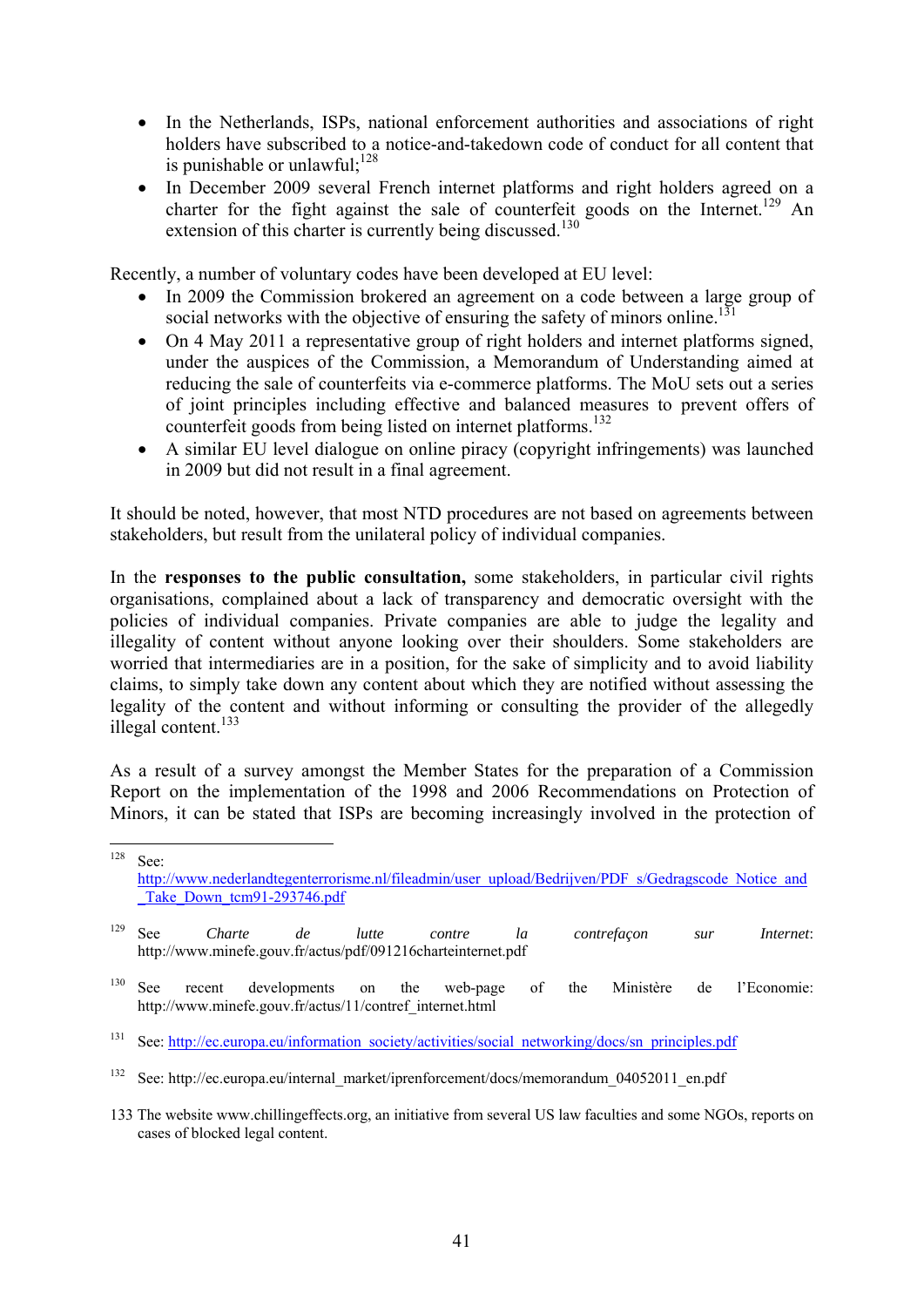- In the Netherlands, ISPs, national enforcement authorities and associations of right holders have subscribed to a notice-and-takedown code of conduct for all content that is punishable or unlawful;[128]
- In December 2009 several French internet platforms and right holders agreed on a charter for the fight against the sale of counterfeit goods on the Internet.[129] An extension of this charter is currently being discussed.[130]

Recently, a number of voluntary codes have been developed at EU level:

- In 2009 the Commission brokered an agreement on a code between a large group of social networks with the objective of ensuring the safety of minors online.[131]
- On 4 May 2011 a representative group of right holders and internet platforms signed, under the auspices of the Commission, a Memorandum of Understanding aimed at reducing the sale of counterfeits via e-commerce platforms. The MoU sets out a series of joint principles including effective and balanced measures to prevent offers of counterfeit goods from being listed on internet platforms.[132]
- A similar EU level dialogue on online piracy (copyright infringements) was launched in 2009 but did not result in a final agreement.

It should be noted, however, that most NTD procedures are not based on agreements between stakeholders, but result from the unilateral policy of individual companies.

In the **responses to the public consultation,** some stakeholders, in particular civil rights organisations, complained about a lack of transparency and democratic oversight with the policies of individual companies. Private companies are able to judge the legality and illegality of content without anyone looking over their shoulders. Some stakeholders are worried that intermediaries are in a position, for the sake of simplicity and to avoid liability claims, to simply take down any content about which they are notified without assessing the legality of the content and without informing or consulting the provider of the allegedly illegal content.[133]

As a result of a survey amongst the Member States for the preparation of a Commission Report on the implementation of the 1998 and 2006 Recommendations on Protection of Minors, it can be stated that ISPs are becoming increasingly involved in the protection of

---

[128] See: http://www.nederlandtegenterrorisme.nl/fileadmin/user_upload/Bedrijven/PDF_s/Gedragscode_Notice_and_Take_Down_tcm91-293746.pdf

[129] See *Charte de lutte contre la contrefaçon sur Internet*: http://www.minefe.gouv.fr/actus/pdf/091216charteinternet.pdf

[130] See recent developments on the web-page of the Ministère de l'Economie: http://www.minefe.gouv.fr/actus/11/contref_internet.html

[131] See: http://ec.europa.eu/information_society/activities/social_networking/docs/sn_principles.pdf

[132] See: http://ec.europa.eu/internal_market/iprenforcement/docs/memorandum_04052011_en.pdf

[133] The website www.chillingeffects.org, an initiative from several US law faculties and some NGOs, reports on cases of blocked legal content.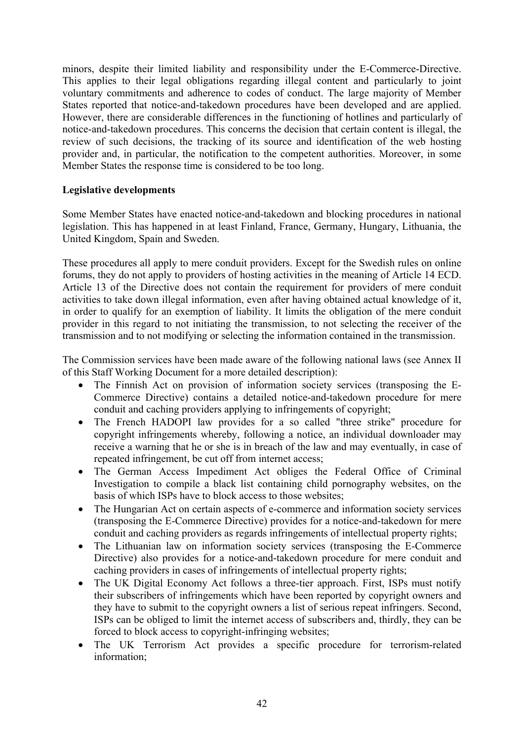minors, despite their limited liability and responsibility under the E-Commerce-Directive. This applies to their legal obligations regarding illegal content and particularly to joint voluntary commitments and adherence to codes of conduct. The large majority of Member States reported that notice-and-takedown procedures have been developed and are applied. However, there are considerable differences in the functioning of hotlines and particularly of notice-and-takedown procedures. This concerns the decision that certain content is illegal, the review of such decisions, the tracking of its source and identification of the web hosting provider and, in particular, the notification to the competent authorities. Moreover, in some Member States the response time is considered to be too long.

**Legislative developments**

Some Member States have enacted notice-and-takedown and blocking procedures in national legislation. This has happened in at least Finland, France, Germany, Hungary, Lithuania, the United Kingdom, Spain and Sweden.

These procedures all apply to mere conduit providers. Except for the Swedish rules on online forums, they do not apply to providers of hosting activities in the meaning of Article 14 ECD. Article 13 of the Directive does not contain the requirement for providers of mere conduit activities to take down illegal information, even after having obtained actual knowledge of it, in order to qualify for an exemption of liability. It limits the obligation of the mere conduit provider in this regard to not initiating the transmission, to not selecting the receiver of the transmission and to not modifying or selecting the information contained in the transmission.

The Commission services have been made aware of the following national laws (see Annex II of this Staff Working Document for a more detailed description):

- The Finnish Act on provision of information society services (transposing the E-Commerce Directive) contains a detailed notice-and-takedown procedure for mere conduit and caching providers applying to infringements of copyright;
- The French HADOPI law provides for a so called "three strike" procedure for copyright infringements whereby, following a notice, an individual downloader may receive a warning that he or she is in breach of the law and may eventually, in case of repeated infringement, be cut off from internet access;
- The German Access Impediment Act obliges the Federal Office of Criminal Investigation to compile a black list containing child pornography websites, on the basis of which ISPs have to block access to those websites;
- The Hungarian Act on certain aspects of e-commerce and information society services (transposing the E-Commerce Directive) provides for a notice-and-takedown for mere conduit and caching providers as regards infringements of intellectual property rights;
- The Lithuanian law on information society services (transposing the E-Commerce Directive) also provides for a notice-and-takedown procedure for mere conduit and caching providers in cases of infringements of intellectual property rights;
- The UK Digital Economy Act follows a three-tier approach. First, ISPs must notify their subscribers of infringements which have been reported by copyright owners and they have to submit to the copyright owners a list of serious repeat infringers. Second, ISPs can be obliged to limit the internet access of subscribers and, thirdly, they can be forced to block access to copyright-infringing websites;
- The UK Terrorism Act provides a specific procedure for terrorism-related information;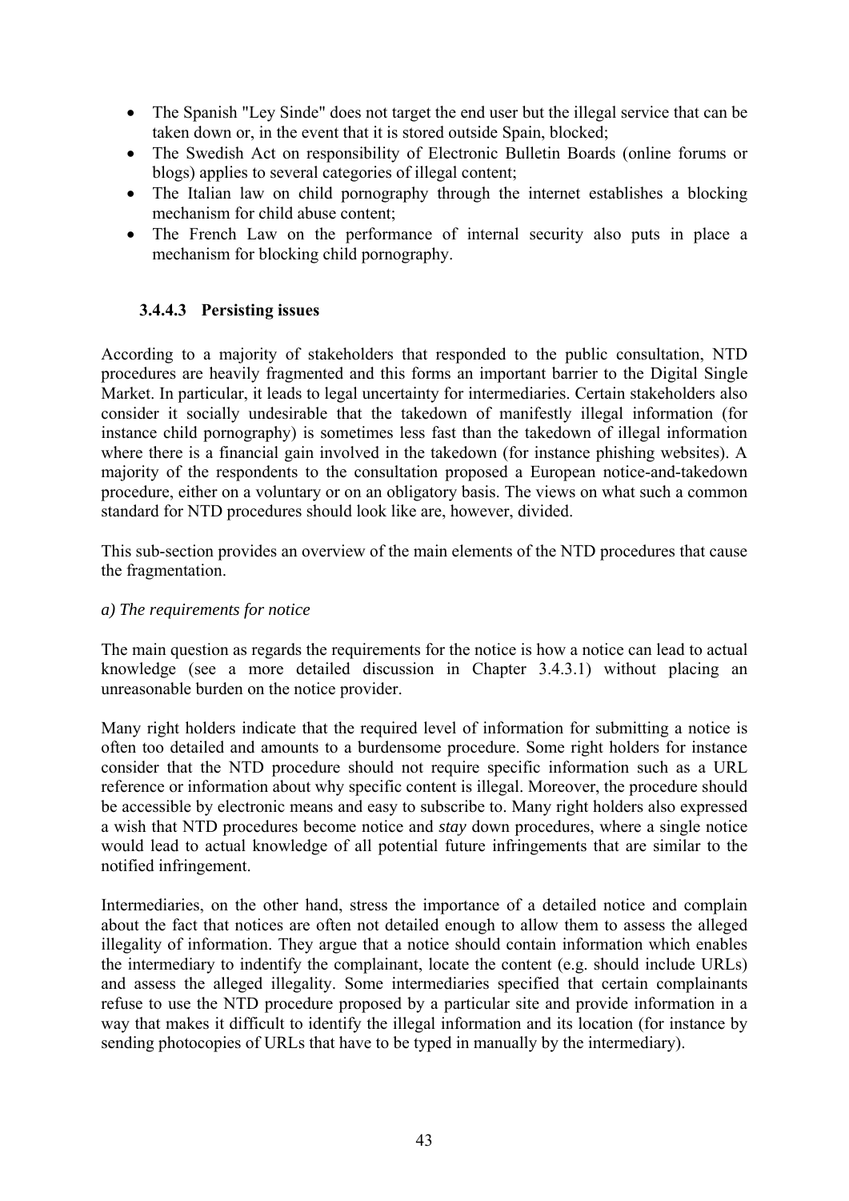- The Spanish "Ley Sinde" does not target the end user but the illegal service that can be taken down or, in the event that it is stored outside Spain, blocked;
- The Swedish Act on responsibility of Electronic Bulletin Boards (online forums or blogs) applies to several categories of illegal content;
- The Italian law on child pornography through the internet establishes a blocking mechanism for child abuse content;
- The French Law on the performance of internal security also puts in place a mechanism for blocking child pornography.

#### 3.4.4.3 Persisting issues

According to a majority of stakeholders that responded to the public consultation, NTD procedures are heavily fragmented and this forms an important barrier to the Digital Single Market. In particular, it leads to legal uncertainty for intermediaries. Certain stakeholders also consider it socially undesirable that the takedown of manifestly illegal information (for instance child pornography) is sometimes less fast than the takedown of illegal information where there is a financial gain involved in the takedown (for instance phishing websites). A majority of the respondents to the consultation proposed a European notice-and-takedown procedure, either on a voluntary or on an obligatory basis. The views on what such a common standard for NTD procedures should look like are, however, divided.

This sub-section provides an overview of the main elements of the NTD procedures that cause the fragmentation.

*a) The requirements for notice*

The main question as regards the requirements for the notice is how a notice can lead to actual knowledge (see a more detailed discussion in Chapter 3.4.3.1) without placing an unreasonable burden on the notice provider.

Many right holders indicate that the required level of information for submitting a notice is often too detailed and amounts to a burdensome procedure. Some right holders for instance consider that the NTD procedure should not require specific information such as a URL reference or information about why specific content is illegal. Moreover, the procedure should be accessible by electronic means and easy to subscribe to. Many right holders also expressed a wish that NTD procedures become notice and *stay* down procedures, where a single notice would lead to actual knowledge of all potential future infringements that are similar to the notified infringement.

Intermediaries, on the other hand, stress the importance of a detailed notice and complain about the fact that notices are often not detailed enough to allow them to assess the alleged illegality of information. They argue that a notice should contain information which enables the intermediary to indentify the complainant, locate the content (e.g. should include URLs) and assess the alleged illegality. Some intermediaries specified that certain complainants refuse to use the NTD procedure proposed by a particular site and provide information in a way that makes it difficult to identify the illegal information and its location (for instance by sending photocopies of URLs that have to be typed in manually by the intermediary).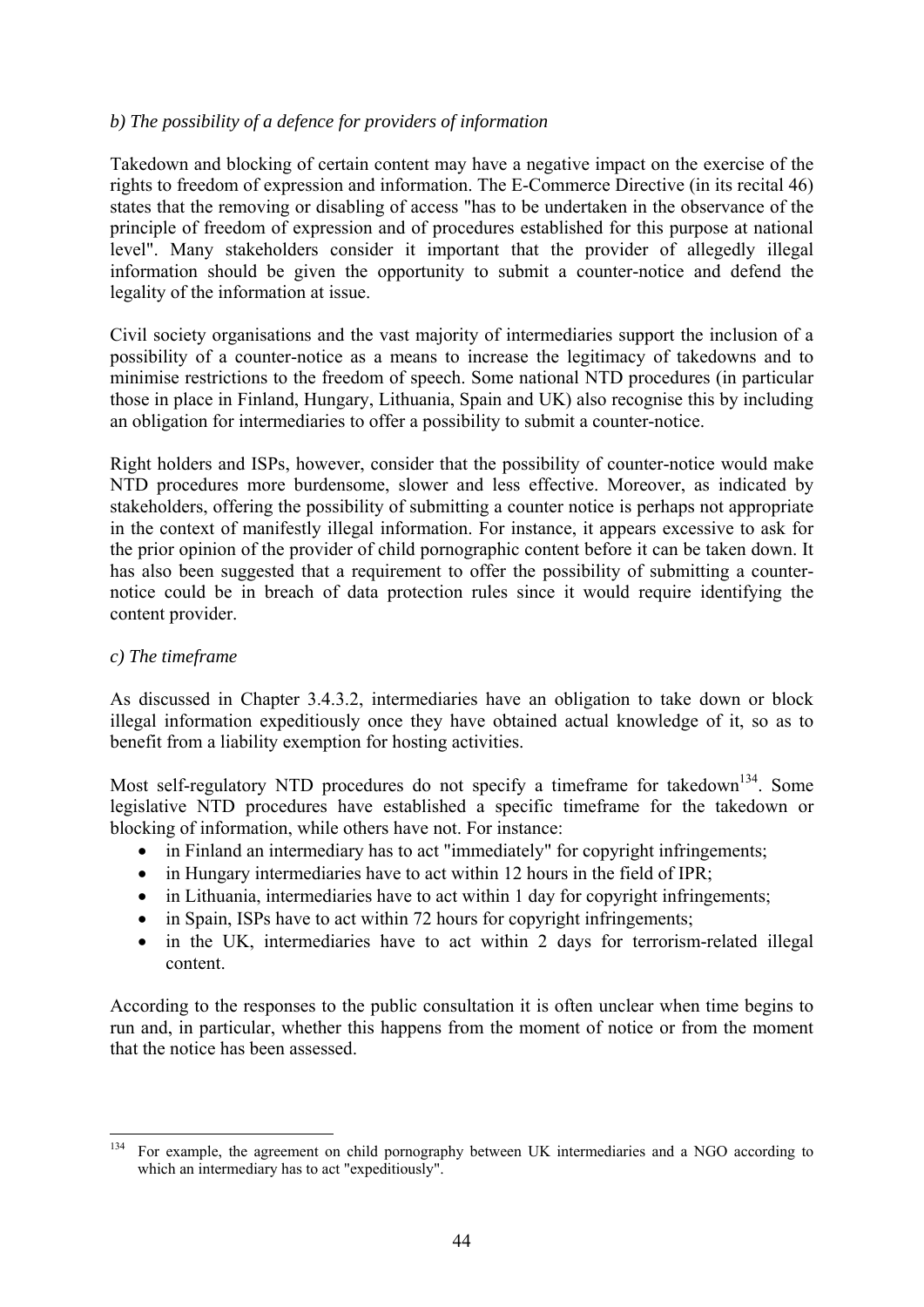*b) The possibility of a defence for providers of information*

Takedown and blocking of certain content may have a negative impact on the exercise of the rights to freedom of expression and information. The E-Commerce Directive (in its recital 46) states that the removing or disabling of access "has to be undertaken in the observance of the principle of freedom of expression and of procedures established for this purpose at national level". Many stakeholders consider it important that the provider of allegedly illegal information should be given the opportunity to submit a counter-notice and defend the legality of the information at issue.

Civil society organisations and the vast majority of intermediaries support the inclusion of a possibility of a counter-notice as a means to increase the legitimacy of takedowns and to minimise restrictions to the freedom of speech. Some national NTD procedures (in particular those in place in Finland, Hungary, Lithuania, Spain and UK) also recognise this by including an obligation for intermediaries to offer a possibility to submit a counter-notice.

Right holders and ISPs, however, consider that the possibility of counter-notice would make NTD procedures more burdensome, slower and less effective. Moreover, as indicated by stakeholders, offering the possibility of submitting a counter notice is perhaps not appropriate in the context of manifestly illegal information. For instance, it appears excessive to ask for the prior opinion of the provider of child pornographic content before it can be taken down. It has also been suggested that a requirement to offer the possibility of submitting a counter-notice could be in breach of data protection rules since it would require identifying the content provider.

*c) The timeframe*

As discussed in Chapter 3.4.3.2, intermediaries have an obligation to take down or block illegal information expeditiously once they have obtained actual knowledge of it, so as to benefit from a liability exemption for hosting activities.

Most self-regulatory NTD procedures do not specify a timeframe for takedown[134]. Some legislative NTD procedures have established a specific timeframe for the takedown or blocking of information, while others have not. For instance:

- in Finland an intermediary has to act "immediately" for copyright infringements;
- in Hungary intermediaries have to act within 12 hours in the field of IPR;
- in Lithuania, intermediaries have to act within 1 day for copyright infringements;
- in Spain, ISPs have to act within 72 hours for copyright infringements;
- in the UK, intermediaries have to act within 2 days for terrorism-related illegal content.

According to the responses to the public consultation it is often unclear when time begins to run and, in particular, whether this happens from the moment of notice or from the moment that the notice has been assessed.

---

[134] For example, the agreement on child pornography between UK intermediaries and a NGO according to which an intermediary has to act "expeditiously".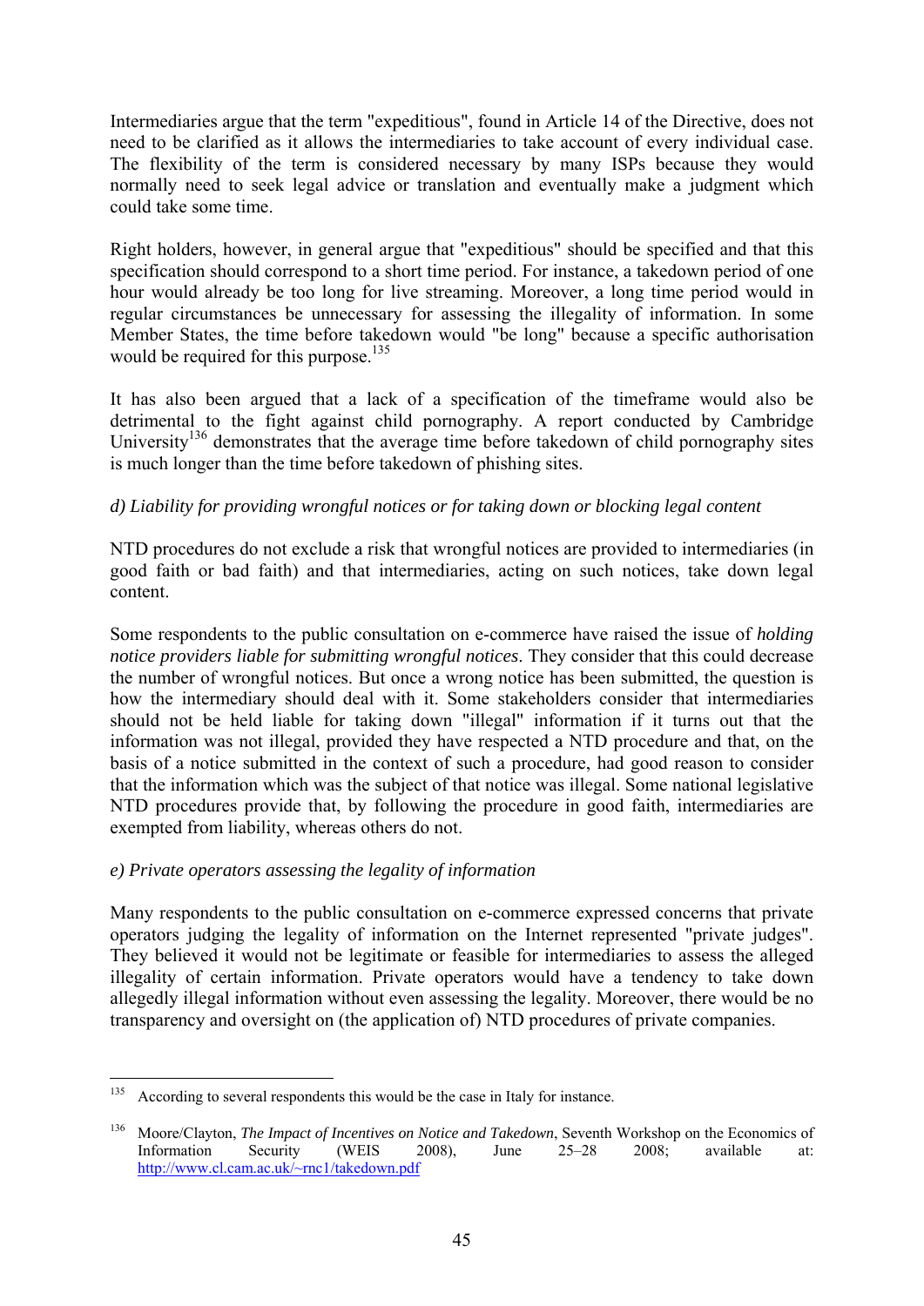Intermediaries argue that the term "expeditious", found in Article 14 of the Directive, does not need to be clarified as it allows the intermediaries to take account of every individual case. The flexibility of the term is considered necessary by many ISPs because they would normally need to seek legal advice or translation and eventually make a judgment which could take some time.

Right holders, however, in general argue that "expeditious" should be specified and that this specification should correspond to a short time period. For instance, a takedown period of one hour would already be too long for live streaming. Moreover, a long time period would in regular circumstances be unnecessary for assessing the illegality of information. In some Member States, the time before takedown would "be long" because a specific authorisation would be required for this purpose.[135]

It has also been argued that a lack of a specification of the timeframe would also be detrimental to the fight against child pornography. A report conducted by Cambridge University[136] demonstrates that the average time before takedown of child pornography sites is much longer than the time before takedown of phishing sites.

*d) Liability for providing wrongful notices or for taking down or blocking legal content*

NTD procedures do not exclude a risk that wrongful notices are provided to intermediaries (in good faith or bad faith) and that intermediaries, acting on such notices, take down legal content.

Some respondents to the public consultation on e-commerce have raised the issue of *holding notice providers liable for submitting wrongful notices*. They consider that this could decrease the number of wrongful notices. But once a wrong notice has been submitted, the question is how the intermediary should deal with it. Some stakeholders consider that intermediaries should not be held liable for taking down "illegal" information if it turns out that the information was not illegal, provided they have respected a NTD procedure and that, on the basis of a notice submitted in the context of such a procedure, had good reason to consider that the information which was the subject of that notice was illegal. Some national legislative NTD procedures provide that, by following the procedure in good faith, intermediaries are exempted from liability, whereas others do not.

*e) Private operators assessing the legality of information*

Many respondents to the public consultation on e-commerce expressed concerns that private operators judging the legality of information on the Internet represented "private judges". They believed it would not be legitimate or feasible for intermediaries to assess the alleged illegality of certain information. Private operators would have a tendency to take down allegedly illegal information without even assessing the legality. Moreover, there would be no transparency and oversight on (the application of) NTD procedures of private companies.

---

[135] According to several respondents this would be the case in Italy for instance.

[136] Moore/Clayton, *The Impact of Incentives on Notice and Takedown*, Seventh Workshop on the Economics of Information Security (WEIS 2008), June 25–28 2008; available at: http://www.cl.cam.ac.uk/~rnc1/takedown.pdf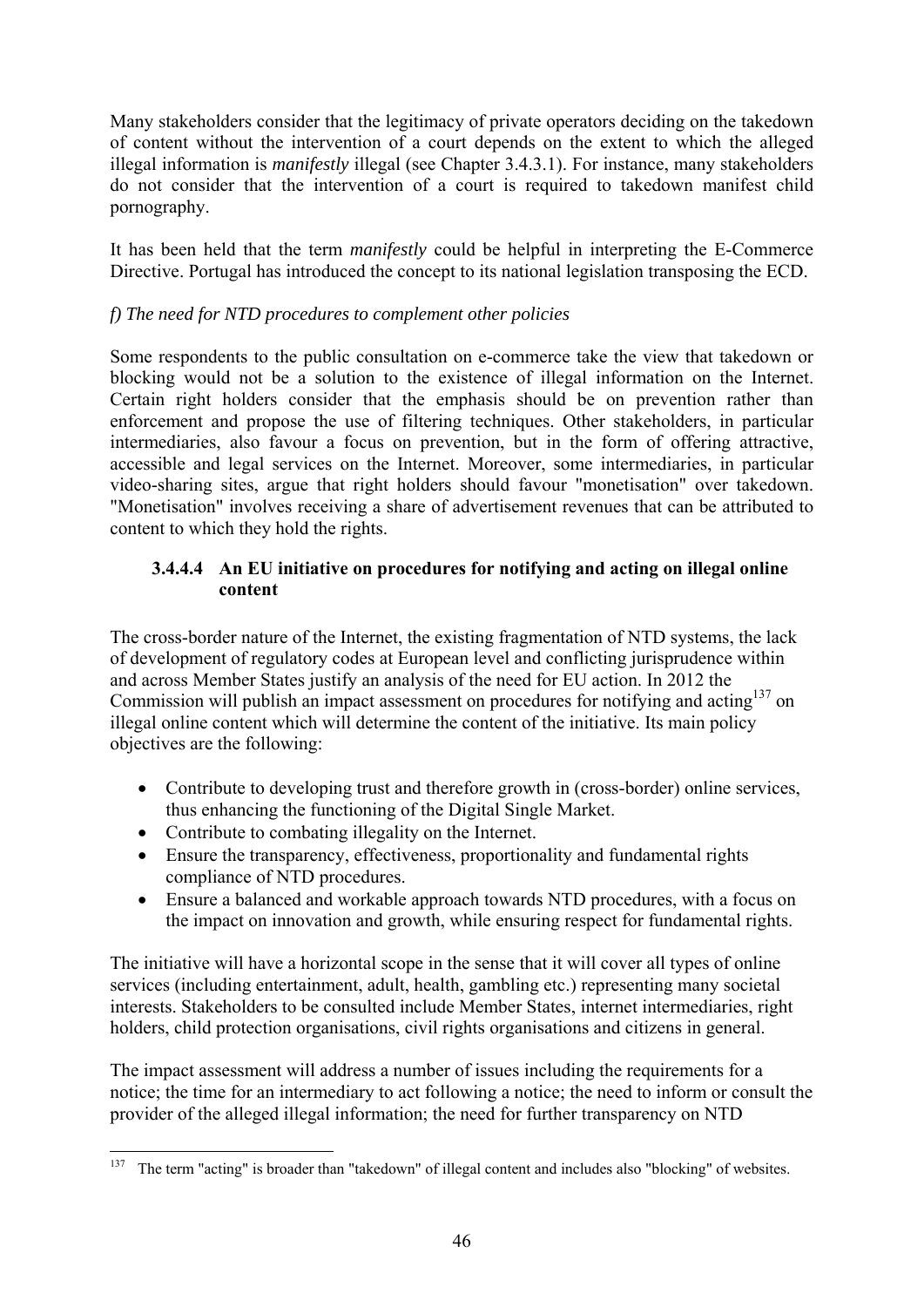Many stakeholders consider that the legitimacy of private operators deciding on the takedown of content without the intervention of a court depends on the extent to which the alleged illegal information is *manifestly* illegal (see Chapter 3.4.3.1). For instance, many stakeholders do not consider that the intervention of a court is required to takedown manifest child pornography.

It has been held that the term *manifestly* could be helpful in interpreting the E-Commerce Directive. Portugal has introduced the concept to its national legislation transposing the ECD.

*f) The need for NTD procedures to complement other policies*

Some respondents to the public consultation on e-commerce take the view that takedown or blocking would not be a solution to the existence of illegal information on the Internet. Certain right holders consider that the emphasis should be on prevention rather than enforcement and propose the use of filtering techniques. Other stakeholders, in particular intermediaries, also favour a focus on prevention, but in the form of offering attractive, accessible and legal services on the Internet. Moreover, some intermediaries, in particular video-sharing sites, argue that right holders should favour "monetisation" over takedown. "Monetisation" involves receiving a share of advertisement revenues that can be attributed to content to which they hold the rights.

#### 3.4.4.4 An EU initiative on procedures for notifying and acting on illegal online content

The cross-border nature of the Internet, the existing fragmentation of NTD systems, the lack of development of regulatory codes at European level and conflicting jurisprudence within and across Member States justify an analysis of the need for EU action. In 2012 the Commission will publish an impact assessment on procedures for notifying and acting[137] on illegal online content which will determine the content of the initiative. Its main policy objectives are the following:

- Contribute to developing trust and therefore growth in (cross-border) online services, thus enhancing the functioning of the Digital Single Market.
- Contribute to combating illegality on the Internet.
- Ensure the transparency, effectiveness, proportionality and fundamental rights compliance of NTD procedures.
- Ensure a balanced and workable approach towards NTD procedures, with a focus on the impact on innovation and growth, while ensuring respect for fundamental rights.

The initiative will have a horizontal scope in the sense that it will cover all types of online services (including entertainment, adult, health, gambling etc.) representing many societal interests. Stakeholders to be consulted include Member States, internet intermediaries, right holders, child protection organisations, civil rights organisations and citizens in general.

The impact assessment will address a number of issues including the requirements for a notice; the time for an intermediary to act following a notice; the need to inform or consult the provider of the alleged illegal information; the need for further transparency on NTD

[137] The term "acting" is broader than "takedown" of illegal content and includes also "blocking" of websites.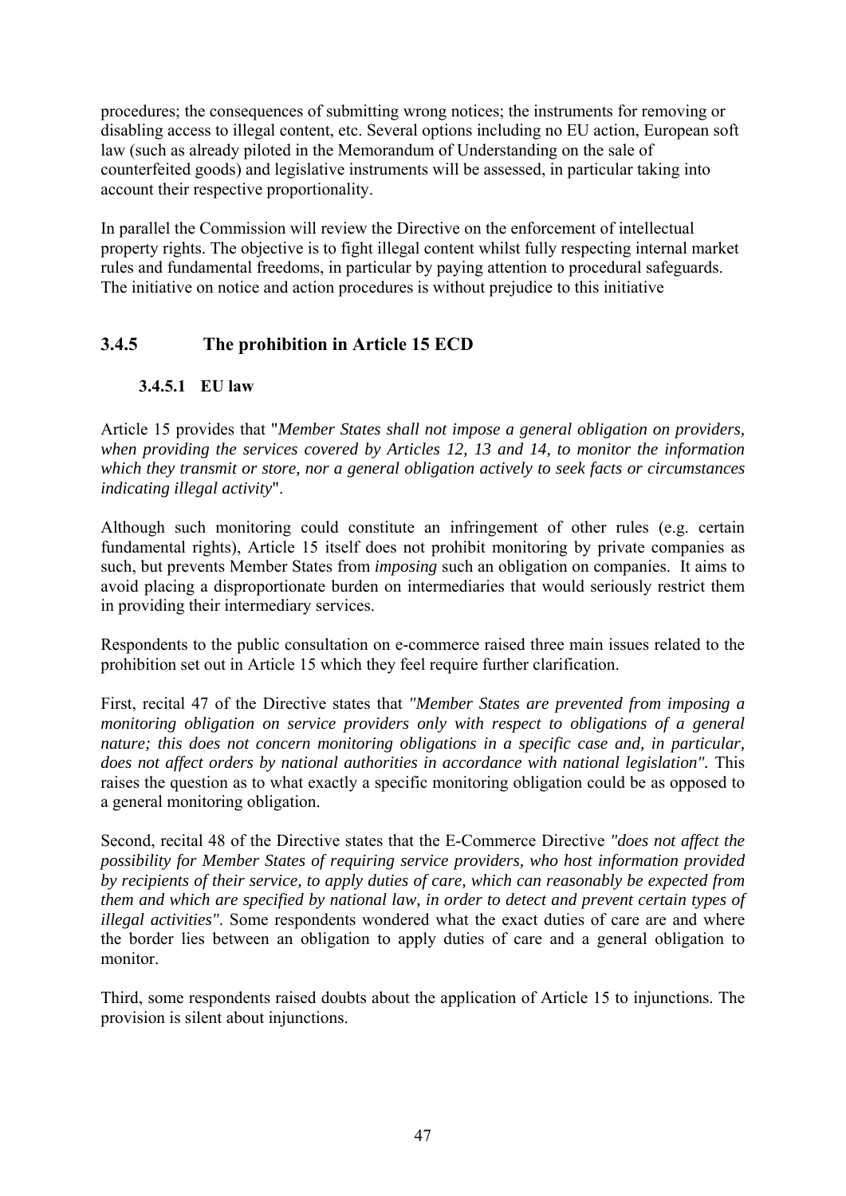procedures; the consequences of submitting wrong notices; the instruments for removing or disabling access to illegal content, etc. Several options including no EU action, European soft law (such as already piloted in the Memorandum of Understanding on the sale of counterfeited goods) and legislative instruments will be assessed, in particular taking into account their respective proportionality.

In parallel the Commission will review the Directive on the enforcement of intellectual property rights. The objective is to fight illegal content whilst fully respecting internal market rules and fundamental freedoms, in particular by paying attention to procedural safeguards. The initiative on notice and action procedures is without prejudice to this initiative

### 3.4.5 The prohibition in Article 15 ECD

#### 3.4.5.1 EU law

Article 15 provides that "*Member States shall not impose a general obligation on providers, when providing the services covered by Articles 12, 13 and 14, to monitor the information which they transmit or store, nor a general obligation actively to seek facts or circumstances indicating illegal activity*".

Although such monitoring could constitute an infringement of other rules (e.g. certain fundamental rights), Article 15 itself does not prohibit monitoring by private companies as such, but prevents Member States from *imposing* such an obligation on companies. It aims to avoid placing a disproportionate burden on intermediaries that would seriously restrict them in providing their intermediary services.

Respondents to the public consultation on e-commerce raised three main issues related to the prohibition set out in Article 15 which they feel require further clarification.

First, recital 47 of the Directive states that *"Member States are prevented from imposing a monitoring obligation on service providers only with respect to obligations of a general nature; this does not concern monitoring obligations in a specific case and, in particular, does not affect orders by national authorities in accordance with national legislation".* This raises the question as to what exactly a specific monitoring obligation could be as opposed to a general monitoring obligation.

Second, recital 48 of the Directive states that the E-Commerce Directive *"does not affect the possibility for Member States of requiring service providers, who host information provided by recipients of their service, to apply duties of care, which can reasonably be expected from them and which are specified by national law, in order to detect and prevent certain types of illegal activities".* Some respondents wondered what the exact duties of care are and where the border lies between an obligation to apply duties of care and a general obligation to monitor.

Third, some respondents raised doubts about the application of Article 15 to injunctions. The provision is silent about injunctions.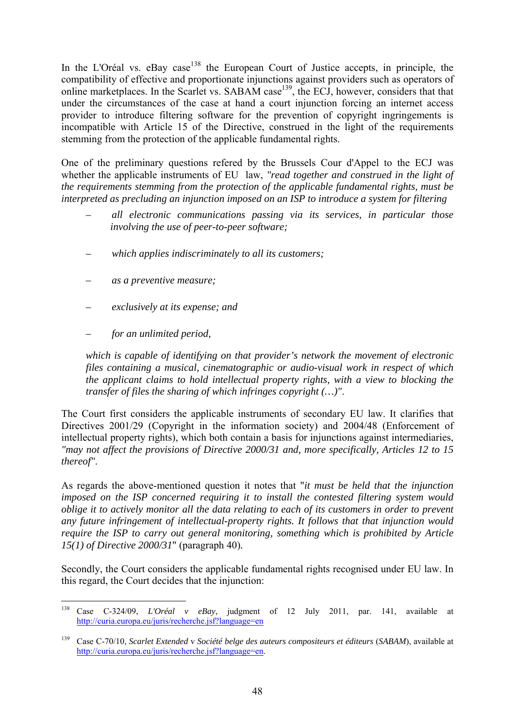In the L'Oréal vs. eBay case[138] the European Court of Justice accepts, in principle, the compatibility of effective and proportionate injunctions against providers such as operators of online marketplaces. In the Scarlet vs. SABAM case[139], the ECJ, however, considers that that under the circumstances of the case at hand a court injunction forcing an internet access provider to introduce filtering software for the prevention of copyright ingringements is incompatible with Article 15 of the Directive, construed in the light of the requirements stemming from the protection of the applicable fundamental rights.

One of the preliminary questions refered by the Brussels Cour d'Appel to the ECJ was whether the applicable instruments of EU law, *"read together and construed in the light of the requirements stemming from the protection of the applicable fundamental rights, must be interpreted as precluding an injunction imposed on an ISP to introduce a system for filtering*

– *all electronic communications passing via its services, in particular those involving the use of peer-to-peer software;*

– *which applies indiscriminately to all its customers;*

– *as a preventive measure;*

– *exclusively at its expense; and*

– *for an unlimited period,*

*which is capable of identifying on that provider's network the movement of electronic files containing a musical, cinematographic or audio-visual work in respect of which the applicant claims to hold intellectual property rights, with a view to blocking the transfer of files the sharing of which infringes copyright (…)"*.

The Court first considers the applicable instruments of secondary EU law. It clarifies that Directives 2001/29 (Copyright in the information society) and 2004/48 (Enforcement of intellectual property rights), which both contain a basis for injunctions against intermediaries, *"may not affect the provisions of Directive 2000/31 and, more specifically, Articles 12 to 15 thereof"*.

As regards the above-mentioned question it notes that "*it must be held that the injunction imposed on the ISP concerned requiring it to install the contested filtering system would oblige it to actively monitor all the data relating to each of its customers in order to prevent any future infringement of intellectual-property rights. It follows that that injunction would require the ISP to carry out general monitoring, something which is prohibited by Article 15(1) of Directive 2000/31*" (paragraph 40).

Secondly, the Court considers the applicable fundamental rights recognised under EU law. In this regard, the Court decides that the injunction:

---

[138] Case C-324/09, *L'Oréal v eBay*, judgment of 12 July 2011, par. 141, available at http://curia.europa.eu/juris/recherche.jsf?language=en

[139] Case C-70/10, *Scarlet Extended* v *Société belge des auteurs compositeurs et éditeurs* (*SABAM*), available at http://curia.europa.eu/juris/recherche.jsf?language=en.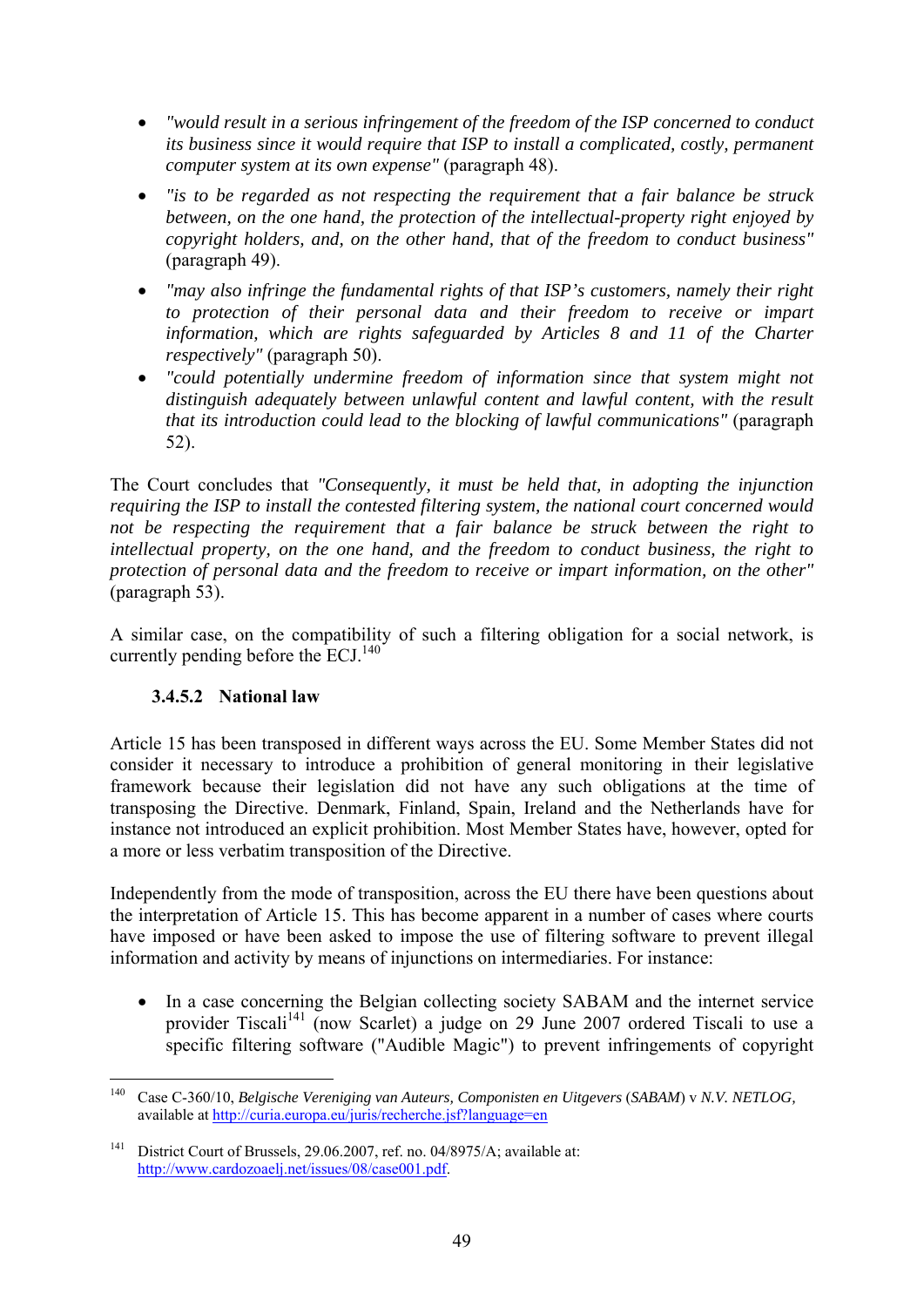- *"would result in a serious infringement of the freedom of the ISP concerned to conduct its business since it would require that ISP to install a complicated, costly, permanent computer system at its own expense"* (paragraph 48).
- *"is to be regarded as not respecting the requirement that a fair balance be struck between, on the one hand, the protection of the intellectual-property right enjoyed by copyright holders, and, on the other hand, that of the freedom to conduct business"* (paragraph 49).
- *"may also infringe the fundamental rights of that ISP's customers, namely their right to protection of their personal data and their freedom to receive or impart information, which are rights safeguarded by Articles 8 and 11 of the Charter respectively"* (paragraph 50).
- *"could potentially undermine freedom of information since that system might not distinguish adequately between unlawful content and lawful content, with the result that its introduction could lead to the blocking of lawful communications"* (paragraph 52).

The Court concludes that *"Consequently, it must be held that, in adopting the injunction requiring the ISP to install the contested filtering system, the national court concerned would not be respecting the requirement that a fair balance be struck between the right to intellectual property, on the one hand, and the freedom to conduct business, the right to protection of personal data and the freedom to receive or impart information, on the other"* (paragraph 53).

A similar case, on the compatibility of such a filtering obligation for a social network, is currently pending before the ECJ.[140]

#### 3.4.5.2 National law

Article 15 has been transposed in different ways across the EU. Some Member States did not consider it necessary to introduce a prohibition of general monitoring in their legislative framework because their legislation did not have any such obligations at the time of transposing the Directive. Denmark, Finland, Spain, Ireland and the Netherlands have for instance not introduced an explicit prohibition. Most Member States have, however, opted for a more or less verbatim transposition of the Directive.

Independently from the mode of transposition, across the EU there have been questions about the interpretation of Article 15. This has become apparent in a number of cases where courts have imposed or have been asked to impose the use of filtering software to prevent illegal information and activity by means of injunctions on intermediaries. For instance:

- In a case concerning the Belgian collecting society SABAM and the internet service provider Tiscali[141] (now Scarlet) a judge on 29 June 2007 ordered Tiscali to use a specific filtering software ("Audible Magic") to prevent infringements of copyright

---

[140] Case C-360/10, *Belgische Vereniging van Auteurs, Componisten en Uitgevers* (*SABAM*) v *N.V. NETLOG*, available at http://curia.europa.eu/juris/recherche.jsf?language=en

[141] District Court of Brussels, 29.06.2007, ref. no. 04/8975/A; available at: http://www.cardozoaelj.net/issues/08/case001.pdf.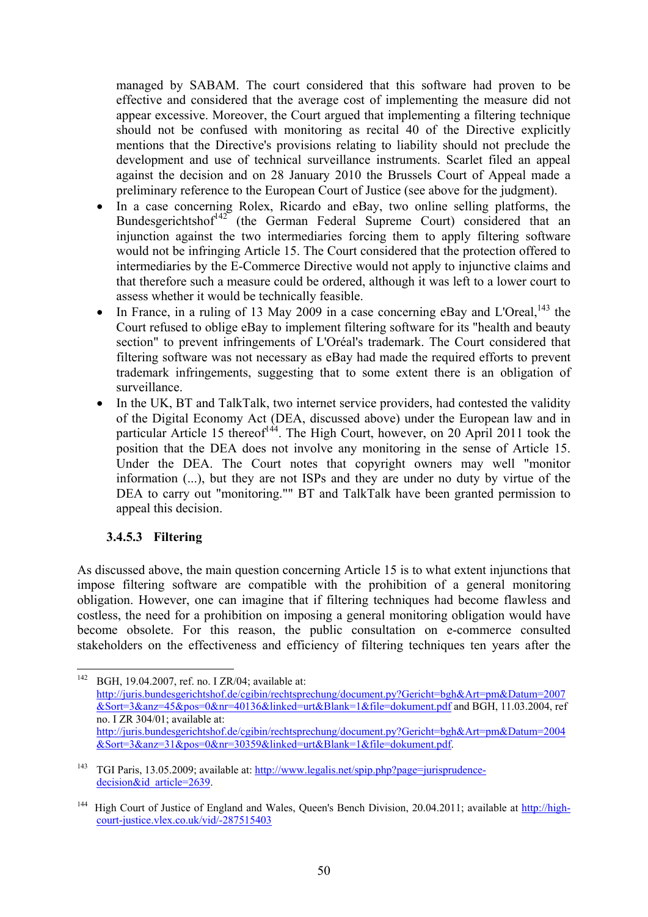managed by SABAM. The court considered that this software had proven to be effective and considered that the average cost of implementing the measure did not appear excessive. Moreover, the Court argued that implementing a filtering technique should not be confused with monitoring as recital 40 of the Directive explicitly mentions that the Directive's provisions relating to liability should not preclude the development and use of technical surveillance instruments. Scarlet filed an appeal against the decision and on 28 January 2010 the Brussels Court of Appeal made a preliminary reference to the European Court of Justice (see above for the judgment).

- In a case concerning Rolex, Ricardo and eBay, two online selling platforms, the Bundesgerichtshof[142] (the German Federal Supreme Court) considered that an injunction against the two intermediaries forcing them to apply filtering software would not be infringing Article 15. The Court considered that the protection offered to intermediaries by the E-Commerce Directive would not apply to injunctive claims and that therefore such a measure could be ordered, although it was left to a lower court to assess whether it would be technically feasible.
- In France, in a ruling of 13 May 2009 in a case concerning eBay and L'Oreal,[143] the Court refused to oblige eBay to implement filtering software for its "health and beauty section" to prevent infringements of L'Oréal's trademark. The Court considered that filtering software was not necessary as eBay had made the required efforts to prevent trademark infringements, suggesting that to some extent there is an obligation of surveillance.
- In the UK, BT and TalkTalk, two internet service providers, had contested the validity of the Digital Economy Act (DEA, discussed above) under the European law and in particular Article 15 thereof[144]. The High Court, however, on 20 April 2011 took the position that the DEA does not involve any monitoring in the sense of Article 15. Under the DEA. The Court notes that copyright owners may well "monitor information (...), but they are not ISPs and they are under no duty by virtue of the DEA to carry out "monitoring."" BT and TalkTalk have been granted permission to appeal this decision.

#### 3.4.5.3 Filtering

As discussed above, the main question concerning Article 15 is to what extent injunctions that impose filtering software are compatible with the prohibition of a general monitoring obligation. However, one can imagine that if filtering techniques had become flawless and costless, the need for a prohibition on imposing a general monitoring obligation would have become obsolete. For this reason, the public consultation on e-commerce consulted stakeholders on the effectiveness and efficiency of filtering techniques ten years after the

---

[142] BGH, 19.04.2007, ref. no. I ZR/04; available at: http://juris.bundesgerichtshof.de/cgibin/rechtsprechung/document.py?Gericht=bgh&Art=pm&Datum=2007&Sort=3&anz=45&pos=0&nr=40136&linked=urt&Blank=1&file=dokument.pdf and BGH, 11.03.2004, ref no. I ZR 304/01; available at: http://juris.bundesgerichtshof.de/cgibin/rechtsprechung/document.py?Gericht=bgh&Art=pm&Datum=2004&Sort=3&anz=31&pos=0&nr=30359&linked=urt&Blank=1&file=dokument.pdf.

[143] TGI Paris, 13.05.2009; available at: http://www.legalis.net/spip.php?page=jurisprudence-decision&id_article=2639.

[144] High Court of Justice of England and Wales, Queen's Bench Division, 20.04.2011; available at http://high-court-justice.vlex.co.uk/vid/-287515403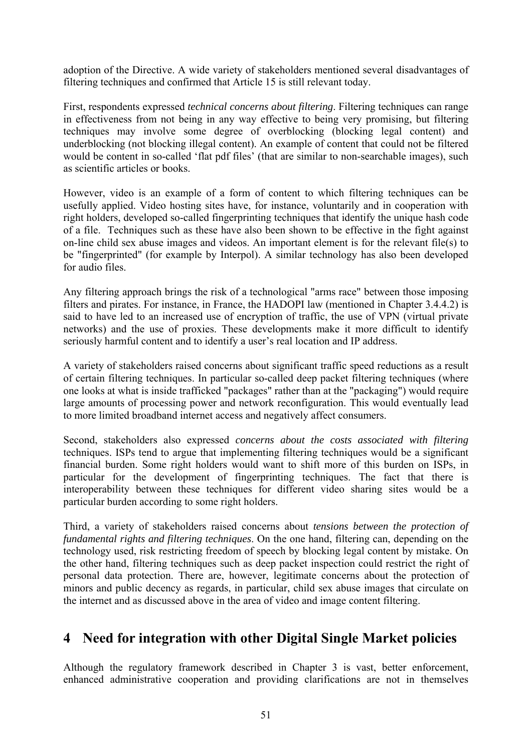adoption of the Directive. A wide variety of stakeholders mentioned several disadvantages of filtering techniques and confirmed that Article 15 is still relevant today.

First, respondents expressed *technical concerns about filtering*. Filtering techniques can range in effectiveness from not being in any way effective to being very promising, but filtering techniques may involve some degree of overblocking (blocking legal content) and underblocking (not blocking illegal content). An example of content that could not be filtered would be content in so-called 'flat pdf files' (that are similar to non-searchable images), such as scientific articles or books.

However, video is an example of a form of content to which filtering techniques can be usefully applied. Video hosting sites have, for instance, voluntarily and in cooperation with right holders, developed so-called fingerprinting techniques that identify the unique hash code of a file. Techniques such as these have also been shown to be effective in the fight against on-line child sex abuse images and videos. An important element is for the relevant file(s) to be "fingerprinted" (for example by Interpol). A similar technology has also been developed for audio files.

Any filtering approach brings the risk of a technological "arms race" between those imposing filters and pirates. For instance, in France, the HADOPI law (mentioned in Chapter 3.4.4.2) is said to have led to an increased use of encryption of traffic, the use of VPN (virtual private networks) and the use of proxies. These developments make it more difficult to identify seriously harmful content and to identify a user's real location and IP address.

A variety of stakeholders raised concerns about significant traffic speed reductions as a result of certain filtering techniques. In particular so-called deep packet filtering techniques (where one looks at what is inside trafficked "packages" rather than at the "packaging") would require large amounts of processing power and network reconfiguration. This would eventually lead to more limited broadband internet access and negatively affect consumers.

Second, stakeholders also expressed *concerns about the costs associated with filtering* techniques. ISPs tend to argue that implementing filtering techniques would be a significant financial burden. Some right holders would want to shift more of this burden on ISPs, in particular for the development of fingerprinting techniques. The fact that there is interoperability between these techniques for different video sharing sites would be a particular burden according to some right holders.

Third, a variety of stakeholders raised concerns about *tensions between the protection of fundamental rights and filtering techniques*. On the one hand, filtering can, depending on the technology used, risk restricting freedom of speech by blocking legal content by mistake. On the other hand, filtering techniques such as deep packet inspection could restrict the right of personal data protection. There are, however, legitimate concerns about the protection of minors and public decency as regards, in particular, child sex abuse images that circulate on the internet and as discussed above in the area of video and image content filtering.

# 4 Need for integration with other Digital Single Market policies

Although the regulatory framework described in Chapter 3 is vast, better enforcement, enhanced administrative cooperation and providing clarifications are not in themselves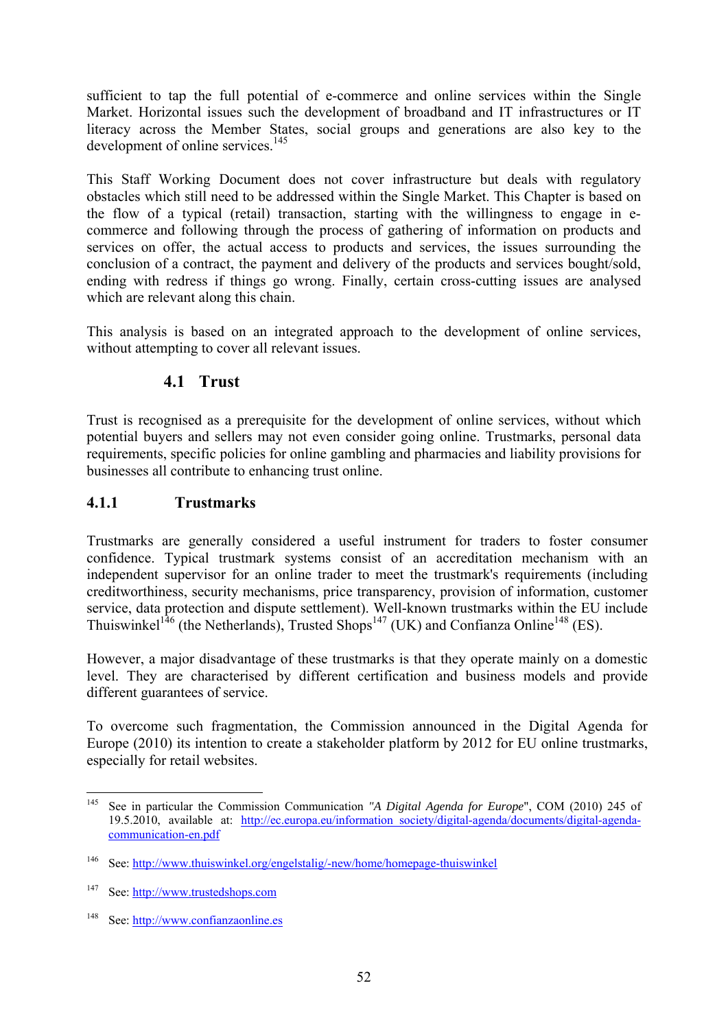sufficient to tap the full potential of e-commerce and online services within the Single Market. Horizontal issues such the development of broadband and IT infrastructures or IT literacy across the Member States, social groups and generations are also key to the development of online services.[145]

This Staff Working Document does not cover infrastructure but deals with regulatory obstacles which still need to be addressed within the Single Market. This Chapter is based on the flow of a typical (retail) transaction, starting with the willingness to engage in e-commerce and following through the process of gathering of information on products and services on offer, the actual access to products and services, the issues surrounding the conclusion of a contract, the payment and delivery of the products and services bought/sold, ending with redress if things go wrong. Finally, certain cross-cutting issues are analysed which are relevant along this chain.

This analysis is based on an integrated approach to the development of online services, without attempting to cover all relevant issues.

## 4.1 Trust

Trust is recognised as a prerequisite for the development of online services, without which potential buyers and sellers may not even consider going online. Trustmarks, personal data requirements, specific policies for online gambling and pharmacies and liability provisions for businesses all contribute to enhancing trust online.

### 4.1.1 Trustmarks

Trustmarks are generally considered a useful instrument for traders to foster consumer confidence. Typical trustmark systems consist of an accreditation mechanism with an independent supervisor for an online trader to meet the trustmark's requirements (including creditworthiness, security mechanisms, price transparency, provision of information, customer service, data protection and dispute settlement). Well-known trustmarks within the EU include Thuiswinkel[146] (the Netherlands), Trusted Shops[147] (UK) and Confianza Online[148] (ES).

However, a major disadvantage of these trustmarks is that they operate mainly on a domestic level. They are characterised by different certification and business models and provide different guarantees of service.

To overcome such fragmentation, the Commission announced in the Digital Agenda for Europe (2010) its intention to create a stakeholder platform by 2012 for EU online trustmarks, especially for retail websites.

---

[145] See in particular the Commission Communication *"A Digital Agenda for Europe*", COM (2010) 245 of 19.5.2010, available at: http://ec.europa.eu/information_society/digital-agenda/documents/digital-agenda-communication-en.pdf

[146] See: http://www.thuiswinkel.org/engelstalig/-new/home/homepage-thuiswinkel

[147] See: http://www.trustedshops.com

[148] See: http://www.confianzaonline.es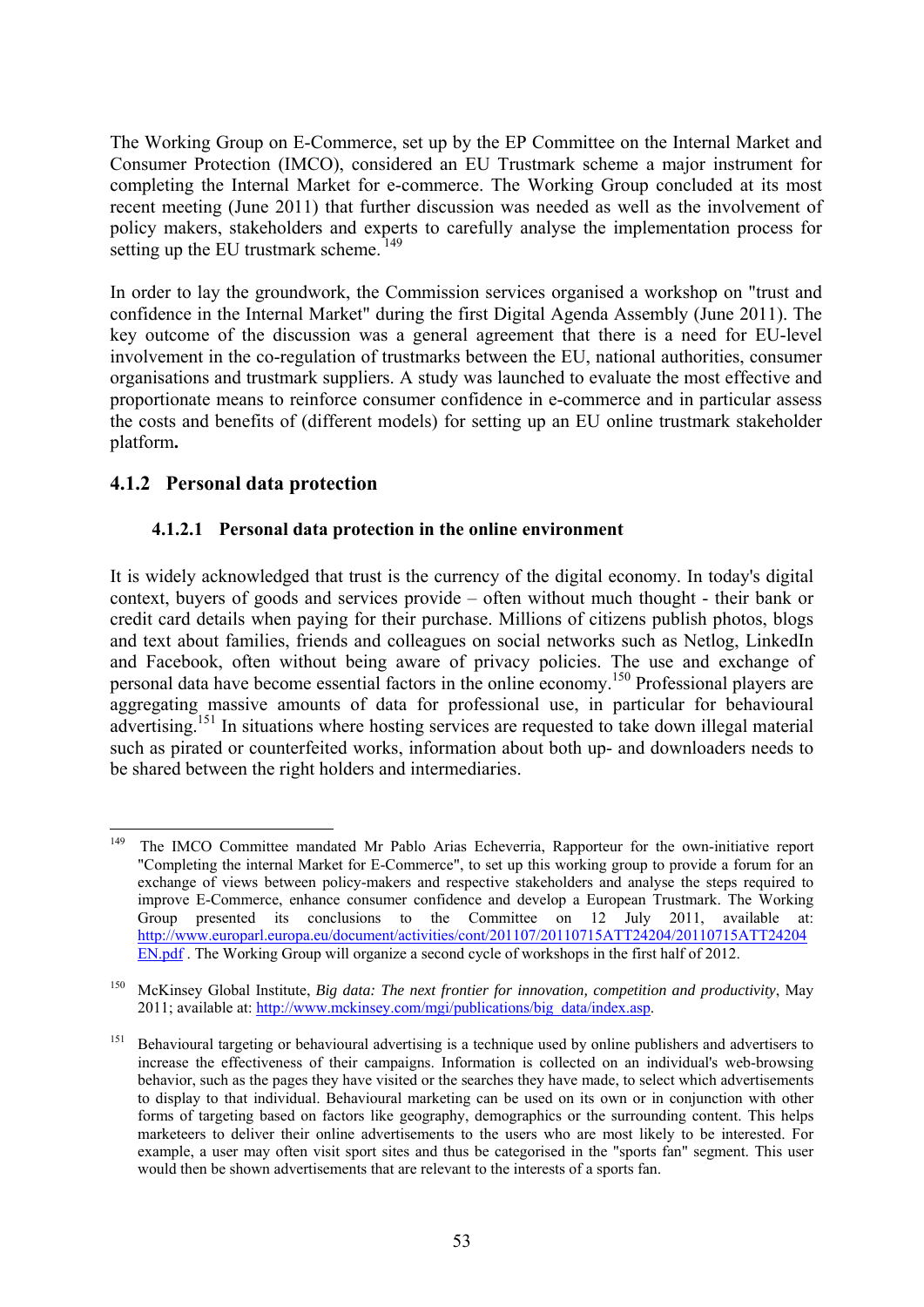The Working Group on E-Commerce, set up by the EP Committee on the Internal Market and Consumer Protection (IMCO), considered an EU Trustmark scheme a major instrument for completing the Internal Market for e-commerce. The Working Group concluded at its most recent meeting (June 2011) that further discussion was needed as well as the involvement of policy makers, stakeholders and experts to carefully analyse the implementation process for setting up the EU trustmark scheme. [149]

In order to lay the groundwork, the Commission services organised a workshop on "trust and confidence in the Internal Market" during the first Digital Agenda Assembly (June 2011). The key outcome of the discussion was a general agreement that there is a need for EU-level involvement in the co-regulation of trustmarks between the EU, national authorities, consumer organisations and trustmark suppliers. A study was launched to evaluate the most effective and proportionate means to reinforce consumer confidence in e-commerce and in particular assess the costs and benefits of (different models) for setting up an EU online trustmark stakeholder platform**.**

### 4.1.2 Personal data protection

#### 4.1.2.1 Personal data protection in the online environment

It is widely acknowledged that trust is the currency of the digital economy. In today's digital context, buyers of goods and services provide – often without much thought - their bank or credit card details when paying for their purchase. Millions of citizens publish photos, blogs and text about families, friends and colleagues on social networks such as Netlog, LinkedIn and Facebook, often without being aware of privacy policies. The use and exchange of personal data have become essential factors in the online economy.[150] Professional players are aggregating massive amounts of data for professional use, in particular for behavioural advertising.[151] In situations where hosting services are requested to take down illegal material such as pirated or counterfeited works, information about both up- and downloaders needs to be shared between the right holders and intermediaries.

---

[149] The IMCO Committee mandated Mr Pablo Arias Echeverria, Rapporteur for the own-initiative report "Completing the internal Market for E-Commerce", to set up this working group to provide a forum for an exchange of views between policy-makers and respective stakeholders and analyse the steps required to improve E-Commerce, enhance consumer confidence and develop a European Trustmark. The Working Group presented its conclusions to the Committee on 12 July 2011, available at: http://www.europarl.europa.eu/document/activities/cont/201107/20110715ATT24204/20110715ATT24204EN.pdf . The Working Group will organize a second cycle of workshops in the first half of 2012.

[150] McKinsey Global Institute, *Big data: The next frontier for innovation, competition and productivity*, May 2011; available at: http://www.mckinsey.com/mgi/publications/big_data/index.asp.

[151] Behavioural targeting or behavioural advertising is a technique used by online publishers and advertisers to increase the effectiveness of their campaigns. Information is collected on an individual's web-browsing behavior, such as the pages they have visited or the searches they have made, to select which advertisements to display to that individual. Behavioural marketing can be used on its own or in conjunction with other forms of targeting based on factors like geography, demographics or the surrounding content. This helps marketeers to deliver their online advertisements to the users who are most likely to be interested. For example, a user may often visit sport sites and thus be categorised in the "sports fan" segment. This user would then be shown advertisements that are relevant to the interests of a sports fan.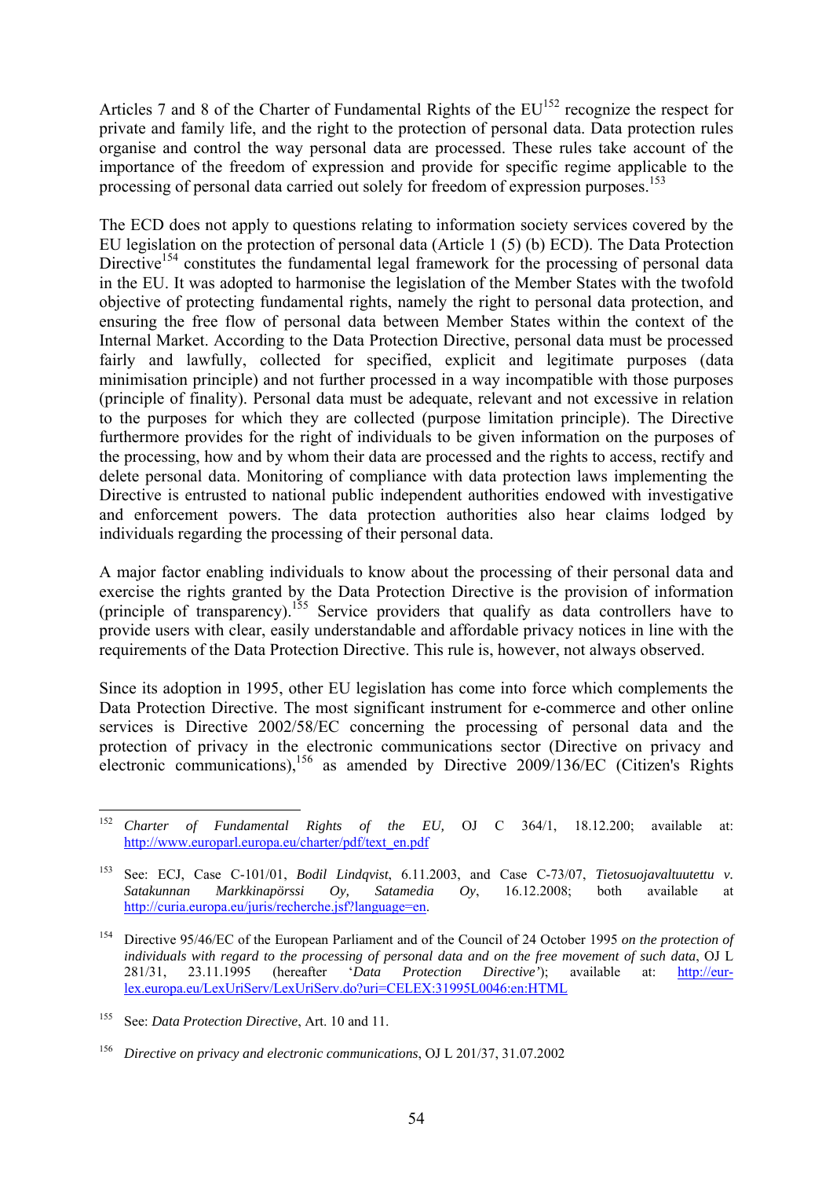Articles 7 and 8 of the Charter of Fundamental Rights of the EU[152] recognize the respect for private and family life, and the right to the protection of personal data. Data protection rules organise and control the way personal data are processed. These rules take account of the importance of the freedom of expression and provide for specific regime applicable to the processing of personal data carried out solely for freedom of expression purposes.[153]

The ECD does not apply to questions relating to information society services covered by the EU legislation on the protection of personal data (Article 1 (5) (b) ECD). The Data Protection Directive[154] constitutes the fundamental legal framework for the processing of personal data in the EU. It was adopted to harmonise the legislation of the Member States with the twofold objective of protecting fundamental rights, namely the right to personal data protection, and ensuring the free flow of personal data between Member States within the context of the Internal Market. According to the Data Protection Directive, personal data must be processed fairly and lawfully, collected for specified, explicit and legitimate purposes (data minimisation principle) and not further processed in a way incompatible with those purposes (principle of finality). Personal data must be adequate, relevant and not excessive in relation to the purposes for which they are collected (purpose limitation principle). The Directive furthermore provides for the right of individuals to be given information on the purposes of the processing, how and by whom their data are processed and the rights to access, rectify and delete personal data. Monitoring of compliance with data protection laws implementing the Directive is entrusted to national public independent authorities endowed with investigative and enforcement powers. The data protection authorities also hear claims lodged by individuals regarding the processing of their personal data.

A major factor enabling individuals to know about the processing of their personal data and exercise the rights granted by the Data Protection Directive is the provision of information (principle of transparency).[155] Service providers that qualify as data controllers have to provide users with clear, easily understandable and affordable privacy notices in line with the requirements of the Data Protection Directive. This rule is, however, not always observed.

Since its adoption in 1995, other EU legislation has come into force which complements the Data Protection Directive. The most significant instrument for e-commerce and other online services is Directive 2002/58/EC concerning the processing of personal data and the protection of privacy in the electronic communications sector (Directive on privacy and electronic communications),[156] as amended by Directive 2009/136/EC (Citizen's Rights

---

[152] *Charter of Fundamental Rights of the EU,* OJ C 364/1, 18.12.200; available at: http://www.europarl.europa.eu/charter/pdf/text_en.pdf

[153] See: ECJ, Case C-101/01, *Bodil Lindqvist*, 6.11.2003, and Case C-73/07, *Tietosuojavaltuutettu v. Satakunnan Markkinapörssi Oy, Satamedia Oy*, 16.12.2008; both available at http://curia.europa.eu/juris/recherche.jsf?language=en.

[154] Directive 95/46/EC of the European Parliament and of the Council of 24 October 1995 *on the protection of individuals with regard to the processing of personal data and on the free movement of such data*, OJ L 281/31, 23.11.1995 (hereafter '*Data Protection Directive'*); available at: http://eur-lex.europa.eu/LexUriServ/LexUriServ.do?uri=CELEX:31995L0046:en:HTML

[155] See: *Data Protection Directive*, Art. 10 and 11.

[156] *Directive on privacy and electronic communications*, OJ L 201/37, 31.07.2002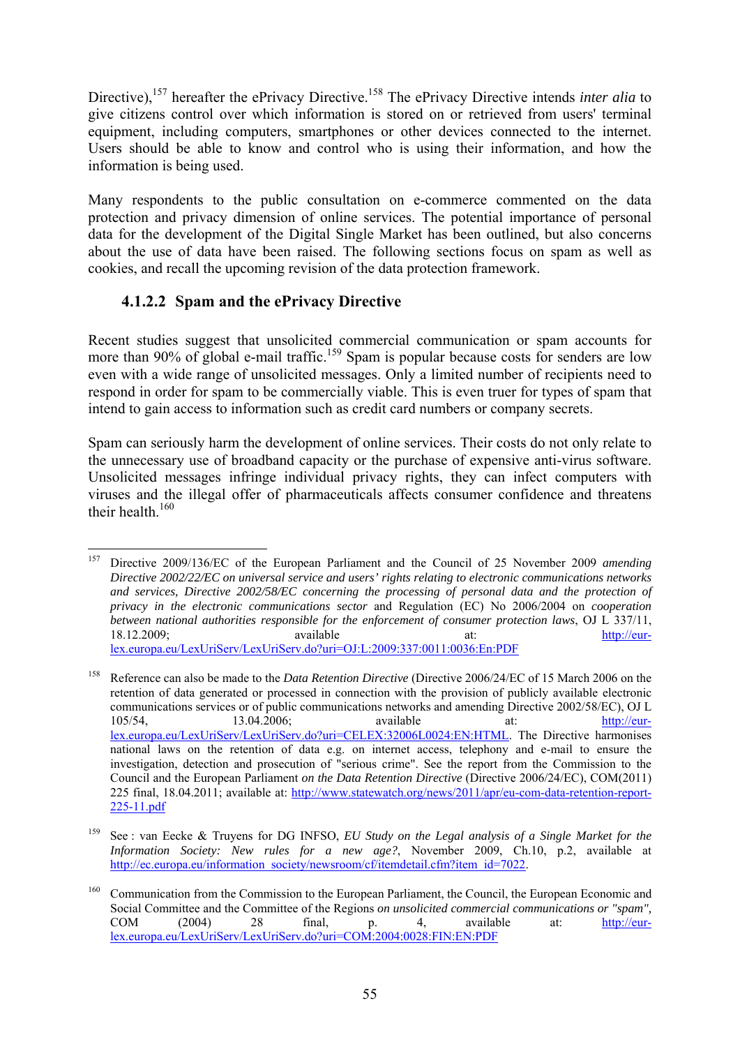Directive),[157] hereafter the ePrivacy Directive.[158] The ePrivacy Directive intends *inter alia* to give citizens control over which information is stored on or retrieved from users' terminal equipment, including computers, smartphones or other devices connected to the internet. Users should be able to know and control who is using their information, and how the information is being used.

Many respondents to the public consultation on e-commerce commented on the data protection and privacy dimension of online services. The potential importance of personal data for the development of the Digital Single Market has been outlined, but also concerns about the use of data have been raised. The following sections focus on spam as well as cookies, and recall the upcoming revision of the data protection framework.

#### 4.1.2.2 Spam and the ePrivacy Directive

Recent studies suggest that unsolicited commercial communication or spam accounts for more than 90% of global e-mail traffic.[159] Spam is popular because costs for senders are low even with a wide range of unsolicited messages. Only a limited number of recipients need to respond in order for spam to be commercially viable. This is even truer for types of spam that intend to gain access to information such as credit card numbers or company secrets.

Spam can seriously harm the development of online services. Their costs do not only relate to the unnecessary use of broadband capacity or the purchase of expensive anti-virus software. Unsolicited messages infringe individual privacy rights, they can infect computers with viruses and the illegal offer of pharmaceuticals affects consumer confidence and threatens their health.[160]

---

[157] Directive 2009/136/EC of the European Parliament and the Council of 25 November 2009 *amending Directive 2002/22/EC on universal service and users' rights relating to electronic communications networks and services, Directive 2002/58/EC concerning the processing of personal data and the protection of privacy in the electronic communications sector* and Regulation (EC) No 2006/2004 on *cooperation between national authorities responsible for the enforcement of consumer protection laws*, OJ L 337/11, 18.12.2009; available at: http://eur-lex.europa.eu/LexUriServ/LexUriServ.do?uri=OJ:L:2009:337:0011:0036:En:PDF

[158] Reference can also be made to the *Data Retention Directive* (Directive 2006/24/EC of 15 March 2006 on the retention of data generated or processed in connection with the provision of publicly available electronic communications services or of public communications networks and amending Directive 2002/58/EC), OJ L 105/54, 13.04.2006; available at: http://eur-lex.europa.eu/LexUriServ/LexUriServ.do?uri=CELEX:32006L0024:EN:HTML. The Directive harmonises national laws on the retention of data e.g. on internet access, telephony and e-mail to ensure the investigation, detection and prosecution of "serious crime". See the report from the Commission to the Council and the European Parliament *on the Data Retention Directive* (Directive 2006/24/EC), COM(2011) 225 final, 18.04.2011; available at: http://www.statewatch.org/news/2011/apr/eu-com-data-retention-report-225-11.pdf

[159] See : van Eecke & Truyens for DG INFSO, *EU Study on the Legal analysis of a Single Market for the Information Society: New rules for a new age?*, November 2009, Ch.10, p.2, available at http://ec.europa.eu/information_society/newsroom/cf/itemdetail.cfm?item_id=7022.

[160] Communication from the Commission to the European Parliament, the Council, the European Economic and Social Committee and the Committee of the Regions *on unsolicited commercial communications or "spam"*, COM (2004) 28 final, p. 4, available at: http://eur-lex.europa.eu/LexUriServ/LexUriServ.do?uri=COM:2004:0028:FIN:EN:PDF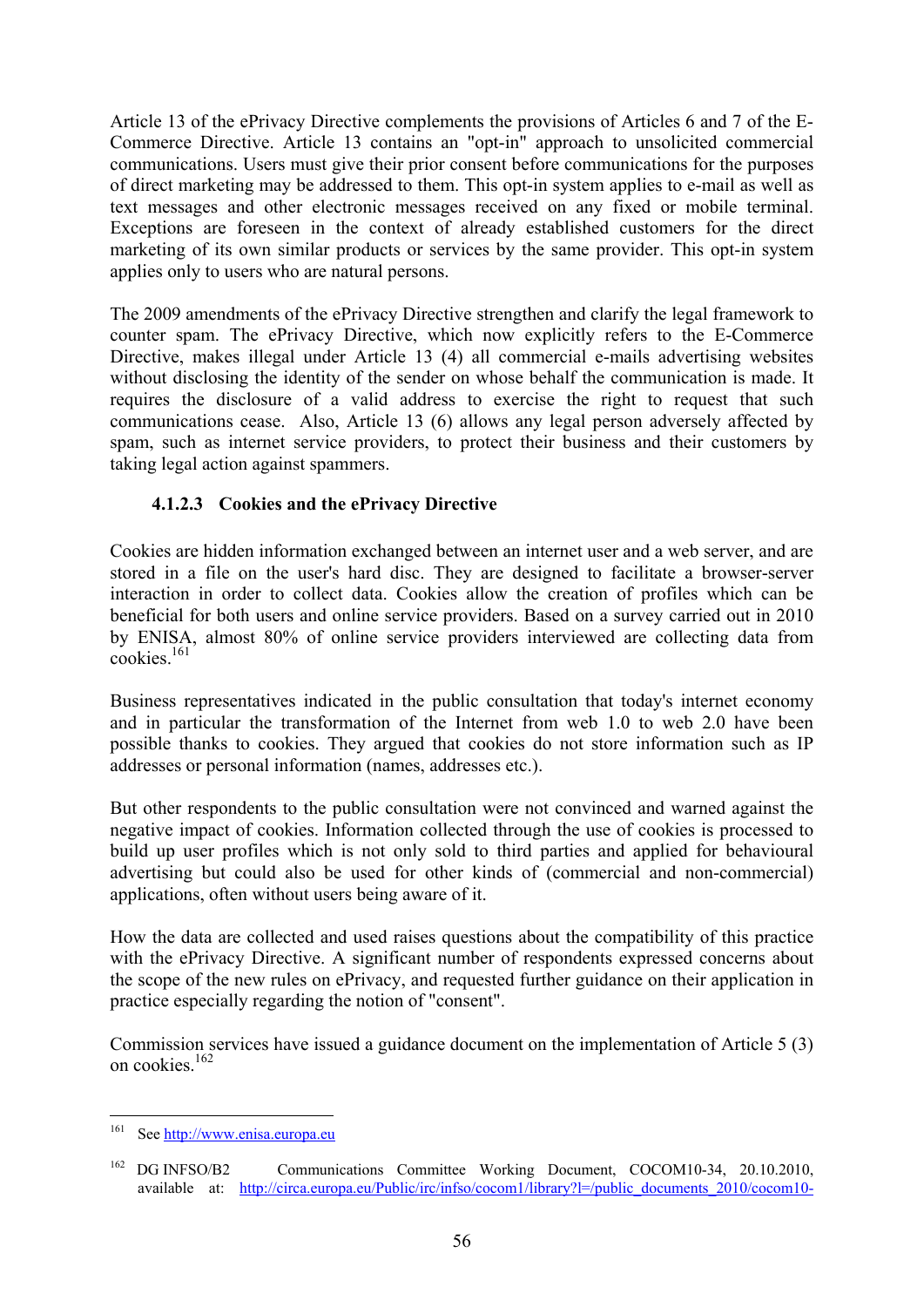Article 13 of the ePrivacy Directive complements the provisions of Articles 6 and 7 of the E-Commerce Directive. Article 13 contains an "opt-in" approach to unsolicited commercial communications. Users must give their prior consent before communications for the purposes of direct marketing may be addressed to them. This opt-in system applies to e-mail as well as text messages and other electronic messages received on any fixed or mobile terminal. Exceptions are foreseen in the context of already established customers for the direct marketing of its own similar products or services by the same provider. This opt-in system applies only to users who are natural persons.

The 2009 amendments of the ePrivacy Directive strengthen and clarify the legal framework to counter spam. The ePrivacy Directive, which now explicitly refers to the E-Commerce Directive, makes illegal under Article 13 (4) all commercial e-mails advertising websites without disclosing the identity of the sender on whose behalf the communication is made. It requires the disclosure of a valid address to exercise the right to request that such communications cease. Also, Article 13 (6) allows any legal person adversely affected by spam, such as internet service providers, to protect their business and their customers by taking legal action against spammers.

#### 4.1.2.3 Cookies and the ePrivacy Directive

Cookies are hidden information exchanged between an internet user and a web server, and are stored in a file on the user's hard disc. They are designed to facilitate a browser-server interaction in order to collect data. Cookies allow the creation of profiles which can be beneficial for both users and online service providers. Based on a survey carried out in 2010 by ENISA, almost 80% of online service providers interviewed are collecting data from cookies.[161]

Business representatives indicated in the public consultation that today's internet economy and in particular the transformation of the Internet from web 1.0 to web 2.0 have been possible thanks to cookies. They argued that cookies do not store information such as IP addresses or personal information (names, addresses etc.).

But other respondents to the public consultation were not convinced and warned against the negative impact of cookies. Information collected through the use of cookies is processed to build up user profiles which is not only sold to third parties and applied for behavioural advertising but could also be used for other kinds of (commercial and non-commercial) applications, often without users being aware of it.

How the data are collected and used raises questions about the compatibility of this practice with the ePrivacy Directive. A significant number of respondents expressed concerns about the scope of the new rules on ePrivacy, and requested further guidance on their application in practice especially regarding the notion of "consent".

Commission services have issued a guidance document on the implementation of Article 5 (3) on cookies.[162]

---

[161] See http://www.enisa.europa.eu

[162] DG INFSO/B2 Communications Committee Working Document, COCOM10-34, 20.10.2010, available at: http://circa.europa.eu/Public/irc/infso/cocom1/library?l=/public_documents_2010/cocom10-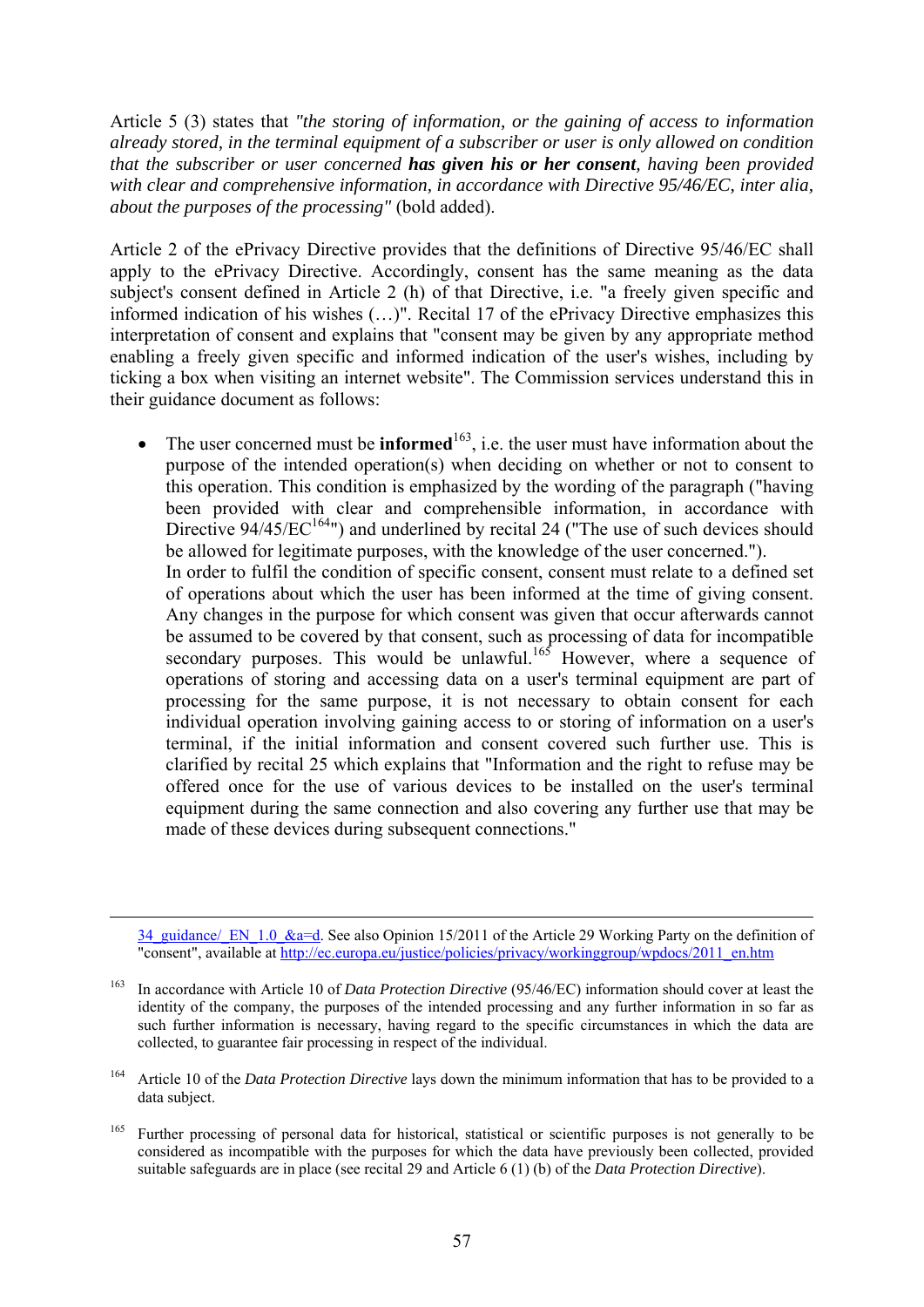Article 5 (3) states that *"the storing of information, or the gaining of access to information already stored, in the terminal equipment of a subscriber or user is only allowed on condition that the subscriber or user concerned* ***has given his or her consent****, having been provided with clear and comprehensive information, in accordance with Directive 95/46/EC, inter alia, about the purposes of the processing"* (bold added).

Article 2 of the ePrivacy Directive provides that the definitions of Directive 95/46/EC shall apply to the ePrivacy Directive. Accordingly, consent has the same meaning as the data subject's consent defined in Article 2 (h) of that Directive, i.e. "a freely given specific and informed indication of his wishes (…)". Recital 17 of the ePrivacy Directive emphasizes this interpretation of consent and explains that "consent may be given by any appropriate method enabling a freely given specific and informed indication of the user's wishes, including by ticking a box when visiting an internet website". The Commission services understand this in their guidance document as follows:

- The user concerned must be **informed**[163], i.e. the user must have information about the purpose of the intended operation(s) when deciding on whether or not to consent to this operation. This condition is emphasized by the wording of the paragraph ("having been provided with clear and comprehensible information, in accordance with Directive 94/45/EC[164]") and underlined by recital 24 ("The use of such devices should be allowed for legitimate purposes, with the knowledge of the user concerned.").
  In order to fulfil the condition of specific consent, consent must relate to a defined set of operations about which the user has been informed at the time of giving consent. Any changes in the purpose for which consent was given that occur afterwards cannot be assumed to be covered by that consent, such as processing of data for incompatible secondary purposes. This would be unlawful.[165] However, where a sequence of operations of storing and accessing data on a user's terminal equipment are part of processing for the same purpose, it is not necessary to obtain consent for each individual operation involving gaining access to or storing of information on a user's terminal, if the initial information and consent covered such further use. This is clarified by recital 25 which explains that "Information and the right to refuse may be offered once for the use of various devices to be installed on the user's terminal equipment during the same connection and also covering any further use that may be made of these devices during subsequent connections."

---

34_guidance/_EN_1.0_&a=d. See also Opinion 15/2011 of the Article 29 Working Party on the definition of "consent", available at http://ec.europa.eu/justice/policies/privacy/workinggroup/wpdocs/2011_en.htm

[163] In accordance with Article 10 of *Data Protection Directive* (95/46/EC) information should cover at least the identity of the company, the purposes of the intended processing and any further information in so far as such further information is necessary, having regard to the specific circumstances in which the data are collected, to guarantee fair processing in respect of the individual.

[164] Article 10 of the *Data Protection Directive* lays down the minimum information that has to be provided to a data subject.

[165] Further processing of personal data for historical, statistical or scientific purposes is not generally to be considered as incompatible with the purposes for which the data have previously been collected, provided suitable safeguards are in place (see recital 29 and Article 6 (1) (b) of the *Data Protection Directive*).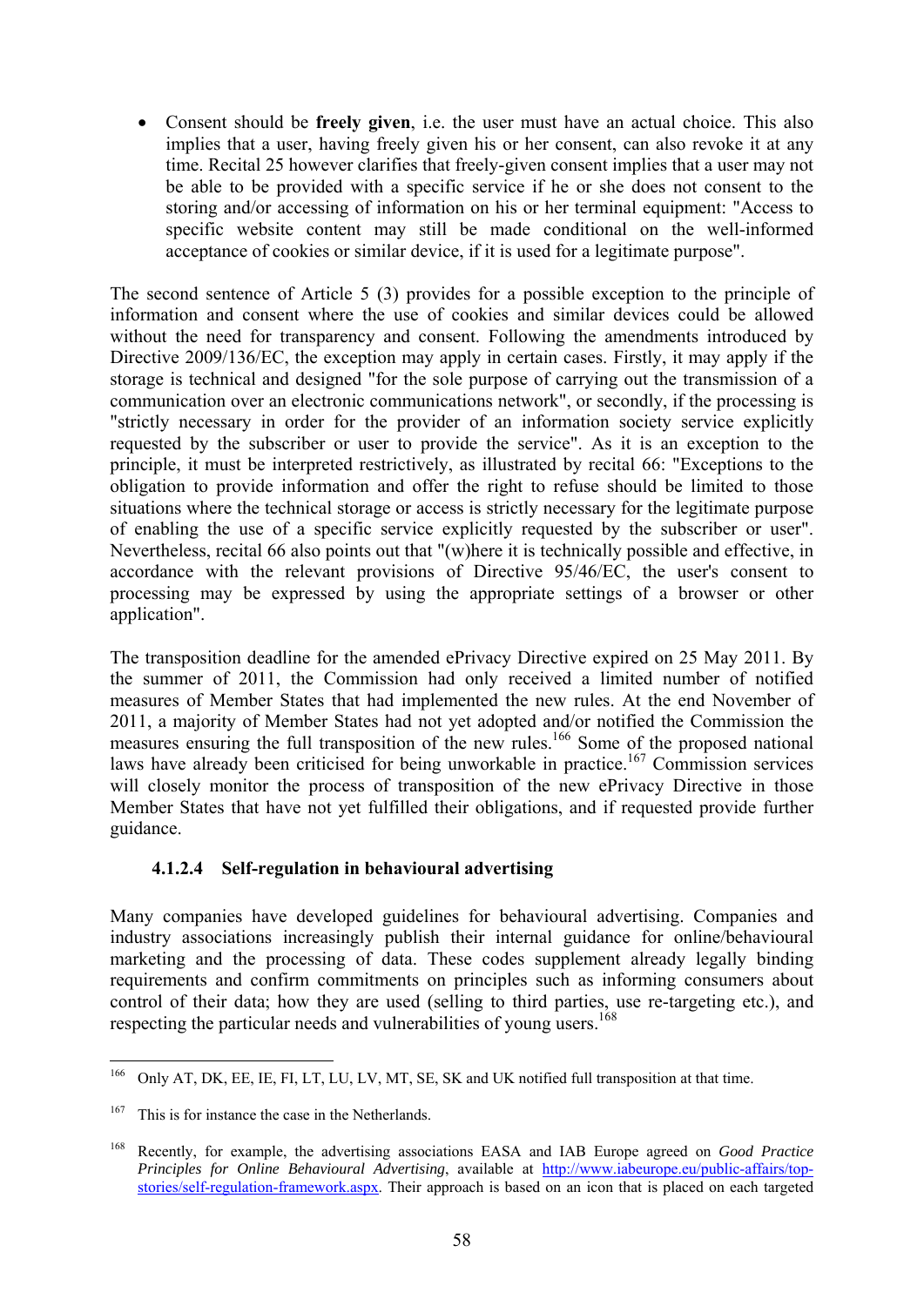- Consent should be **freely given**, i.e. the user must have an actual choice. This also implies that a user, having freely given his or her consent, can also revoke it at any time. Recital 25 however clarifies that freely-given consent implies that a user may not be able to be provided with a specific service if he or she does not consent to the storing and/or accessing of information on his or her terminal equipment: "Access to specific website content may still be made conditional on the well-informed acceptance of cookies or similar device, if it is used for a legitimate purpose".

The second sentence of Article 5 (3) provides for a possible exception to the principle of information and consent where the use of cookies and similar devices could be allowed without the need for transparency and consent. Following the amendments introduced by Directive 2009/136/EC, the exception may apply in certain cases. Firstly, it may apply if the storage is technical and designed "for the sole purpose of carrying out the transmission of a communication over an electronic communications network", or secondly, if the processing is "strictly necessary in order for the provider of an information society service explicitly requested by the subscriber or user to provide the service". As it is an exception to the principle, it must be interpreted restrictively, as illustrated by recital 66: "Exceptions to the obligation to provide information and offer the right to refuse should be limited to those situations where the technical storage or access is strictly necessary for the legitimate purpose of enabling the use of a specific service explicitly requested by the subscriber or user". Nevertheless, recital 66 also points out that "(w)here it is technically possible and effective, in accordance with the relevant provisions of Directive 95/46/EC, the user's consent to processing may be expressed by using the appropriate settings of a browser or other application".

The transposition deadline for the amended ePrivacy Directive expired on 25 May 2011. By the summer of 2011, the Commission had only received a limited number of notified measures of Member States that had implemented the new rules. At the end November of 2011, a majority of Member States had not yet adopted and/or notified the Commission the measures ensuring the full transposition of the new rules.[166] Some of the proposed national laws have already been criticised for being unworkable in practice.[167] Commission services will closely monitor the process of transposition of the new ePrivacy Directive in those Member States that have not yet fulfilled their obligations, and if requested provide further guidance.

#### 4.1.2.4 Self-regulation in behavioural advertising

Many companies have developed guidelines for behavioural advertising. Companies and industry associations increasingly publish their internal guidance for online/behavioural marketing and the processing of data. These codes supplement already legally binding requirements and confirm commitments on principles such as informing consumers about control of their data; how they are used (selling to third parties, use re-targeting etc.), and respecting the particular needs and vulnerabilities of young users.[168]

---

[166] Only AT, DK, EE, IE, FI, LT, LU, LV, MT, SE, SK and UK notified full transposition at that time.

[167] This is for instance the case in the Netherlands.

[168] Recently, for example, the advertising associations EASA and IAB Europe agreed on *Good Practice Principles for Online Behavioural Advertising*, available at http://www.iabeurope.eu/public-affairs/top-stories/self-regulation-framework.aspx. Their approach is based on an icon that is placed on each targeted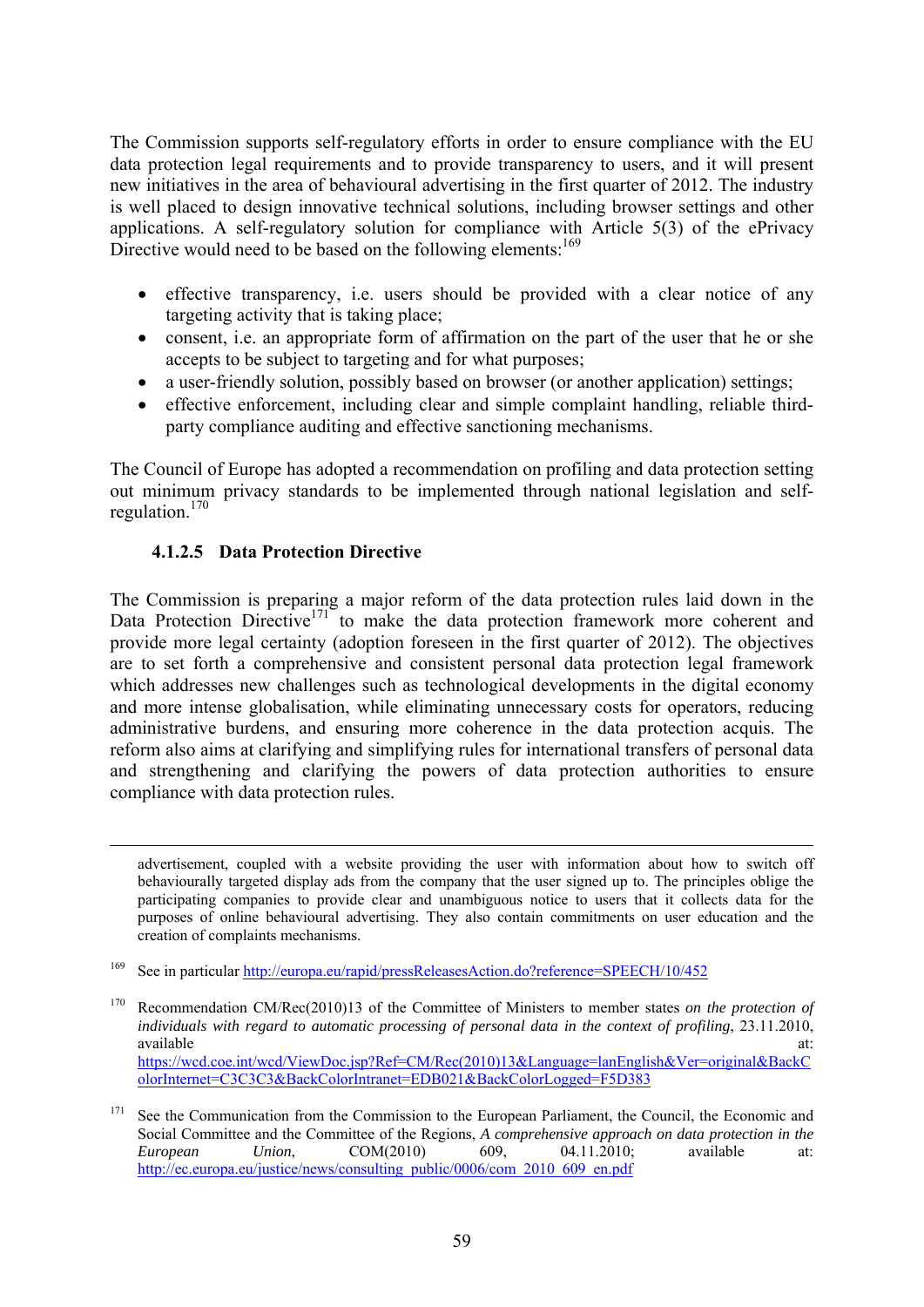The Commission supports self-regulatory efforts in order to ensure compliance with the EU data protection legal requirements and to provide transparency to users, and it will present new initiatives in the area of behavioural advertising in the first quarter of 2012. The industry is well placed to design innovative technical solutions, including browser settings and other applications. A self-regulatory solution for compliance with Article 5(3) of the ePrivacy Directive would need to be based on the following elements:[169]

- effective transparency, i.e. users should be provided with a clear notice of any targeting activity that is taking place;
- consent, i.e. an appropriate form of affirmation on the part of the user that he or she accepts to be subject to targeting and for what purposes;
- a user-friendly solution, possibly based on browser (or another application) settings;
- effective enforcement, including clear and simple complaint handling, reliable third-party compliance auditing and effective sanctioning mechanisms.

The Council of Europe has adopted a recommendation on profiling and data protection setting out minimum privacy standards to be implemented through national legislation and self-regulation.[170]

#### 4.1.2.5 Data Protection Directive

The Commission is preparing a major reform of the data protection rules laid down in the Data Protection Directive[171] to make the data protection framework more coherent and provide more legal certainty (adoption foreseen in the first quarter of 2012). The objectives are to set forth a comprehensive and consistent personal data protection legal framework which addresses new challenges such as technological developments in the digital economy and more intense globalisation, while eliminating unnecessary costs for operators, reducing administrative burdens, and ensuring more coherence in the data protection acquis. The reform also aims at clarifying and simplifying rules for international transfers of personal data and strengthening and clarifying the powers of data protection authorities to ensure compliance with data protection rules.

---

advertisement, coupled with a website providing the user with information about how to switch off behaviourally targeted display ads from the company that the user signed up to. The principles oblige the participating companies to provide clear and unambiguous notice to users that it collects data for the purposes of online behavioural advertising. They also contain commitments on user education and the creation of complaints mechanisms.

[169] See in particular http://europa.eu/rapid/pressReleasesAction.do?reference=SPEECH/10/452

[170] Recommendation CM/Rec(2010)13 of the Committee of Ministers to member states *on the protection of individuals with regard to automatic processing of personal data in the context of profiling*, 23.11.2010, available at: https://wcd.coe.int/wcd/ViewDoc.jsp?Ref=CM/Rec(2010)13&Language=lanEnglish&Ver=original&BackColorInternet=C3C3C3&BackColorIntranet=EDB021&BackColorLogged=F5D383

[171] See the Communication from the Commission to the European Parliament, the Council, the Economic and Social Committee and the Committee of the Regions, *A comprehensive approach on data protection in the European Union*, COM(2010) 609, 04.11.2010; available at: http://ec.europa.eu/justice/news/consulting_public/0006/com_2010_609_en.pdf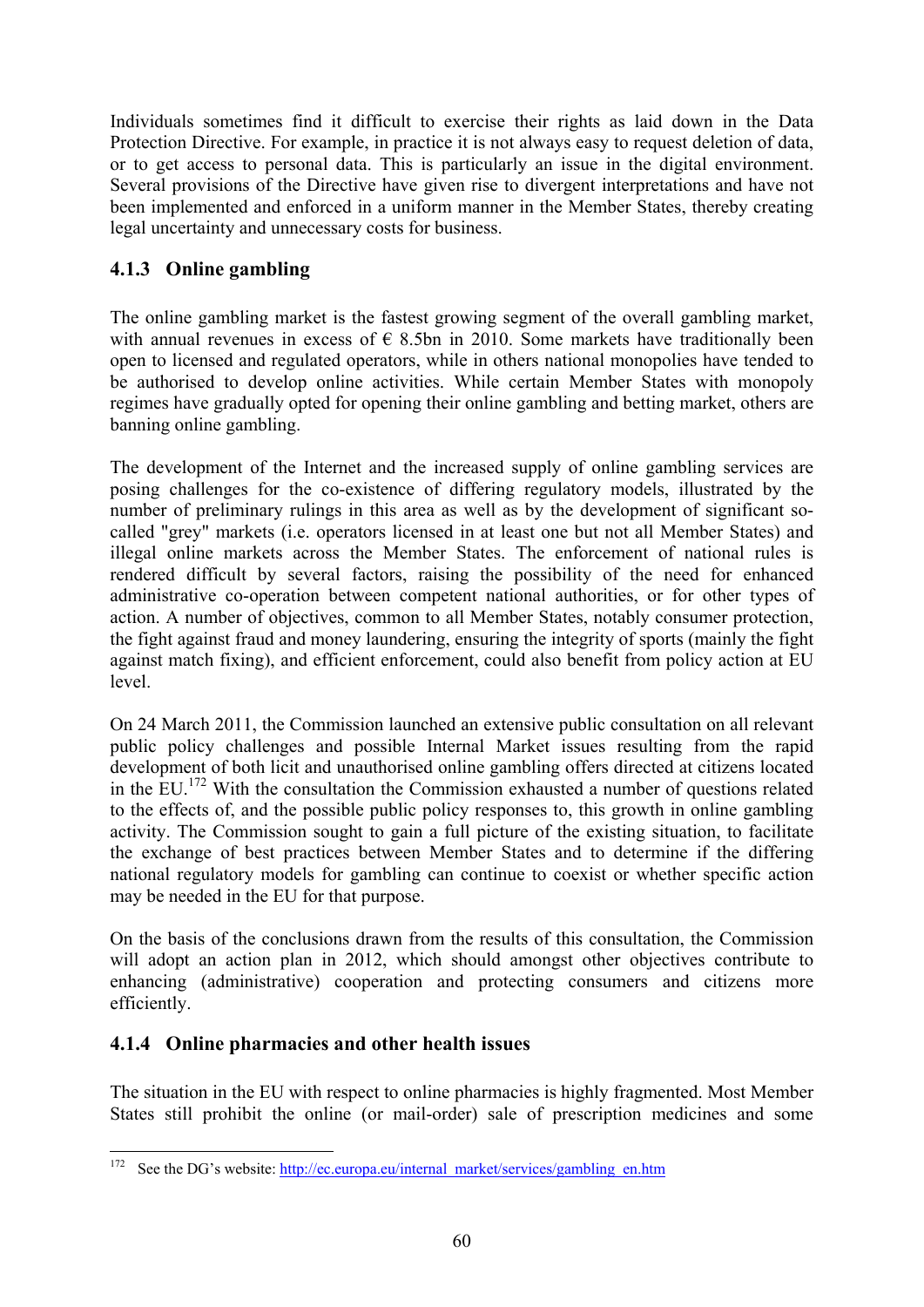Individuals sometimes find it difficult to exercise their rights as laid down in the Data Protection Directive. For example, in practice it is not always easy to request deletion of data, or to get access to personal data. This is particularly an issue in the digital environment. Several provisions of the Directive have given rise to divergent interpretations and have not been implemented and enforced in a uniform manner in the Member States, thereby creating legal uncertainty and unnecessary costs for business.

### 4.1.3 Online gambling

The online gambling market is the fastest growing segment of the overall gambling market, with annual revenues in excess of € 8.5bn in 2010. Some markets have traditionally been open to licensed and regulated operators, while in others national monopolies have tended to be authorised to develop online activities. While certain Member States with monopoly regimes have gradually opted for opening their online gambling and betting market, others are banning online gambling.

The development of the Internet and the increased supply of online gambling services are posing challenges for the co-existence of differing regulatory models, illustrated by the number of preliminary rulings in this area as well as by the development of significant so-called "grey" markets (i.e. operators licensed in at least one but not all Member States) and illegal online markets across the Member States. The enforcement of national rules is rendered difficult by several factors, raising the possibility of the need for enhanced administrative co-operation between competent national authorities, or for other types of action. A number of objectives, common to all Member States, notably consumer protection, the fight against fraud and money laundering, ensuring the integrity of sports (mainly the fight against match fixing), and efficient enforcement, could also benefit from policy action at EU level.

On 24 March 2011, the Commission launched an extensive public consultation on all relevant public policy challenges and possible Internal Market issues resulting from the rapid development of both licit and unauthorised online gambling offers directed at citizens located in the EU.[172] With the consultation the Commission exhausted a number of questions related to the effects of, and the possible public policy responses to, this growth in online gambling activity. The Commission sought to gain a full picture of the existing situation, to facilitate the exchange of best practices between Member States and to determine if the differing national regulatory models for gambling can continue to coexist or whether specific action may be needed in the EU for that purpose.

On the basis of the conclusions drawn from the results of this consultation, the Commission will adopt an action plan in 2012, which should amongst other objectives contribute to enhancing (administrative) cooperation and protecting consumers and citizens more efficiently.

### 4.1.4 Online pharmacies and other health issues

The situation in the EU with respect to online pharmacies is highly fragmented. Most Member States still prohibit the online (or mail-order) sale of prescription medicines and some

---

[172] See the DG's website: http://ec.europa.eu/internal_market/services/gambling_en.htm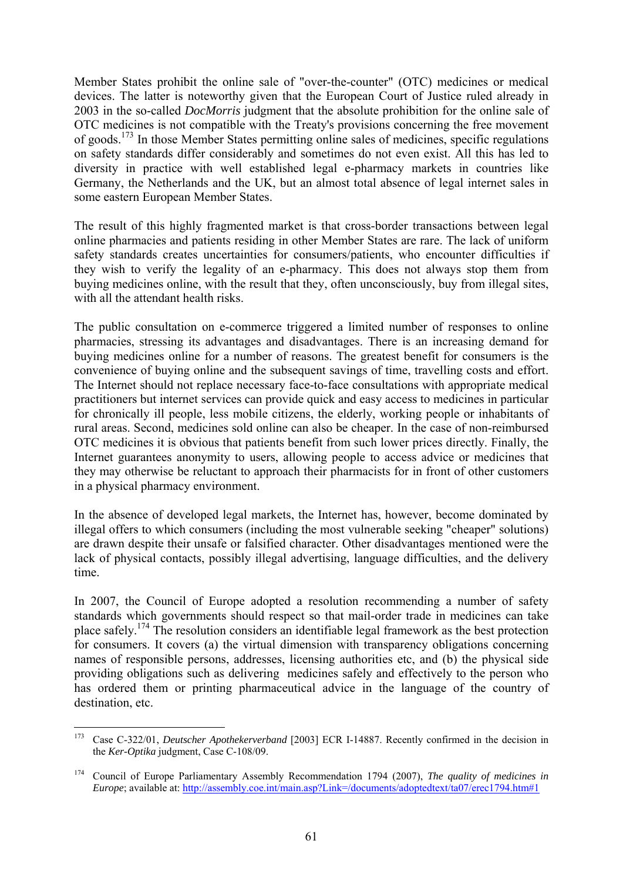Member States prohibit the online sale of "over-the-counter" (OTC) medicines or medical devices. The latter is noteworthy given that the European Court of Justice ruled already in 2003 in the so-called *DocMorris* judgment that the absolute prohibition for the online sale of OTC medicines is not compatible with the Treaty's provisions concerning the free movement of goods.[173] In those Member States permitting online sales of medicines, specific regulations on safety standards differ considerably and sometimes do not even exist. All this has led to diversity in practice with well established legal e-pharmacy markets in countries like Germany, the Netherlands and the UK, but an almost total absence of legal internet sales in some eastern European Member States.

The result of this highly fragmented market is that cross-border transactions between legal online pharmacies and patients residing in other Member States are rare. The lack of uniform safety standards creates uncertainties for consumers/patients, who encounter difficulties if they wish to verify the legality of an e-pharmacy. This does not always stop them from buying medicines online, with the result that they, often unconsciously, buy from illegal sites, with all the attendant health risks.

The public consultation on e-commerce triggered a limited number of responses to online pharmacies, stressing its advantages and disadvantages. There is an increasing demand for buying medicines online for a number of reasons. The greatest benefit for consumers is the convenience of buying online and the subsequent savings of time, travelling costs and effort. The Internet should not replace necessary face-to-face consultations with appropriate medical practitioners but internet services can provide quick and easy access to medicines in particular for chronically ill people, less mobile citizens, the elderly, working people or inhabitants of rural areas. Second, medicines sold online can also be cheaper. In the case of non-reimbursed OTC medicines it is obvious that patients benefit from such lower prices directly. Finally, the Internet guarantees anonymity to users, allowing people to access advice or medicines that they may otherwise be reluctant to approach their pharmacists for in front of other customers in a physical pharmacy environment.

In the absence of developed legal markets, the Internet has, however, become dominated by illegal offers to which consumers (including the most vulnerable seeking "cheaper" solutions) are drawn despite their unsafe or falsified character. Other disadvantages mentioned were the lack of physical contacts, possibly illegal advertising, language difficulties, and the delivery time.

In 2007, the Council of Europe adopted a resolution recommending a number of safety standards which governments should respect so that mail-order trade in medicines can take place safely.[174] The resolution considers an identifiable legal framework as the best protection for consumers. It covers (a) the virtual dimension with transparency obligations concerning names of responsible persons, addresses, licensing authorities etc, and (b) the physical side providing obligations such as delivering medicines safely and effectively to the person who has ordered them or printing pharmaceutical advice in the language of the country of destination, etc.

---

[173] Case C-322/01, *Deutscher Apothekerverband* [2003] ECR I-14887. Recently confirmed in the decision in the *Ker-Optika* judgment, Case C-108/09.

[174] Council of Europe Parliamentary Assembly Recommendation 1794 (2007), *The quality of medicines in Europe*; available at: http://assembly.coe.int/main.asp?Link=/documents/adoptedtext/ta07/erec1794.htm#1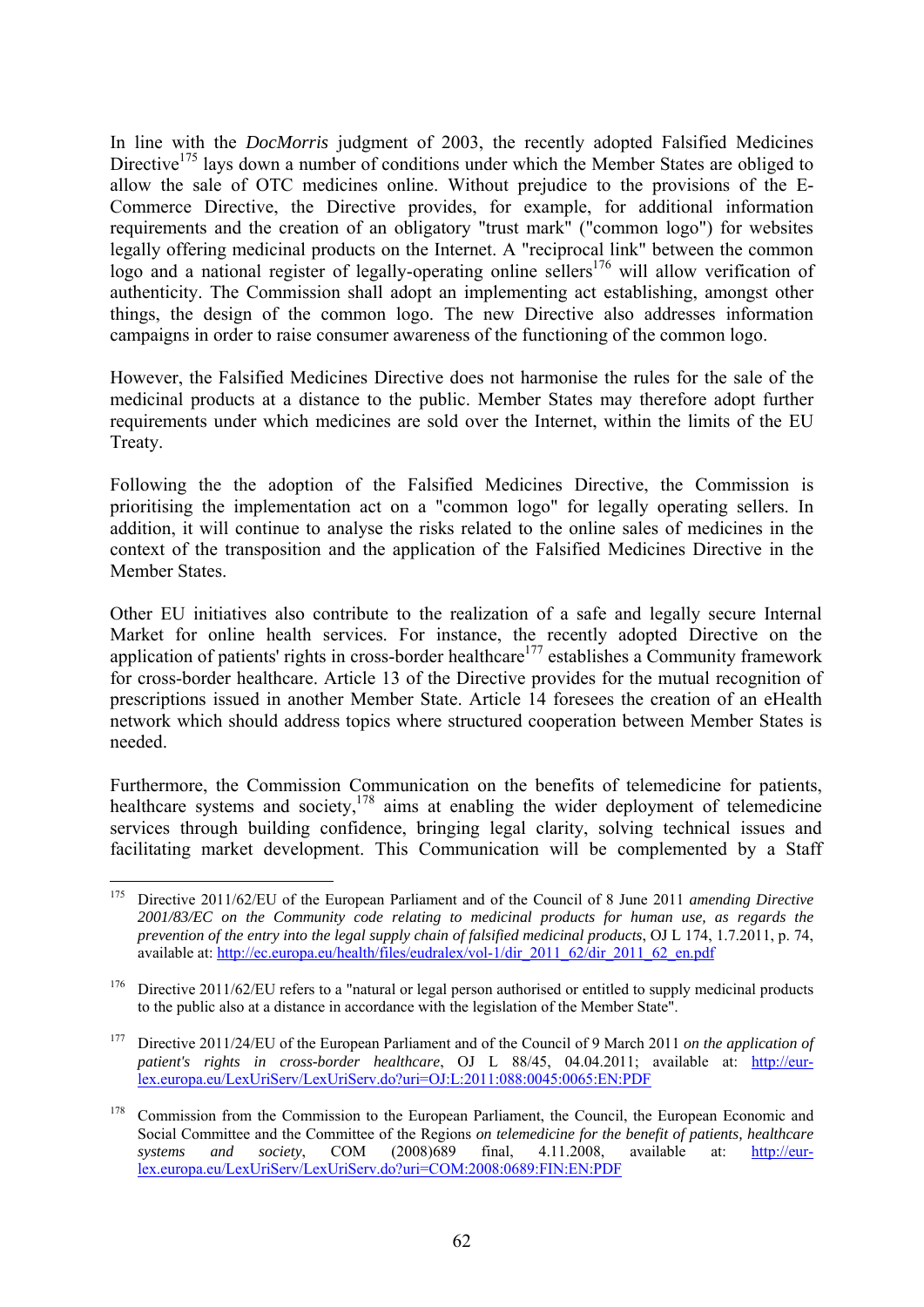In line with the *DocMorris* judgment of 2003, the recently adopted Falsified Medicines Directive[175] lays down a number of conditions under which the Member States are obliged to allow the sale of OTC medicines online. Without prejudice to the provisions of the E-Commerce Directive, the Directive provides, for example, for additional information requirements and the creation of an obligatory "trust mark" ("common logo") for websites legally offering medicinal products on the Internet. A "reciprocal link" between the common logo and a national register of legally-operating online sellers[176] will allow verification of authenticity. The Commission shall adopt an implementing act establishing, amongst other things, the design of the common logo. The new Directive also addresses information campaigns in order to raise consumer awareness of the functioning of the common logo.

However, the Falsified Medicines Directive does not harmonise the rules for the sale of the medicinal products at a distance to the public. Member States may therefore adopt further requirements under which medicines are sold over the Internet, within the limits of the EU Treaty.

Following the the adoption of the Falsified Medicines Directive, the Commission is prioritising the implementation act on a "common logo" for legally operating sellers. In addition, it will continue to analyse the risks related to the online sales of medicines in the context of the transposition and the application of the Falsified Medicines Directive in the Member States.

Other EU initiatives also contribute to the realization of a safe and legally secure Internal Market for online health services. For instance, the recently adopted Directive on the application of patients' rights in cross-border healthcare[177] establishes a Community framework for cross-border healthcare. Article 13 of the Directive provides for the mutual recognition of prescriptions issued in another Member State. Article 14 foresees the creation of an eHealth network which should address topics where structured cooperation between Member States is needed.

Furthermore, the Commission Communication on the benefits of telemedicine for patients, healthcare systems and society,[178] aims at enabling the wider deployment of telemedicine services through building confidence, bringing legal clarity, solving technical issues and facilitating market development. This Communication will be complemented by a Staff

---

[175] Directive 2011/62/EU of the European Parliament and of the Council of 8 June 2011 *amending Directive 2001/83/EC on the Community code relating to medicinal products for human use, as regards the prevention of the entry into the legal supply chain of falsified medicinal products*, OJ L 174, 1.7.2011, p. 74, available at: http://ec.europa.eu/health/files/eudralex/vol-1/dir_2011_62/dir_2011_62_en.pdf

[176] Directive 2011/62/EU refers to a "natural or legal person authorised or entitled to supply medicinal products to the public also at a distance in accordance with the legislation of the Member State".

[177] Directive 2011/24/EU of the European Parliament and of the Council of 9 March 2011 *on the application of patient's rights in cross-border healthcare*, OJ L 88/45, 04.04.2011; available at: http://eur-lex.europa.eu/LexUriServ/LexUriServ.do?uri=OJ:L:2011:088:0045:0065:EN:PDF

[178] Commission from the Commission to the European Parliament, the Council, the European Economic and Social Committee and the Committee of the Regions *on telemedicine for the benefit of patients, healthcare systems and society*, COM (2008)689 final, 4.11.2008, available at: http://eur-lex.europa.eu/LexUriServ/LexUriServ.do?uri=COM:2008:0689:FIN:EN:PDF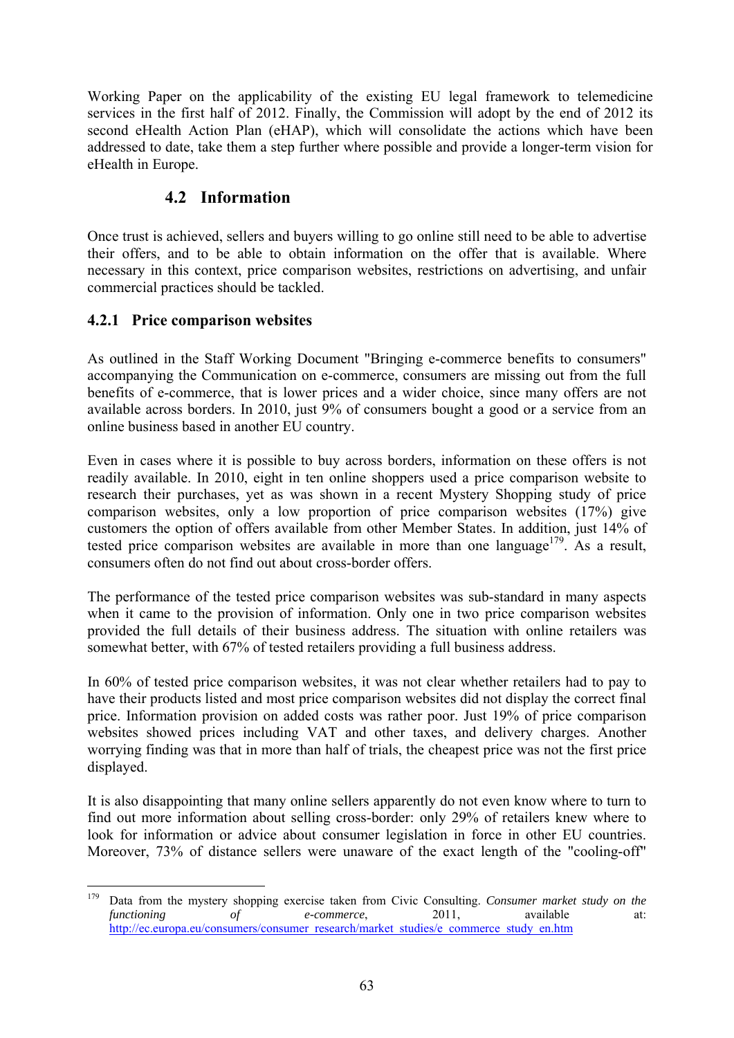Working Paper on the applicability of the existing EU legal framework to telemedicine services in the first half of 2012. Finally, the Commission will adopt by the end of 2012 its second eHealth Action Plan (eHAP), which will consolidate the actions which have been addressed to date, take them a step further where possible and provide a longer-term vision for eHealth in Europe.

## 4.2 Information

Once trust is achieved, sellers and buyers willing to go online still need to be able to advertise their offers, and to be able to obtain information on the offer that is available. Where necessary in this context, price comparison websites, restrictions on advertising, and unfair commercial practices should be tackled.

### 4.2.1 Price comparison websites

As outlined in the Staff Working Document "Bringing e-commerce benefits to consumers" accompanying the Communication on e-commerce, consumers are missing out from the full benefits of e-commerce, that is lower prices and a wider choice, since many offers are not available across borders. In 2010, just 9% of consumers bought a good or a service from an online business based in another EU country.

Even in cases where it is possible to buy across borders, information on these offers is not readily available. In 2010, eight in ten online shoppers used a price comparison website to research their purchases, yet as was shown in a recent Mystery Shopping study of price comparison websites, only a low proportion of price comparison websites (17%) give customers the option of offers available from other Member States. In addition, just 14% of tested price comparison websites are available in more than one language[179]. As a result, consumers often do not find out about cross-border offers.

The performance of the tested price comparison websites was sub-standard in many aspects when it came to the provision of information. Only one in two price comparison websites provided the full details of their business address. The situation with online retailers was somewhat better, with 67% of tested retailers providing a full business address.

In 60% of tested price comparison websites, it was not clear whether retailers had to pay to have their products listed and most price comparison websites did not display the correct final price. Information provision on added costs was rather poor. Just 19% of price comparison websites showed prices including VAT and other taxes, and delivery charges. Another worrying finding was that in more than half of trials, the cheapest price was not the first price displayed.

It is also disappointing that many online sellers apparently do not even know where to turn to find out more information about selling cross-border: only 29% of retailers knew where to look for information or advice about consumer legislation in force in other EU countries. Moreover, 73% of distance sellers were unaware of the exact length of the "cooling-off"

[179] Data from the mystery shopping exercise taken from Civic Consulting. *Consumer market study on the functioning of e-commerce*, 2011, available at: http://ec.europa.eu/consumers/consumer_research/market_studies/e_commerce_study_en.htm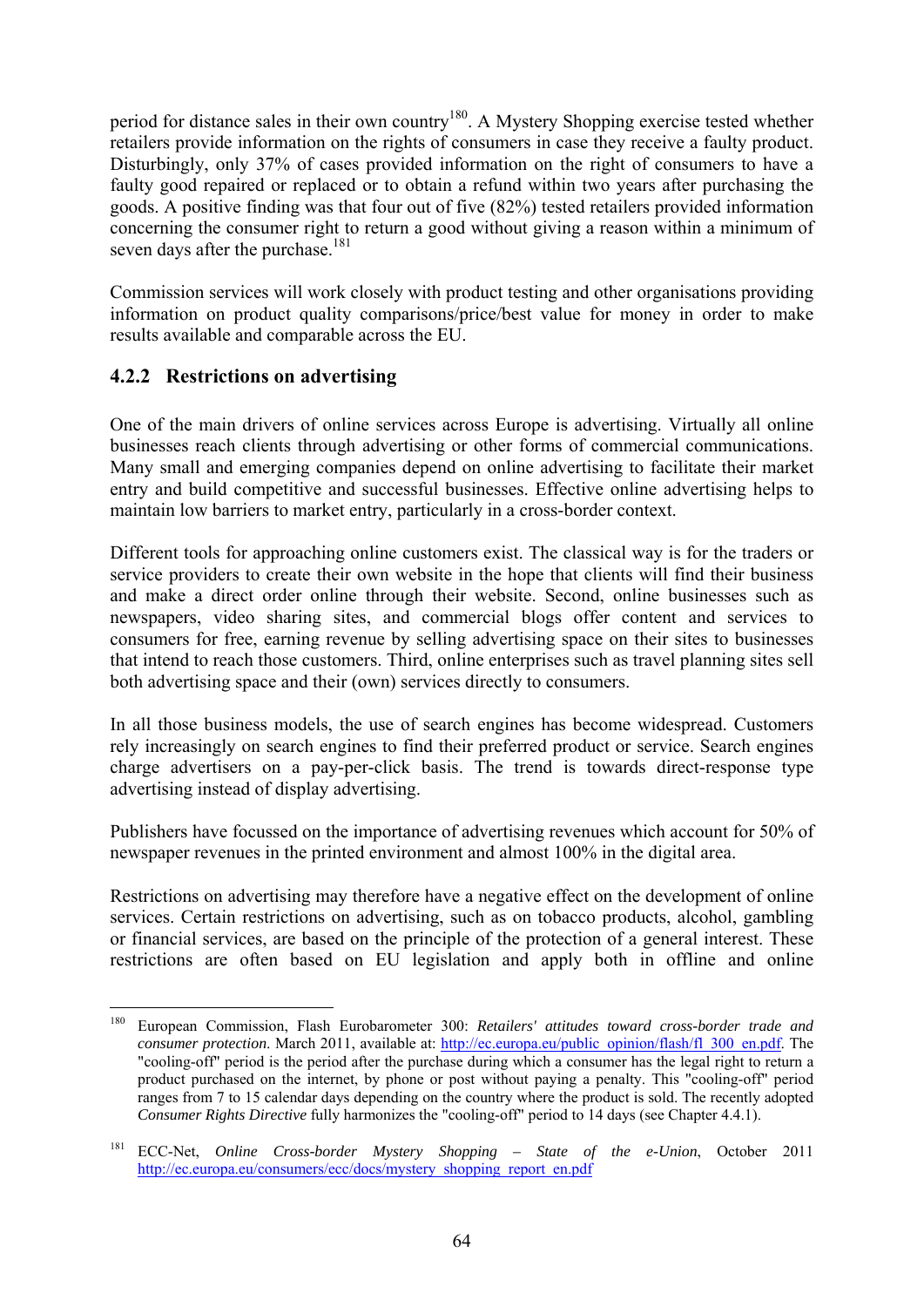period for distance sales in their own country[180]. A Mystery Shopping exercise tested whether retailers provide information on the rights of consumers in case they receive a faulty product. Disturbingly, only 37% of cases provided information on the right of consumers to have a faulty good repaired or replaced or to obtain a refund within two years after purchasing the goods. A positive finding was that four out of five (82%) tested retailers provided information concerning the consumer right to return a good without giving a reason within a minimum of seven days after the purchase.[181]

Commission services will work closely with product testing and other organisations providing information on product quality comparisons/price/best value for money in order to make results available and comparable across the EU.

### 4.2.2 Restrictions on advertising

One of the main drivers of online services across Europe is advertising. Virtually all online businesses reach clients through advertising or other forms of commercial communications. Many small and emerging companies depend on online advertising to facilitate their market entry and build competitive and successful businesses. Effective online advertising helps to maintain low barriers to market entry, particularly in a cross-border context.

Different tools for approaching online customers exist. The classical way is for the traders or service providers to create their own website in the hope that clients will find their business and make a direct order online through their website. Second, online businesses such as newspapers, video sharing sites, and commercial blogs offer content and services to consumers for free, earning revenue by selling advertising space on their sites to businesses that intend to reach those customers. Third, online enterprises such as travel planning sites sell both advertising space and their (own) services directly to consumers.

In all those business models, the use of search engines has become widespread. Customers rely increasingly on search engines to find their preferred product or service. Search engines charge advertisers on a pay-per-click basis. The trend is towards direct-response type advertising instead of display advertising.

Publishers have focussed on the importance of advertising revenues which account for 50% of newspaper revenues in the printed environment and almost 100% in the digital area.

Restrictions on advertising may therefore have a negative effect on the development of online services. Certain restrictions on advertising, such as on tobacco products, alcohol, gambling or financial services, are based on the principle of the protection of a general interest. These restrictions are often based on EU legislation and apply both in offline and online

---

[180] European Commission, Flash Eurobarometer 300: *Retailers' attitudes toward cross-border trade and consumer protection*. March 2011, available at: http://ec.europa.eu/public_opinion/flash/fl_300_en.pdf. The "cooling-off" period is the period after the purchase during which a consumer has the legal right to return a product purchased on the internet, by phone or post without paying a penalty. This "cooling-off" period ranges from 7 to 15 calendar days depending on the country where the product is sold. The recently adopted *Consumer Rights Directive* fully harmonizes the "cooling-off" period to 14 days (see Chapter 4.4.1).

[181] ECC-Net, *Online Cross-border Mystery Shopping – State of the e-Union*, October 2011 http://ec.europa.eu/consumers/ecc/docs/mystery_shopping_report_en.pdf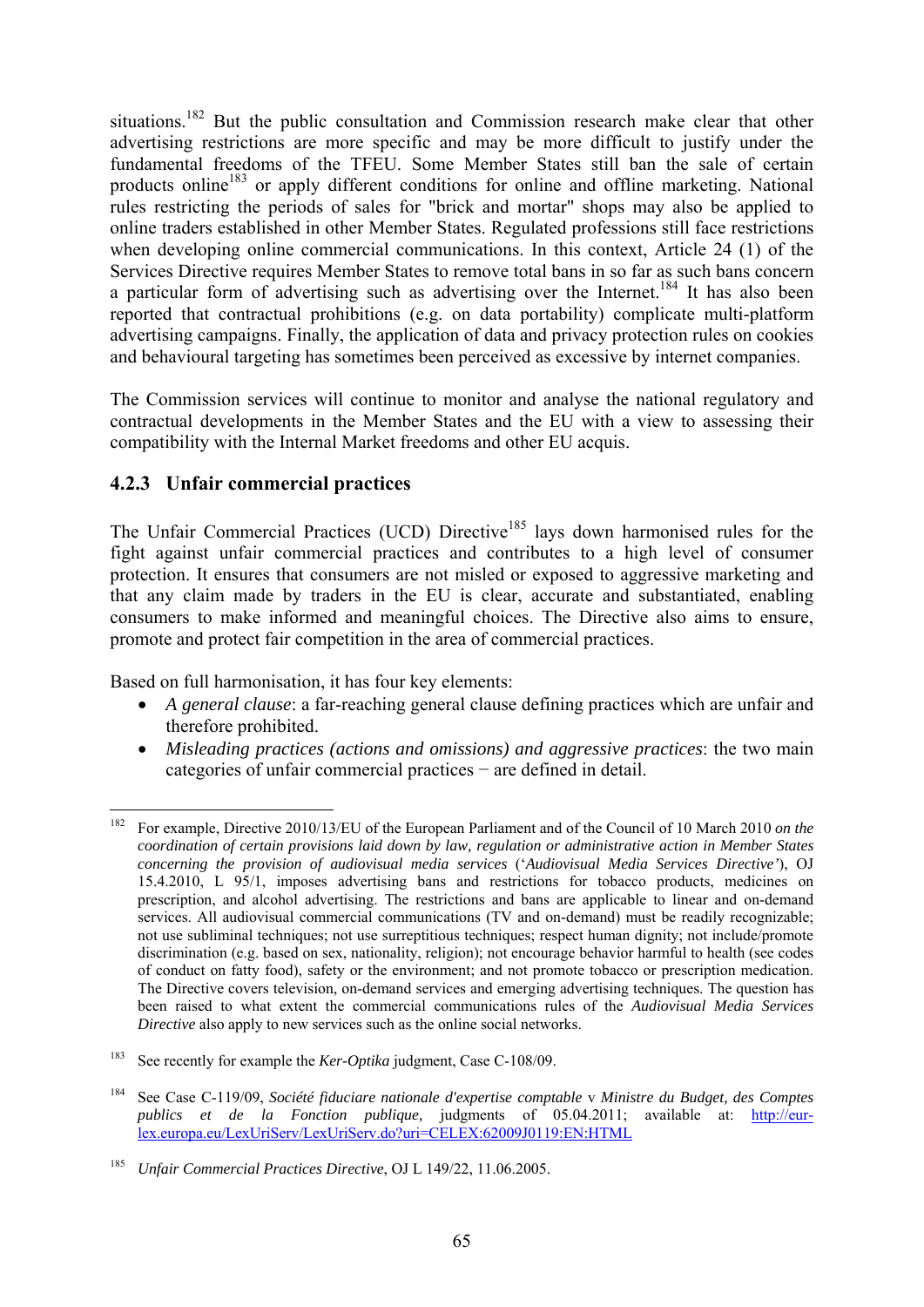situations.[182] But the public consultation and Commission research make clear that other advertising restrictions are more specific and may be more difficult to justify under the fundamental freedoms of the TFEU. Some Member States still ban the sale of certain products online[183] or apply different conditions for online and offline marketing. National rules restricting the periods of sales for "brick and mortar" shops may also be applied to online traders established in other Member States. Regulated professions still face restrictions when developing online commercial communications. In this context, Article 24 (1) of the Services Directive requires Member States to remove total bans in so far as such bans concern a particular form of advertising such as advertising over the Internet.[184] It has also been reported that contractual prohibitions (e.g. on data portability) complicate multi-platform advertising campaigns. Finally, the application of data and privacy protection rules on cookies and behavioural targeting has sometimes been perceived as excessive by internet companies.

The Commission services will continue to monitor and analyse the national regulatory and contractual developments in the Member States and the EU with a view to assessing their compatibility with the Internal Market freedoms and other EU acquis.

### 4.2.3 Unfair commercial practices

The Unfair Commercial Practices (UCD) Directive[185] lays down harmonised rules for the fight against unfair commercial practices and contributes to a high level of consumer protection. It ensures that consumers are not misled or exposed to aggressive marketing and that any claim made by traders in the EU is clear, accurate and substantiated, enabling consumers to make informed and meaningful choices. The Directive also aims to ensure, promote and protect fair competition in the area of commercial practices.

Based on full harmonisation, it has four key elements:

- *A general clause*: a far-reaching general clause defining practices which are unfair and therefore prohibited.
- *Misleading practices (actions and omissions) and aggressive practices*: the two main categories of unfair commercial practices − are defined in detail.

---

[182] For example, Directive 2010/13/EU of the European Parliament and of the Council of 10 March 2010 *on the coordination of certain provisions laid down by law, regulation or administrative action in Member States concerning the provision of audiovisual media services* (‘*Audiovisual Media Services Directive’*), OJ 15.4.2010, L 95/1, imposes advertising bans and restrictions for tobacco products, medicines on prescription, and alcohol advertising. The restrictions and bans are applicable to linear and on-demand services. All audiovisual commercial communications (TV and on-demand) must be readily recognizable; not use subliminal techniques; not use surreptitious techniques; respect human dignity; not include/promote discrimination (e.g. based on sex, nationality, religion); not encourage behavior harmful to health (see codes of conduct on fatty food), safety or the environment; and not promote tobacco or prescription medication. The Directive covers television, on-demand services and emerging advertising techniques. The question has been raised to what extent the commercial communications rules of the *Audiovisual Media Services Directive* also apply to new services such as the online social networks.

[183] See recently for example the *Ker-Optika* judgment, Case C-108/09.

[184] See Case C-119/09, *Société fiduciare nationale d'expertise comptable* v *Ministre du Budget, des Comptes publics et de la Fonction publique,* judgments of 05.04.2011; available at: http://eur-lex.europa.eu/LexUriServ/LexUriServ.do?uri=CELEX:62009J0119:EN:HTML

[185] *Unfair Commercial Practices Directive*, OJ L 149/22, 11.06.2005.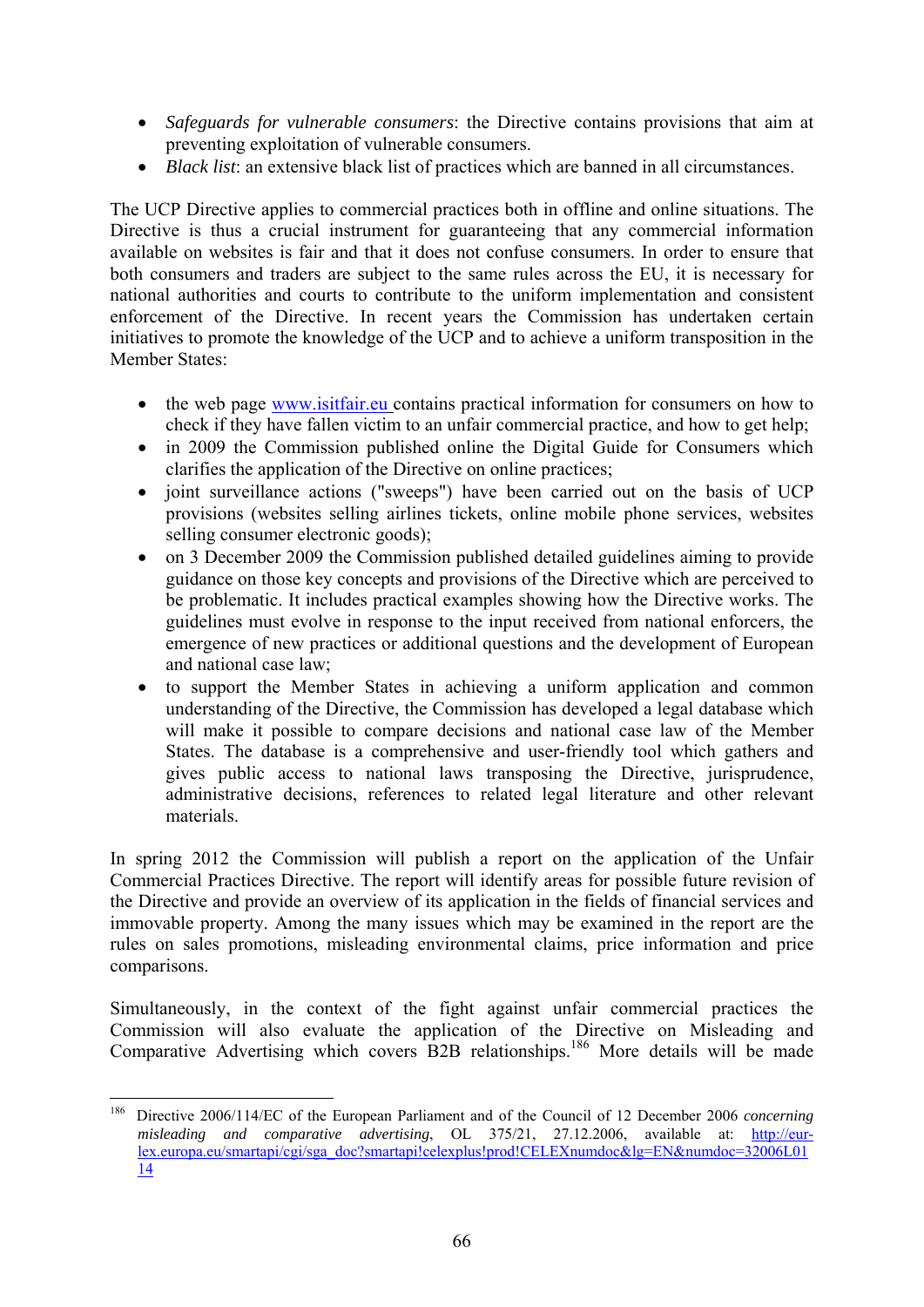- *Safeguards for vulnerable consumers*: the Directive contains provisions that aim at preventing exploitation of vulnerable consumers.
- *Black list*: an extensive black list of practices which are banned in all circumstances.

The UCP Directive applies to commercial practices both in offline and online situations. The Directive is thus a crucial instrument for guaranteeing that any commercial information available on websites is fair and that it does not confuse consumers. In order to ensure that both consumers and traders are subject to the same rules across the EU, it is necessary for national authorities and courts to contribute to the uniform implementation and consistent enforcement of the Directive. In recent years the Commission has undertaken certain initiatives to promote the knowledge of the UCP and to achieve a uniform transposition in the Member States:

- the web page [www.isitfair.eu](www.isitfair.eu) contains practical information for consumers on how to check if they have fallen victim to an unfair commercial practice, and how to get help;
- in 2009 the Commission published online the Digital Guide for Consumers which clarifies the application of the Directive on online practices;
- joint surveillance actions ("sweeps") have been carried out on the basis of UCP provisions (websites selling airlines tickets, online mobile phone services, websites selling consumer electronic goods);
- on 3 December 2009 the Commission published detailed guidelines aiming to provide guidance on those key concepts and provisions of the Directive which are perceived to be problematic. It includes practical examples showing how the Directive works. The guidelines must evolve in response to the input received from national enforcers, the emergence of new practices or additional questions and the development of European and national case law;
- to support the Member States in achieving a uniform application and common understanding of the Directive, the Commission has developed a legal database which will make it possible to compare decisions and national case law of the Member States. The database is a comprehensive and user-friendly tool which gathers and gives public access to national laws transposing the Directive, jurisprudence, administrative decisions, references to related legal literature and other relevant materials.

In spring 2012 the Commission will publish a report on the application of the Unfair Commercial Practices Directive. The report will identify areas for possible future revision of the Directive and provide an overview of its application in the fields of financial services and immovable property. Among the many issues which may be examined in the report are the rules on sales promotions, misleading environmental claims, price information and price comparisons.

Simultaneously, in the context of the fight against unfair commercial practices the Commission will also evaluate the application of the Directive on Misleading and Comparative Advertising which covers B2B relationships.[186] More details will be made

---

[186] Directive 2006/114/EC of the European Parliament and of the Council of 12 December 2006 *concerning misleading and comparative advertising*, OL 375/21, 27.12.2006, available at: [http://eur-lex.europa.eu/smartapi/cgi/sga_doc?smartapi!celexplus!prod!CELEXnumdoc&lg=EN&numdoc=32006L0114](http://eur-lex.europa.eu/smartapi/cgi/sga_doc?smartapi!celexplus!prod!CELEXnumdoc&lg=EN&numdoc=32006L0114)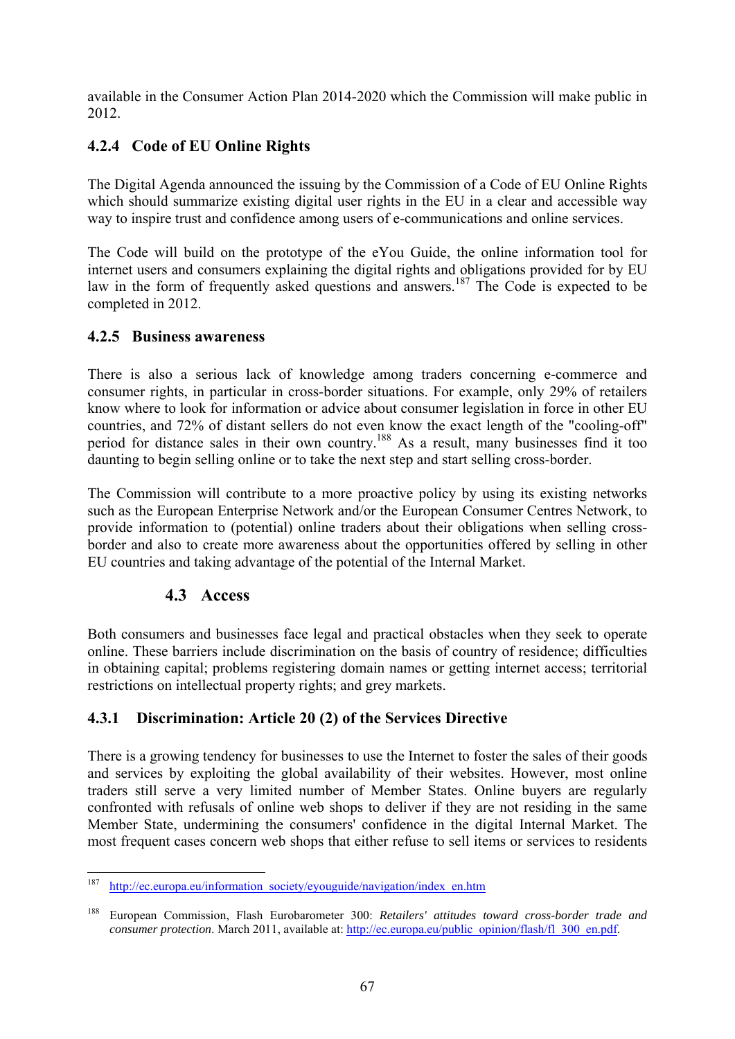available in the Consumer Action Plan 2014-2020 which the Commission will make public in 2012.

### 4.2.4 Code of EU Online Rights

The Digital Agenda announced the issuing by the Commission of a Code of EU Online Rights which should summarize existing digital user rights in the EU in a clear and accessible way way to inspire trust and confidence among users of e-communications and online services.

The Code will build on the prototype of the eYou Guide, the online information tool for internet users and consumers explaining the digital rights and obligations provided for by EU law in the form of frequently asked questions and answers.[187] The Code is expected to be completed in 2012.

### 4.2.5 Business awareness

There is also a serious lack of knowledge among traders concerning e-commerce and consumer rights, in particular in cross-border situations. For example, only 29% of retailers know where to look for information or advice about consumer legislation in force in other EU countries, and 72% of distant sellers do not even know the exact length of the "cooling-off" period for distance sales in their own country.[188] As a result, many businesses find it too daunting to begin selling online or to take the next step and start selling cross-border.

The Commission will contribute to a more proactive policy by using its existing networks such as the European Enterprise Network and/or the European Consumer Centres Network, to provide information to (potential) online traders about their obligations when selling cross-border and also to create more awareness about the opportunities offered by selling in other EU countries and taking advantage of the potential of the Internal Market.

## 4.3 Access

Both consumers and businesses face legal and practical obstacles when they seek to operate online. These barriers include discrimination on the basis of country of residence; difficulties in obtaining capital; problems registering domain names or getting internet access; territorial restrictions on intellectual property rights; and grey markets.

### 4.3.1 Discrimination: Article 20 (2) of the Services Directive

There is a growing tendency for businesses to use the Internet to foster the sales of their goods and services by exploiting the global availability of their websites. However, most online traders still serve a very limited number of Member States. Online buyers are regularly confronted with refusals of online web shops to deliver if they are not residing in the same Member State, undermining the consumers' confidence in the digital Internal Market. The most frequent cases concern web shops that either refuse to sell items or services to residents

---

[187] http://ec.europa.eu/information_society/eyouguide/navigation/index_en.htm

[188] European Commission, Flash Eurobarometer 300: *Retailers' attitudes toward cross-border trade and consumer protection*. March 2011, available at: http://ec.europa.eu/public_opinion/flash/fl_300_en.pdf.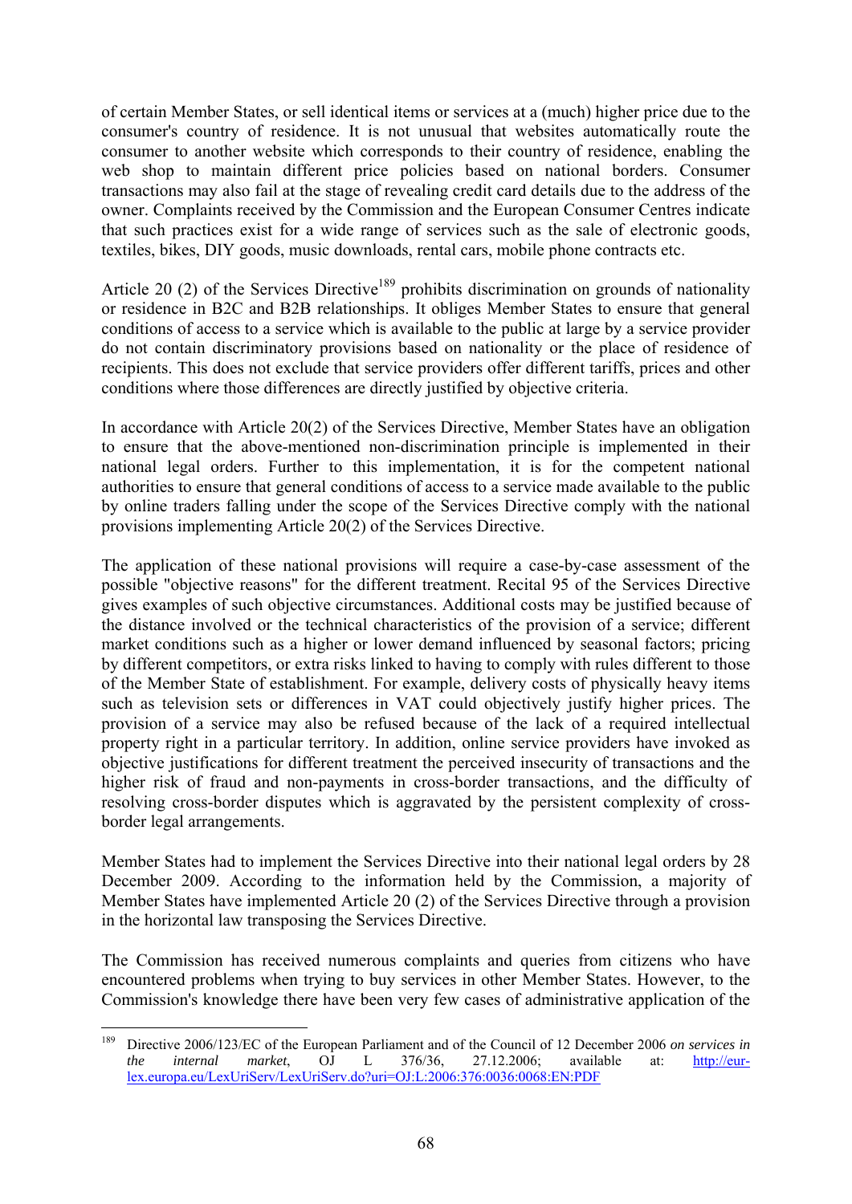of certain Member States, or sell identical items or services at a (much) higher price due to the consumer's country of residence. It is not unusual that websites automatically route the consumer to another website which corresponds to their country of residence, enabling the web shop to maintain different price policies based on national borders. Consumer transactions may also fail at the stage of revealing credit card details due to the address of the owner. Complaints received by the Commission and the European Consumer Centres indicate that such practices exist for a wide range of services such as the sale of electronic goods, textiles, bikes, DIY goods, music downloads, rental cars, mobile phone contracts etc.

Article 20 (2) of the Services Directive[189] prohibits discrimination on grounds of nationality or residence in B2C and B2B relationships. It obliges Member States to ensure that general conditions of access to a service which is available to the public at large by a service provider do not contain discriminatory provisions based on nationality or the place of residence of recipients. This does not exclude that service providers offer different tariffs, prices and other conditions where those differences are directly justified by objective criteria.

In accordance with Article 20(2) of the Services Directive, Member States have an obligation to ensure that the above-mentioned non-discrimination principle is implemented in their national legal orders. Further to this implementation, it is for the competent national authorities to ensure that general conditions of access to a service made available to the public by online traders falling under the scope of the Services Directive comply with the national provisions implementing Article 20(2) of the Services Directive.

The application of these national provisions will require a case-by-case assessment of the possible "objective reasons" for the different treatment. Recital 95 of the Services Directive gives examples of such objective circumstances. Additional costs may be justified because of the distance involved or the technical characteristics of the provision of a service; different market conditions such as a higher or lower demand influenced by seasonal factors; pricing by different competitors, or extra risks linked to having to comply with rules different to those of the Member State of establishment. For example, delivery costs of physically heavy items such as television sets or differences in VAT could objectively justify higher prices. The provision of a service may also be refused because of the lack of a required intellectual property right in a particular territory. In addition, online service providers have invoked as objective justifications for different treatment the perceived insecurity of transactions and the higher risk of fraud and non-payments in cross-border transactions, and the difficulty of resolving cross-border disputes which is aggravated by the persistent complexity of cross-border legal arrangements.

Member States had to implement the Services Directive into their national legal orders by 28 December 2009. According to the information held by the Commission, a majority of Member States have implemented Article 20 (2) of the Services Directive through a provision in the horizontal law transposing the Services Directive.

The Commission has received numerous complaints and queries from citizens who have encountered problems when trying to buy services in other Member States. However, to the Commission's knowledge there have been very few cases of administrative application of the

[189] Directive 2006/123/EC of the European Parliament and of the Council of 12 December 2006 *on services in the internal market*, OJ L 376/36, 27.12.2006; available at: http://eur-lex.europa.eu/LexUriServ/LexUriServ.do?uri=OJ:L:2006:376:0036:0068:EN:PDF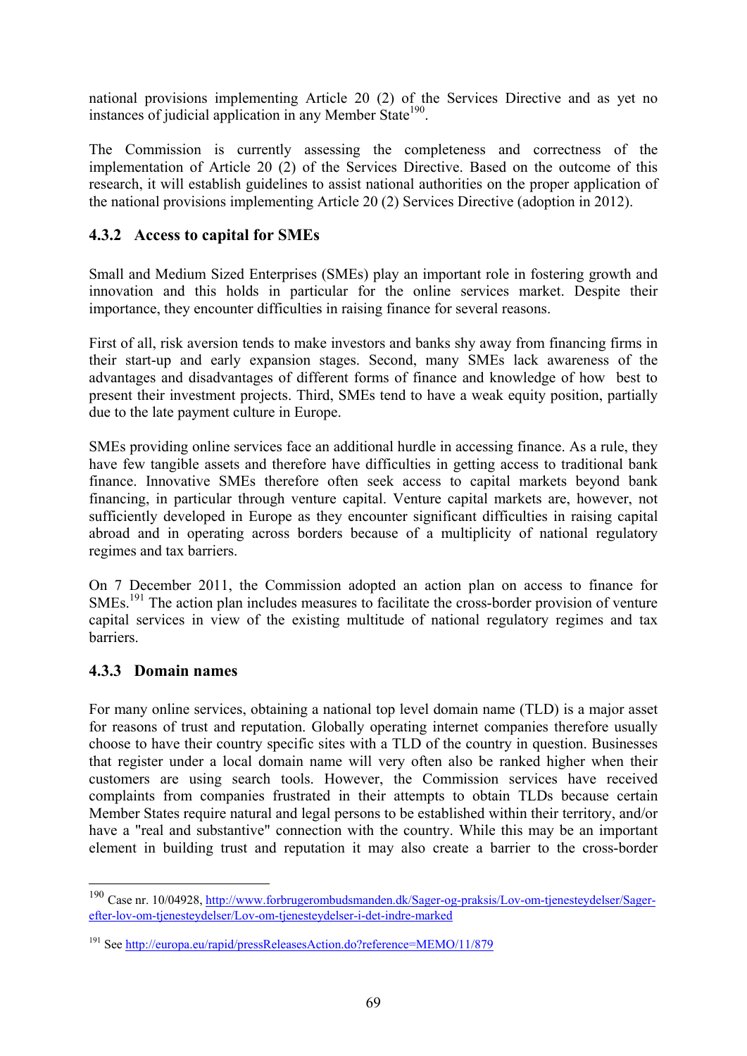national provisions implementing Article 20 (2) of the Services Directive and as yet no instances of judicial application in any Member State[190].

The Commission is currently assessing the completeness and correctness of the implementation of Article 20 (2) of the Services Directive. Based on the outcome of this research, it will establish guidelines to assist national authorities on the proper application of the national provisions implementing Article 20 (2) Services Directive (adoption in 2012).

### 4.3.2 Access to capital for SMEs

Small and Medium Sized Enterprises (SMEs) play an important role in fostering growth and innovation and this holds in particular for the online services market. Despite their importance, they encounter difficulties in raising finance for several reasons.

First of all, risk aversion tends to make investors and banks shy away from financing firms in their start-up and early expansion stages. Second, many SMEs lack awareness of the advantages and disadvantages of different forms of finance and knowledge of how best to present their investment projects. Third, SMEs tend to have a weak equity position, partially due to the late payment culture in Europe.

SMEs providing online services face an additional hurdle in accessing finance. As a rule, they have few tangible assets and therefore have difficulties in getting access to traditional bank finance. Innovative SMEs therefore often seek access to capital markets beyond bank financing, in particular through venture capital. Venture capital markets are, however, not sufficiently developed in Europe as they encounter significant difficulties in raising capital abroad and in operating across borders because of a multiplicity of national regulatory regimes and tax barriers.

On 7 December 2011, the Commission adopted an action plan on access to finance for SMEs.[191] The action plan includes measures to facilitate the cross-border provision of venture capital services in view of the existing multitude of national regulatory regimes and tax barriers.

### 4.3.3 Domain names

For many online services, obtaining a national top level domain name (TLD) is a major asset for reasons of trust and reputation. Globally operating internet companies therefore usually choose to have their country specific sites with a TLD of the country in question. Businesses that register under a local domain name will very often also be ranked higher when their customers are using search tools. However, the Commission services have received complaints from companies frustrated in their attempts to obtain TLDs because certain Member States require natural and legal persons to be established within their territory, and/or have a "real and substantive" connection with the country. While this may be an important element in building trust and reputation it may also create a barrier to the cross-border

---

[190] Case nr. 10/04928, http://www.forbrugerombudsmanden.dk/Sager-og-praksis/Lov-om-tjenesteydelser/Sager-efter-lov-om-tjenesteydelser/Lov-om-tjenesteydelser-i-det-indre-marked

[191] See http://europa.eu/rapid/pressReleasesAction.do?reference=MEMO/11/879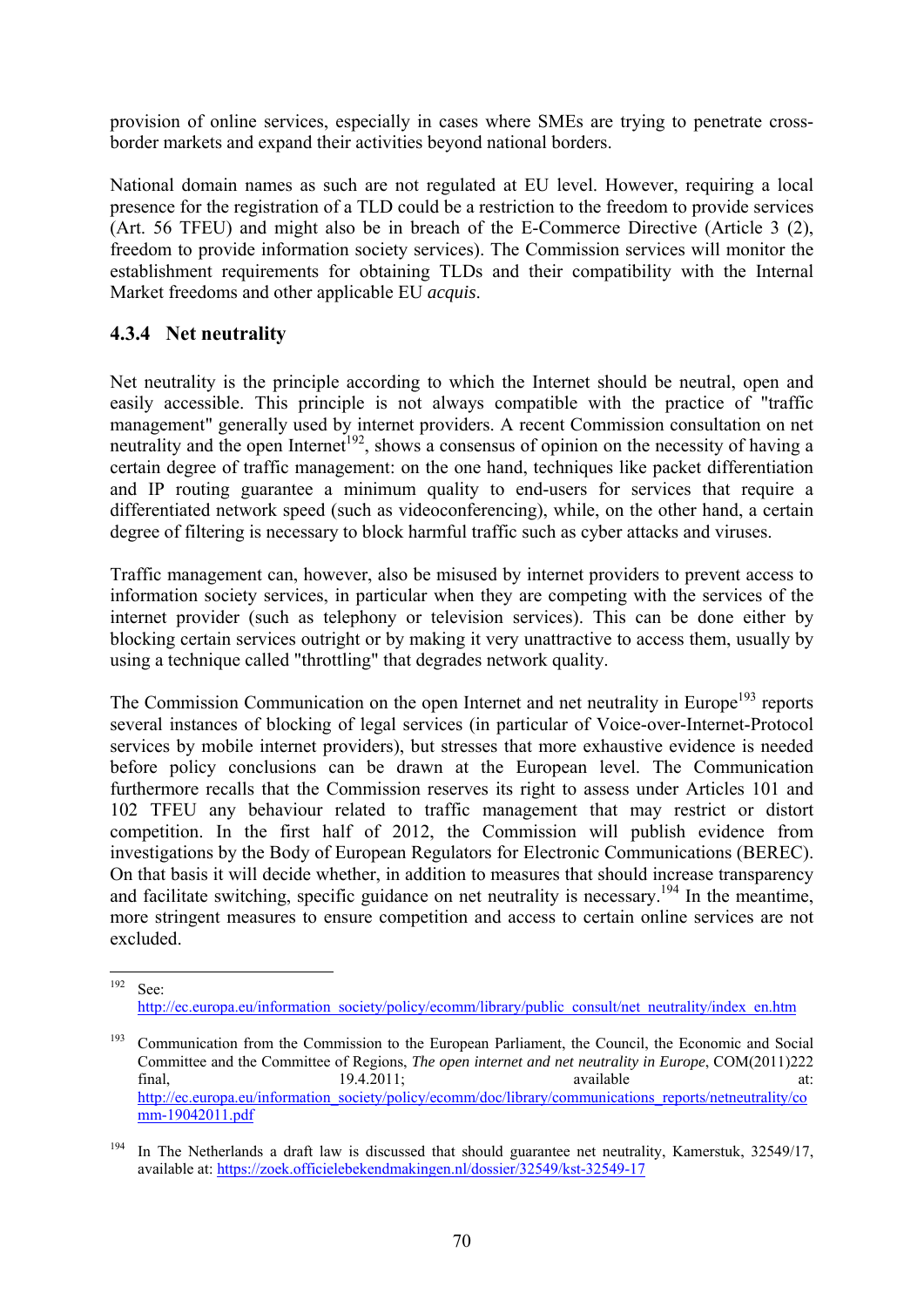provision of online services, especially in cases where SMEs are trying to penetrate cross-border markets and expand their activities beyond national borders.

National domain names as such are not regulated at EU level. However, requiring a local presence for the registration of a TLD could be a restriction to the freedom to provide services (Art. 56 TFEU) and might also be in breach of the E-Commerce Directive (Article 3 (2), freedom to provide information society services). The Commission services will monitor the establishment requirements for obtaining TLDs and their compatibility with the Internal Market freedoms and other applicable EU *acquis*.

### 4.3.4 Net neutrality

Net neutrality is the principle according to which the Internet should be neutral, open and easily accessible. This principle is not always compatible with the practice of "traffic management" generally used by internet providers. A recent Commission consultation on net neutrality and the open Internet[192], shows a consensus of opinion on the necessity of having a certain degree of traffic management: on the one hand, techniques like packet differentiation and IP routing guarantee a minimum quality to end-users for services that require a differentiated network speed (such as videoconferencing), while, on the other hand, a certain degree of filtering is necessary to block harmful traffic such as cyber attacks and viruses.

Traffic management can, however, also be misused by internet providers to prevent access to information society services, in particular when they are competing with the services of the internet provider (such as telephony or television services). This can be done either by blocking certain services outright or by making it very unattractive to access them, usually by using a technique called "throttling" that degrades network quality.

The Commission Communication on the open Internet and net neutrality in Europe[193] reports several instances of blocking of legal services (in particular of Voice-over-Internet-Protocol services by mobile internet providers), but stresses that more exhaustive evidence is needed before policy conclusions can be drawn at the European level. The Communication furthermore recalls that the Commission reserves its right to assess under Articles 101 and 102 TFEU any behaviour related to traffic management that may restrict or distort competition. In the first half of 2012, the Commission will publish evidence from investigations by the Body of European Regulators for Electronic Communications (BEREC). On that basis it will decide whether, in addition to measures that should increase transparency and facilitate switching, specific guidance on net neutrality is necessary.[194] In the meantime, more stringent measures to ensure competition and access to certain online services are not excluded.

---

[192] See: http://ec.europa.eu/information_society/policy/ecomm/library/public_consult/net_neutrality/index_en.htm

[193] Communication from the Commission to the European Parliament, the Council, the Economic and Social Committee and the Committee of Regions, *The open internet and net neutrality in Europe*, COM(2011)222 final, 19.4.2011; available at: http://ec.europa.eu/information_society/policy/ecomm/doc/library/communications_reports/netneutrality/comm-19042011.pdf

[194] In The Netherlands a draft law is discussed that should guarantee net neutrality, Kamerstuk, 32549/17, available at: https://zoek.officielebekendmakingen.nl/dossier/32549/kst-32549-17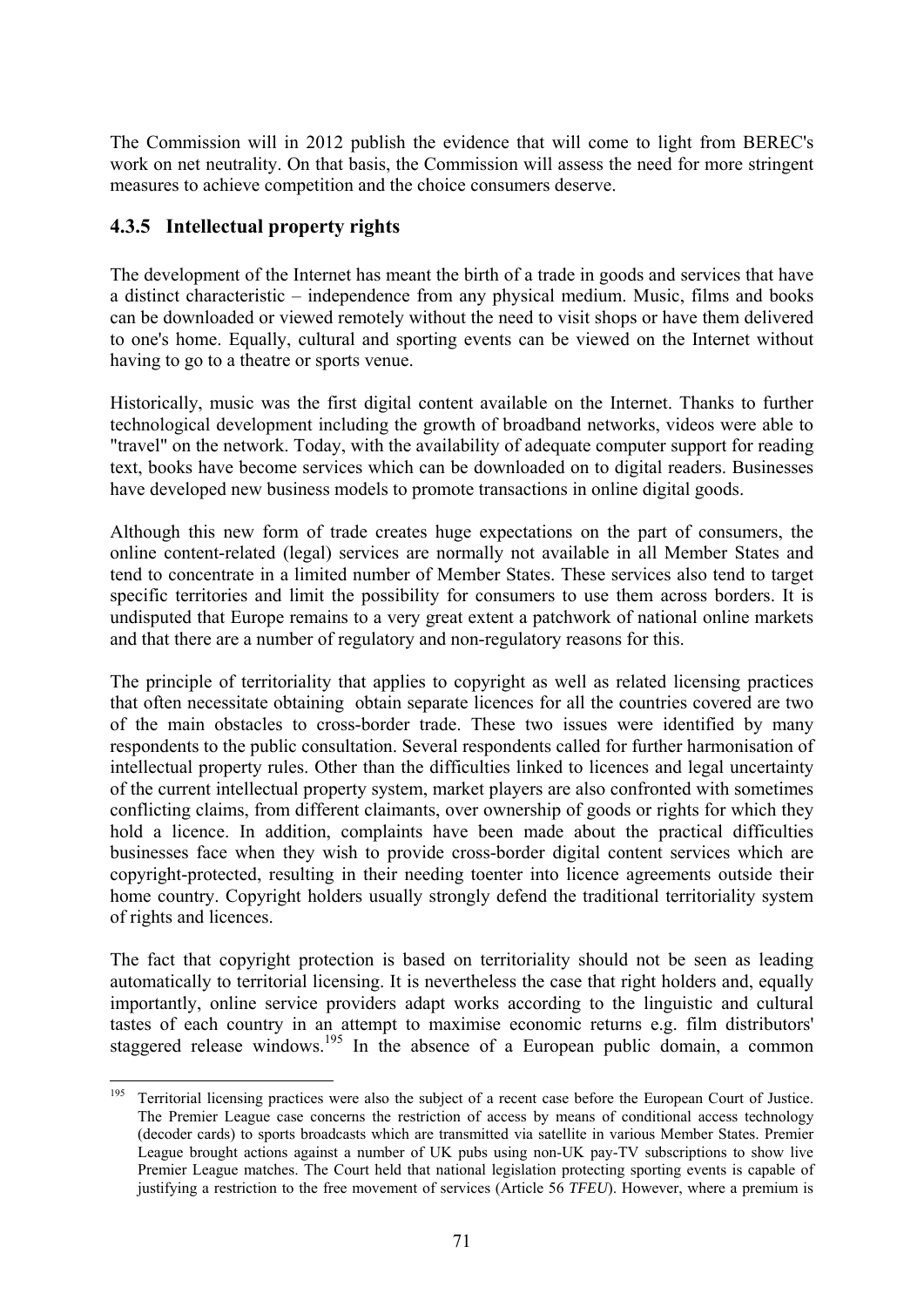The Commission will in 2012 publish the evidence that will come to light from BEREC's work on net neutrality. On that basis, the Commission will assess the need for more stringent measures to achieve competition and the choice consumers deserve.

### 4.3.5 Intellectual property rights

The development of the Internet has meant the birth of a trade in goods and services that have a distinct characteristic – independence from any physical medium. Music, films and books can be downloaded or viewed remotely without the need to visit shops or have them delivered to one's home. Equally, cultural and sporting events can be viewed on the Internet without having to go to a theatre or sports venue.

Historically, music was the first digital content available on the Internet. Thanks to further technological development including the growth of broadband networks, videos were able to "travel" on the network. Today, with the availability of adequate computer support for reading text, books have become services which can be downloaded on to digital readers. Businesses have developed new business models to promote transactions in online digital goods.

Although this new form of trade creates huge expectations on the part of consumers, the online content-related (legal) services are normally not available in all Member States and tend to concentrate in a limited number of Member States. These services also tend to target specific territories and limit the possibility for consumers to use them across borders. It is undisputed that Europe remains to a very great extent a patchwork of national online markets and that there are a number of regulatory and non-regulatory reasons for this.

The principle of territoriality that applies to copyright as well as related licensing practices that often necessitate obtaining obtain separate licences for all the countries covered are two of the main obstacles to cross-border trade. These two issues were identified by many respondents to the public consultation. Several respondents called for further harmonisation of intellectual property rules. Other than the difficulties linked to licences and legal uncertainty of the current intellectual property system, market players are also confronted with sometimes conflicting claims, from different claimants, over ownership of goods or rights for which they hold a licence. In addition, complaints have been made about the practical difficulties businesses face when they wish to provide cross-border digital content services which are copyright-protected, resulting in their needing toenter into licence agreements outside their home country. Copyright holders usually strongly defend the traditional territoriality system of rights and licences.

The fact that copyright protection is based on territoriality should not be seen as leading automatically to territorial licensing. It is nevertheless the case that right holders and, equally importantly, online service providers adapt works according to the linguistic and cultural tastes of each country in an attempt to maximise economic returns e.g. film distributors' staggered release windows.[195] In the absence of a European public domain, a common

[195] Territorial licensing practices were also the subject of a recent case before the European Court of Justice. The Premier League case concerns the restriction of access by means of conditional access technology (decoder cards) to sports broadcasts which are transmitted via satellite in various Member States. Premier League brought actions against a number of UK pubs using non-UK pay-TV subscriptions to show live Premier League matches. The Court held that national legislation protecting sporting events is capable of justifying a restriction to the free movement of services (Article 56 *TFEU*). However, where a premium is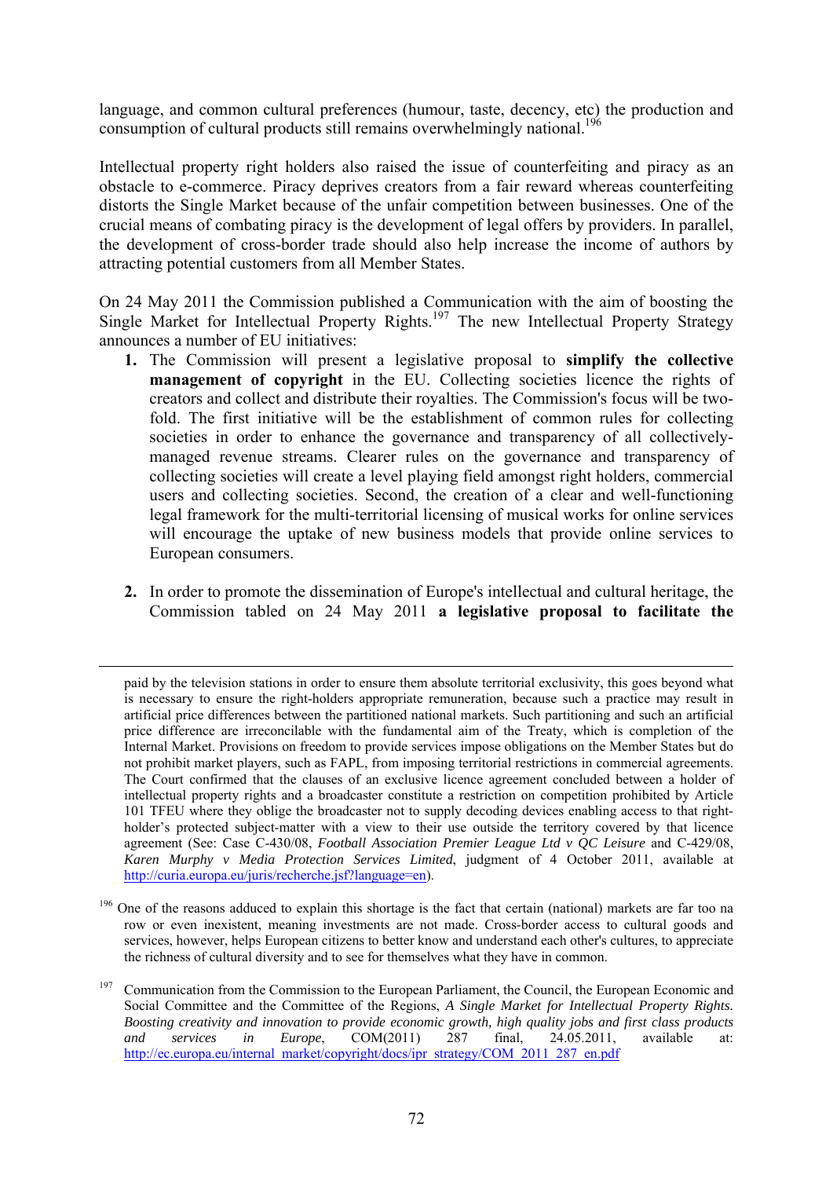language, and common cultural preferences (humour, taste, decency, etc) the production and consumption of cultural products still remains overwhelmingly national.[196]

Intellectual property right holders also raised the issue of counterfeiting and piracy as an obstacle to e-commerce. Piracy deprives creators from a fair reward whereas counterfeiting distorts the Single Market because of the unfair competition between businesses. One of the crucial means of combating piracy is the development of legal offers by providers. In parallel, the development of cross-border trade should also help increase the income of authors by attracting potential customers from all Member States.

On 24 May 2011 the Commission published a Communication with the aim of boosting the Single Market for Intellectual Property Rights.[197] The new Intellectual Property Strategy announces a number of EU initiatives:

1. The Commission will present a legislative proposal to **simplify the collective management of copyright** in the EU. Collecting societies licence the rights of creators and collect and distribute their royalties. The Commission's focus will be two-fold. The first initiative will be the establishment of common rules for collecting societies in order to enhance the governance and transparency of all collectively-managed revenue streams. Clearer rules on the governance and transparency of collecting societies will create a level playing field amongst right holders, commercial users and collecting societies. Second, the creation of a clear and well-functioning legal framework for the multi-territorial licensing of musical works for online services will encourage the uptake of new business models that provide online services to European consumers.

2. In order to promote the dissemination of Europe's intellectual and cultural heritage, the Commission tabled on 24 May 2011 **a legislative proposal to facilitate the**

---

paid by the television stations in order to ensure them absolute territorial exclusivity, this goes beyond what is necessary to ensure the right-holders appropriate remuneration, because such a practice may result in artificial price differences between the partitioned national markets. Such partitioning and such an artificial price difference are irreconcilable with the fundamental aim of the Treaty, which is completion of the Internal Market. Provisions on freedom to provide services impose obligations on the Member States but do not prohibit market players, such as FAPL, from imposing territorial restrictions in commercial agreements. The Court confirmed that the clauses of an exclusive licence agreement concluded between a holder of intellectual property rights and a broadcaster constitute a restriction on competition prohibited by Article 101 TFEU where they oblige the broadcaster not to supply decoding devices enabling access to that right-holder's protected subject-matter with a view to their use outside the territory covered by that licence agreement (See: Case C-430/08, *Football Association Premier League Ltd v QC Leisure* and C-429/08, *Karen Murphy v Media Protection Services Limited*, judgment of 4 October 2011, available at http://curia.europa.eu/juris/recherche.jsf?language=en).

[196] One of the reasons adduced to explain this shortage is the fact that certain (national) markets are far too na row or even inexistent, meaning investments are not made. Cross-border access to cultural goods and services, however, helps European citizens to better know and understand each other's cultures, to appreciate the richness of cultural diversity and to see for themselves what they have in common.

[197] Communication from the Commission to the European Parliament, the Council, the European Economic and Social Committee and the Committee of the Regions, *A Single Market for Intellectual Property Rights. Boosting creativity and innovation to provide economic growth, high quality jobs and first class products and services in Europe*, COM(2011) 287 final, 24.05.2011, available at: http://ec.europa.eu/internal_market/copyright/docs/ipr_strategy/COM_2011_287_en.pdf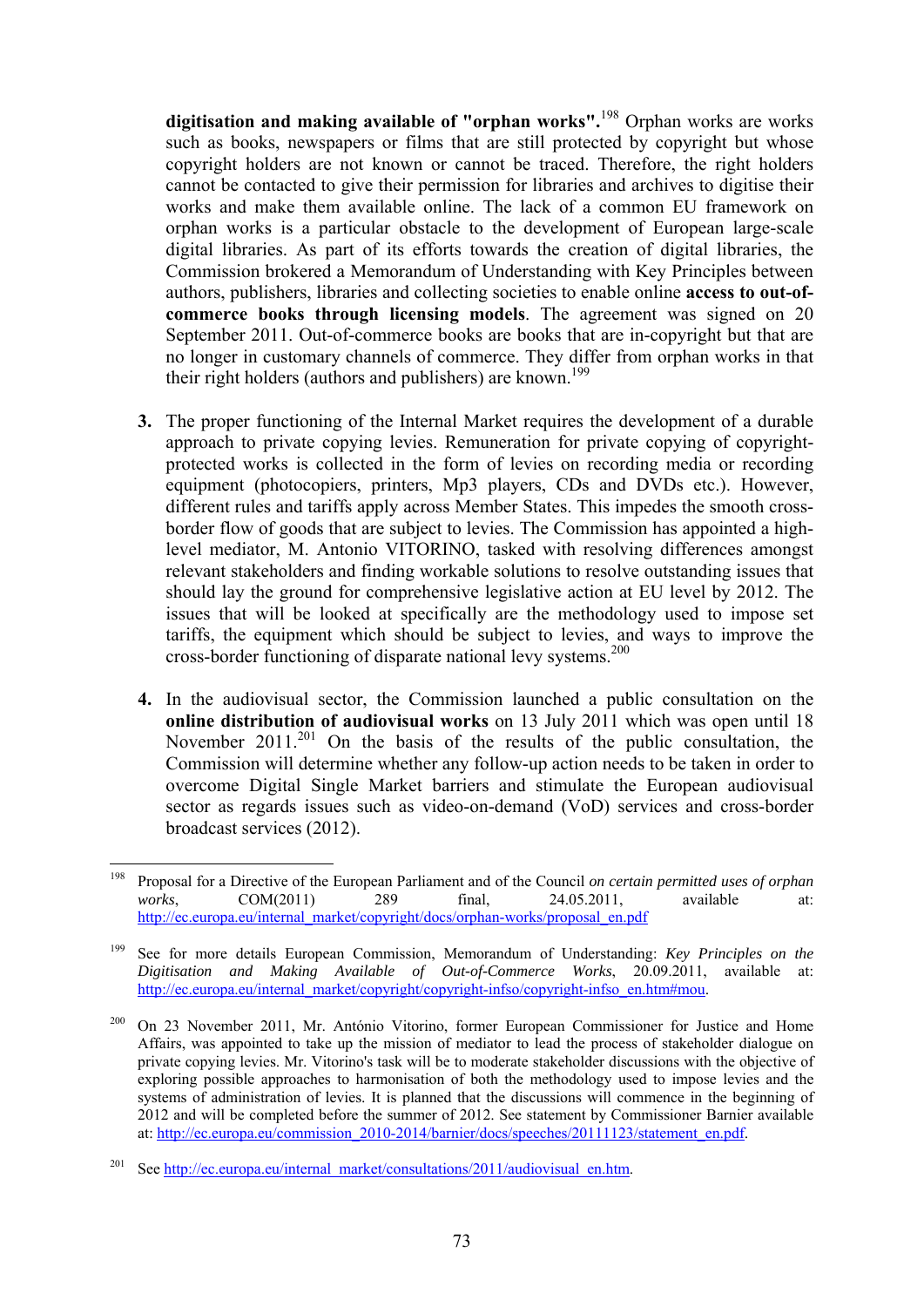**digitisation and making available of "orphan works".**[198] Orphan works are works such as books, newspapers or films that are still protected by copyright but whose copyright holders are not known or cannot be traced. Therefore, the right holders cannot be contacted to give their permission for libraries and archives to digitise their works and make them available online. The lack of a common EU framework on orphan works is a particular obstacle to the development of European large-scale digital libraries. As part of its efforts towards the creation of digital libraries, the Commission brokered a Memorandum of Understanding with Key Principles between authors, publishers, libraries and collecting societies to enable online **access to out-of-commerce books through licensing models**. The agreement was signed on 20 September 2011. Out-of-commerce books are books that are in-copyright but that are no longer in customary channels of commerce. They differ from orphan works in that their right holders (authors and publishers) are known.[199]

3. The proper functioning of the Internal Market requires the development of a durable approach to private copying levies. Remuneration for private copying of copyright-protected works is collected in the form of levies on recording media or recording equipment (photocopiers, printers, Mp3 players, CDs and DVDs etc.). However, different rules and tariffs apply across Member States. This impedes the smooth cross-border flow of goods that are subject to levies. The Commission has appointed a high-level mediator, M. Antonio VITORINO, tasked with resolving differences amongst relevant stakeholders and finding workable solutions to resolve outstanding issues that should lay the ground for comprehensive legislative action at EU level by 2012. The issues that will be looked at specifically are the methodology used to impose set tariffs, the equipment which should be subject to levies, and ways to improve the cross-border functioning of disparate national levy systems.[200]

4. In the audiovisual sector, the Commission launched a public consultation on the **online distribution of audiovisual works** on 13 July 2011 which was open until 18 November 2011.[201] On the basis of the results of the public consultation, the Commission will determine whether any follow-up action needs to be taken in order to overcome Digital Single Market barriers and stimulate the European audiovisual sector as regards issues such as video-on-demand (VoD) services and cross-border broadcast services (2012).

---

[198] Proposal for a Directive of the European Parliament and of the Council *on certain permitted uses of orphan works*, COM(2011) 289 final, 24.05.2011, available at: http://ec.europa.eu/internal_market/copyright/docs/orphan-works/proposal_en.pdf

[199] See for more details European Commission, Memorandum of Understanding: *Key Principles on the Digitisation and Making Available of Out-of-Commerce Works*, 20.09.2011, available at: http://ec.europa.eu/internal_market/copyright/copyright-infso/copyright-infso_en.htm#mou.

[200] On 23 November 2011, Mr. António Vitorino, former European Commissioner for Justice and Home Affairs, was appointed to take up the mission of mediator to lead the process of stakeholder dialogue on private copying levies. Mr. Vitorino's task will be to moderate stakeholder discussions with the objective of exploring possible approaches to harmonisation of both the methodology used to impose levies and the systems of administration of levies. It is planned that the discussions will commence in the beginning of 2012 and will be completed before the summer of 2012. See statement by Commissioner Barnier available at: http://ec.europa.eu/commission_2010-2014/barnier/docs/speeches/20111123/statement_en.pdf.

[201] See http://ec.europa.eu/internal_market/consultations/2011/audiovisual_en.htm.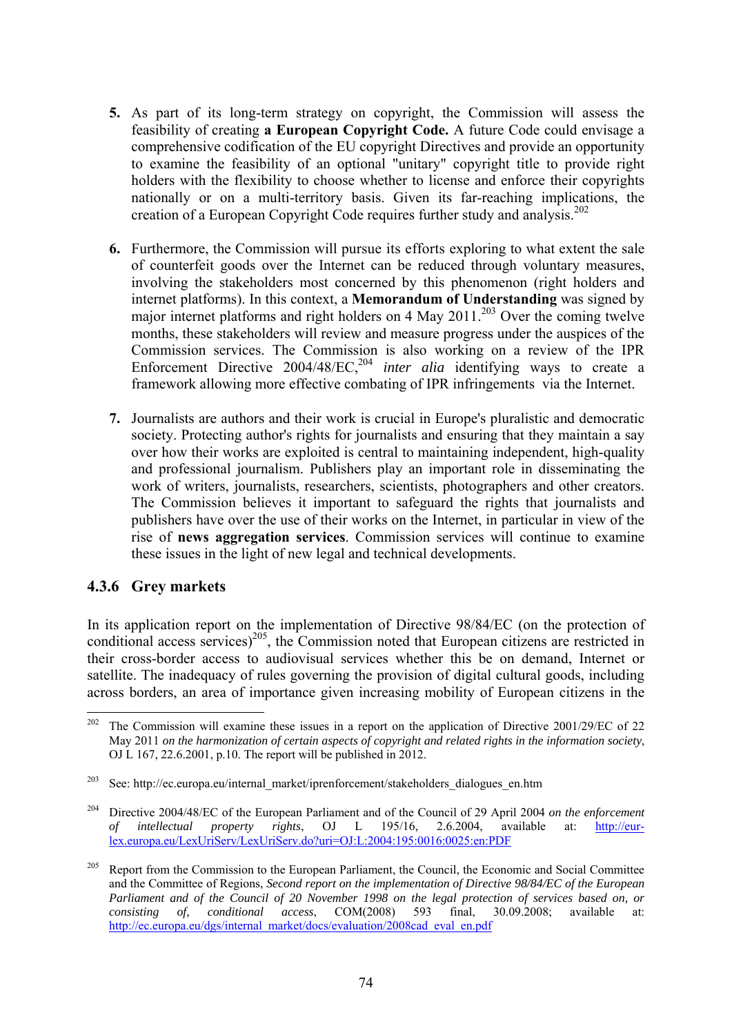5. As part of its long-term strategy on copyright, the Commission will assess the feasibility of creating **a European Copyright Code.** A future Code could envisage a comprehensive codification of the EU copyright Directives and provide an opportunity to examine the feasibility of an optional "unitary" copyright title to provide right holders with the flexibility to choose whether to license and enforce their copyrights nationally or on a multi-territory basis. Given its far-reaching implications, the creation of a European Copyright Code requires further study and analysis.[202]

6. Furthermore, the Commission will pursue its efforts exploring to what extent the sale of counterfeit goods over the Internet can be reduced through voluntary measures, involving the stakeholders most concerned by this phenomenon (right holders and internet platforms). In this context, a **Memorandum of Understanding** was signed by major internet platforms and right holders on 4 May 2011.[203] Over the coming twelve months, these stakeholders will review and measure progress under the auspices of the Commission services. The Commission is also working on a review of the IPR Enforcement Directive 2004/48/EC,[204] *inter alia* identifying ways to create a framework allowing more effective combating of IPR infringements via the Internet.

7. Journalists are authors and their work is crucial in Europe's pluralistic and democratic society. Protecting author's rights for journalists and ensuring that they maintain a say over how their works are exploited is central to maintaining independent, high-quality and professional journalism. Publishers play an important role in disseminating the work of writers, journalists, researchers, scientists, photographers and other creators. The Commission believes it important to safeguard the rights that journalists and publishers have over the use of their works on the Internet, in particular in view of the rise of **news aggregation services**. Commission services will continue to examine these issues in the light of new legal and technical developments.

### 4.3.6 Grey markets

In its application report on the implementation of Directive 98/84/EC (on the protection of conditional access services)[205], the Commission noted that European citizens are restricted in their cross-border access to audiovisual services whether this be on demand, Internet or satellite. The inadequacy of rules governing the provision of digital cultural goods, including across borders, an area of importance given increasing mobility of European citizens in the

---

[202] The Commission will examine these issues in a report on the application of Directive 2001/29/EC of 22 May 2011 *on the harmonization of certain aspects of copyright and related rights in the information society*, OJ L 167, 22.6.2001, p.10. The report will be published in 2012.

[203] See: http://ec.europa.eu/internal_market/iprenforcement/stakeholders_dialogues_en.htm

[204] Directive 2004/48/EC of the European Parliament and of the Council of 29 April 2004 *on the enforcement of intellectual property rights*, OJ L 195/16, 2.6.2004, available at: http://eur-lex.europa.eu/LexUriServ/LexUriServ.do?uri=OJ:L:2004:195:0016:0025:en:PDF

[205] Report from the Commission to the European Parliament, the Council, the Economic and Social Committee and the Committee of Regions, *Second report on the implementation of Directive 98/84/EC of the European Parliament and of the Council of 20 November 1998 on the legal protection of services based on, or consisting of, conditional access*, COM(2008) 593 final, 30.09.2008; available at: http://ec.europa.eu/dgs/internal_market/docs/evaluation/2008cad_eval_en.pdf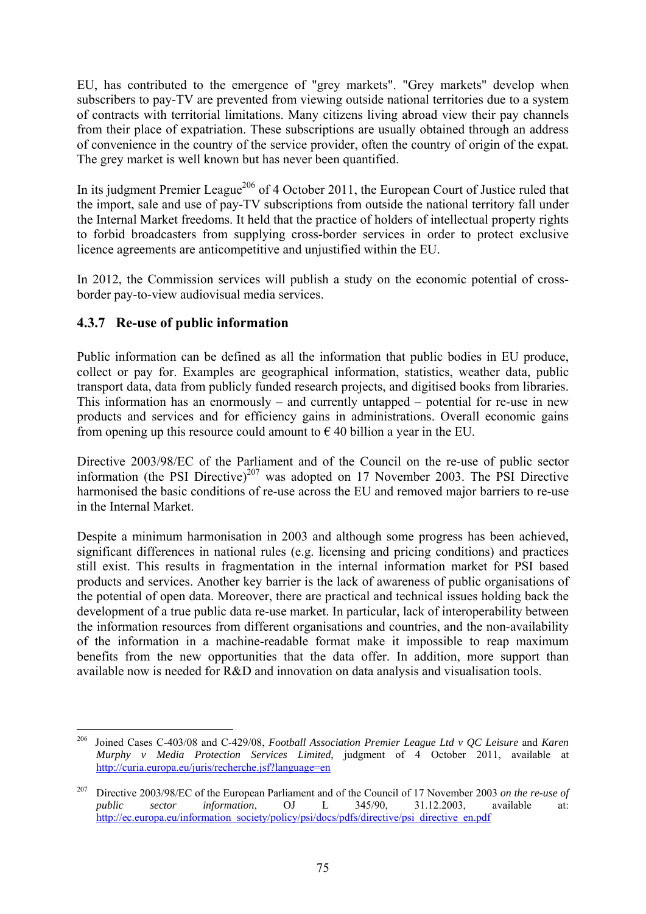EU, has contributed to the emergence of "grey markets". "Grey markets" develop when subscribers to pay-TV are prevented from viewing outside national territories due to a system of contracts with territorial limitations. Many citizens living abroad view their pay channels from their place of expatriation. These subscriptions are usually obtained through an address of convenience in the country of the service provider, often the country of origin of the expat. The grey market is well known but has never been quantified.

In its judgment Premier League[206] of 4 October 2011, the European Court of Justice ruled that the import, sale and use of pay-TV subscriptions from outside the national territory fall under the Internal Market freedoms. It held that the practice of holders of intellectual property rights to forbid broadcasters from supplying cross-border services in order to protect exclusive licence agreements are anticompetitive and unjustified within the EU.

In 2012, the Commission services will publish a study on the economic potential of cross-border pay-to-view audiovisual media services.

### 4.3.7 Re-use of public information

Public information can be defined as all the information that public bodies in EU produce, collect or pay for. Examples are geographical information, statistics, weather data, public transport data, data from publicly funded research projects, and digitised books from libraries. This information has an enormously – and currently untapped – potential for re-use in new products and services and for efficiency gains in administrations. Overall economic gains from opening up this resource could amount to € 40 billion a year in the EU.

Directive 2003/98/EC of the Parliament and of the Council on the re-use of public sector information (the PSI Directive)[207] was adopted on 17 November 2003. The PSI Directive harmonised the basic conditions of re-use across the EU and removed major barriers to re-use in the Internal Market.

Despite a minimum harmonisation in 2003 and although some progress has been achieved, significant differences in national rules (e.g. licensing and pricing conditions) and practices still exist. This results in fragmentation in the internal information market for PSI based products and services. Another key barrier is the lack of awareness of public organisations of the potential of open data. Moreover, there are practical and technical issues holding back the development of a true public data re-use market. In particular, lack of interoperability between the information resources from different organisations and countries, and the non-availability of the information in a machine-readable format make it impossible to reap maximum benefits from the new opportunities that the data offer. In addition, more support than available now is needed for R&D and innovation on data analysis and visualisation tools.

---

[206] Joined Cases C-403/08 and C-429/08, *Football Association Premier League Ltd v QC Leisure* and *Karen Murphy v Media Protection Services Limited*, judgment of 4 October 2011, available at http://curia.europa.eu/juris/recherche.jsf?language=en

[207] Directive 2003/98/EC of the European Parliament and of the Council of 17 November 2003 *on the re-use of public sector information*, OJ L 345/90, 31.12.2003, available at: http://ec.europa.eu/information_society/policy/psi/docs/pdfs/directive/psi_directive_en.pdf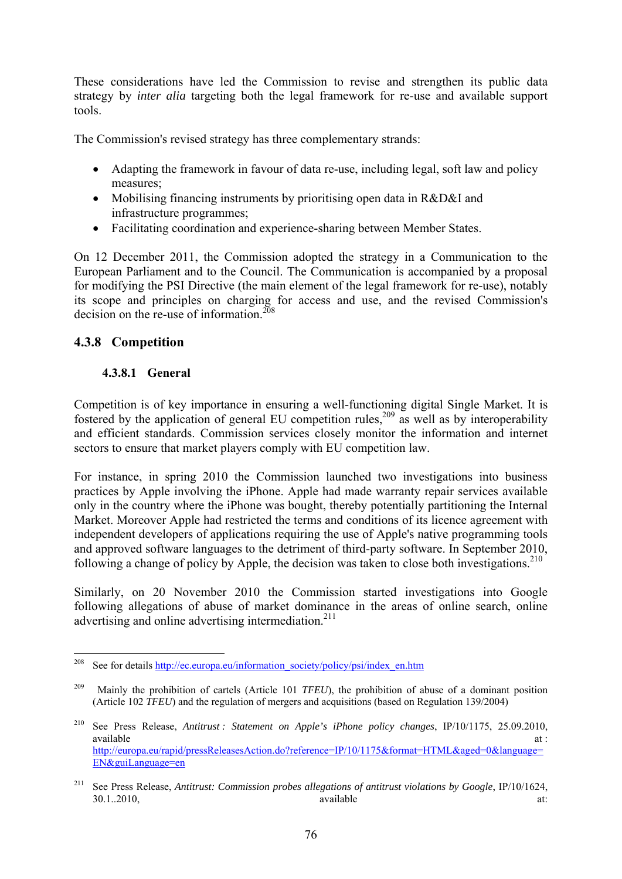These considerations have led the Commission to revise and strengthen its public data strategy by *inter alia* targeting both the legal framework for re-use and available support tools.

The Commission's revised strategy has three complementary strands:

- Adapting the framework in favour of data re-use, including legal, soft law and policy measures;
- Mobilising financing instruments by prioritising open data in R&D&I and infrastructure programmes;
- Facilitating coordination and experience-sharing between Member States.

On 12 December 2011, the Commission adopted the strategy in a Communication to the European Parliament and to the Council. The Communication is accompanied by a proposal for modifying the PSI Directive (the main element of the legal framework for re-use), notably its scope and principles on charging for access and use, and the revised Commission's decision on the re-use of information.[208]

### 4.3.8 Competition

#### 4.3.8.1 General

Competition is of key importance in ensuring a well-functioning digital Single Market. It is fostered by the application of general EU competition rules,[209] as well as by interoperability and efficient standards. Commission services closely monitor the information and internet sectors to ensure that market players comply with EU competition law.

For instance, in spring 2010 the Commission launched two investigations into business practices by Apple involving the iPhone. Apple had made warranty repair services available only in the country where the iPhone was bought, thereby potentially partitioning the Internal Market. Moreover Apple had restricted the terms and conditions of its licence agreement with independent developers of applications requiring the use of Apple's native programming tools and approved software languages to the detriment of third-party software. In September 2010, following a change of policy by Apple, the decision was taken to close both investigations.[210]

Similarly, on 20 November 2010 the Commission started investigations into Google following allegations of abuse of market dominance in the areas of online search, online advertising and online advertising intermediation.[211]

---

[208] See for details http://ec.europa.eu/information_society/policy/psi/index_en.htm

[209] Mainly the prohibition of cartels (Article 101 *TFEU*), the prohibition of abuse of a dominant position (Article 102 *TFEU*) and the regulation of mergers and acquisitions (based on Regulation 139/2004)

[210] See Press Release, *Antitrust : Statement on Apple's iPhone policy changes*, IP/10/1175, 25.09.2010, available at : http://europa.eu/rapid/pressReleasesAction.do?reference=IP/10/1175&format=HTML&aged=0&language=EN&guiLanguage=en

[211] See Press Release, *Antitrust: Commission probes allegations of antitrust violations by Google*, IP/10/1624, 30.1..2010, available at: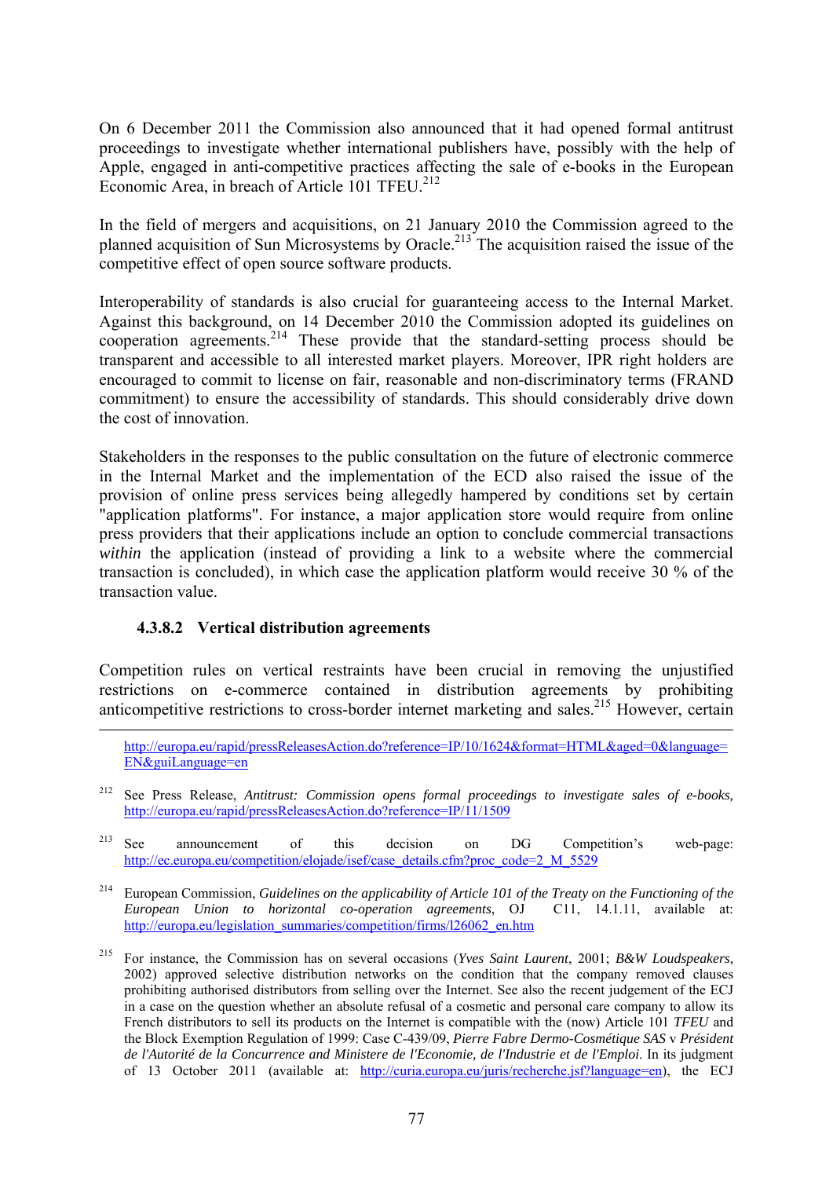On 6 December 2011 the Commission also announced that it had opened formal antitrust proceedings to investigate whether international publishers have, possibly with the help of Apple, engaged in anti-competitive practices affecting the sale of e-books in the European Economic Area, in breach of Article 101 TFEU.[212]

In the field of mergers and acquisitions, on 21 January 2010 the Commission agreed to the planned acquisition of Sun Microsystems by Oracle.[213] The acquisition raised the issue of the competitive effect of open source software products.

Interoperability of standards is also crucial for guaranteeing access to the Internal Market. Against this background, on 14 December 2010 the Commission adopted its guidelines on cooperation agreements.[214] These provide that the standard-setting process should be transparent and accessible to all interested market players. Moreover, IPR right holders are encouraged to commit to license on fair, reasonable and non-discriminatory terms (FRAND commitment) to ensure the accessibility of standards. This should considerably drive down the cost of innovation.

Stakeholders in the responses to the public consultation on the future of electronic commerce in the Internal Market and the implementation of the ECD also raised the issue of the provision of online press services being allegedly hampered by conditions set by certain "application platforms". For instance, a major application store would require from online press providers that their applications include an option to conclude commercial transactions *within* the application (instead of providing a link to a website where the commercial transaction is concluded), in which case the application platform would receive 30 % of the transaction value.

#### 4.3.8.2 Vertical distribution agreements

Competition rules on vertical restraints have been crucial in removing the unjustified restrictions on e-commerce contained in distribution agreements by prohibiting anticompetitive restrictions to cross-border internet marketing and sales.[215] However, certain

---

http://europa.eu/rapid/pressReleasesAction.do?reference=IP/10/1624&format=HTML&aged=0&language=EN&guiLanguage=en

[212] See Press Release, *Antitrust: Commission opens formal proceedings to investigate sales of e-books,* http://europa.eu/rapid/pressReleasesAction.do?reference=IP/11/1509

[213] See announcement of this decision on DG Competition's web-page: http://ec.europa.eu/competition/elojade/isef/case_details.cfm?proc_code=2_M_5529

[214] European Commission, *Guidelines on the applicability of Article 101 of the Treaty on the Functioning of the European Union to horizontal co-operation agreements*, OJ C11, 14.1.11, available at: http://europa.eu/legislation_summaries/competition/firms/l26062_en.htm

[215] For instance, the Commission has on several occasions (*Yves Saint Laurent*, 2001; *B&W Loudspeakers*, 2002) approved selective distribution networks on the condition that the company removed clauses prohibiting authorised distributors from selling over the Internet. See also the recent judgement of the ECJ in a case on the question whether an absolute refusal of a cosmetic and personal care company to allow its French distributors to sell its products on the Internet is compatible with the (now) Article 101 *TFEU* and the Block Exemption Regulation of 1999: Case C-439/09, *Pierre Fabre Dermo-Cosmétique SAS* v *Président de l'Autorité de la Concurrence and Ministere de l'Economie, de l'Industrie et de l'Emploi*. In its judgment of 13 October 2011 (available at: http://curia.europa.eu/juris/recherche.jsf?language=en), the ECJ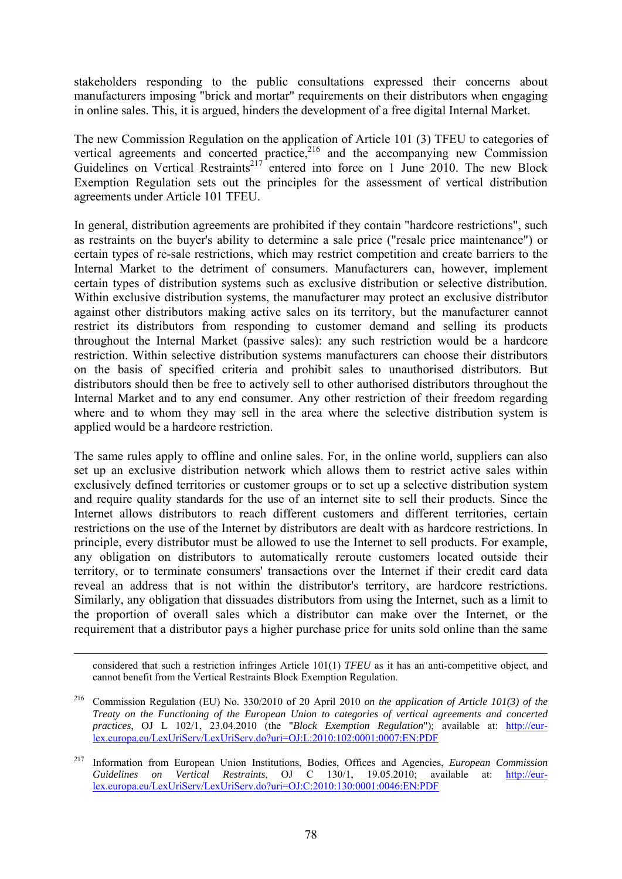stakeholders responding to the public consultations expressed their concerns about manufacturers imposing "brick and mortar" requirements on their distributors when engaging in online sales. This, it is argued, hinders the development of a free digital Internal Market.

The new Commission Regulation on the application of Article 101 (3) TFEU to categories of vertical agreements and concerted practice,[216] and the accompanying new Commission Guidelines on Vertical Restraints[217] entered into force on 1 June 2010. The new Block Exemption Regulation sets out the principles for the assessment of vertical distribution agreements under Article 101 TFEU.

In general, distribution agreements are prohibited if they contain "hardcore restrictions", such as restraints on the buyer's ability to determine a sale price ("resale price maintenance") or certain types of re-sale restrictions, which may restrict competition and create barriers to the Internal Market to the detriment of consumers. Manufacturers can, however, implement certain types of distribution systems such as exclusive distribution or selective distribution. Within exclusive distribution systems, the manufacturer may protect an exclusive distributor against other distributors making active sales on its territory, but the manufacturer cannot restrict its distributors from responding to customer demand and selling its products throughout the Internal Market (passive sales): any such restriction would be a hardcore restriction. Within selective distribution systems manufacturers can choose their distributors on the basis of specified criteria and prohibit sales to unauthorised distributors. But distributors should then be free to actively sell to other authorised distributors throughout the Internal Market and to any end consumer. Any other restriction of their freedom regarding where and to whom they may sell in the area where the selective distribution system is applied would be a hardcore restriction.

The same rules apply to offline and online sales. For, in the online world, suppliers can also set up an exclusive distribution network which allows them to restrict active sales within exclusively defined territories or customer groups or to set up a selective distribution system and require quality standards for the use of an internet site to sell their products. Since the Internet allows distributors to reach different customers and different territories, certain restrictions on the use of the Internet by distributors are dealt with as hardcore restrictions. In principle, every distributor must be allowed to use the Internet to sell products. For example, any obligation on distributors to automatically reroute customers located outside their territory, or to terminate consumers' transactions over the Internet if their credit card data reveal an address that is not within the distributor's territory, are hardcore restrictions. Similarly, any obligation that dissuades distributors from using the Internet, such as a limit to the proportion of overall sales which a distributor can make over the Internet, or the requirement that a distributor pays a higher purchase price for units sold online than the same

---

considered that such a restriction infringes Article 101(1) *TFEU* as it has an anti-competitive object, and cannot benefit from the Vertical Restraints Block Exemption Regulation.

[216] Commission Regulation (EU) No. 330/2010 of 20 April 2010 *on the application of Article 101(3) of the Treaty on the Functioning of the European Union to categories of vertical agreements and concerted practices*, OJ L 102/1, 23.04.2010 (the "*Block Exemption Regulation*"); available at: http://eur-lex.europa.eu/LexUriServ/LexUriServ.do?uri=OJ:L:2010:102:0001:0007:EN:PDF

[217] Information from European Union Institutions, Bodies, Offices and Agencies, *European Commission Guidelines on Vertical Restraints*, OJ C 130/1, 19.05.2010; available at: http://eur-lex.europa.eu/LexUriServ/LexUriServ.do?uri=OJ:C:2010:130:0001:0046:EN:PDF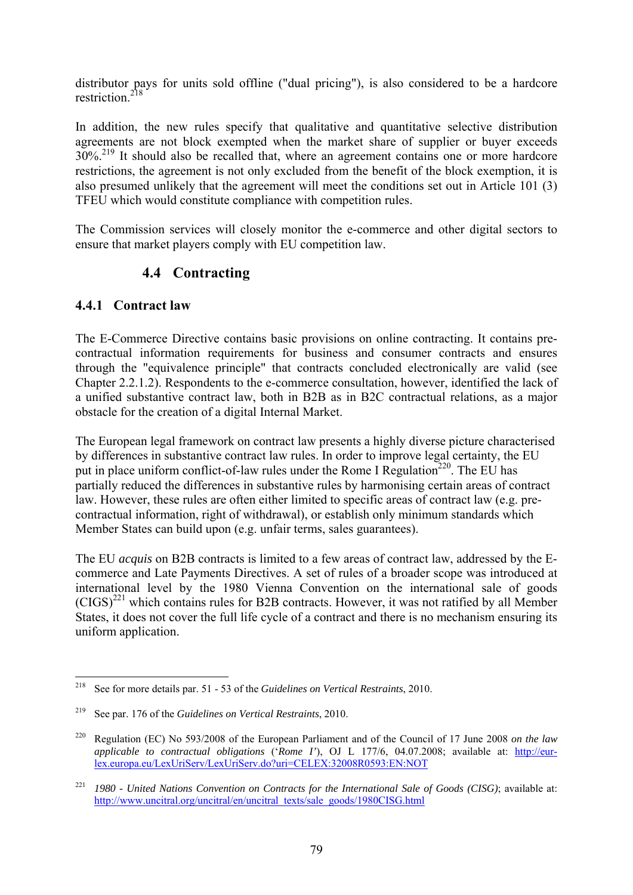distributor pays for units sold offline ("dual pricing"), is also considered to be a hardcore restriction.[218]

In addition, the new rules specify that qualitative and quantitative selective distribution agreements are not block exempted when the market share of supplier or buyer exceeds 30%.[219] It should also be recalled that, where an agreement contains one or more hardcore restrictions, the agreement is not only excluded from the benefit of the block exemption, it is also presumed unlikely that the agreement will meet the conditions set out in Article 101 (3) TFEU which would constitute compliance with competition rules.

The Commission services will closely monitor the e-commerce and other digital sectors to ensure that market players comply with EU competition law.

## 4.4 Contracting

### 4.4.1 Contract law

The E-Commerce Directive contains basic provisions on online contracting. It contains pre-contractual information requirements for business and consumer contracts and ensures through the "equivalence principle" that contracts concluded electronically are valid (see Chapter 2.2.1.2). Respondents to the e-commerce consultation, however, identified the lack of a unified substantive contract law, both in B2B as in B2C contractual relations, as a major obstacle for the creation of a digital Internal Market.

The European legal framework on contract law presents a highly diverse picture characterised by differences in substantive contract law rules. In order to improve legal certainty, the EU put in place uniform conflict-of-law rules under the Rome I Regulation[220]. The EU has partially reduced the differences in substantive rules by harmonising certain areas of contract law. However, these rules are often either limited to specific areas of contract law (e.g. pre-contractual information, right of withdrawal), or establish only minimum standards which Member States can build upon (e.g. unfair terms, sales guarantees).

The EU *acquis* on B2B contracts is limited to a few areas of contract law, addressed by the E-commerce and Late Payments Directives. A set of rules of a broader scope was introduced at international level by the 1980 Vienna Convention on the international sale of goods (CIGS)[221] which contains rules for B2B contracts. However, it was not ratified by all Member States, it does not cover the full life cycle of a contract and there is no mechanism ensuring its uniform application.

---

[218] See for more details par. 51 - 53 of the *Guidelines on Vertical Restraints*, 2010.

[219] See par. 176 of the *Guidelines on Vertical Restraints*, 2010.

[220] Regulation (EC) No 593/2008 of the European Parliament and of the Council of 17 June 2008 *on the law applicable to contractual obligations* ('*Rome I*'), OJ L 177/6, 04.07.2008; available at: http://eur-lex.europa.eu/LexUriServ/LexUriServ.do?uri=CELEX:32008R0593:EN:NOT

[221] *1980 - United Nations Convention on Contracts for the International Sale of Goods (CISG)*; available at: http://www.uncitral.org/uncitral/en/uncitral_texts/sale_goods/1980CISG.html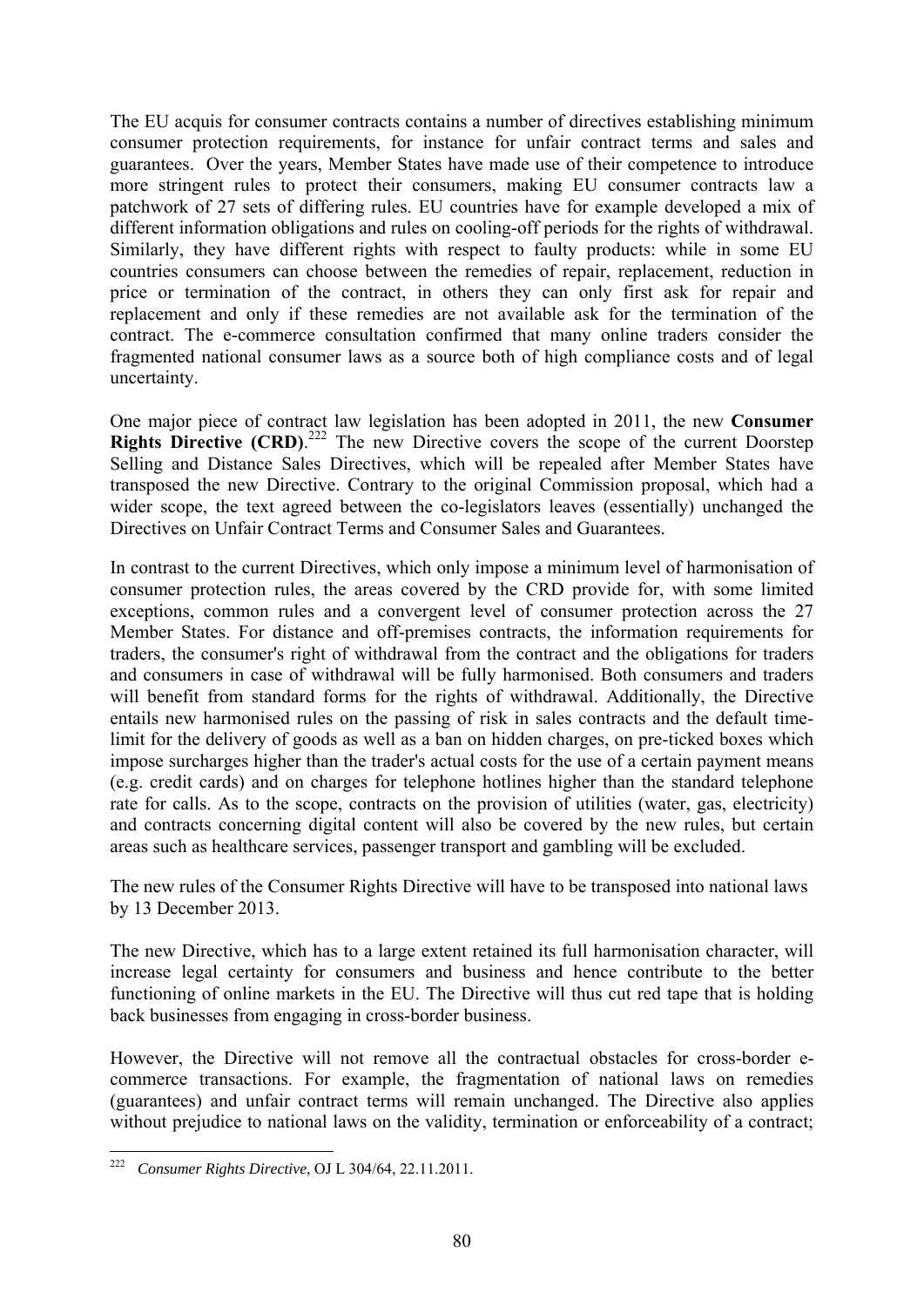The EU acquis for consumer contracts contains a number of directives establishing minimum consumer protection requirements, for instance for unfair contract terms and sales and guarantees. Over the years, Member States have made use of their competence to introduce more stringent rules to protect their consumers, making EU consumer contracts law a patchwork of 27 sets of differing rules. EU countries have for example developed a mix of different information obligations and rules on cooling-off periods for the rights of withdrawal. Similarly, they have different rights with respect to faulty products: while in some EU countries consumers can choose between the remedies of repair, replacement, reduction in price or termination of the contract, in others they can only first ask for repair and replacement and only if these remedies are not available ask for the termination of the contract. The e-commerce consultation confirmed that many online traders consider the fragmented national consumer laws as a source both of high compliance costs and of legal uncertainty.

One major piece of contract law legislation has been adopted in 2011, the new **Consumer Rights Directive (CRD)**.[222] The new Directive covers the scope of the current Doorstep Selling and Distance Sales Directives, which will be repealed after Member States have transposed the new Directive. Contrary to the original Commission proposal, which had a wider scope, the text agreed between the co-legislators leaves (essentially) unchanged the Directives on Unfair Contract Terms and Consumer Sales and Guarantees.

In contrast to the current Directives, which only impose a minimum level of harmonisation of consumer protection rules, the areas covered by the CRD provide for, with some limited exceptions, common rules and a convergent level of consumer protection across the 27 Member States. For distance and off-premises contracts, the information requirements for traders, the consumer's right of withdrawal from the contract and the obligations for traders and consumers in case of withdrawal will be fully harmonised. Both consumers and traders will benefit from standard forms for the rights of withdrawal. Additionally, the Directive entails new harmonised rules on the passing of risk in sales contracts and the default time-limit for the delivery of goods as well as a ban on hidden charges, on pre-ticked boxes which impose surcharges higher than the trader's actual costs for the use of a certain payment means (e.g. credit cards) and on charges for telephone hotlines higher than the standard telephone rate for calls. As to the scope, contracts on the provision of utilities (water, gas, electricity) and contracts concerning digital content will also be covered by the new rules, but certain areas such as healthcare services, passenger transport and gambling will be excluded.

The new rules of the Consumer Rights Directive will have to be transposed into national laws by 13 December 2013.

The new Directive, which has to a large extent retained its full harmonisation character, will increase legal certainty for consumers and business and hence contribute to the better functioning of online markets in the EU. The Directive will thus cut red tape that is holding back businesses from engaging in cross-border business.

However, the Directive will not remove all the contractual obstacles for cross-border e-commerce transactions. For example, the fragmentation of national laws on remedies (guarantees) and unfair contract terms will remain unchanged. The Directive also applies without prejudice to national laws on the validity, termination or enforceability of a contract;

[222] *Consumer Rights Directive*, OJ L 304/64, 22.11.2011.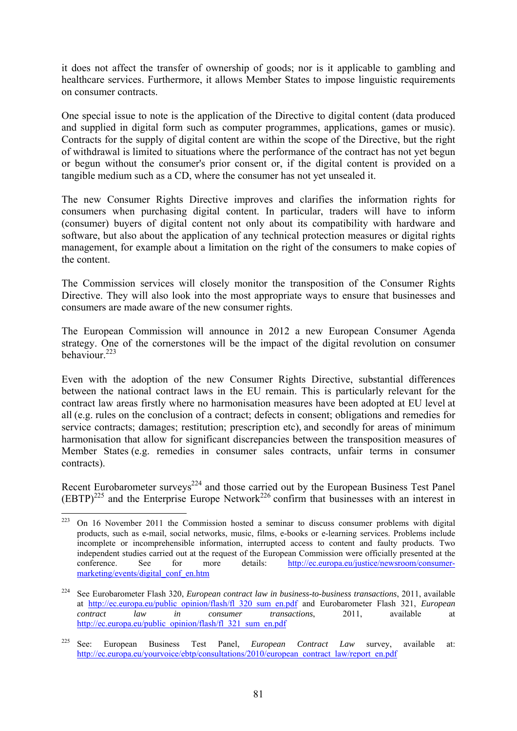it does not affect the transfer of ownership of goods; nor is it applicable to gambling and healthcare services. Furthermore, it allows Member States to impose linguistic requirements on consumer contracts.

One special issue to note is the application of the Directive to digital content (data produced and supplied in digital form such as computer programmes, applications, games or music). Contracts for the supply of digital content are within the scope of the Directive, but the right of withdrawal is limited to situations where the performance of the contract has not yet begun or begun without the consumer's prior consent or, if the digital content is provided on a tangible medium such as a CD, where the consumer has not yet unsealed it.

The new Consumer Rights Directive improves and clarifies the information rights for consumers when purchasing digital content. In particular, traders will have to inform (consumer) buyers of digital content not only about its compatibility with hardware and software, but also about the application of any technical protection measures or digital rights management, for example about a limitation on the right of the consumers to make copies of the content.

The Commission services will closely monitor the transposition of the Consumer Rights Directive. They will also look into the most appropriate ways to ensure that businesses and consumers are made aware of the new consumer rights.

The European Commission will announce in 2012 a new European Consumer Agenda strategy. One of the cornerstones will be the impact of the digital revolution on consumer behaviour.[223]

Even with the adoption of the new Consumer Rights Directive, substantial differences between the national contract laws in the EU remain. This is particularly relevant for the contract law areas firstly where no harmonisation measures have been adopted at EU level at all (e.g. rules on the conclusion of a contract; defects in consent; obligations and remedies for service contracts; damages; restitution; prescription etc), and secondly for areas of minimum harmonisation that allow for significant discrepancies between the transposition measures of Member States (e.g. remedies in consumer sales contracts, unfair terms in consumer contracts).

Recent Eurobarometer surveys[224] and those carried out by the European Business Test Panel (EBTP)[225] and the Enterprise Europe Network[226] confirm that businesses with an interest in

---

[223] On 16 November 2011 the Commission hosted a seminar to discuss consumer problems with digital products, such as e-mail, social networks, music, films, e-books or e-learning services. Problems include incomplete or incomprehensible information, interrupted access to content and faulty products. Two independent studies carried out at the request of the European Commission were officially presented at the conference. See for more details: http://ec.europa.eu/justice/newsroom/consumer-marketing/events/digital_conf_en.htm

[224] See Eurobarometer Flash 320, *European contract law in business-to-business transactions*, 2011, available at http://ec.europa.eu/public_opinion/flash/fl_320_sum_en.pdf and Eurobarometer Flash 321, *European contract law in consumer transactions*, 2011, available at http://ec.europa.eu/public_opinion/flash/fl_321_sum_en.pdf

[225] See: European Business Test Panel, *European Contract Law* survey, available at: http://ec.europa.eu/yourvoice/ebtp/consultations/2010/european_contract_law/report_en.pdf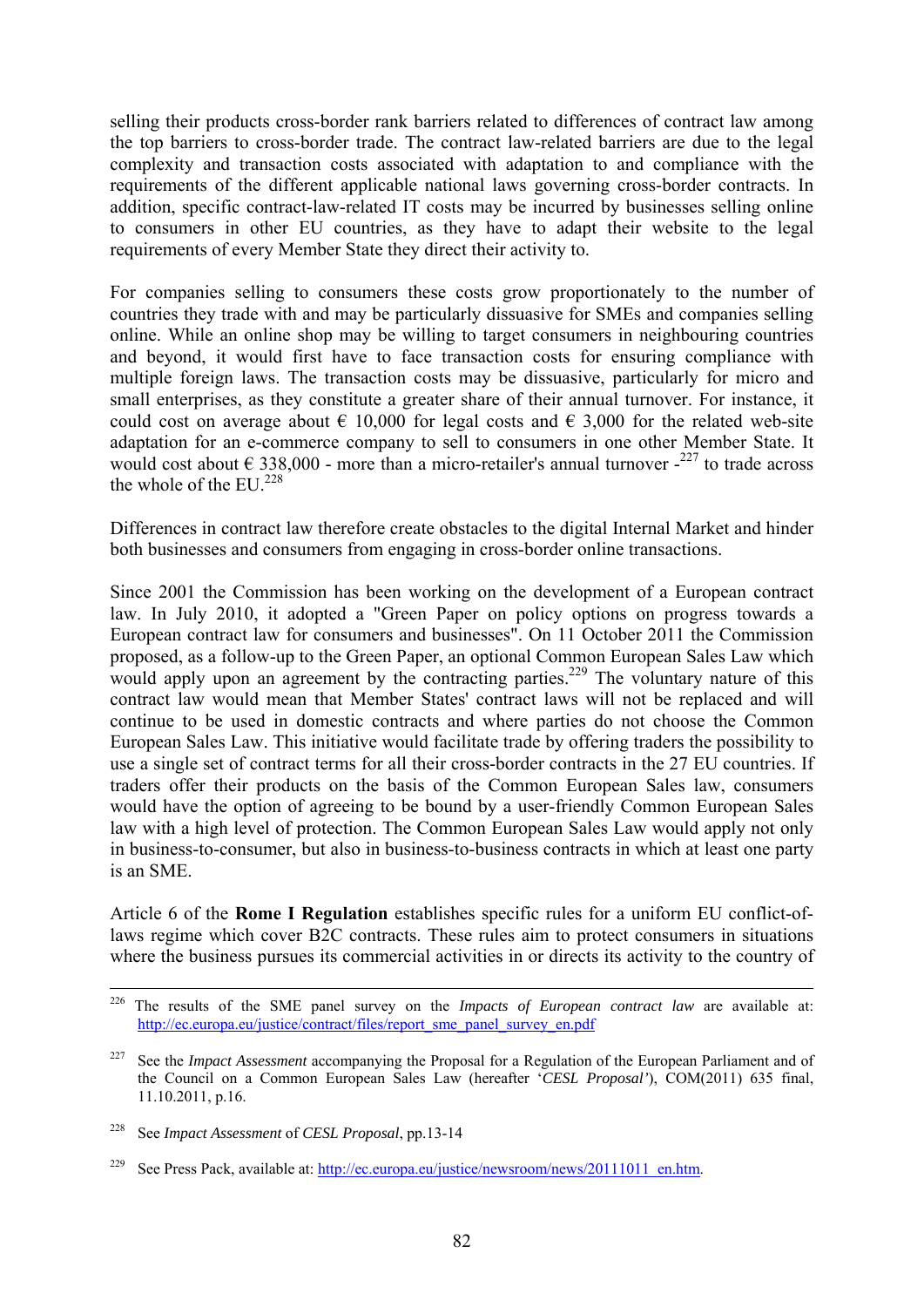selling their products cross-border rank barriers related to differences of contract law among the top barriers to cross-border trade. The contract law-related barriers are due to the legal complexity and transaction costs associated with adaptation to and compliance with the requirements of the different applicable national laws governing cross-border contracts. In addition, specific contract-law-related IT costs may be incurred by businesses selling online to consumers in other EU countries, as they have to adapt their website to the legal requirements of every Member State they direct their activity to.

For companies selling to consumers these costs grow proportionately to the number of countries they trade with and may be particularly dissuasive for SMEs and companies selling online. While an online shop may be willing to target consumers in neighbouring countries and beyond, it would first have to face transaction costs for ensuring compliance with multiple foreign laws. The transaction costs may be dissuasive, particularly for micro and small enterprises, as they constitute a greater share of their annual turnover. For instance, it could cost on average about € 10,000 for legal costs and € 3,000 for the related web-site adaptation for an e-commerce company to sell to consumers in one other Member State. It would cost about € 338,000 - more than a micro-retailer's annual turnover -[227] to trade across the whole of the EU.[228]

Differences in contract law therefore create obstacles to the digital Internal Market and hinder both businesses and consumers from engaging in cross-border online transactions.

Since 2001 the Commission has been working on the development of a European contract law. In July 2010, it adopted a "Green Paper on policy options on progress towards a European contract law for consumers and businesses". On 11 October 2011 the Commission proposed, as a follow-up to the Green Paper, an optional Common European Sales Law which would apply upon an agreement by the contracting parties.[229] The voluntary nature of this contract law would mean that Member States' contract laws will not be replaced and will continue to be used in domestic contracts and where parties do not choose the Common European Sales Law. This initiative would facilitate trade by offering traders the possibility to use a single set of contract terms for all their cross-border contracts in the 27 EU countries. If traders offer their products on the basis of the Common European Sales law, consumers would have the option of agreeing to be bound by a user-friendly Common European Sales law with a high level of protection. The Common European Sales Law would apply not only in business-to-consumer, but also in business-to-business contracts in which at least one party is an SME.

Article 6 of the **Rome I Regulation** establishes specific rules for a uniform EU conflict-of-laws regime which cover B2C contracts. These rules aim to protect consumers in situations where the business pursues its commercial activities in or directs its activity to the country of

---

[226] The results of the SME panel survey on the *Impacts of European contract law* are available at: http://ec.europa.eu/justice/contract/files/report_sme_panel_survey_en.pdf

[227] See the *Impact Assessment* accompanying the Proposal for a Regulation of the European Parliament and of the Council on a Common European Sales Law (hereafter '*CESL Proposal'*), COM(2011) 635 final, 11.10.2011, p.16.

[228] See *Impact Assessment* of *CESL Proposal*, pp.13-14

[229] See Press Pack, available at: http://ec.europa.eu/justice/newsroom/news/20111011_en.htm.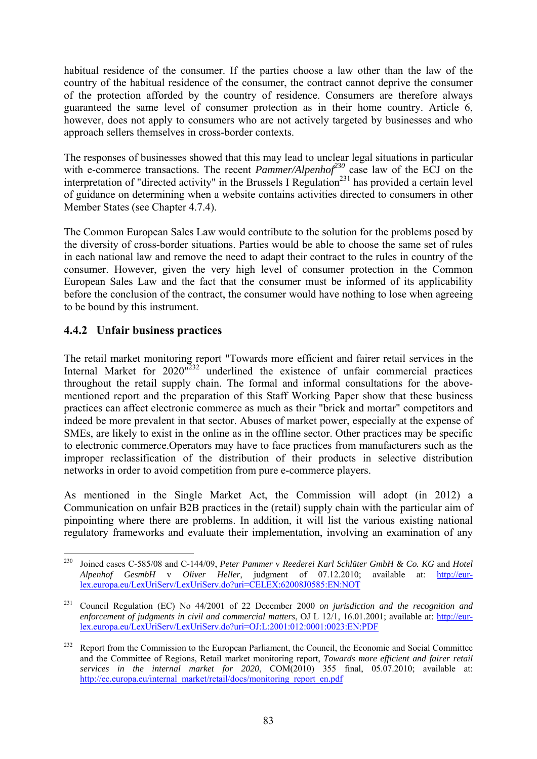habitual residence of the consumer. If the parties choose a law other than the law of the country of the habitual residence of the consumer, the contract cannot deprive the consumer of the protection afforded by the country of residence. Consumers are therefore always guaranteed the same level of consumer protection as in their home country. Article 6, however, does not apply to consumers who are not actively targeted by businesses and who approach sellers themselves in cross-border contexts.

The responses of businesses showed that this may lead to unclear legal situations in particular with e-commerce transactions. The recent *Pammer/Alpenhof*[230] case law of the ECJ on the interpretation of "directed activity" in the Brussels I Regulation[231] has provided a certain level of guidance on determining when a website contains activities directed to consumers in other Member States (see Chapter 4.7.4).

The Common European Sales Law would contribute to the solution for the problems posed by the diversity of cross-border situations. Parties would be able to choose the same set of rules in each national law and remove the need to adapt their contract to the rules in country of the consumer. However, given the very high level of consumer protection in the Common European Sales Law and the fact that the consumer must be informed of its applicability before the conclusion of the contract, the consumer would have nothing to lose when agreeing to be bound by this instrument.

### 4.4.2 Unfair business practices

The retail market monitoring report "Towards more efficient and fairer retail services in the Internal Market for 2020"[232] underlined the existence of unfair commercial practices throughout the retail supply chain. The formal and informal consultations for the above-mentioned report and the preparation of this Staff Working Paper show that these business practices can affect electronic commerce as much as their "brick and mortar" competitors and indeed be more prevalent in that sector. Abuses of market power, especially at the expense of SMEs, are likely to exist in the online as in the offline sector. Other practices may be specific to electronic commerce.Operators may have to face practices from manufacturers such as the improper reclassification of the distribution of their products in selective distribution networks in order to avoid competition from pure e-commerce players.

As mentioned in the Single Market Act, the Commission will adopt (in 2012) a Communication on unfair B2B practices in the (retail) supply chain with the particular aim of pinpointing where there are problems. In addition, it will list the various existing national regulatory frameworks and evaluate their implementation, involving an examination of any

---

[230] Joined cases C-585/08 and C-144/09, *Peter Pammer* v *Reederei Karl Schlüter GmbH & Co. KG* and *Hotel Alpenhof GesmbH* v *Oliver Heller*, judgment of 07.12.2010; available at: http://eur-lex.europa.eu/LexUriServ/LexUriServ.do?uri=CELEX:62008J0585:EN:NOT

[231] Council Regulation (EC) No 44/2001 of 22 December 2000 *on jurisdiction and the recognition and enforcement of judgments in civil and commercial matters*, OJ L 12/1, 16.01.2001; available at: http://eur-lex.europa.eu/LexUriServ/LexUriServ.do?uri=OJ:L:2001:012:0001:0023:EN:PDF

[232] Report from the Commission to the European Parliament, the Council, the Economic and Social Committee and the Committee of Regions, Retail market monitoring report, *Towards more efficient and fairer retail services in the internal market for 2020*, COM(2010) 355 final, 05.07.2010; available at: http://ec.europa.eu/internal_market/retail/docs/monitoring_report_en.pdf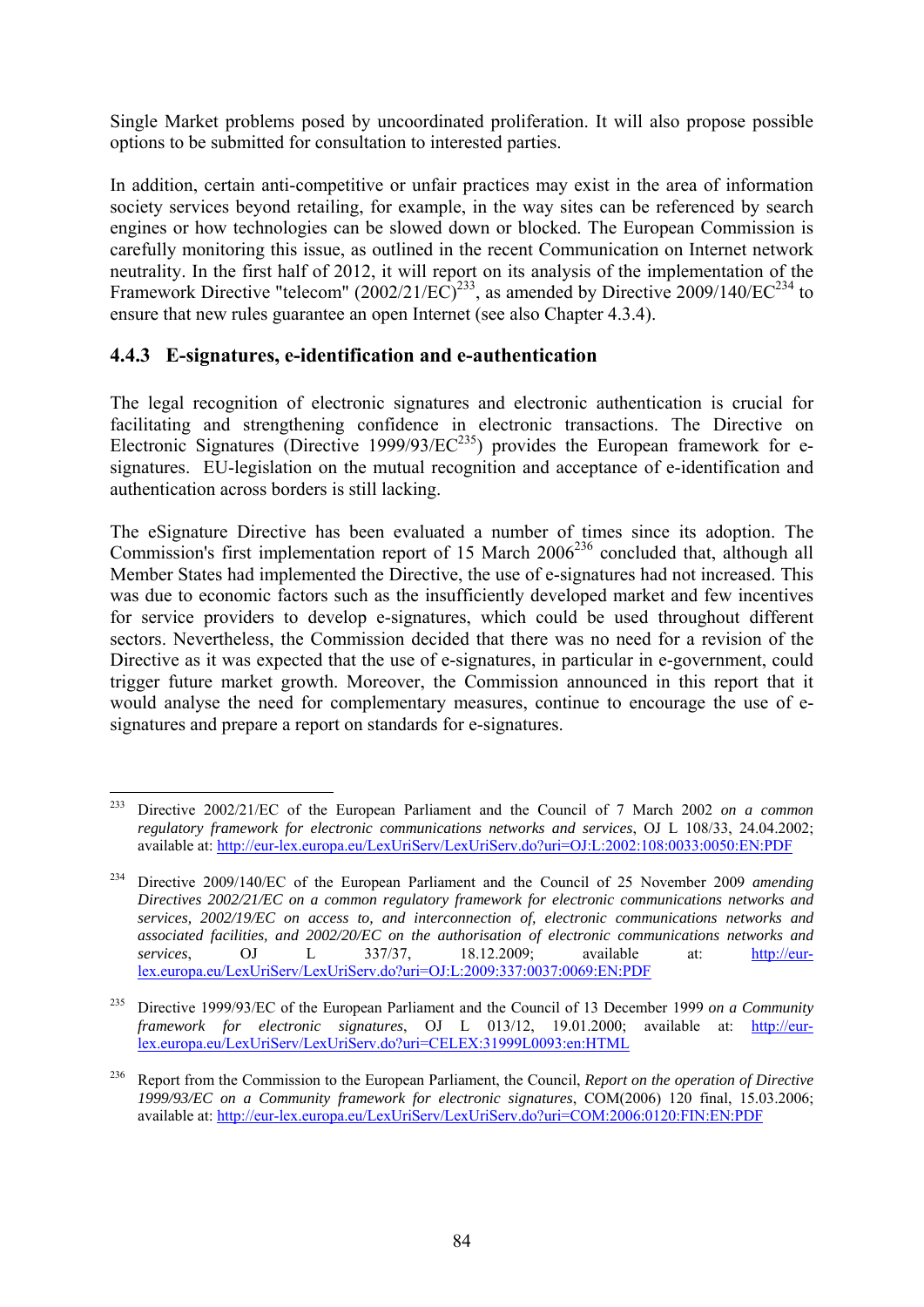Single Market problems posed by uncoordinated proliferation. It will also propose possible options to be submitted for consultation to interested parties.

In addition, certain anti-competitive or unfair practices may exist in the area of information society services beyond retailing, for example, in the way sites can be referenced by search engines or how technologies can be slowed down or blocked. The European Commission is carefully monitoring this issue, as outlined in the recent Communication on Internet network neutrality. In the first half of 2012, it will report on its analysis of the implementation of the Framework Directive "telecom" (2002/21/EC)[233], as amended by Directive 2009/140/EC[234] to ensure that new rules guarantee an open Internet (see also Chapter 4.3.4).

### 4.4.3 E-signatures, e-identification and e-authentication

The legal recognition of electronic signatures and electronic authentication is crucial for facilitating and strengthening confidence in electronic transactions. The Directive on Electronic Signatures (Directive 1999/93/EC[235]) provides the European framework for e-signatures. EU-legislation on the mutual recognition and acceptance of e-identification and authentication across borders is still lacking.

The eSignature Directive has been evaluated a number of times since its adoption. The Commission's first implementation report of 15 March 2006[236] concluded that, although all Member States had implemented the Directive, the use of e-signatures had not increased. This was due to economic factors such as the insufficiently developed market and few incentives for service providers to develop e-signatures, which could be used throughout different sectors. Nevertheless, the Commission decided that there was no need for a revision of the Directive as it was expected that the use of e-signatures, in particular in e-government, could trigger future market growth. Moreover, the Commission announced in this report that it would analyse the need for complementary measures, continue to encourage the use of e-signatures and prepare a report on standards for e-signatures.

---

[233] Directive 2002/21/EC of the European Parliament and the Council of 7 March 2002 *on a common regulatory framework for electronic communications networks and services*, OJ L 108/33, 24.04.2002; available at: http://eur-lex.europa.eu/LexUriServ/LexUriServ.do?uri=OJ:L:2002:108:0033:0050:EN:PDF

[234] Directive 2009/140/EC of the European Parliament and the Council of 25 November 2009 *amending Directives 2002/21/EC on a common regulatory framework for electronic communications networks and services, 2002/19/EC on access to, and interconnection of, electronic communications networks and associated facilities, and 2002/20/EC on the authorisation of electronic communications networks and services*, OJ L 337/37, 18.12.2009; available at: http://eur-lex.europa.eu/LexUriServ/LexUriServ.do?uri=OJ:L:2009:337:0037:0069:EN:PDF

[235] Directive 1999/93/EC of the European Parliament and the Council of 13 December 1999 *on a Community framework for electronic signatures*, OJ L 013/12, 19.01.2000; available at: http://eur-lex.europa.eu/LexUriServ/LexUriServ.do?uri=CELEX:31999L0093:en:HTML

[236] Report from the Commission to the European Parliament, the Council, *Report on the operation of Directive 1999/93/EC on a Community framework for electronic signatures*, COM(2006) 120 final, 15.03.2006; available at: http://eur-lex.europa.eu/LexUriServ/LexUriServ.do?uri=COM:2006:0120:FIN:EN:PDF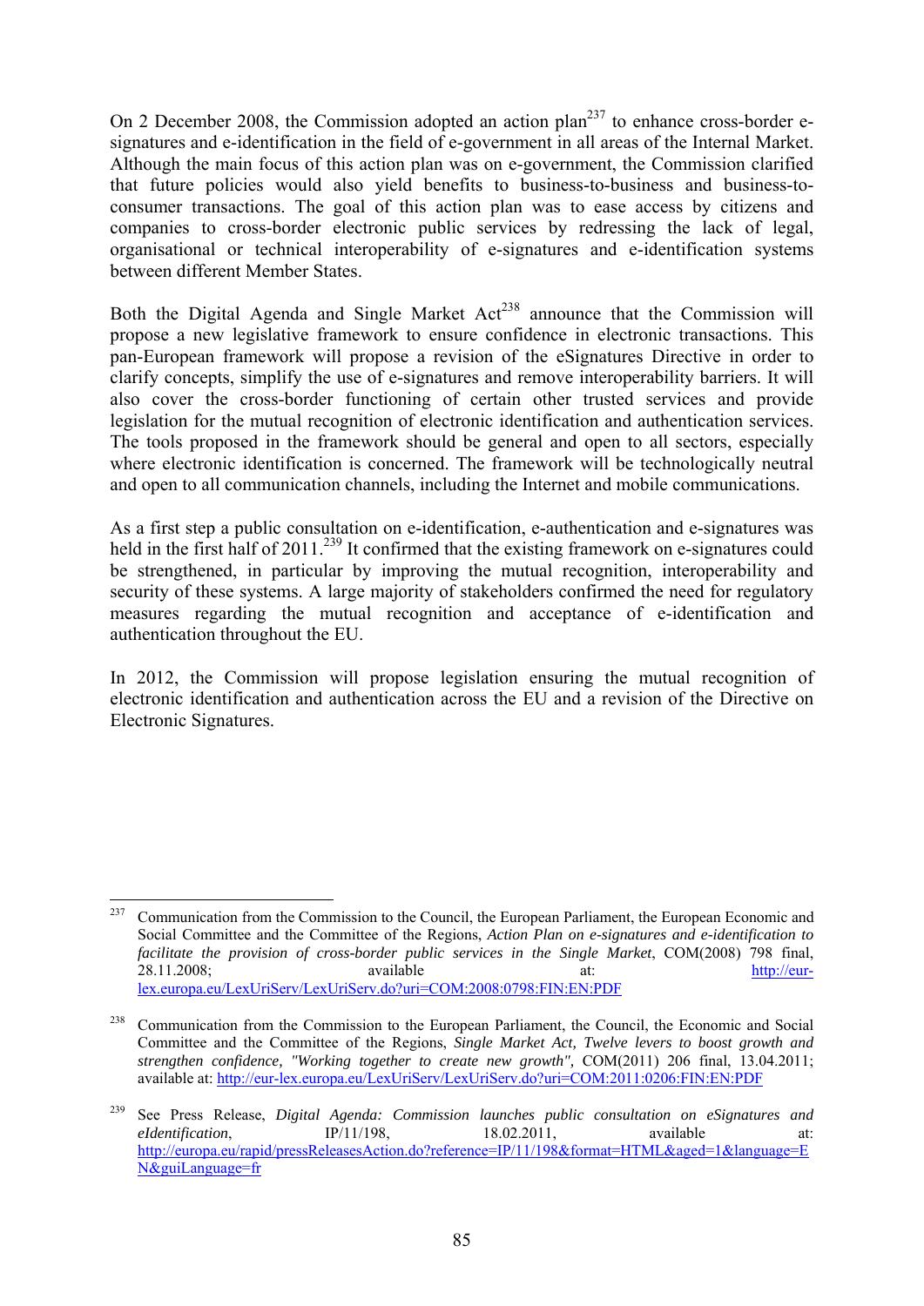On 2 December 2008, the Commission adopted an action plan[237] to enhance cross-border e-signatures and e-identification in the field of e-government in all areas of the Internal Market. Although the main focus of this action plan was on e-government, the Commission clarified that future policies would also yield benefits to business-to-business and business-to-consumer transactions. The goal of this action plan was to ease access by citizens and companies to cross-border electronic public services by redressing the lack of legal, organisational or technical interoperability of e-signatures and e-identification systems between different Member States.

Both the Digital Agenda and Single Market Act[238] announce that the Commission will propose a new legislative framework to ensure confidence in electronic transactions. This pan-European framework will propose a revision of the eSignatures Directive in order to clarify concepts, simplify the use of e-signatures and remove interoperability barriers. It will also cover the cross-border functioning of certain other trusted services and provide legislation for the mutual recognition of electronic identification and authentication services. The tools proposed in the framework should be general and open to all sectors, especially where electronic identification is concerned. The framework will be technologically neutral and open to all communication channels, including the Internet and mobile communications.

As a first step a public consultation on e-identification, e-authentication and e-signatures was held in the first half of 2011.[239] It confirmed that the existing framework on e-signatures could be strengthened, in particular by improving the mutual recognition, interoperability and security of these systems. A large majority of stakeholders confirmed the need for regulatory measures regarding the mutual recognition and acceptance of e-identification and authentication throughout the EU.

In 2012, the Commission will propose legislation ensuring the mutual recognition of electronic identification and authentication across the EU and a revision of the Directive on Electronic Signatures.

---

[237] Communication from the Commission to the Council, the European Parliament, the European Economic and Social Committee and the Committee of the Regions, *Action Plan on e-signatures and e-identification to facilitate the provision of cross-border public services in the Single Market*, COM(2008) 798 final, 28.11.2008; available at: http://eur-lex.europa.eu/LexUriServ/LexUriServ.do?uri=COM:2008:0798:FIN:EN:PDF

[238] Communication from the Commission to the European Parliament, the Council, the Economic and Social Committee and the Committee of the Regions, *Single Market Act, Twelve levers to boost growth and strengthen confidence, "Working together to create new growth"*, COM(2011) 206 final, 13.04.2011; available at: http://eur-lex.europa.eu/LexUriServ/LexUriServ.do?uri=COM:2011:0206:FIN:EN:PDF

[239] See Press Release, *Digital Agenda: Commission launches public consultation on eSignatures and eIdentification*, IP/11/198, 18.02.2011, available at: http://europa.eu/rapid/pressReleasesAction.do?reference=IP/11/198&format=HTML&aged=1&language=EN&guiLanguage=fr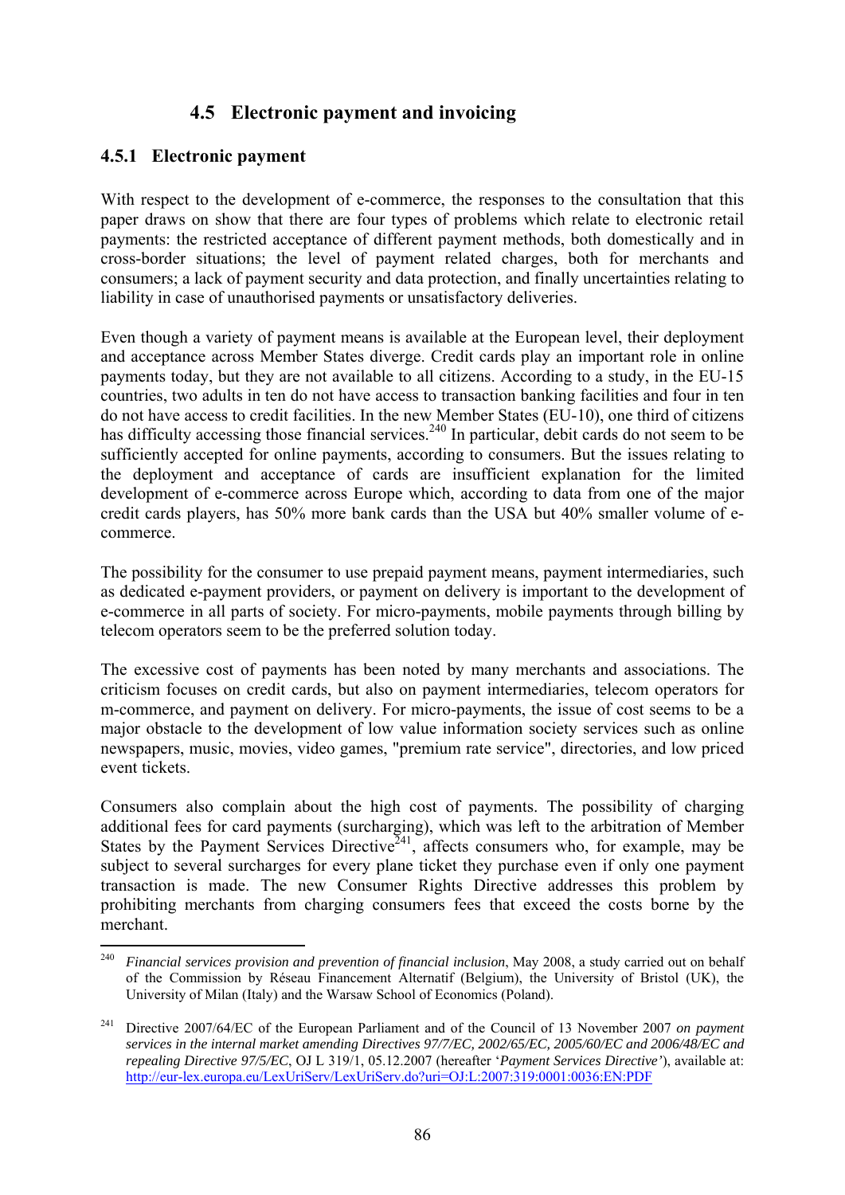## 4.5 Electronic payment and invoicing

### 4.5.1 Electronic payment

With respect to the development of e-commerce, the responses to the consultation that this paper draws on show that there are four types of problems which relate to electronic retail payments: the restricted acceptance of different payment methods, both domestically and in cross-border situations; the level of payment related charges, both for merchants and consumers; a lack of payment security and data protection, and finally uncertainties relating to liability in case of unauthorised payments or unsatisfactory deliveries.

Even though a variety of payment means is available at the European level, their deployment and acceptance across Member States diverge. Credit cards play an important role in online payments today, but they are not available to all citizens. According to a study, in the EU-15 countries, two adults in ten do not have access to transaction banking facilities and four in ten do not have access to credit facilities. In the new Member States (EU-10), one third of citizens has difficulty accessing those financial services.[240] In particular, debit cards do not seem to be sufficiently accepted for online payments, according to consumers. But the issues relating to the deployment and acceptance of cards are insufficient explanation for the limited development of e-commerce across Europe which, according to data from one of the major credit cards players, has 50% more bank cards than the USA but 40% smaller volume of e-commerce.

The possibility for the consumer to use prepaid payment means, payment intermediaries, such as dedicated e-payment providers, or payment on delivery is important to the development of e-commerce in all parts of society. For micro-payments, mobile payments through billing by telecom operators seem to be the preferred solution today.

The excessive cost of payments has been noted by many merchants and associations. The criticism focuses on credit cards, but also on payment intermediaries, telecom operators for m-commerce, and payment on delivery. For micro-payments, the issue of cost seems to be a major obstacle to the development of low value information society services such as online newspapers, music, movies, video games, "premium rate service", directories, and low priced event tickets.

Consumers also complain about the high cost of payments. The possibility of charging additional fees for card payments (surcharging), which was left to the arbitration of Member States by the Payment Services Directive[241], affects consumers who, for example, may be subject to several surcharges for every plane ticket they purchase even if only one payment transaction is made. The new Consumer Rights Directive addresses this problem by prohibiting merchants from charging consumers fees that exceed the costs borne by the merchant.

---

[240] *Financial services provision and prevention of financial inclusion*, May 2008, a study carried out on behalf of the Commission by Réseau Financement Alternatif (Belgium), the University of Bristol (UK), the University of Milan (Italy) and the Warsaw School of Economics (Poland).

[241] Directive 2007/64/EC of the European Parliament and of the Council of 13 November 2007 *on payment services in the internal market amending Directives 97/7/EC, 2002/65/EC, 2005/60/EC and 2006/48/EC and repealing Directive 97/5/EC*, OJ L 319/1, 05.12.2007 (hereafter '*Payment Services Directive'*), available at: http://eur-lex.europa.eu/LexUriServ/LexUriServ.do?uri=OJ:L:2007:319:0001:0036:EN:PDF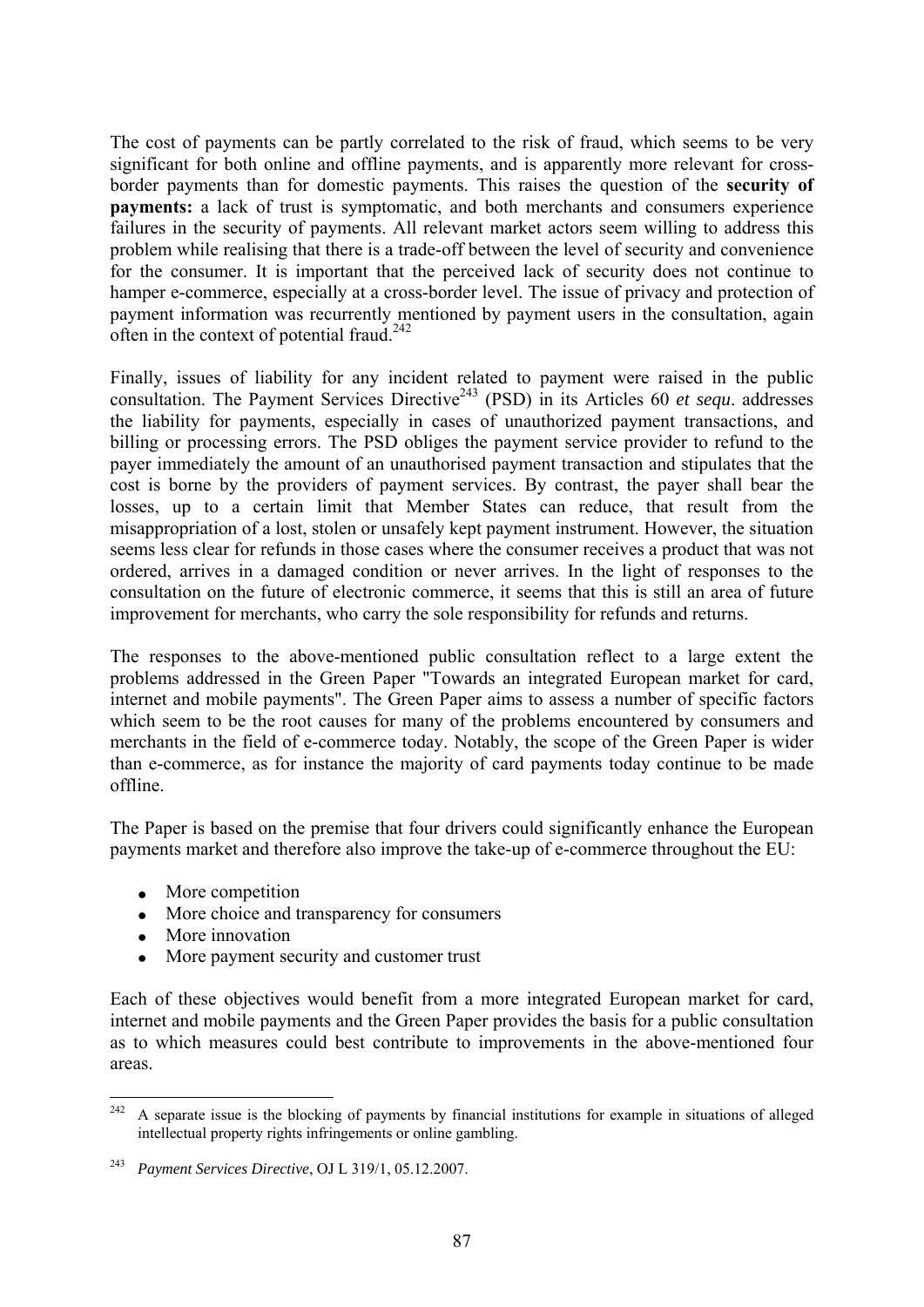The cost of payments can be partly correlated to the risk of fraud, which seems to be very significant for both online and offline payments, and is apparently more relevant for cross-border payments than for domestic payments. This raises the question of the **security of payments:** a lack of trust is symptomatic, and both merchants and consumers experience failures in the security of payments. All relevant market actors seem willing to address this problem while realising that there is a trade-off between the level of security and convenience for the consumer. It is important that the perceived lack of security does not continue to hamper e-commerce, especially at a cross-border level. The issue of privacy and protection of payment information was recurrently mentioned by payment users in the consultation, again often in the context of potential fraud.[242]

Finally, issues of liability for any incident related to payment were raised in the public consultation. The Payment Services Directive[243] (PSD) in its Articles 60 *et sequ*. addresses the liability for payments, especially in cases of unauthorized payment transactions, and billing or processing errors. The PSD obliges the payment service provider to refund to the payer immediately the amount of an unauthorised payment transaction and stipulates that the cost is borne by the providers of payment services. By contrast, the payer shall bear the losses, up to a certain limit that Member States can reduce, that result from the misappropriation of a lost, stolen or unsafely kept payment instrument. However, the situation seems less clear for refunds in those cases where the consumer receives a product that was not ordered, arrives in a damaged condition or never arrives. In the light of responses to the consultation on the future of electronic commerce, it seems that this is still an area of future improvement for merchants, who carry the sole responsibility for refunds and returns.

The responses to the above-mentioned public consultation reflect to a large extent the problems addressed in the Green Paper "Towards an integrated European market for card, internet and mobile payments". The Green Paper aims to assess a number of specific factors which seem to be the root causes for many of the problems encountered by consumers and merchants in the field of e-commerce today. Notably, the scope of the Green Paper is wider than e-commerce, as for instance the majority of card payments today continue to be made offline.

The Paper is based on the premise that four drivers could significantly enhance the European payments market and therefore also improve the take-up of e-commerce throughout the EU:

- More competition
- More choice and transparency for consumers
- More innovation
- More payment security and customer trust

Each of these objectives would benefit from a more integrated European market for card, internet and mobile payments and the Green Paper provides the basis for a public consultation as to which measures could best contribute to improvements in the above-mentioned four areas.

---

[242] A separate issue is the blocking of payments by financial institutions for example in situations of alleged intellectual property rights infringements or online gambling.

[243] *Payment Services Directive*, OJ L 319/1, 05.12.2007.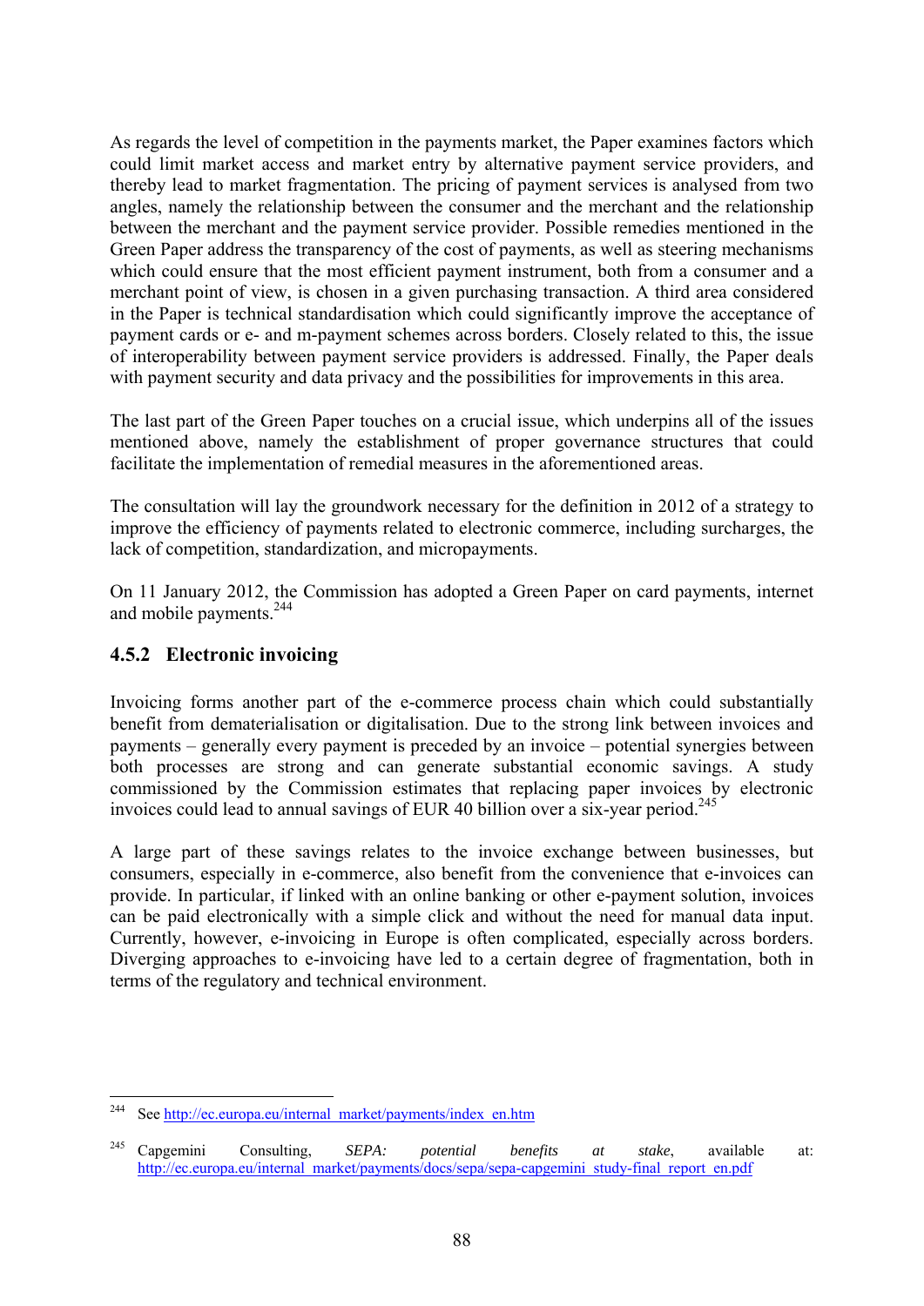As regards the level of competition in the payments market, the Paper examines factors which could limit market access and market entry by alternative payment service providers, and thereby lead to market fragmentation. The pricing of payment services is analysed from two angles, namely the relationship between the consumer and the merchant and the relationship between the merchant and the payment service provider. Possible remedies mentioned in the Green Paper address the transparency of the cost of payments, as well as steering mechanisms which could ensure that the most efficient payment instrument, both from a consumer and a merchant point of view, is chosen in a given purchasing transaction. A third area considered in the Paper is technical standardisation which could significantly improve the acceptance of payment cards or e- and m-payment schemes across borders. Closely related to this, the issue of interoperability between payment service providers is addressed. Finally, the Paper deals with payment security and data privacy and the possibilities for improvements in this area.

The last part of the Green Paper touches on a crucial issue, which underpins all of the issues mentioned above, namely the establishment of proper governance structures that could facilitate the implementation of remedial measures in the aforementioned areas.

The consultation will lay the groundwork necessary for the definition in 2012 of a strategy to improve the efficiency of payments related to electronic commerce, including surcharges, the lack of competition, standardization, and micropayments.

On 11 January 2012, the Commission has adopted a Green Paper on card payments, internet and mobile payments.[244]

### 4.5.2 Electronic invoicing

Invoicing forms another part of the e-commerce process chain which could substantially benefit from dematerialisation or digitalisation. Due to the strong link between invoices and payments – generally every payment is preceded by an invoice – potential synergies between both processes are strong and can generate substantial economic savings. A study commissioned by the Commission estimates that replacing paper invoices by electronic invoices could lead to annual savings of EUR 40 billion over a six-year period.[245]

A large part of these savings relates to the invoice exchange between businesses, but consumers, especially in e-commerce, also benefit from the convenience that e-invoices can provide. In particular, if linked with an online banking or other e-payment solution, invoices can be paid electronically with a simple click and without the need for manual data input. Currently, however, e-invoicing in Europe is often complicated, especially across borders. Diverging approaches to e-invoicing have led to a certain degree of fragmentation, both in terms of the regulatory and technical environment.

---

[244] See http://ec.europa.eu/internal_market/payments/index_en.htm

[245] Capgemini Consulting, *SEPA: potential benefits at stake*, available at: http://ec.europa.eu/internal_market/payments/docs/sepa/sepa-capgemini_study-final_report_en.pdf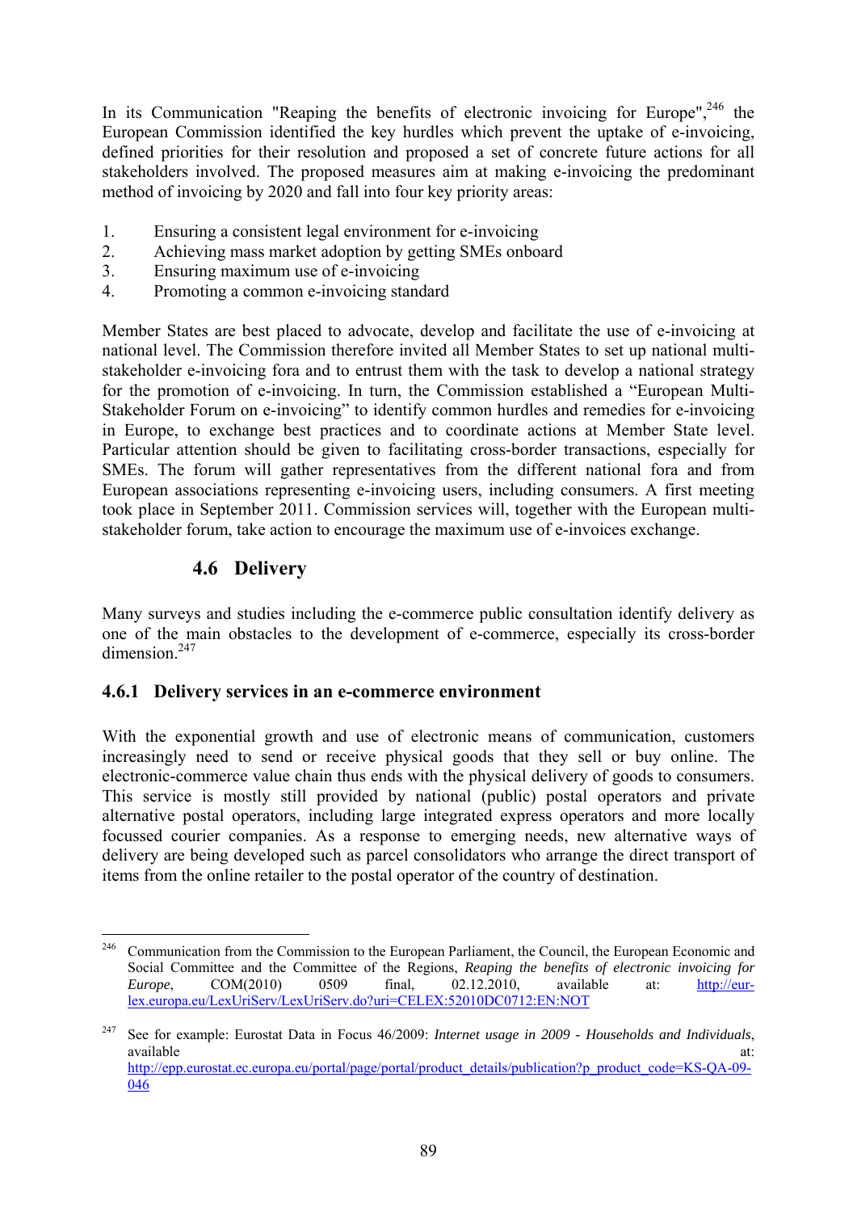In its Communication "Reaping the benefits of electronic invoicing for Europe",[246] the European Commission identified the key hurdles which prevent the uptake of e-invoicing, defined priorities for their resolution and proposed a set of concrete future actions for all stakeholders involved. The proposed measures aim at making e-invoicing the predominant method of invoicing by 2020 and fall into four key priority areas:

1. Ensuring a consistent legal environment for e-invoicing
2. Achieving mass market adoption by getting SMEs onboard
3. Ensuring maximum use of e-invoicing
4. Promoting a common e-invoicing standard

Member States are best placed to advocate, develop and facilitate the use of e-invoicing at national level. The Commission therefore invited all Member States to set up national multi-stakeholder e-invoicing fora and to entrust them with the task to develop a national strategy for the promotion of e-invoicing. In turn, the Commission established a "European Multi-Stakeholder Forum on e-invoicing" to identify common hurdles and remedies for e-invoicing in Europe, to exchange best practices and to coordinate actions at Member State level. Particular attention should be given to facilitating cross-border transactions, especially for SMEs. The forum will gather representatives from the different national fora and from European associations representing e-invoicing users, including consumers. A first meeting took place in September 2011. Commission services will, together with the European multi-stakeholder forum, take action to encourage the maximum use of e-invoices exchange.

## 4.6 Delivery

Many surveys and studies including the e-commerce public consultation identify delivery as one of the main obstacles to the development of e-commerce, especially its cross-border dimension.[247]

### 4.6.1 Delivery services in an e-commerce environment

With the exponential growth and use of electronic means of communication, customers increasingly need to send or receive physical goods that they sell or buy online. The electronic-commerce value chain thus ends with the physical delivery of goods to consumers. This service is mostly still provided by national (public) postal operators and private alternative postal operators, including large integrated express operators and more locally focussed courier companies. As a response to emerging needs, new alternative ways of delivery are being developed such as parcel consolidators who arrange the direct transport of items from the online retailer to the postal operator of the country of destination.

---

[246] Communication from the Commission to the European Parliament, the Council, the European Economic and Social Committee and the Committee of the Regions, *Reaping the benefits of electronic invoicing for Europe*, COM(2010) 0509 final, 02.12.2010, available at: http://eur-lex.europa.eu/LexUriServ/LexUriServ.do?uri=CELEX:52010DC0712:EN:NOT

[247] See for example: Eurostat Data in Focus 46/2009: *Internet usage in 2009 - Households and Individuals*, available at: http://epp.eurostat.ec.europa.eu/portal/page/portal/product_details/publication?p_product_code=KS-QA-09-046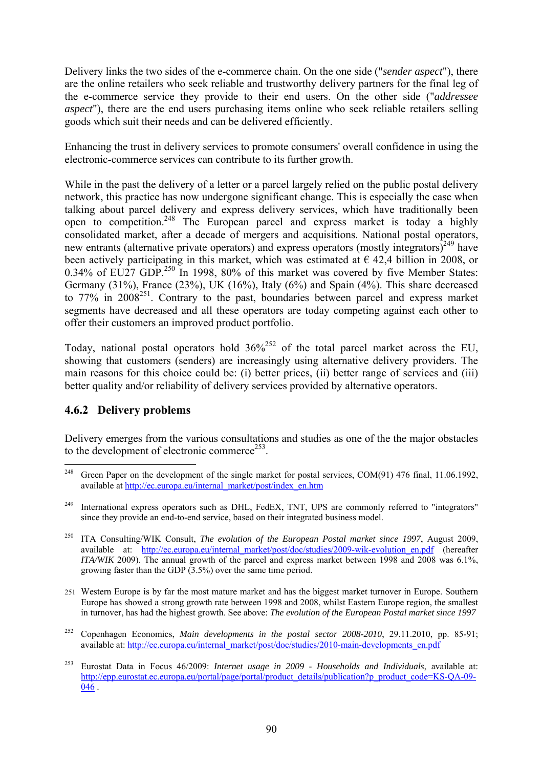Delivery links the two sides of the e-commerce chain. On the one side ("*sender aspect*"), there are the online retailers who seek reliable and trustworthy delivery partners for the final leg of the e-commerce service they provide to their end users. On the other side ("*addressee aspect*"), there are the end users purchasing items online who seek reliable retailers selling goods which suit their needs and can be delivered efficiently.

Enhancing the trust in delivery services to promote consumers' overall confidence in using the electronic-commerce services can contribute to its further growth.

While in the past the delivery of a letter or a parcel largely relied on the public postal delivery network, this practice has now undergone significant change. This is especially the case when talking about parcel delivery and express delivery services, which have traditionally been open to competition.[248] The European parcel and express market is today a highly consolidated market, after a decade of mergers and acquisitions. National postal operators, new entrants (alternative private operators) and express operators (mostly integrators)[249] have been actively participating in this market, which was estimated at € 42,4 billion in 2008, or 0.34% of EU27 GDP.[250] In 1998, 80% of this market was covered by five Member States: Germany (31%), France (23%), UK (16%), Italy (6%) and Spain (4%). This share decreased to 77% in 2008[251]. Contrary to the past, boundaries between parcel and express market segments have decreased and all these operators are today competing against each other to offer their customers an improved product portfolio.

Today, national postal operators hold 36%[252] of the total parcel market across the EU, showing that customers (senders) are increasingly using alternative delivery providers. The main reasons for this choice could be: (i) better prices, (ii) better range of services and (iii) better quality and/or reliability of delivery services provided by alternative operators.

### 4.6.2 Delivery problems

Delivery emerges from the various consultations and studies as one of the the major obstacles to the development of electronic commerce[253].

---

[248] Green Paper on the development of the single market for postal services, COM(91) 476 final, 11.06.1992, available at http://ec.europa.eu/internal_market/post/index_en.htm

[249] International express operators such as DHL, FedEX, TNT, UPS are commonly referred to "integrators" since they provide an end-to-end service, based on their integrated business model.

[250] ITA Consulting/WIK Consult, *The evolution of the European Postal market since 1997*, August 2009, available at: http://ec.europa.eu/internal_market/post/doc/studies/2009-wik-evolution_en.pdf (hereafter *ITA/WIK* 2009). The annual growth of the parcel and express market between 1998 and 2008 was 6.1%, growing faster than the GDP (3.5%) over the same time period.

[251] Western Europe is by far the most mature market and has the biggest market turnover in Europe. Southern Europe has showed a strong growth rate between 1998 and 2008, whilst Eastern Europe region, the smallest in turnover, has had the highest growth. See above: *The evolution of the European Postal market since 1997*

[252] Copenhagen Economics, *Main developments in the postal sector 2008-2010*, 29.11.2010, pp. 85-91; available at: http://ec.europa.eu/internal_market/post/doc/studies/2010-main-developments_en.pdf

[253] Eurostat Data in Focus 46/2009: *Internet usage in 2009 - Households and Individuals*, available at: http://epp.eurostat.ec.europa.eu/portal/page/portal/product_details/publication?p_product_code=KS-QA-09-046 .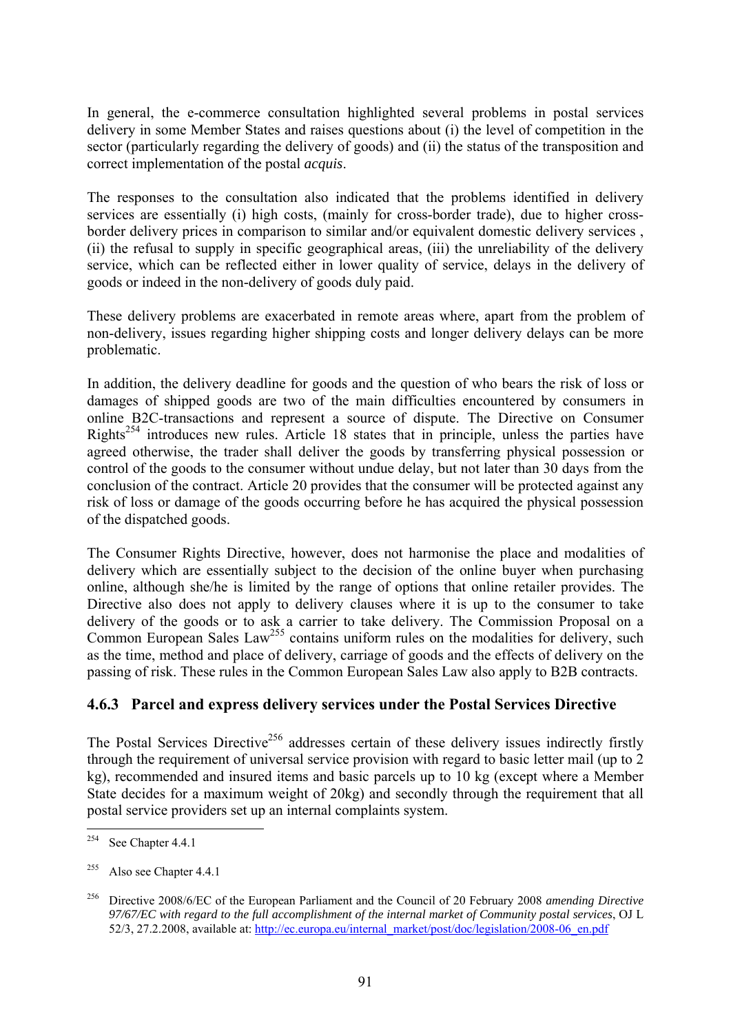In general, the e-commerce consultation highlighted several problems in postal services delivery in some Member States and raises questions about (i) the level of competition in the sector (particularly regarding the delivery of goods) and (ii) the status of the transposition and correct implementation of the postal *acquis*.

The responses to the consultation also indicated that the problems identified in delivery services are essentially (i) high costs, (mainly for cross-border trade), due to higher cross-border delivery prices in comparison to similar and/or equivalent domestic delivery services , (ii) the refusal to supply in specific geographical areas, (iii) the unreliability of the delivery service, which can be reflected either in lower quality of service, delays in the delivery of goods or indeed in the non-delivery of goods duly paid.

These delivery problems are exacerbated in remote areas where, apart from the problem of non-delivery, issues regarding higher shipping costs and longer delivery delays can be more problematic.

In addition, the delivery deadline for goods and the question of who bears the risk of loss or damages of shipped goods are two of the main difficulties encountered by consumers in online B2C-transactions and represent a source of dispute. The Directive on Consumer Rights[254] introduces new rules. Article 18 states that in principle, unless the parties have agreed otherwise, the trader shall deliver the goods by transferring physical possession or control of the goods to the consumer without undue delay, but not later than 30 days from the conclusion of the contract. Article 20 provides that the consumer will be protected against any risk of loss or damage of the goods occurring before he has acquired the physical possession of the dispatched goods.

The Consumer Rights Directive, however, does not harmonise the place and modalities of delivery which are essentially subject to the decision of the online buyer when purchasing online, although she/he is limited by the range of options that online retailer provides. The Directive also does not apply to delivery clauses where it is up to the consumer to take delivery of the goods or to ask a carrier to take delivery. The Commission Proposal on a Common European Sales Law[255] contains uniform rules on the modalities for delivery, such as the time, method and place of delivery, carriage of goods and the effects of delivery on the passing of risk. These rules in the Common European Sales Law also apply to B2B contracts.

### 4.6.3 Parcel and express delivery services under the Postal Services Directive

The Postal Services Directive[256] addresses certain of these delivery issues indirectly firstly through the requirement of universal service provision with regard to basic letter mail (up to 2 kg), recommended and insured items and basic parcels up to 10 kg (except where a Member State decides for a maximum weight of 20kg) and secondly through the requirement that all postal service providers set up an internal complaints system.

---

[254] See Chapter 4.4.1

[255] Also see Chapter 4.4.1

[256] Directive 2008/6/EC of the European Parliament and the Council of 20 February 2008 *amending Directive 97/67/EC with regard to the full accomplishment of the internal market of Community postal services*, OJ L 52/3, 27.2.2008, available at: http://ec.europa.eu/internal_market/post/doc/legislation/2008-06_en.pdf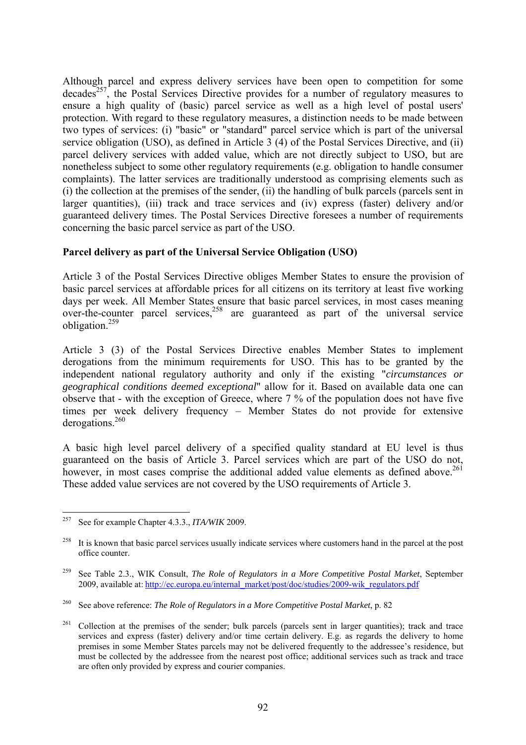Although parcel and express delivery services have been open to competition for some decades[257], the Postal Services Directive provides for a number of regulatory measures to ensure a high quality of (basic) parcel service as well as a high level of postal users' protection. With regard to these regulatory measures, a distinction needs to be made between two types of services: (i) "basic" or "standard" parcel service which is part of the universal service obligation (USO), as defined in Article 3 (4) of the Postal Services Directive, and (ii) parcel delivery services with added value, which are not directly subject to USO, but are nonetheless subject to some other regulatory requirements (e.g. obligation to handle consumer complaints). The latter services are traditionally understood as comprising elements such as (i) the collection at the premises of the sender, (ii) the handling of bulk parcels (parcels sent in larger quantities), (iii) track and trace services and (iv) express (faster) delivery and/or guaranteed delivery times. The Postal Services Directive foresees a number of requirements concerning the basic parcel service as part of the USO.

**Parcel delivery as part of the Universal Service Obligation (USO)**

Article 3 of the Postal Services Directive obliges Member States to ensure the provision of basic parcel services at affordable prices for all citizens on its territory at least five working days per week. All Member States ensure that basic parcel services, in most cases meaning over-the-counter parcel services,[258] are guaranteed as part of the universal service obligation.[259]

Article 3 (3) of the Postal Services Directive enables Member States to implement derogations from the minimum requirements for USO. This has to be granted by the independent national regulatory authority and only if the existing "*circumstances or geographical conditions deemed exceptional*" allow for it. Based on available data one can observe that - with the exception of Greece, where 7 % of the population does not have five times per week delivery frequency – Member States do not provide for extensive derogations.[260]

A basic high level parcel delivery of a specified quality standard at EU level is thus guaranteed on the basis of Article 3. Parcel services which are part of the USO do not, however, in most cases comprise the additional added value elements as defined above.[261] These added value services are not covered by the USO requirements of Article 3.

---

[257] See for example Chapter 4.3.3., *ITA/WIK* 2009.

[258] It is known that basic parcel services usually indicate services where customers hand in the parcel at the post office counter.

[259] See Table 2.3., WIK Consult, *The Role of Regulators in a More Competitive Postal Market*, September 2009, available at: http://ec.europa.eu/internal_market/post/doc/studies/2009-wik_regulators.pdf

[260] See above reference: *The Role of Regulators in a More Competitive Postal Market*, p. 82

[261] Collection at the premises of the sender; bulk parcels (parcels sent in larger quantities); track and trace services and express (faster) delivery and/or time certain delivery. E.g. as regards the delivery to home premises in some Member States parcels may not be delivered frequently to the addressee's residence, but must be collected by the addressee from the nearest post office; additional services such as track and trace are often only provided by express and courier companies.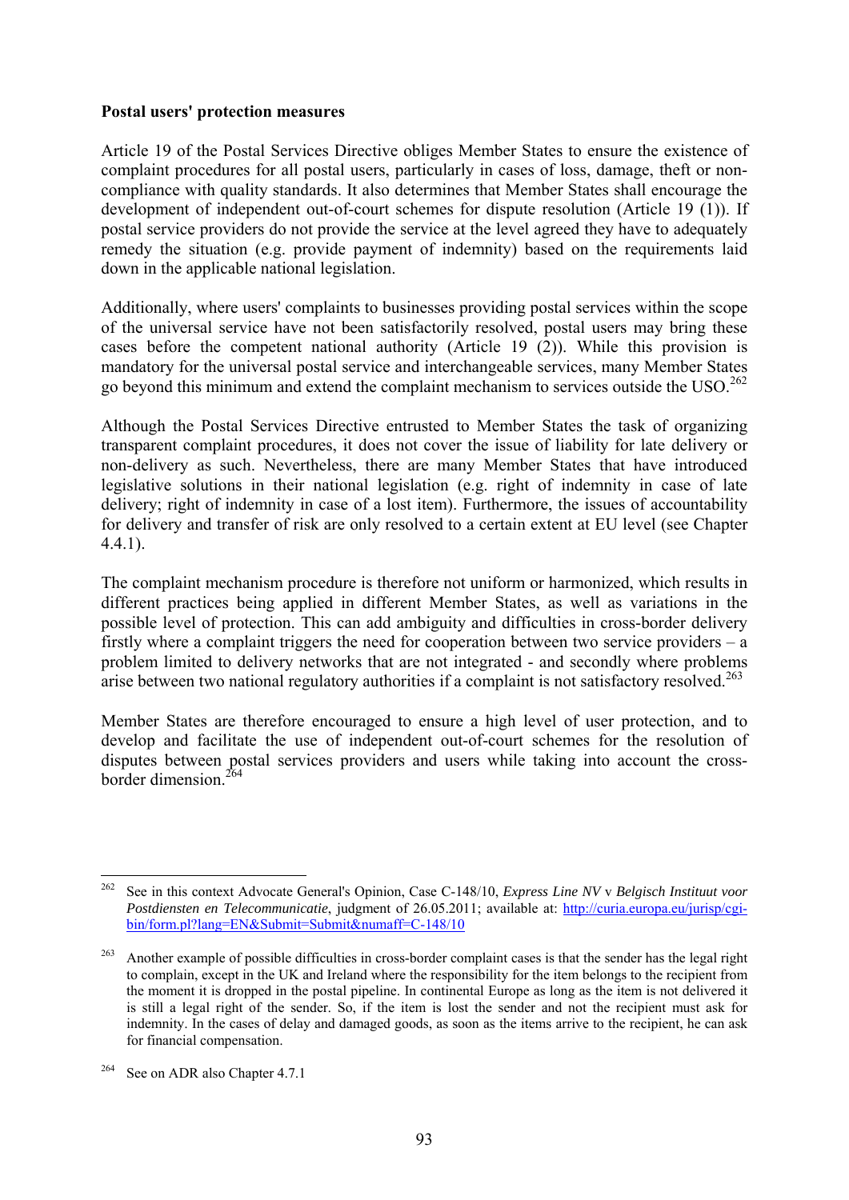**Postal users' protection measures**

Article 19 of the Postal Services Directive obliges Member States to ensure the existence of complaint procedures for all postal users, particularly in cases of loss, damage, theft or non-compliance with quality standards. It also determines that Member States shall encourage the development of independent out-of-court schemes for dispute resolution (Article 19 (1)). If postal service providers do not provide the service at the level agreed they have to adequately remedy the situation (e.g. provide payment of indemnity) based on the requirements laid down in the applicable national legislation.

Additionally, where users' complaints to businesses providing postal services within the scope of the universal service have not been satisfactorily resolved, postal users may bring these cases before the competent national authority (Article 19 (2)). While this provision is mandatory for the universal postal service and interchangeable services, many Member States go beyond this minimum and extend the complaint mechanism to services outside the USO.[262]

Although the Postal Services Directive entrusted to Member States the task of organizing transparent complaint procedures, it does not cover the issue of liability for late delivery or non-delivery as such. Nevertheless, there are many Member States that have introduced legislative solutions in their national legislation (e.g. right of indemnity in case of late delivery; right of indemnity in case of a lost item). Furthermore, the issues of accountability for delivery and transfer of risk are only resolved to a certain extent at EU level (see Chapter 4.4.1).

The complaint mechanism procedure is therefore not uniform or harmonized, which results in different practices being applied in different Member States, as well as variations in the possible level of protection. This can add ambiguity and difficulties in cross-border delivery firstly where a complaint triggers the need for cooperation between two service providers – a problem limited to delivery networks that are not integrated - and secondly where problems arise between two national regulatory authorities if a complaint is not satisfactory resolved.[263]

Member States are therefore encouraged to ensure a high level of user protection, and to develop and facilitate the use of independent out-of-court schemes for the resolution of disputes between postal services providers and users while taking into account the cross-border dimension.[264]

---

[262] See in this context Advocate General's Opinion, Case C-148/10, *Express Line NV* v *Belgisch Instituut voor Postdiensten en Telecommunicatie*, judgment of 26.05.2011; available at: http://curia.europa.eu/jurisp/cgi-bin/form.pl?lang=EN&Submit=Submit&numaff=C-148/10

[263] Another example of possible difficulties in cross-border complaint cases is that the sender has the legal right to complain, except in the UK and Ireland where the responsibility for the item belongs to the recipient from the moment it is dropped in the postal pipeline. In continental Europe as long as the item is not delivered it is still a legal right of the sender. So, if the item is lost the sender and not the recipient must ask for indemnity. In the cases of delay and damaged goods, as soon as the items arrive to the recipient, he can ask for financial compensation.

[264] See on ADR also Chapter 4.7.1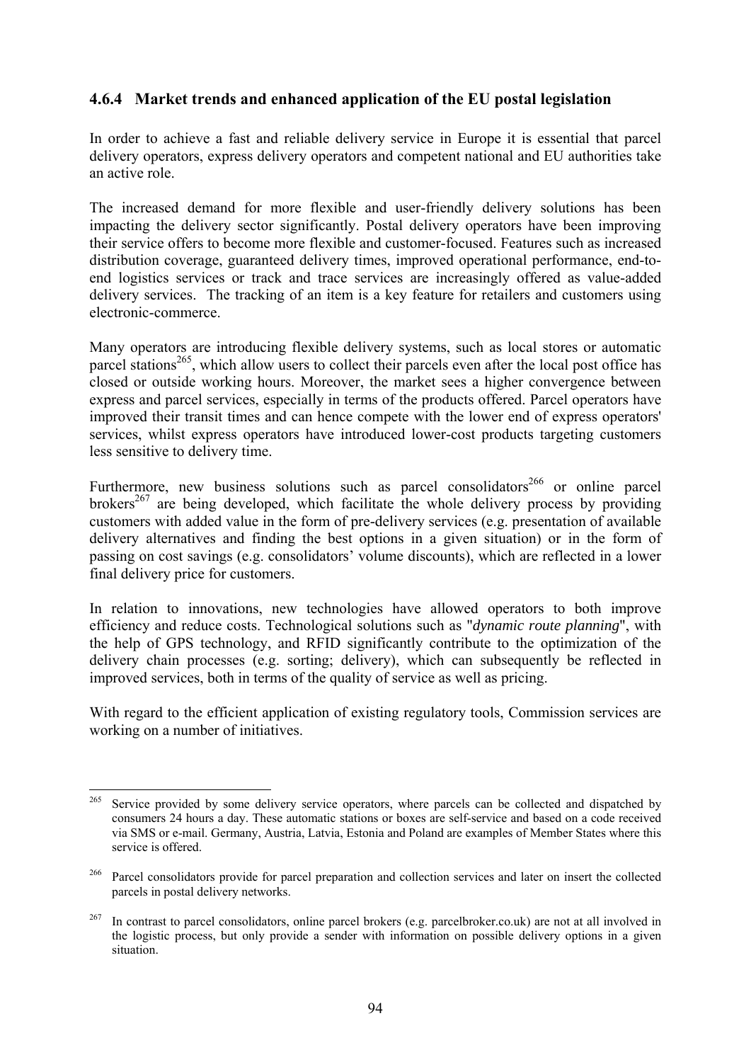### 4.6.4 Market trends and enhanced application of the EU postal legislation

In order to achieve a fast and reliable delivery service in Europe it is essential that parcel delivery operators, express delivery operators and competent national and EU authorities take an active role.

The increased demand for more flexible and user-friendly delivery solutions has been impacting the delivery sector significantly. Postal delivery operators have been improving their service offers to become more flexible and customer-focused. Features such as increased distribution coverage, guaranteed delivery times, improved operational performance, end-to-end logistics services or track and trace services are increasingly offered as value-added delivery services. The tracking of an item is a key feature for retailers and customers using electronic-commerce.

Many operators are introducing flexible delivery systems, such as local stores or automatic parcel stations[265], which allow users to collect their parcels even after the local post office has closed or outside working hours. Moreover, the market sees a higher convergence between express and parcel services, especially in terms of the products offered. Parcel operators have improved their transit times and can hence compete with the lower end of express operators' services, whilst express operators have introduced lower-cost products targeting customers less sensitive to delivery time.

Furthermore, new business solutions such as parcel consolidators[266] or online parcel brokers[267] are being developed, which facilitate the whole delivery process by providing customers with added value in the form of pre-delivery services (e.g. presentation of available delivery alternatives and finding the best options in a given situation) or in the form of passing on cost savings (e.g. consolidators' volume discounts), which are reflected in a lower final delivery price for customers.

In relation to innovations, new technologies have allowed operators to both improve efficiency and reduce costs. Technological solutions such as "*dynamic route planning*", with the help of GPS technology, and RFID significantly contribute to the optimization of the delivery chain processes (e.g. sorting; delivery), which can subsequently be reflected in improved services, both in terms of the quality of service as well as pricing.

With regard to the efficient application of existing regulatory tools, Commission services are working on a number of initiatives.

---

[265] Service provided by some delivery service operators, where parcels can be collected and dispatched by consumers 24 hours a day. These automatic stations or boxes are self-service and based on a code received via SMS or e-mail. Germany, Austria, Latvia, Estonia and Poland are examples of Member States where this service is offered.

[266] Parcel consolidators provide for parcel preparation and collection services and later on insert the collected parcels in postal delivery networks.

[267] In contrast to parcel consolidators, online parcel brokers (e.g. parcelbroker.co.uk) are not at all involved in the logistic process, but only provide a sender with information on possible delivery options in a given situation.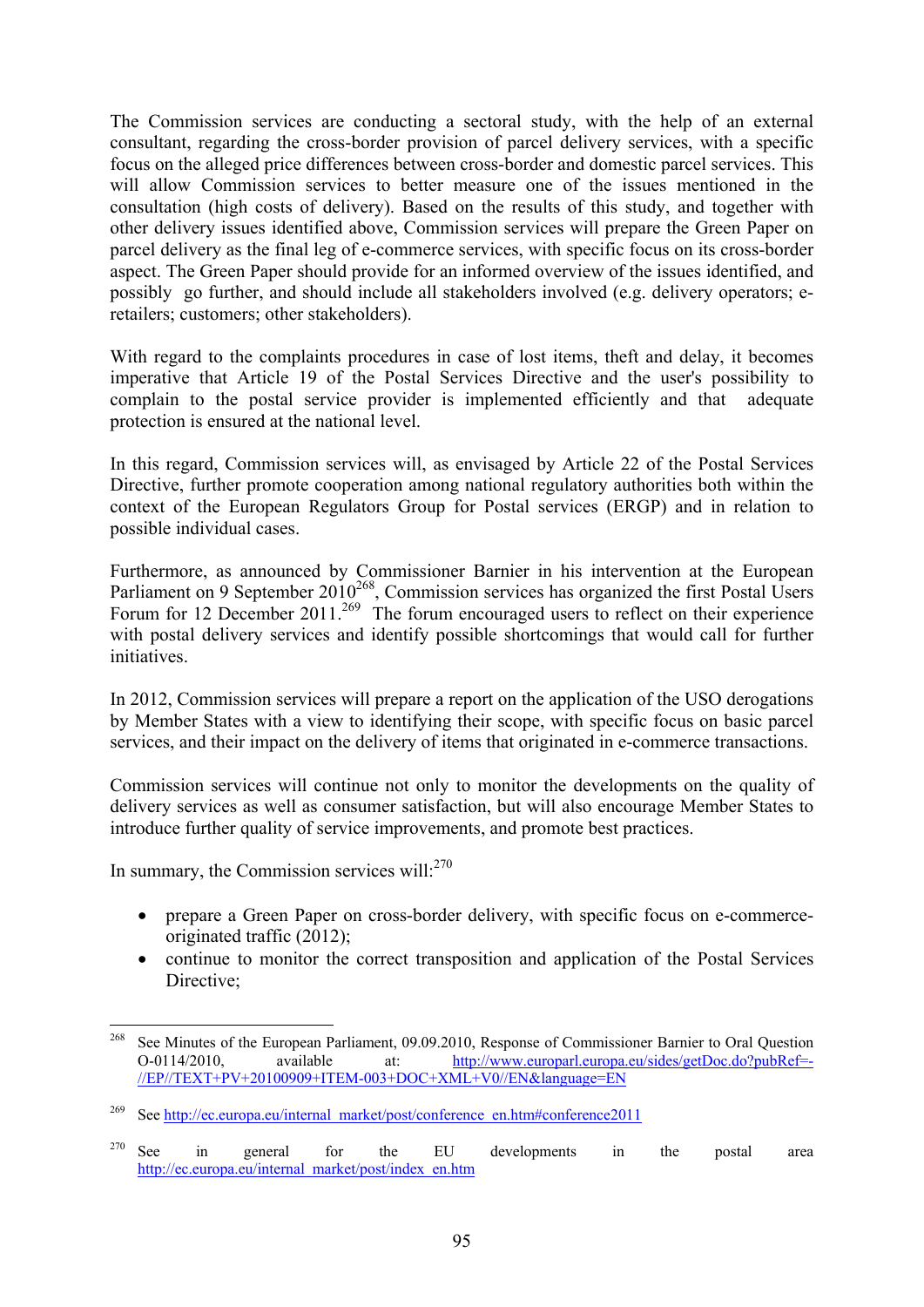The Commission services are conducting a sectoral study, with the help of an external consultant, regarding the cross-border provision of parcel delivery services, with a specific focus on the alleged price differences between cross-border and domestic parcel services. This will allow Commission services to better measure one of the issues mentioned in the consultation (high costs of delivery). Based on the results of this study, and together with other delivery issues identified above, Commission services will prepare the Green Paper on parcel delivery as the final leg of e-commerce services, with specific focus on its cross-border aspect. The Green Paper should provide for an informed overview of the issues identified, and possibly go further, and should include all stakeholders involved (e.g. delivery operators; e-retailers; customers; other stakeholders).

With regard to the complaints procedures in case of lost items, theft and delay, it becomes imperative that Article 19 of the Postal Services Directive and the user's possibility to complain to the postal service provider is implemented efficiently and that adequate protection is ensured at the national level.

In this regard, Commission services will, as envisaged by Article 22 of the Postal Services Directive, further promote cooperation among national regulatory authorities both within the context of the European Regulators Group for Postal services (ERGP) and in relation to possible individual cases.

Furthermore, as announced by Commissioner Barnier in his intervention at the European Parliament on 9 September 2010[268], Commission services has organized the first Postal Users Forum for 12 December 2011.[269] The forum encouraged users to reflect on their experience with postal delivery services and identify possible shortcomings that would call for further initiatives.

In 2012, Commission services will prepare a report on the application of the USO derogations by Member States with a view to identifying their scope, with specific focus on basic parcel services, and their impact on the delivery of items that originated in e-commerce transactions.

Commission services will continue not only to monitor the developments on the quality of delivery services as well as consumer satisfaction, but will also encourage Member States to introduce further quality of service improvements, and promote best practices.

In summary, the Commission services will:[270]

- prepare a Green Paper on cross-border delivery, with specific focus on e-commerce-originated traffic (2012);
- continue to monitor the correct transposition and application of the Postal Services Directive;

---

[268] See Minutes of the European Parliament, 09.09.2010, Response of Commissioner Barnier to Oral Question O-0114/2010, available at: http://www.europarl.europa.eu/sides/getDoc.do?pubRef=-//EP//TEXT+PV+20100909+ITEM-003+DOC+XML+V0//EN&language=EN

[269] See http://ec.europa.eu/internal_market/post/conference_en.htm#conference2011

[270] See in general for the EU developments in the postal area http://ec.europa.eu/internal_market/post/index_en.htm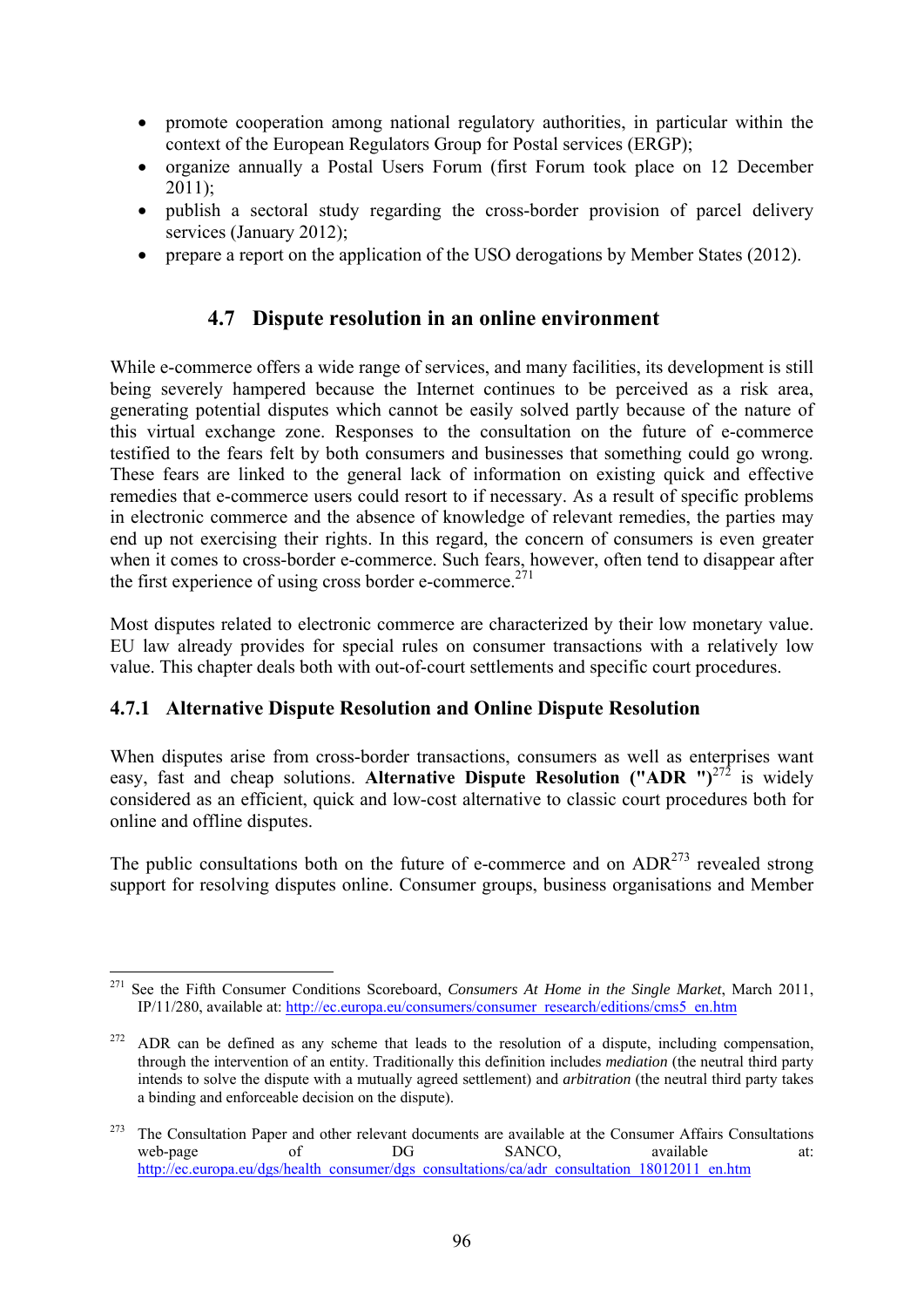- promote cooperation among national regulatory authorities, in particular within the context of the European Regulators Group for Postal services (ERGP);
- organize annually a Postal Users Forum (first Forum took place on 12 December 2011);
- publish a sectoral study regarding the cross-border provision of parcel delivery services (January 2012);
- prepare a report on the application of the USO derogations by Member States (2012).

## 4.7 Dispute resolution in an online environment

While e-commerce offers a wide range of services, and many facilities, its development is still being severely hampered because the Internet continues to be perceived as a risk area, generating potential disputes which cannot be easily solved partly because of the nature of this virtual exchange zone. Responses to the consultation on the future of e-commerce testified to the fears felt by both consumers and businesses that something could go wrong. These fears are linked to the general lack of information on existing quick and effective remedies that e-commerce users could resort to if necessary. As a result of specific problems in electronic commerce and the absence of knowledge of relevant remedies, the parties may end up not exercising their rights. In this regard, the concern of consumers is even greater when it comes to cross-border e-commerce. Such fears, however, often tend to disappear after the first experience of using cross border e-commerce.[271]

Most disputes related to electronic commerce are characterized by their low monetary value. EU law already provides for special rules on consumer transactions with a relatively low value. This chapter deals both with out-of-court settlements and specific court procedures.

### 4.7.1 Alternative Dispute Resolution and Online Dispute Resolution

When disputes arise from cross-border transactions, consumers as well as enterprises want easy, fast and cheap solutions. **Alternative Dispute Resolution ("ADR ")**[272] is widely considered as an efficient, quick and low-cost alternative to classic court procedures both for online and offline disputes.

The public consultations both on the future of e-commerce and on ADR[273] revealed strong support for resolving disputes online. Consumer groups, business organisations and Member

---

[271] See the Fifth Consumer Conditions Scoreboard, *Consumers At Home in the Single Market*, March 2011, IP/11/280, available at: http://ec.europa.eu/consumers/consumer_research/editions/cms5_en.htm

[272] ADR can be defined as any scheme that leads to the resolution of a dispute, including compensation, through the intervention of an entity. Traditionally this definition includes *mediation* (the neutral third party intends to solve the dispute with a mutually agreed settlement) and *arbitration* (the neutral third party takes a binding and enforceable decision on the dispute).

[273] The Consultation Paper and other relevant documents are available at the Consumer Affairs Consultations web-page of DG SANCO, available at: http://ec.europa.eu/dgs/health_consumer/dgs_consultations/ca/adr_consultation_18012011_en.htm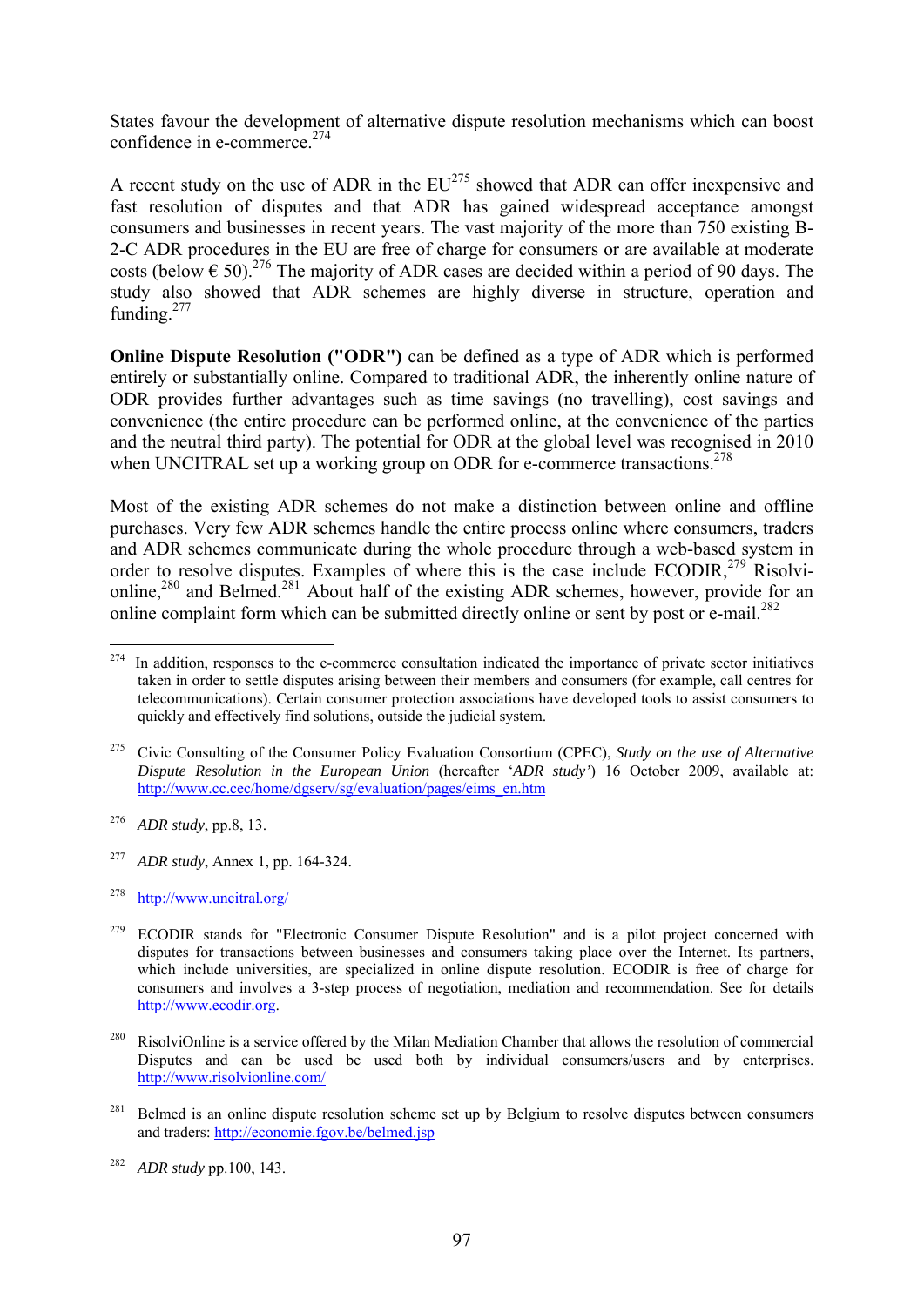States favour the development of alternative dispute resolution mechanisms which can boost confidence in e-commerce.[274]

A recent study on the use of ADR in the EU[275] showed that ADR can offer inexpensive and fast resolution of disputes and that ADR has gained widespread acceptance amongst consumers and businesses in recent years. The vast majority of the more than 750 existing B-2-C ADR procedures in the EU are free of charge for consumers or are available at moderate costs (below € 50).[276] The majority of ADR cases are decided within a period of 90 days. The study also showed that ADR schemes are highly diverse in structure, operation and funding.[277]

**Online Dispute Resolution ("ODR")** can be defined as a type of ADR which is performed entirely or substantially online. Compared to traditional ADR, the inherently online nature of ODR provides further advantages such as time savings (no travelling), cost savings and convenience (the entire procedure can be performed online, at the convenience of the parties and the neutral third party). The potential for ODR at the global level was recognised in 2010 when UNCITRAL set up a working group on ODR for e-commerce transactions.[278]

Most of the existing ADR schemes do not make a distinction between online and offline purchases. Very few ADR schemes handle the entire process online where consumers, traders and ADR schemes communicate during the whole procedure through a web-based system in order to resolve disputes. Examples of where this is the case include ECODIR,[279] Risolvi-online,[280] and Belmed.[281] About half of the existing ADR schemes, however, provide for an online complaint form which can be submitted directly online or sent by post or e-mail.[282]

---

[274] In addition, responses to the e-commerce consultation indicated the importance of private sector initiatives taken in order to settle disputes arising between their members and consumers (for example, call centres for telecommunications). Certain consumer protection associations have developed tools to assist consumers to quickly and effectively find solutions, outside the judicial system.

[275] Civic Consulting of the Consumer Policy Evaluation Consortium (CPEC), *Study on the use of Alternative Dispute Resolution in the European Union* (hereafter '*ADR study'*) 16 October 2009, available at: http://www.cc.cec/home/dgserv/sg/evaluation/pages/eims_en.htm

[276] *ADR study*, pp.8, 13.

[277] *ADR study*, Annex 1, pp. 164-324.

[278] http://www.uncitral.org/

[279] ECODIR stands for "Electronic Consumer Dispute Resolution" and is a pilot project concerned with disputes for transactions between businesses and consumers taking place over the Internet. Its partners, which include universities, are specialized in online dispute resolution. ECODIR is free of charge for consumers and involves a 3-step process of negotiation, mediation and recommendation. See for details http://www.ecodir.org.

[280] RisolviOnline is a service offered by the Milan Mediation Chamber that allows the resolution of commercial Disputes and can be used be used both by individual consumers/users and by enterprises. http://www.risolvionline.com/

[281] Belmed is an online dispute resolution scheme set up by Belgium to resolve disputes between consumers and traders: http://economie.fgov.be/belmed.jsp

[282] *ADR study* pp.100, 143.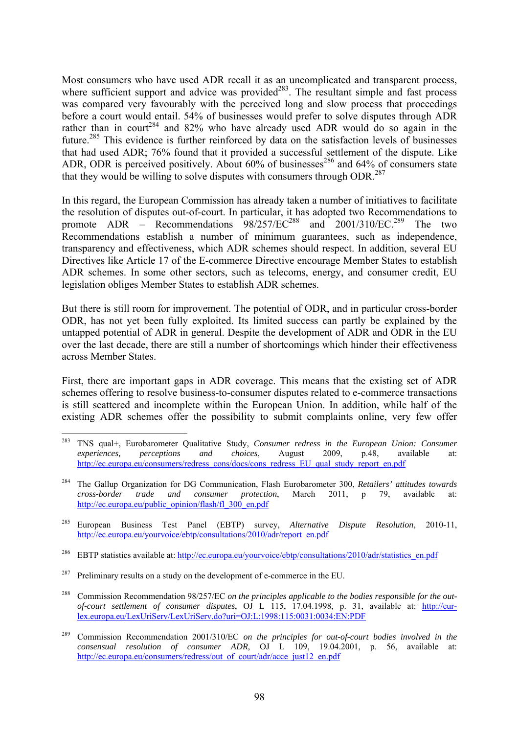Most consumers who have used ADR recall it as an uncomplicated and transparent process, where sufficient support and advice was provided[283]. The resultant simple and fast process was compared very favourably with the perceived long and slow process that proceedings before a court would entail. 54% of businesses would prefer to solve disputes through ADR rather than in court[284] and 82% who have already used ADR would do so again in the future.[285] This evidence is further reinforced by data on the satisfaction levels of businesses that had used ADR; 76% found that it provided a successful settlement of the dispute. Like ADR, ODR is perceived positively. About 60% of businesses[286] and 64% of consumers state that they would be willing to solve disputes with consumers through ODR.[287]

In this regard, the European Commission has already taken a number of initiatives to facilitate the resolution of disputes out-of-court. In particular, it has adopted two Recommendations to promote ADR – Recommendations 98/257/EC[288] and 2001/310/EC.[289] The two Recommendations establish a number of minimum guarantees, such as independence, transparency and effectiveness, which ADR schemes should respect. In addition, several EU Directives like Article 17 of the E-commerce Directive encourage Member States to establish ADR schemes. In some other sectors, such as telecoms, energy, and consumer credit, EU legislation obliges Member States to establish ADR schemes.

But there is still room for improvement. The potential of ODR, and in particular cross-border ODR, has not yet been fully exploited. Its limited success can partly be explained by the untapped potential of ADR in general. Despite the development of ADR and ODR in the EU over the last decade, there are still a number of shortcomings which hinder their effectiveness across Member States.

First, there are important gaps in ADR coverage. This means that the existing set of ADR schemes offering to resolve business-to-consumer disputes related to e-commerce transactions is still scattered and incomplete within the European Union. In addition, while half of the existing ADR schemes offer the possibility to submit complaints online, very few offer

---

[283] TNS qual+, Eurobarometer Qualitative Study, *Consumer redress in the European Union: Consumer experiences, perceptions and choices*, August 2009, p.48, available at: http://ec.europa.eu/consumers/redress_cons/docs/cons_redress_EU_qual_study_report_en.pdf

[284] The Gallup Organization for DG Communication, Flash Eurobarometer 300, *Retailers' attitudes towards cross-border trade and consumer protection*, March 2011, p 79, available at: http://ec.europa.eu/public_opinion/flash/fl_300_en.pdf

[285] European Business Test Panel (EBTP) survey, *Alternative Dispute Resolution*, 2010-11, http://ec.europa.eu/yourvoice/ebtp/consultations/2010/adr/report_en.pdf

[286] EBTP statistics available at: http://ec.europa.eu/yourvoice/ebtp/consultations/2010/adr/statistics_en.pdf

[287] Preliminary results on a study on the development of e-commerce in the EU.

[288] Commission Recommendation 98/257/EC *on the principles applicable to the bodies responsible for the out-of-court settlement of consumer disputes*, OJ L 115, 17.04.1998, p. 31, available at: http://eur-lex.europa.eu/LexUriServ/LexUriServ.do?uri=OJ:L:1998:115:0031:0034:EN:PDF

[289] Commission Recommendation 2001/310/EC *on the principles for out-of-court bodies involved in the consensual resolution of consumer ADR*, OJ L 109, 19.04.2001, p. 56, available at: http://ec.europa.eu/consumers/redress/out_of_court/adr/acce_just12_en.pdf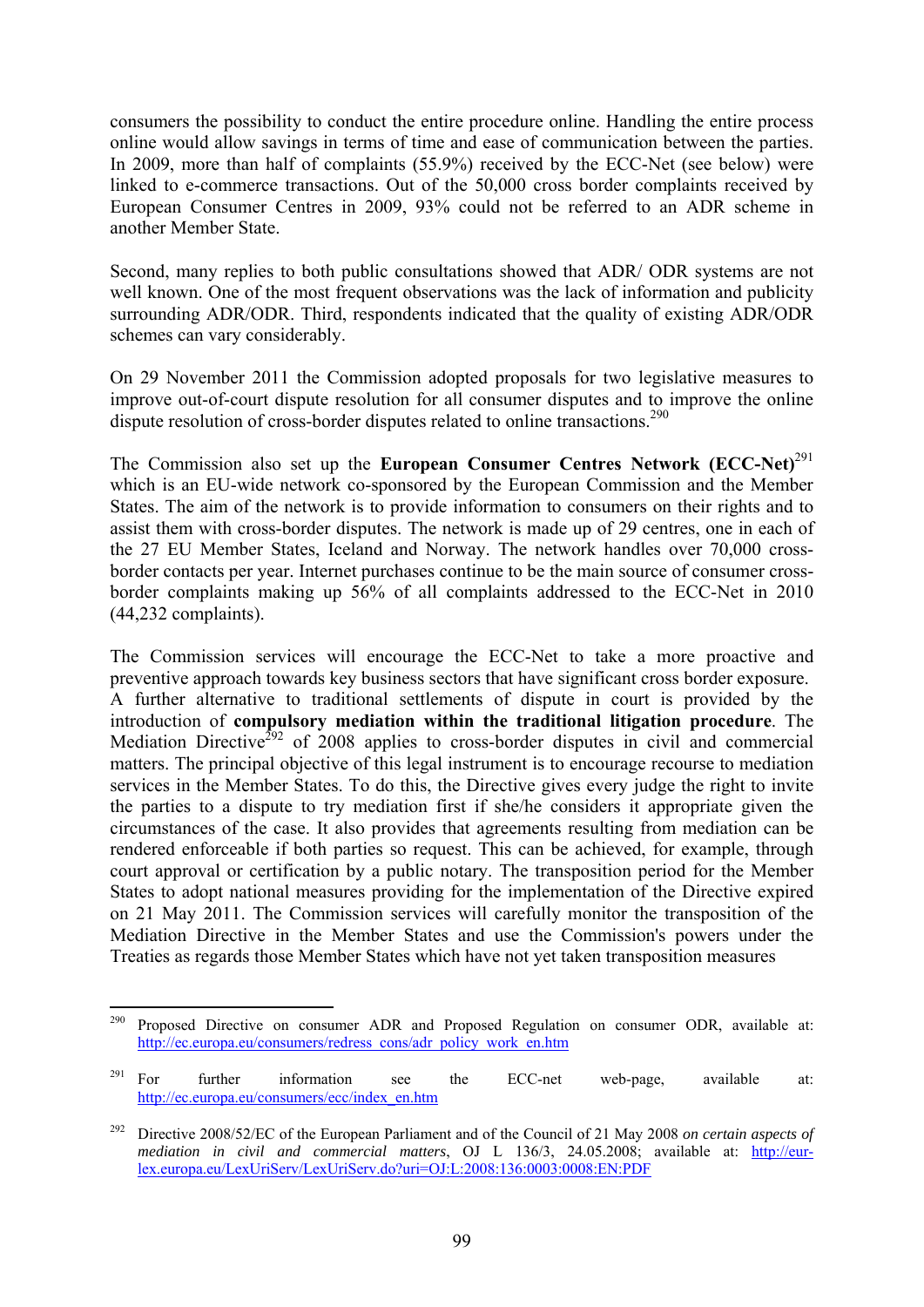consumers the possibility to conduct the entire procedure online. Handling the entire process online would allow savings in terms of time and ease of communication between the parties. In 2009, more than half of complaints (55.9%) received by the ECC-Net (see below) were linked to e-commerce transactions. Out of the 50,000 cross border complaints received by European Consumer Centres in 2009, 93% could not be referred to an ADR scheme in another Member State.

Second, many replies to both public consultations showed that ADR/ ODR systems are not well known. One of the most frequent observations was the lack of information and publicity surrounding ADR/ODR. Third, respondents indicated that the quality of existing ADR/ODR schemes can vary considerably.

On 29 November 2011 the Commission adopted proposals for two legislative measures to improve out-of-court dispute resolution for all consumer disputes and to improve the online dispute resolution of cross-border disputes related to online transactions.[290]

The Commission also set up the **European Consumer Centres Network (ECC-Net)**[291] which is an EU-wide network co-sponsored by the European Commission and the Member States. The aim of the network is to provide information to consumers on their rights and to assist them with cross-border disputes. The network is made up of 29 centres, one in each of the 27 EU Member States, Iceland and Norway. The network handles over 70,000 cross-border contacts per year. Internet purchases continue to be the main source of consumer cross-border complaints making up 56% of all complaints addressed to the ECC-Net in 2010 (44,232 complaints).

The Commission services will encourage the ECC-Net to take a more proactive and preventive approach towards key business sectors that have significant cross border exposure. A further alternative to traditional settlements of dispute in court is provided by the introduction of **compulsory mediation within the traditional litigation procedure**. The Mediation Directive[292] of 2008 applies to cross-border disputes in civil and commercial matters. The principal objective of this legal instrument is to encourage recourse to mediation services in the Member States. To do this, the Directive gives every judge the right to invite the parties to a dispute to try mediation first if she/he considers it appropriate given the circumstances of the case. It also provides that agreements resulting from mediation can be rendered enforceable if both parties so request. This can be achieved, for example, through court approval or certification by a public notary. The transposition period for the Member States to adopt national measures providing for the implementation of the Directive expired on 21 May 2011. The Commission services will carefully monitor the transposition of the Mediation Directive in the Member States and use the Commission's powers under the Treaties as regards those Member States which have not yet taken transposition measures

---

[290] Proposed Directive on consumer ADR and Proposed Regulation on consumer ODR, available at: http://ec.europa.eu/consumers/redress_cons/adr_policy_work_en.htm

[291] For further information see the ECC-net web-page, available at: http://ec.europa.eu/consumers/ecc/index_en.htm

[292] Directive 2008/52/EC of the European Parliament and of the Council of 21 May 2008 *on certain aspects of mediation in civil and commercial matters*, OJ L 136/3, 24.05.2008; available at: http://eur-lex.europa.eu/LexUriServ/LexUriServ.do?uri=OJ:L:2008:136:0003:0008:EN:PDF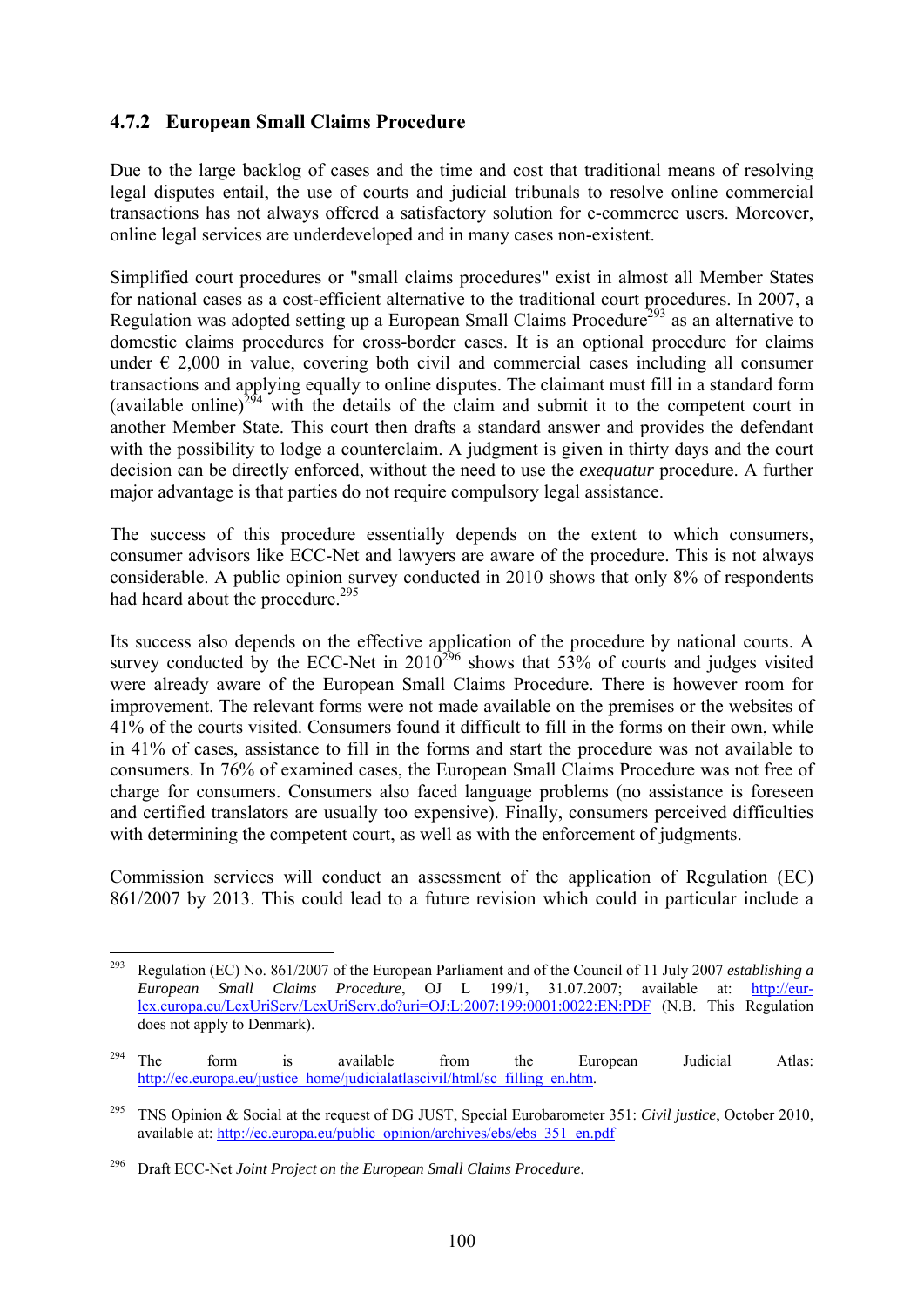### 4.7.2 European Small Claims Procedure

Due to the large backlog of cases and the time and cost that traditional means of resolving legal disputes entail, the use of courts and judicial tribunals to resolve online commercial transactions has not always offered a satisfactory solution for e-commerce users. Moreover, online legal services are underdeveloped and in many cases non-existent.

Simplified court procedures or "small claims procedures" exist in almost all Member States for national cases as a cost-efficient alternative to the traditional court procedures. In 2007, a Regulation was adopted setting up a European Small Claims Procedure[293] as an alternative to domestic claims procedures for cross-border cases. It is an optional procedure for claims under € 2,000 in value, covering both civil and commercial cases including all consumer transactions and applying equally to online disputes. The claimant must fill in a standard form (available online)[294] with the details of the claim and submit it to the competent court in another Member State. This court then drafts a standard answer and provides the defendant with the possibility to lodge a counterclaim. A judgment is given in thirty days and the court decision can be directly enforced, without the need to use the *exequatur* procedure. A further major advantage is that parties do not require compulsory legal assistance.

The success of this procedure essentially depends on the extent to which consumers, consumer advisors like ECC-Net and lawyers are aware of the procedure. This is not always considerable. A public opinion survey conducted in 2010 shows that only 8% of respondents had heard about the procedure.[295]

Its success also depends on the effective application of the procedure by national courts. A survey conducted by the ECC-Net in 2010[296] shows that 53% of courts and judges visited were already aware of the European Small Claims Procedure. There is however room for improvement. The relevant forms were not made available on the premises or the websites of 41% of the courts visited. Consumers found it difficult to fill in the forms on their own, while in 41% of cases, assistance to fill in the forms and start the procedure was not available to consumers. In 76% of examined cases, the European Small Claims Procedure was not free of charge for consumers. Consumers also faced language problems (no assistance is foreseen and certified translators are usually too expensive). Finally, consumers perceived difficulties with determining the competent court, as well as with the enforcement of judgments.

Commission services will conduct an assessment of the application of Regulation (EC) 861/2007 by 2013. This could lead to a future revision which could in particular include a

---

[293] Regulation (EC) No. 861/2007 of the European Parliament and of the Council of 11 July 2007 *establishing a European Small Claims Procedure*, OJ L 199/1, 31.07.2007; available at: http://eur-lex.europa.eu/LexUriServ/LexUriServ.do?uri=OJ:L:2007:199:0001:0022:EN:PDF (N.B. This Regulation does not apply to Denmark).

[294] The form is available from the European Judicial Atlas: http://ec.europa.eu/justice_home/judicialatlascivil/html/sc_filling_en.htm.

[295] TNS Opinion & Social at the request of DG JUST, Special Eurobarometer 351: *Civil justice*, October 2010, available at: http://ec.europa.eu/public_opinion/archives/ebs/ebs_351_en.pdf

[296] Draft ECC-Net *Joint Project on the European Small Claims Procedure*.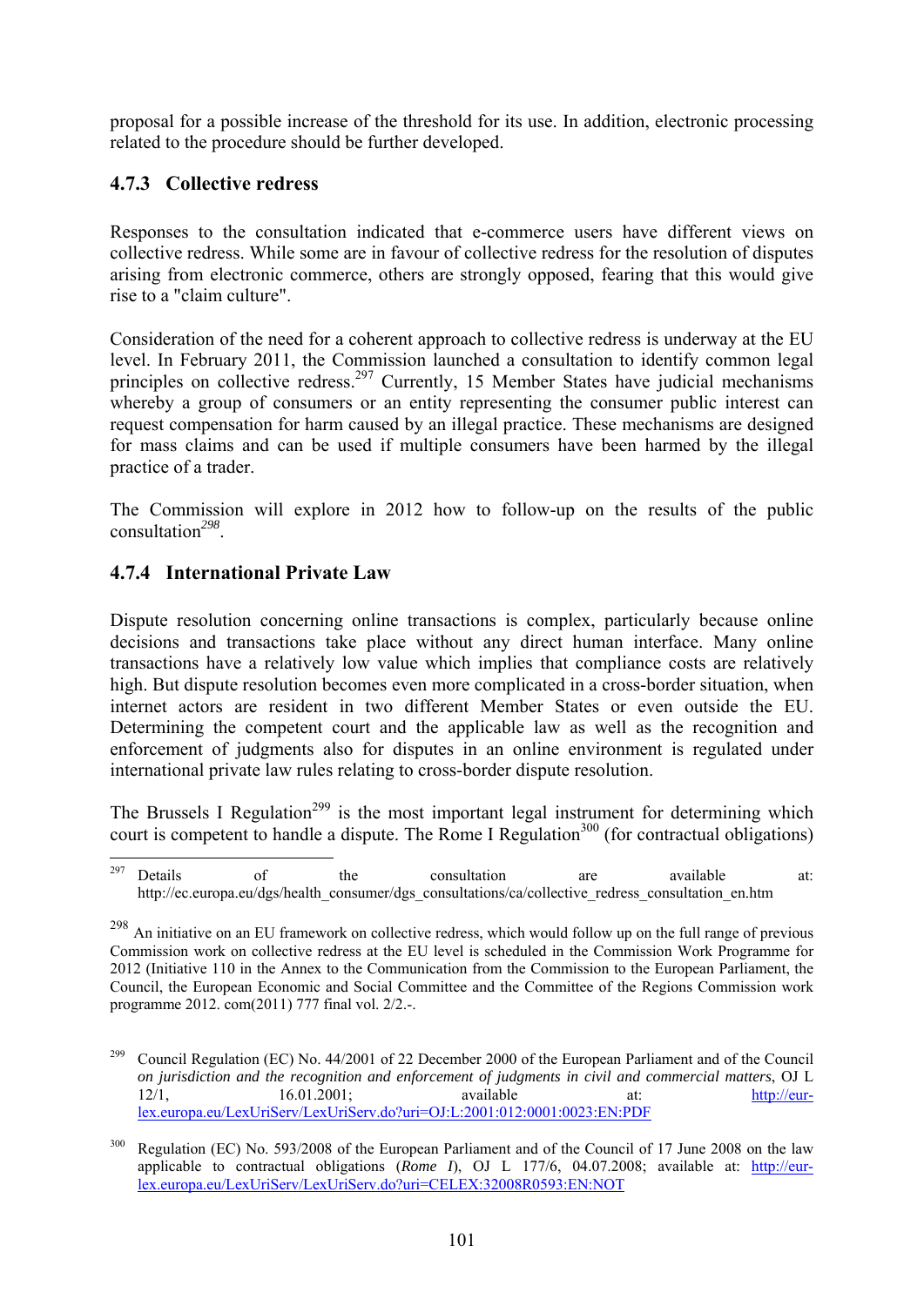proposal for a possible increase of the threshold for its use. In addition, electronic processing related to the procedure should be further developed.

### 4.7.3 Collective redress

Responses to the consultation indicated that e-commerce users have different views on collective redress. While some are in favour of collective redress for the resolution of disputes arising from electronic commerce, others are strongly opposed, fearing that this would give rise to a "claim culture".

Consideration of the need for a coherent approach to collective redress is underway at the EU level. In February 2011, the Commission launched a consultation to identify common legal principles on collective redress.[297] Currently, 15 Member States have judicial mechanisms whereby a group of consumers or an entity representing the consumer public interest can request compensation for harm caused by an illegal practice. These mechanisms are designed for mass claims and can be used if multiple consumers have been harmed by the illegal practice of a trader.

The Commission will explore in 2012 how to follow-up on the results of the public consultation[298].

### 4.7.4 International Private Law

Dispute resolution concerning online transactions is complex, particularly because online decisions and transactions take place without any direct human interface. Many online transactions have a relatively low value which implies that compliance costs are relatively high. But dispute resolution becomes even more complicated in a cross-border situation, when internet actors are resident in two different Member States or even outside the EU. Determining the competent court and the applicable law as well as the recognition and enforcement of judgments also for disputes in an online environment is regulated under international private law rules relating to cross-border dispute resolution.

The Brussels I Regulation[299] is the most important legal instrument for determining which court is competent to handle a dispute. The Rome I Regulation[300] (for contractual obligations)

---

[297] Details of the consultation are available at: http://ec.europa.eu/dgs/health_consumer/dgs_consultations/ca/collective_redress_consultation_en.htm

[298] An initiative on an EU framework on collective redress, which would follow up on the full range of previous Commission work on collective redress at the EU level is scheduled in the Commission Work Programme for 2012 (Initiative 110 in the Annex to the Communication from the Commission to the European Parliament, the Council, the European Economic and Social Committee and the Committee of the Regions Commission work programme 2012. com(2011) 777 final vol. 2/2.-.

[299] Council Regulation (EC) No. 44/2001 of 22 December 2000 of the European Parliament and of the Council *on jurisdiction and the recognition and enforcement of judgments in civil and commercial matters*, OJ L 12/1, 16.01.2001; available at: http://eur-lex.europa.eu/LexUriServ/LexUriServ.do?uri=OJ:L:2001:012:0001:0023:EN:PDF

[300] Regulation (EC) No. 593/2008 of the European Parliament and of the Council of 17 June 2008 on the law applicable to contractual obligations (*Rome I*), OJ L 177/6, 04.07.2008; available at: http://eur-lex.europa.eu/LexUriServ/LexUriServ.do?uri=CELEX:32008R0593:EN:NOT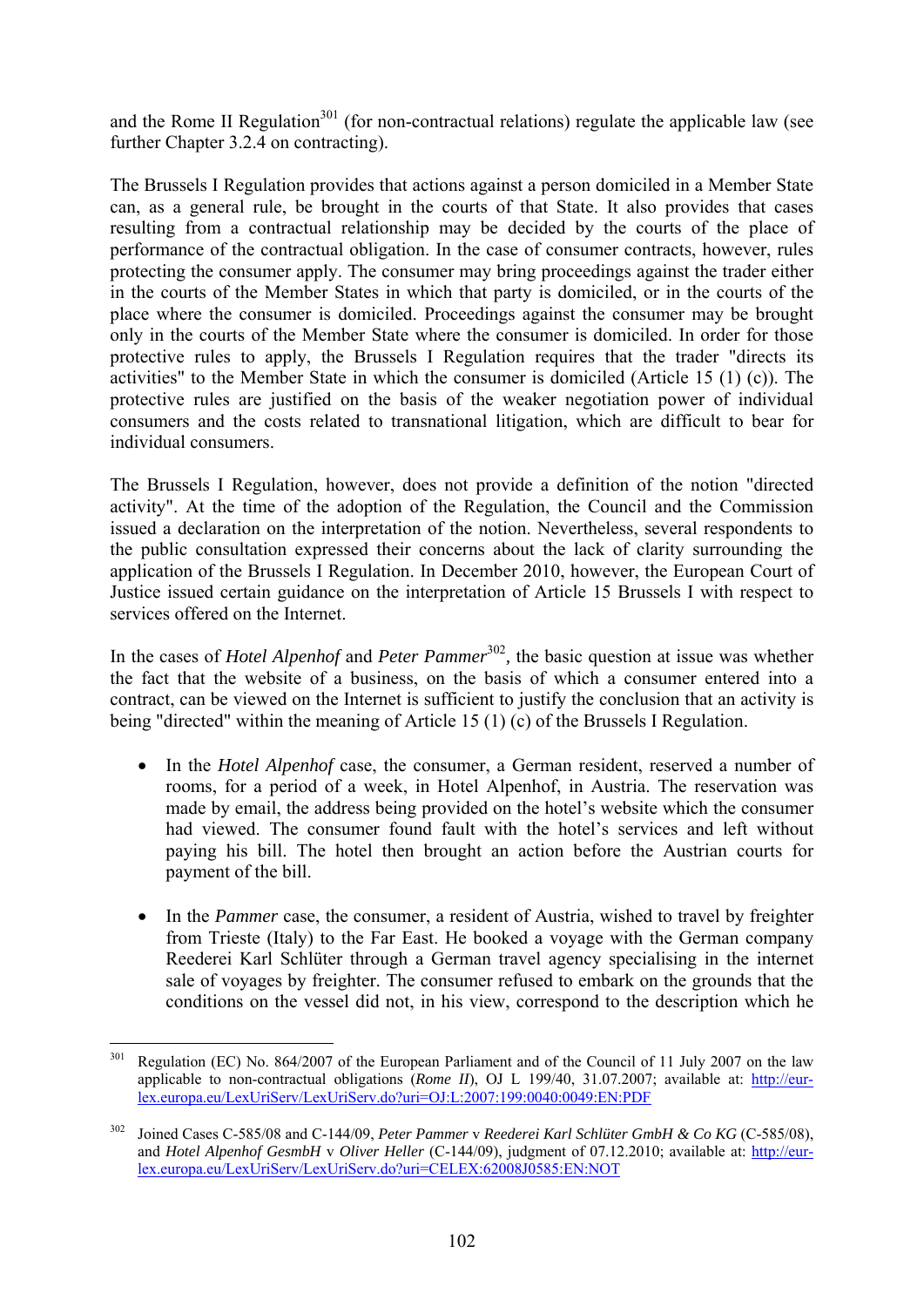and the Rome II Regulation[301] (for non-contractual relations) regulate the applicable law (see further Chapter 3.2.4 on contracting).

The Brussels I Regulation provides that actions against a person domiciled in a Member State can, as a general rule, be brought in the courts of that State. It also provides that cases resulting from a contractual relationship may be decided by the courts of the place of performance of the contractual obligation. In the case of consumer contracts, however, rules protecting the consumer apply. The consumer may bring proceedings against the trader either in the courts of the Member States in which that party is domiciled, or in the courts of the place where the consumer is domiciled. Proceedings against the consumer may be brought only in the courts of the Member State where the consumer is domiciled. In order for those protective rules to apply, the Brussels I Regulation requires that the trader "directs its activities" to the Member State in which the consumer is domiciled (Article 15 (1) (c)). The protective rules are justified on the basis of the weaker negotiation power of individual consumers and the costs related to transnational litigation, which are difficult to bear for individual consumers.

The Brussels I Regulation, however, does not provide a definition of the notion "directed activity". At the time of the adoption of the Regulation, the Council and the Commission issued a declaration on the interpretation of the notion. Nevertheless, several respondents to the public consultation expressed their concerns about the lack of clarity surrounding the application of the Brussels I Regulation. In December 2010, however, the European Court of Justice issued certain guidance on the interpretation of Article 15 Brussels I with respect to services offered on the Internet.

In the cases of *Hotel Alpenhof* and *Peter Pammer*[302]*,* the basic question at issue was whether the fact that the website of a business, on the basis of which a consumer entered into a contract, can be viewed on the Internet is sufficient to justify the conclusion that an activity is being "directed" within the meaning of Article 15 (1) (c) of the Brussels I Regulation.

- In the *Hotel Alpenhof* case, the consumer, a German resident, reserved a number of rooms, for a period of a week, in Hotel Alpenhof, in Austria. The reservation was made by email, the address being provided on the hotel's website which the consumer had viewed. The consumer found fault with the hotel's services and left without paying his bill. The hotel then brought an action before the Austrian courts for payment of the bill.

- In the *Pammer* case, the consumer, a resident of Austria, wished to travel by freighter from Trieste (Italy) to the Far East. He booked a voyage with the German company Reederei Karl Schlüter through a German travel agency specialising in the internet sale of voyages by freighter. The consumer refused to embark on the grounds that the conditions on the vessel did not, in his view, correspond to the description which he

---

[301] Regulation (EC) No. 864/2007 of the European Parliament and of the Council of 11 July 2007 on the law applicable to non-contractual obligations (*Rome II*), OJ L 199/40, 31.07.2007; available at: http://eur-lex.europa.eu/LexUriServ/LexUriServ.do?uri=OJ:L:2007:199:0040:0049:EN:PDF

[302] Joined Cases C-585/08 and C-144/09, *Peter Pammer* v *Reederei Karl Schlüter GmbH & Co KG* (C-585/08), and *Hotel Alpenhof GesmbH* v *Oliver Heller* (C-144/09), judgment of 07.12.2010; available at: http://eur-lex.europa.eu/LexUriServ/LexUriServ.do?uri=CELEX:62008J0585:EN:NOT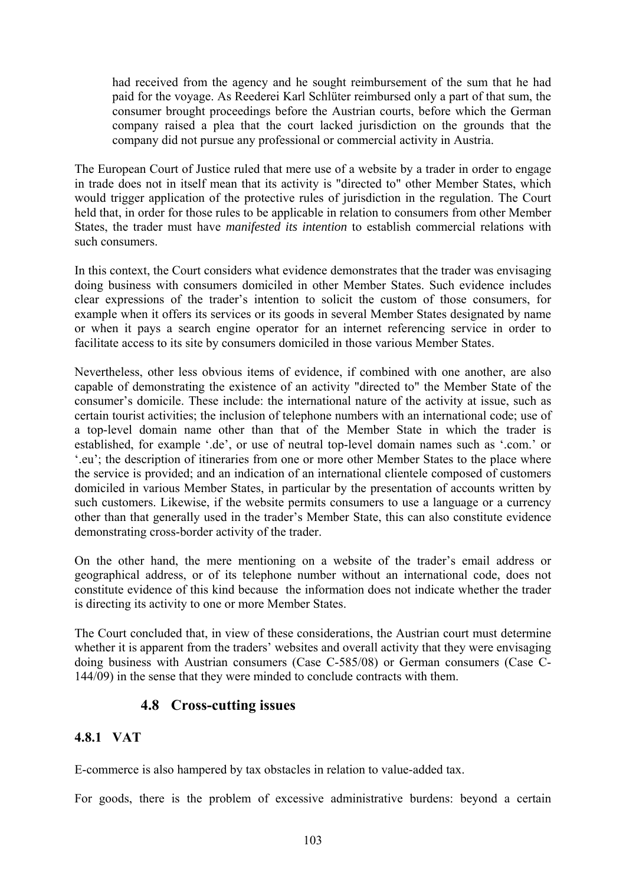> had received from the agency and he sought reimbursement of the sum that he had paid for the voyage. As Reederei Karl Schlüter reimbursed only a part of that sum, the consumer brought proceedings before the Austrian courts, before which the German company raised a plea that the court lacked jurisdiction on the grounds that the company did not pursue any professional or commercial activity in Austria.

The European Court of Justice ruled that mere use of a website by a trader in order to engage in trade does not in itself mean that its activity is "directed to" other Member States, which would trigger application of the protective rules of jurisdiction in the regulation. The Court held that, in order for those rules to be applicable in relation to consumers from other Member States, the trader must have *manifested its intention* to establish commercial relations with such consumers.

In this context, the Court considers what evidence demonstrates that the trader was envisaging doing business with consumers domiciled in other Member States. Such evidence includes clear expressions of the trader's intention to solicit the custom of those consumers, for example when it offers its services or its goods in several Member States designated by name or when it pays a search engine operator for an internet referencing service in order to facilitate access to its site by consumers domiciled in those various Member States.

Nevertheless, other less obvious items of evidence, if combined with one another, are also capable of demonstrating the existence of an activity "directed to" the Member State of the consumer's domicile. These include: the international nature of the activity at issue, such as certain tourist activities; the inclusion of telephone numbers with an international code; use of a top-level domain name other than that of the Member State in which the trader is established, for example '.de', or use of neutral top-level domain names such as '.com.' or '.eu'; the description of itineraries from one or more other Member States to the place where the service is provided; and an indication of an international clientele composed of customers domiciled in various Member States, in particular by the presentation of accounts written by such customers. Likewise, if the website permits consumers to use a language or a currency other than that generally used in the trader's Member State, this can also constitute evidence demonstrating cross-border activity of the trader.

On the other hand, the mere mentioning on a website of the trader's email address or geographical address, or of its telephone number without an international code, does not constitute evidence of this kind because the information does not indicate whether the trader is directing its activity to one or more Member States.

The Court concluded that, in view of these considerations, the Austrian court must determine whether it is apparent from the traders' websites and overall activity that they were envisaging doing business with Austrian consumers (Case C-585/08) or German consumers (Case C-144/09) in the sense that they were minded to conclude contracts with them.

## 4.8 Cross-cutting issues

### 4.8.1 VAT

E-commerce is also hampered by tax obstacles in relation to value-added tax.

For goods, there is the problem of excessive administrative burdens: beyond a certain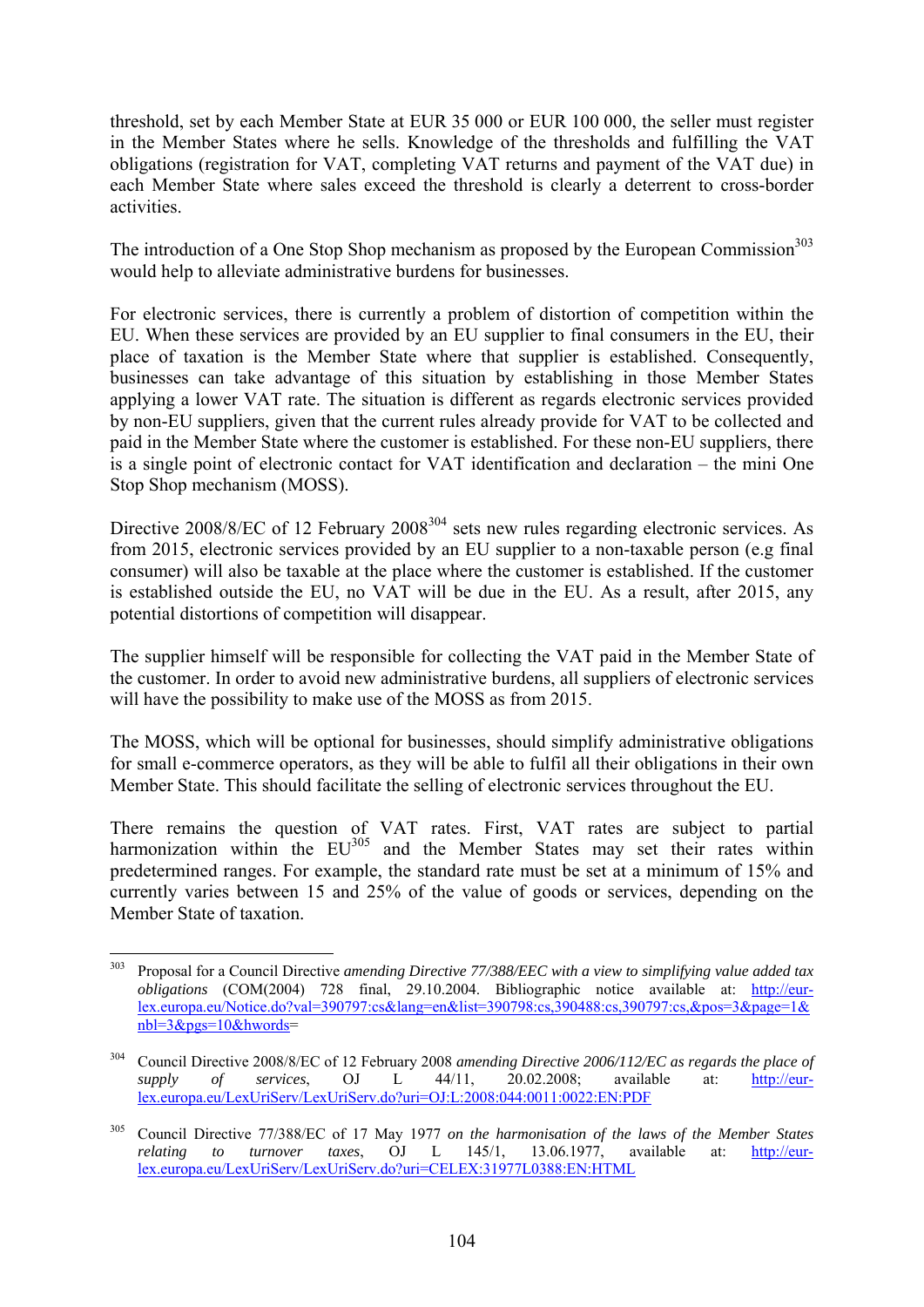threshold, set by each Member State at EUR 35 000 or EUR 100 000, the seller must register in the Member States where he sells. Knowledge of the thresholds and fulfilling the VAT obligations (registration for VAT, completing VAT returns and payment of the VAT due) in each Member State where sales exceed the threshold is clearly a deterrent to cross-border activities.

The introduction of a One Stop Shop mechanism as proposed by the European Commission[303] would help to alleviate administrative burdens for businesses.

For electronic services, there is currently a problem of distortion of competition within the EU. When these services are provided by an EU supplier to final consumers in the EU, their place of taxation is the Member State where that supplier is established. Consequently, businesses can take advantage of this situation by establishing in those Member States applying a lower VAT rate. The situation is different as regards electronic services provided by non-EU suppliers, given that the current rules already provide for VAT to be collected and paid in the Member State where the customer is established. For these non-EU suppliers, there is a single point of electronic contact for VAT identification and declaration – the mini One Stop Shop mechanism (MOSS).

Directive 2008/8/EC of 12 February 2008[304] sets new rules regarding electronic services. As from 2015, electronic services provided by an EU supplier to a non-taxable person (e.g final consumer) will also be taxable at the place where the customer is established. If the customer is established outside the EU, no VAT will be due in the EU. As a result, after 2015, any potential distortions of competition will disappear.

The supplier himself will be responsible for collecting the VAT paid in the Member State of the customer. In order to avoid new administrative burdens, all suppliers of electronic services will have the possibility to make use of the MOSS as from 2015.

The MOSS, which will be optional for businesses, should simplify administrative obligations for small e-commerce operators, as they will be able to fulfil all their obligations in their own Member State. This should facilitate the selling of electronic services throughout the EU.

There remains the question of VAT rates. First, VAT rates are subject to partial harmonization within the EU[305] and the Member States may set their rates within predetermined ranges. For example, the standard rate must be set at a minimum of 15% and currently varies between 15 and 25% of the value of goods or services, depending on the Member State of taxation.

---

[303] Proposal for a Council Directive *amending Directive 77/388/EEC with a view to simplifying value added tax obligations* (COM(2004) 728 final, 29.10.2004. Bibliographic notice available at: http://eur-lex.europa.eu/Notice.do?val=390797:cs&lang=en&list=390798:cs,390488:cs,390797:cs,&pos=3&page=1&nbl=3&pgs=10&hwords=

[304] Council Directive 2008/8/EC of 12 February 2008 *amending Directive 2006/112/EC as regards the place of supply of services*, OJ L 44/11, 20.02.2008; available at: http://eur-lex.europa.eu/LexUriServ/LexUriServ.do?uri=OJ:L:2008:044:0011:0022:EN:PDF

[305] Council Directive 77/388/EC of 17 May 1977 *on the harmonisation of the laws of the Member States relating to turnover taxes*, OJ L 145/1, 13.06.1977, available at: http://eur-lex.europa.eu/LexUriServ/LexUriServ.do?uri=CELEX:31977L0388:EN:HTML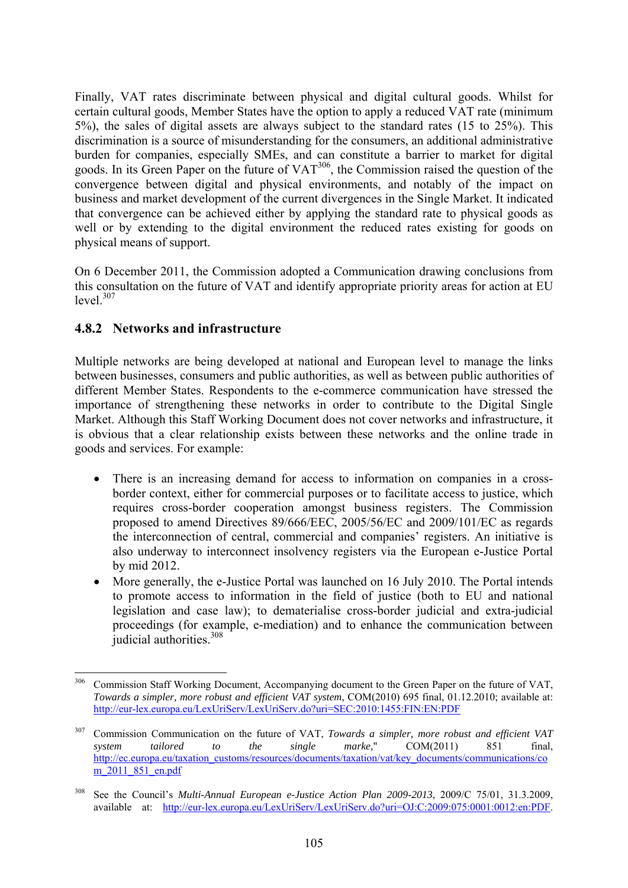Finally, VAT rates discriminate between physical and digital cultural goods. Whilst for certain cultural goods, Member States have the option to apply a reduced VAT rate (minimum 5%), the sales of digital assets are always subject to the standard rates (15 to 25%). This discrimination is a source of misunderstanding for the consumers, an additional administrative burden for companies, especially SMEs, and can constitute a barrier to market for digital goods. In its Green Paper on the future of VAT[306], the Commission raised the question of the convergence between digital and physical environments, and notably of the impact on business and market development of the current divergences in the Single Market. It indicated that convergence can be achieved either by applying the standard rate to physical goods as well or by extending to the digital environment the reduced rates existing for goods on physical means of support.

On 6 December 2011, the Commission adopted a Communication drawing conclusions from this consultation on the future of VAT and identify appropriate priority areas for action at EU level.[307]

### 4.8.2 Networks and infrastructure

Multiple networks are being developed at national and European level to manage the links between businesses, consumers and public authorities, as well as between public authorities of different Member States. Respondents to the e-commerce communication have stressed the importance of strengthening these networks in order to contribute to the Digital Single Market. Although this Staff Working Document does not cover networks and infrastructure, it is obvious that a clear relationship exists between these networks and the online trade in goods and services. For example:

- There is an increasing demand for access to information on companies in a cross-border context, either for commercial purposes or to facilitate access to justice, which requires cross-border cooperation amongst business registers. The Commission proposed to amend Directives 89/666/EEC, 2005/56/EC and 2009/101/EC as regards the interconnection of central, commercial and companies' registers. An initiative is also underway to interconnect insolvency registers via the European e-Justice Portal by mid 2012.
- More generally, the e-Justice Portal was launched on 16 July 2010. The Portal intends to promote access to information in the field of justice (both to EU and national legislation and case law); to dematerialise cross-border judicial and extra-judicial proceedings (for example, e-mediation) and to enhance the communication between judicial authorities.[308]

---

[306] Commission Staff Working Document, Accompanying document to the Green Paper on the future of VAT, *Towards a simpler, more robust and efficient VAT system*, COM(2010) 695 final, 01.12.2010; available at: http://eur-lex.europa.eu/LexUriServ/LexUriServ.do?uri=SEC:2010:1455:FIN:EN:PDF

[307] Commission Communication on the future of VAT, *Towards a simpler, more robust and efficient VAT system tailored to the single marke,*" COM(2011) 851 final, http://ec.europa.eu/taxation_customs/resources/documents/taxation/vat/key_documents/communications/com_2011_851_en.pdf

[308] See the Council's *Multi-Annual European e-Justice Action Plan 2009-2013*, 2009/C 75/01, 31.3.2009, available at: http://eur-lex.europa.eu/LexUriServ/LexUriServ.do?uri=OJ:C:2009:075:0001:0012:en:PDF.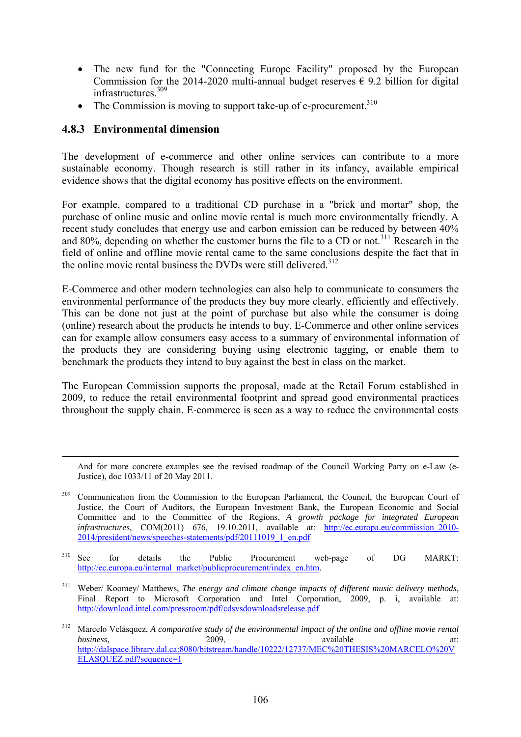- The new fund for the "Connecting Europe Facility" proposed by the European Commission for the 2014-2020 multi-annual budget reserves € 9.2 billion for digital infrastructures.[309]
- The Commission is moving to support take-up of e-procurement.[310]

### 4.8.3 Environmental dimension

The development of e-commerce and other online services can contribute to a more sustainable economy. Though research is still rather in its infancy, available empirical evidence shows that the digital economy has positive effects on the environment.

For example, compared to a traditional CD purchase in a "brick and mortar" shop, the purchase of online music and online movie rental is much more environmentally friendly. A recent study concludes that energy use and carbon emission can be reduced by between 40% and 80%, depending on whether the customer burns the file to a CD or not.[311] Research in the field of online and offline movie rental came to the same conclusions despite the fact that in the online movie rental business the DVDs were still delivered.[312]

E-Commerce and other modern technologies can also help to communicate to consumers the environmental performance of the products they buy more clearly, efficiently and effectively. This can be done not just at the point of purchase but also while the consumer is doing (online) research about the products he intends to buy. E-Commerce and other online services can for example allow consumers easy access to a summary of environmental information of the products they are considering buying using electronic tagging, or enable them to benchmark the products they intend to buy against the best in class on the market.

The European Commission supports the proposal, made at the Retail Forum established in 2009, to reduce the retail environmental footprint and spread good environmental practices throughout the supply chain. E-commerce is seen as a way to reduce the environmental costs

---

And for more concrete examples see the revised roadmap of the Council Working Party on e-Law (e-Justice), doc 1033/11 of 20 May 2011.

[309] Communication from the Commission to the European Parliament, the Council, the European Court of Justice, the Court of Auditors, the European Investment Bank, the European Economic and Social Committee and to the Committee of the Regions, *A growth package for integrated European infrastructures*, COM(2011) 676, 19.10.2011, available at: http://ec.europa.eu/commission_2010-2014/president/news/speeches-statements/pdf/20111019_1_en.pdf

[310] See for details the Public Procurement web-page of DG MARKT: http://ec.europa.eu/internal_market/publicprocurement/index_en.htm.

[311] Weber/ Koomey/ Matthews, *The energy and climate change impacts of different music delivery methods*, Final Report to Microsoft Corporation and Intel Corporation, 2009, p. i, available at: http://download.intel.com/pressroom/pdf/cdsvsdownloadsrelease.pdf

[312] Marcelo Velásquez, *A comparative study of the environmental impact of the online and offline movie rental business*, 2009, available at: http://dalspace.library.dal.ca:8080/bitstream/handle/10222/12737/MEC%20THESIS%20MARCELO%20VELASQUEZ.pdf?sequence=1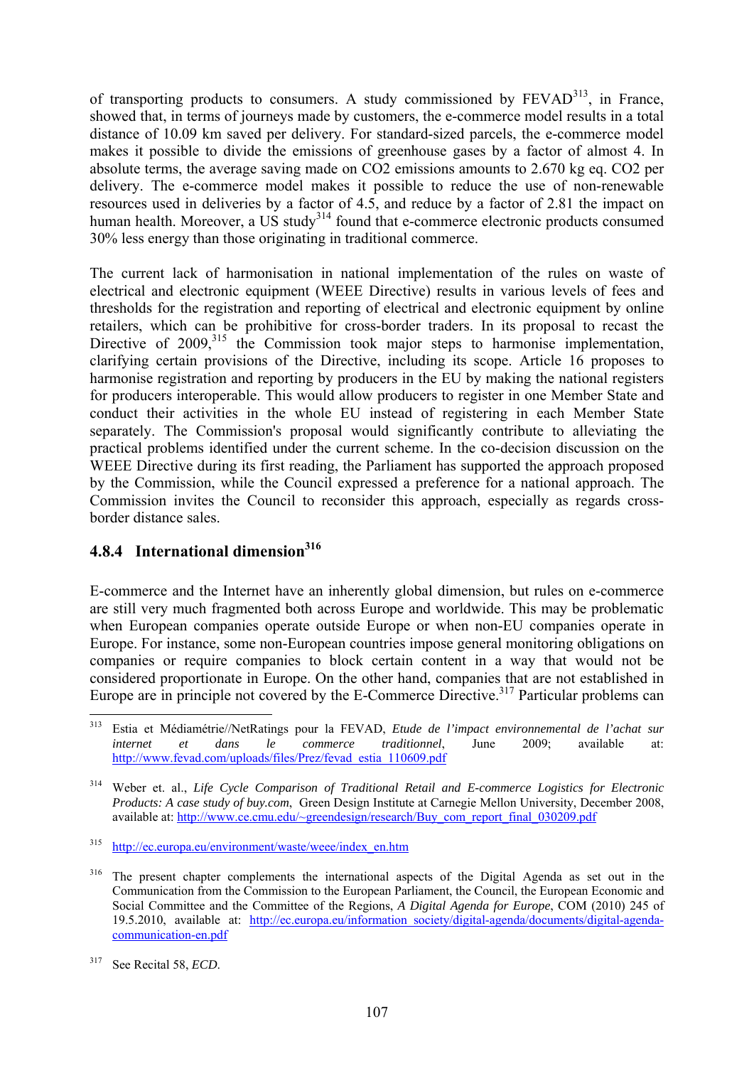of transporting products to consumers. A study commissioned by FEVAD[313], in France, showed that, in terms of journeys made by customers, the e-commerce model results in a total distance of 10.09 km saved per delivery. For standard-sized parcels, the e-commerce model makes it possible to divide the emissions of greenhouse gases by a factor of almost 4. In absolute terms, the average saving made on $CO_2$ emissions amounts to 2.670 kg eq. $CO_2$ per delivery. The e-commerce model makes it possible to reduce the use of non-renewable resources used in deliveries by a factor of 4.5, and reduce by a factor of 2.81 the impact on human health. Moreover, a US study[314] found that e-commerce electronic products consumed 30% less energy than those originating in traditional commerce.

The current lack of harmonisation in national implementation of the rules on waste of electrical and electronic equipment (WEEE Directive) results in various levels of fees and thresholds for the registration and reporting of electrical and electronic equipment by online retailers, which can be prohibitive for cross-border traders. In its proposal to recast the Directive of 2009,[315] the Commission took major steps to harmonise implementation, clarifying certain provisions of the Directive, including its scope. Article 16 proposes to harmonise registration and reporting by producers in the EU by making the national registers for producers interoperable. This would allow producers to register in one Member State and conduct their activities in the whole EU instead of registering in each Member State separately. The Commission's proposal would significantly contribute to alleviating the practical problems identified under the current scheme. In the co-decision discussion on the WEEE Directive during its first reading, the Parliament has supported the approach proposed by the Commission, while the Council expressed a preference for a national approach. The Commission invites the Council to reconsider this approach, especially as regards cross-border distance sales.

### 4.8.4 International dimension[316]

E-commerce and the Internet have an inherently global dimension, but rules on e-commerce are still very much fragmented both across Europe and worldwide. This may be problematic when European companies operate outside Europe or when non-EU companies operate in Europe. For instance, some non-European countries impose general monitoring obligations on companies or require companies to block certain content in a way that would not be considered proportionate in Europe. On the other hand, companies that are not established in Europe are in principle not covered by the E-Commerce Directive.[317] Particular problems can

---

[313] Estia et Médiamétrie//NetRatings pour la FEVAD, *Etude de l'impact environnemental de l'achat sur internet et dans le commerce traditionnel*, June 2009; available at: http://www.fevad.com/uploads/files/Prez/fevad_estia_110609.pdf

[314] Weber et. al., *Life Cycle Comparison of Traditional Retail and E-commerce Logistics for Electronic Products: A case study of buy.com*, Green Design Institute at Carnegie Mellon University, December 2008, available at: http://www.ce.cmu.edu/~greendesign/research/Buy_com_report_final_030209.pdf

[315] http://ec.europa.eu/environment/waste/weee/index_en.htm

[316] The present chapter complements the international aspects of the Digital Agenda as set out in the Communication from the Commission to the European Parliament, the Council, the European Economic and Social Committee and the Committee of the Regions, *A Digital Agenda for Europe*, COM (2010) 245 of 19.5.2010, available at: http://ec.europa.eu/information_society/digital-agenda/documents/digital-agenda-communication-en.pdf

[317] See Recital 58, *ECD*.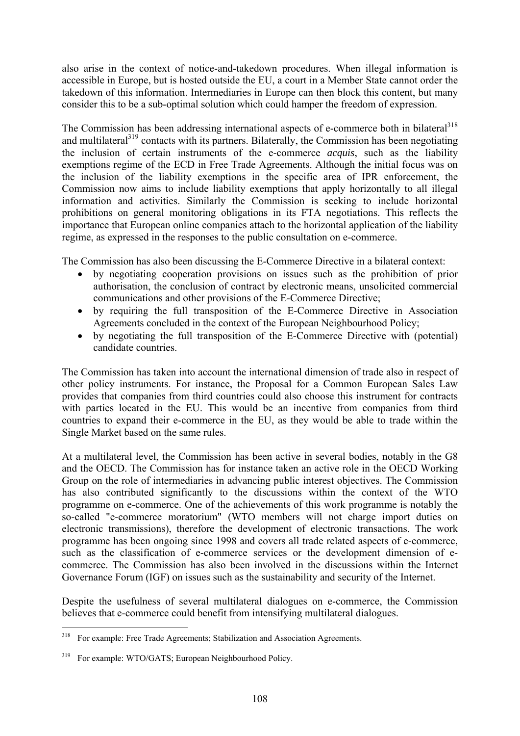also arise in the context of notice-and-takedown procedures. When illegal information is accessible in Europe, but is hosted outside the EU, a court in a Member State cannot order the takedown of this information. Intermediaries in Europe can then block this content, but many consider this to be a sub-optimal solution which could hamper the freedom of expression.

The Commission has been addressing international aspects of e-commerce both in bilateral[318] and multilateral[319] contacts with its partners. Bilaterally, the Commission has been negotiating the inclusion of certain instruments of the e-commerce *acquis*, such as the liability exemptions regime of the ECD in Free Trade Agreements. Although the initial focus was on the inclusion of the liability exemptions in the specific area of IPR enforcement, the Commission now aims to include liability exemptions that apply horizontally to all illegal information and activities. Similarly the Commission is seeking to include horizontal prohibitions on general monitoring obligations in its FTA negotiations. This reflects the importance that European online companies attach to the horizontal application of the liability regime, as expressed in the responses to the public consultation on e-commerce.

The Commission has also been discussing the E-Commerce Directive in a bilateral context:

- by negotiating cooperation provisions on issues such as the prohibition of prior authorisation, the conclusion of contract by electronic means, unsolicited commercial communications and other provisions of the E-Commerce Directive;
- by requiring the full transposition of the E-Commerce Directive in Association Agreements concluded in the context of the European Neighbourhood Policy;
- by negotiating the full transposition of the E-Commerce Directive with (potential) candidate countries.

The Commission has taken into account the international dimension of trade also in respect of other policy instruments. For instance, the Proposal for a Common European Sales Law provides that companies from third countries could also choose this instrument for contracts with parties located in the EU. This would be an incentive from companies from third countries to expand their e-commerce in the EU, as they would be able to trade within the Single Market based on the same rules.

At a multilateral level, the Commission has been active in several bodies, notably in the G8 and the OECD. The Commission has for instance taken an active role in the OECD Working Group on the role of intermediaries in advancing public interest objectives. The Commission has also contributed significantly to the discussions within the context of the WTO programme on e-commerce. One of the achievements of this work programme is notably the so-called "e-commerce moratorium" (WTO members will not charge import duties on electronic transmissions), therefore the development of electronic transactions. The work programme has been ongoing since 1998 and covers all trade related aspects of e-commerce, such as the classification of e-commerce services or the development dimension of e-commerce. The Commission has also been involved in the discussions within the Internet Governance Forum (IGF) on issues such as the sustainability and security of the Internet.

Despite the usefulness of several multilateral dialogues on e-commerce, the Commission believes that e-commerce could benefit from intensifying multilateral dialogues.

---

[318] For example: Free Trade Agreements; Stabilization and Association Agreements.

[319] For example: WTO/GATS; European Neighbourhood Policy.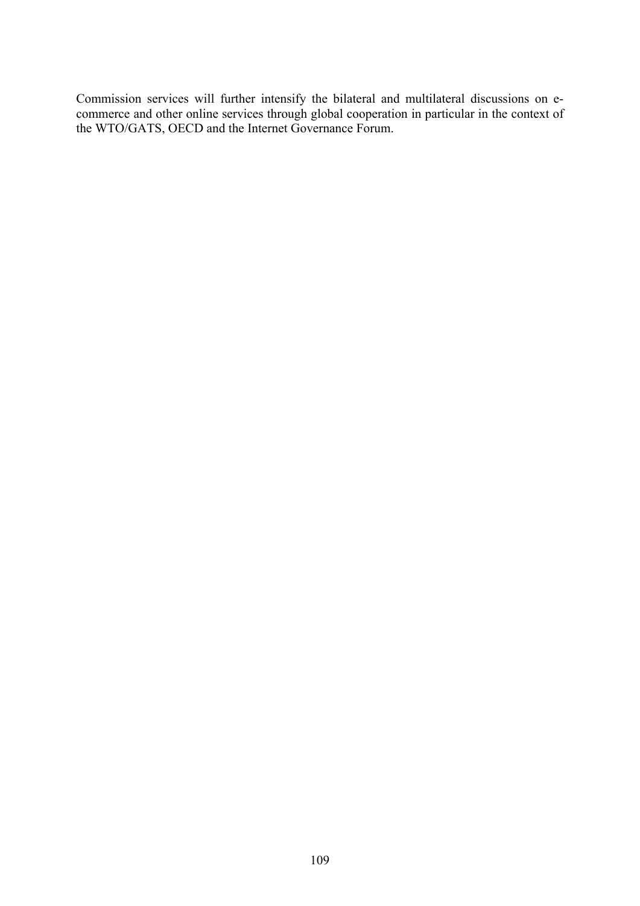Commission services will further intensify the bilateral and multilateral discussions on e-commerce and other online services through global cooperation in particular in the context of the WTO/GATS, OECD and the Internet Governance Forum.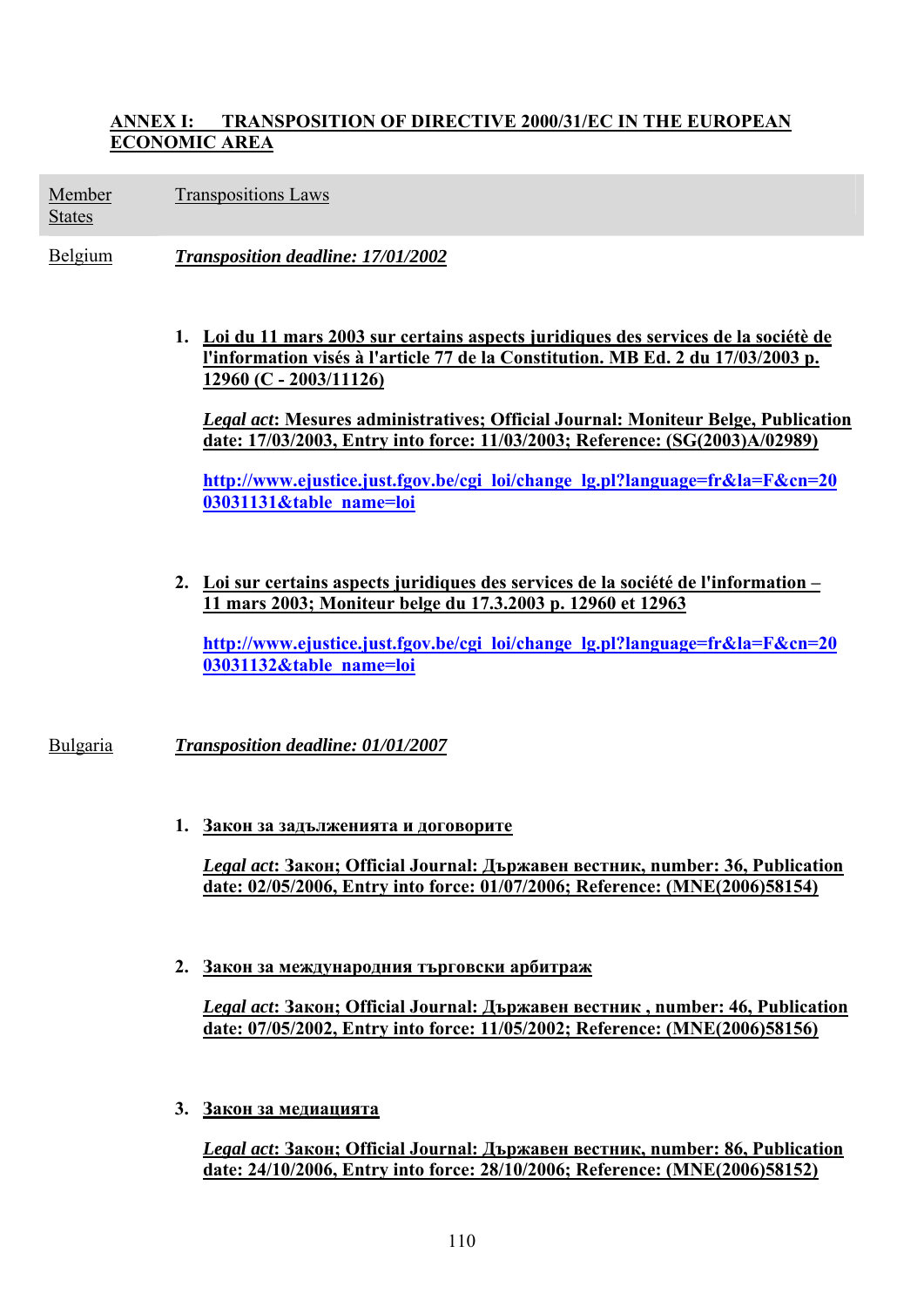## ANNEX I: TRANSPOSITION OF DIRECTIVE 2000/31/EC IN THE EUROPEAN ECONOMIC AREA

| Member States | Transpositions Laws |
|---|---|
| Belgium | ***Transposition deadline: 17/01/2002*** |

1. **Loi du 11 mars 2003 sur certains aspects juridiques des services de la sociétè de l'information visés à l'article 77 de la Constitution. MB Ed. 2 du 17/03/2003 p. 12960 (C - 2003/11126)**

   ***Legal act*: Mesures administratives; Official Journal: Moniteur Belge, Publication date: 17/03/2003, Entry into force: 11/03/2003; Reference: (SG(2003)A/02989)**

   http://www.ejustice.just.fgov.be/cgi_loi/change_lg.pl?language=fr&la=F&cn=2003031131&table_name=loi

2. **Loi sur certains aspects juridiques des services de la société de l'information – 11 mars 2003; Moniteur belge du 17.3.2003 p. 12960 et 12963**

   http://www.ejustice.just.fgov.be/cgi_loi/change_lg.pl?language=fr&la=F&cn=2003031132&table_name=loi

| Member States | Transpositions Laws |
|---|---|
| Bulgaria | ***Transposition deadline: 01/01/2007*** |

1. **Закон за задълженията и договорите**

   ***Legal act*: Закон; Official Journal: Държавен вестник, number: 36, Publication date: 02/05/2006, Entry into force: 01/07/2006; Reference: (MNE(2006)58154)**

2. **Закон за международния търговски арбитраж**

   ***Legal act*: Закон; Official Journal: Държавен вестник , number: 46, Publication date: 07/05/2002, Entry into force: 11/05/2002; Reference: (MNE(2006)58156)**

3. **Закон за медиацията**

   ***Legal act*: Закон; Official Journal: Държавен вестник, number: 86, Publication date: 24/10/2006, Entry into force: 28/10/2006; Reference: (MNE(2006)58152)**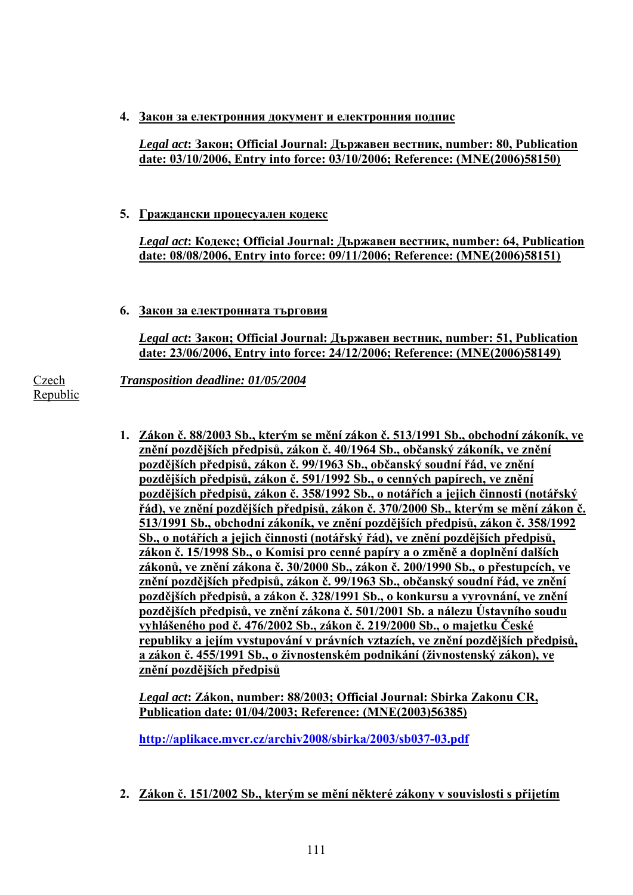4. **Закон за електронния документ и електронния подпис**

   ***Legal act*: Закон; Official Journal: Държавен вестник, number: 80, Publication date: 03/10/2006, Entry into force: 03/10/2006; Reference: (MNE(2006)58150)**

5. **Граждански процесуален кодекс**

   ***Legal act*: Кодекс; Official Journal: Държавен вестник, number: 64, Publication date: 08/08/2006, Entry into force: 09/11/2006; Reference: (MNE(2006)58151)**

6. **Закон за електронната търговия**

   ***Legal act*: Закон; Official Journal: Държавен вестник, number: 51, Publication date: 23/06/2006, Entry into force: 24/12/2006; Reference: (MNE(2006)58149)**

Czech Republic

***Transposition deadline: 01/05/2004***

1. **Zákon č. 88/2003 Sb., kterým se mění zákon č. 513/1991 Sb., obchodní zákoník, ve znění pozdějších předpisů, zákon č. 40/1964 Sb., občanský zákoník, ve znění pozdějších předpisů, zákon č. 99/1963 Sb., občanský soudní řád, ve znění pozdějších předpisů, zákon č. 591/1992 Sb., o cenných papírech, ve znění pozdějších předpisů, zákon č. 358/1992 Sb., o notářích a jejich činnosti (notářský řád), ve znění pozdějších předpisů, zákon č. 370/2000 Sb., kterým se mění zákon č. 513/1991 Sb., obchodní zákoník, ve znění pozdějších předpisů, zákon č. 358/1992 Sb., o notářích a jejich činnosti (notářský řád), ve znění pozdějších předpisů, zákon č. 15/1998 Sb., o Komisi pro cenné papíry a o změně a doplnění dalších zákonů, ve znění zákona č. 30/2000 Sb., zákon č. 200/1990 Sb., o přestupcích, ve znění pozdějších předpisů, zákon č. 99/1963 Sb., občanský soudní řád, ve znění pozdějších předpisů, a zákon č. 328/1991 Sb., o konkursu a vyrovnání, ve znění pozdějších předpisů, ve znění zákona č. 501/2001 Sb. a nálezu Ústavního soudu vyhlášeného pod č. 476/2002 Sb., zákon č. 219/2000 Sb., o majetku České republiky a jejím vystupování v právních vztazích, ve znění pozdějších předpisů, a zákon č. 455/1991 Sb., o živnostenském podnikání (živnostenský zákon), ve znění pozdějších předpisů**

   ***Legal act*: Zákon, number: 88/2003; Official Journal: Sbirka Zakonu CR, Publication date: 01/04/2003; Reference: (MNE(2003)56385)**

   **http://aplikace.mvcr.cz/archiv2008/sbirka/2003/sb037-03.pdf**

2. **Zákon č. 151/2002 Sb., kterým se mění některé zákony v souvislosti s přijetím**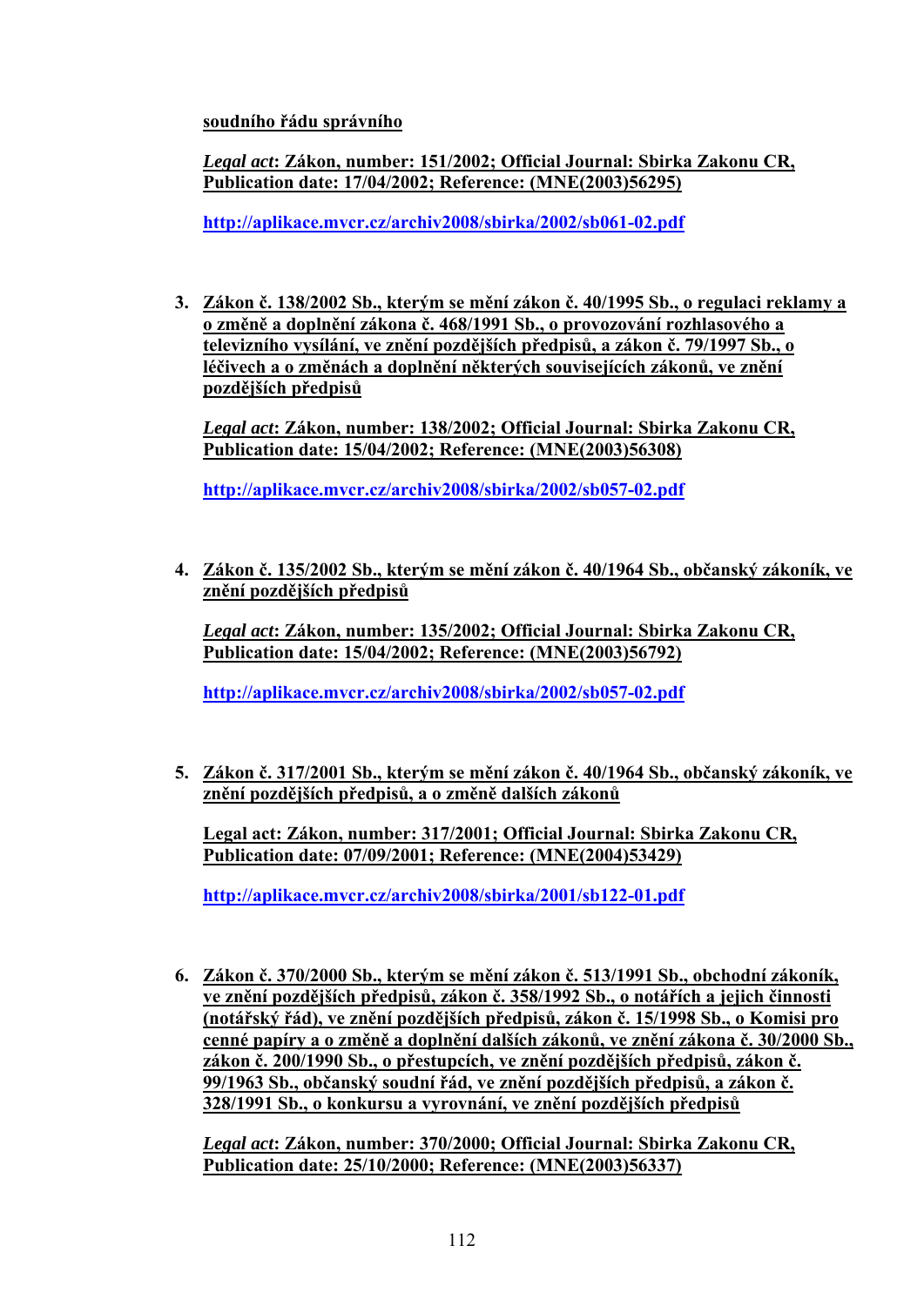**soudního řádu správního**

***Legal act*: Zákon, number: 151/2002; Official Journal: Sbirka Zakonu CR, Publication date: 17/04/2002; Reference: (MNE(2003)56295)**

**http://aplikace.mvcr.cz/archiv2008/sbirka/2002/sb061-02.pdf**

3. **Zákon č. 138/2002 Sb., kterým se mění zákon č. 40/1995 Sb., o regulaci reklamy a o změně a doplnění zákona č. 468/1991 Sb., o provozování rozhlasového a televizního vysílání, ve znění pozdějších předpisů, a zákon č. 79/1997 Sb., o léčivech a o změnách a doplnění některých souvisejících zákonů, ve znění pozdějších předpisů**

   ***Legal act*: Zákon, number: 138/2002; Official Journal: Sbirka Zakonu CR, Publication date: 15/04/2002; Reference: (MNE(2003)56308)**

   **http://aplikace.mvcr.cz/archiv2008/sbirka/2002/sb057-02.pdf**

4. **Zákon č. 135/2002 Sb., kterým se mění zákon č. 40/1964 Sb., občanský zákoník, ve znění pozdějších předpisů**

   ***Legal act*: Zákon, number: 135/2002; Official Journal: Sbirka Zakonu CR, Publication date: 15/04/2002; Reference: (MNE(2003)56792)**

   **http://aplikace.mvcr.cz/archiv2008/sbirka/2002/sb057-02.pdf**

5. **Zákon č. 317/2001 Sb., kterým se mění zákon č. 40/1964 Sb., občanský zákoník, ve znění pozdějších předpisů, a o změně dalších zákonů**

   **Legal act: Zákon, number: 317/2001; Official Journal: Sbirka Zakonu CR, Publication date: 07/09/2001; Reference: (MNE(2004)53429)**

   **http://aplikace.mvcr.cz/archiv2008/sbirka/2001/sb122-01.pdf**

6. **Zákon č. 370/2000 Sb., kterým se mění zákon č. 513/1991 Sb., obchodní zákoník, ve znění pozdějších předpisů, zákon č. 358/1992 Sb., o notářích a jejich činnosti (notářský řád), ve znění pozdějších předpisů, zákon č. 15/1998 Sb., o Komisi pro cenné papíry a o změně a doplnění dalších zákonů, ve znění zákona č. 30/2000 Sb., zákon č. 200/1990 Sb., o přestupcích, ve znění pozdějších předpisů, zákon č. 99/1963 Sb., občanský soudní řád, ve znění pozdějších předpisů, a zákon č. 328/1991 Sb., o konkursu a vyrovnání, ve znění pozdějších předpisů**

   ***Legal act*: Zákon, number: 370/2000; Official Journal: Sbirka Zakonu CR, Publication date: 25/10/2000; Reference: (MNE(2003)56337)**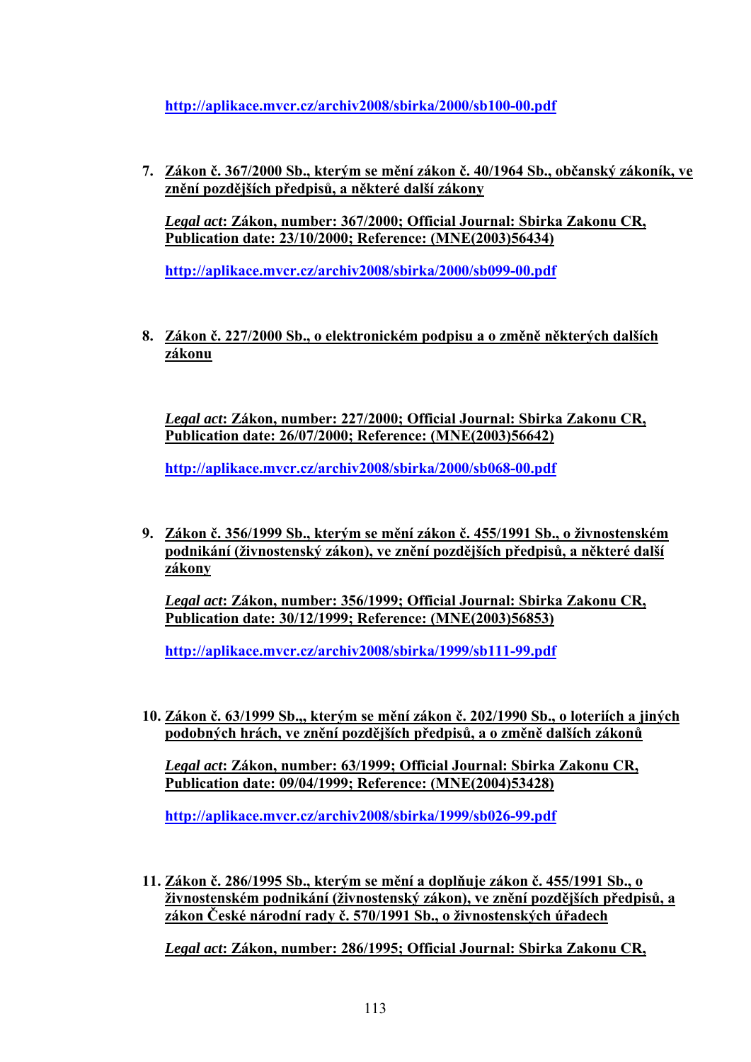http://aplikace.mvcr.cz/archiv2008/sbirka/2000/sb100-00.pdf

7. **Zákon č. 367/2000 Sb., kterým se mění zákon č. 40/1964 Sb., občanský zákoník, ve znění pozdějších předpisů, a některé další zákony**

   ***Legal act*: Zákon, number: 367/2000; Official Journal: Sbirka Zakonu CR, Publication date: 23/10/2000; Reference: (MNE(2003)56434)**

   http://aplikace.mvcr.cz/archiv2008/sbirka/2000/sb099-00.pdf

8. **Zákon č. 227/2000 Sb., o elektronickém podpisu a o změně některých dalších zákonu**

   ***Legal act*: Zákon, number: 227/2000; Official Journal: Sbirka Zakonu CR, Publication date: 26/07/2000; Reference: (MNE(2003)56642)**

   http://aplikace.mvcr.cz/archiv2008/sbirka/2000/sb068-00.pdf

9. **Zákon č. 356/1999 Sb., kterým se mění zákon č. 455/1991 Sb., o živnostenském podnikání (živnostenský zákon), ve znění pozdějších předpisů, a některé další zákony**

   ***Legal act*: Zákon, number: 356/1999; Official Journal: Sbirka Zakonu CR, Publication date: 30/12/1999; Reference: (MNE(2003)56853)**

   http://aplikace.mvcr.cz/archiv2008/sbirka/1999/sb111-99.pdf

10. **Zákon č. 63/1999 Sb.,, kterým se mění zákon č. 202/1990 Sb., o loteriích a jiných podobných hrách, ve znění pozdějších předpisů, a o změně dalších zákonů**

    ***Legal act*: Zákon, number: 63/1999; Official Journal: Sbirka Zakonu CR, Publication date: 09/04/1999; Reference: (MNE(2004)53428)**

    http://aplikace.mvcr.cz/archiv2008/sbirka/1999/sb026-99.pdf

11. **Zákon č. 286/1995 Sb., kterým se mění a doplňuje zákon č. 455/1991 Sb., o živnostenském podnikání (živnostenský zákon), ve znění pozdějších předpisů, a zákon České národní rady č. 570/1991 Sb., o živnostenských úřadech**

    ***Legal act*: Zákon, number: 286/1995; Official Journal: Sbirka Zakonu CR,**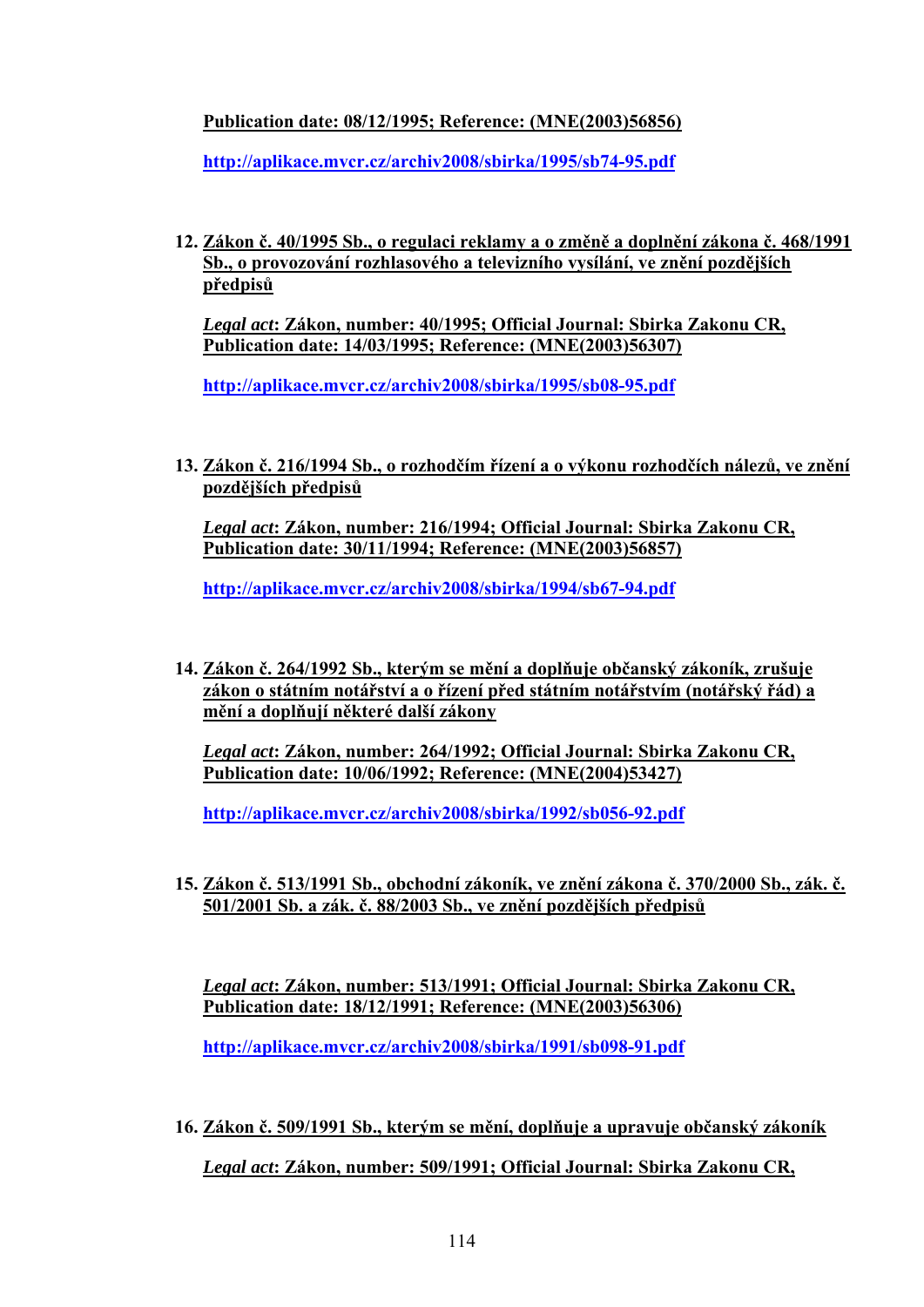**Publication date: 08/12/1995; Reference: (MNE(2003)56856)**

**http://aplikace.mvcr.cz/archiv2008/sbirka/1995/sb74-95.pdf**

12. **Zákon č. 40/1995 Sb., o regulaci reklamy a o změně a doplnění zákona č. 468/1991 Sb., o provozování rozhlasového a televizního vysílání, ve znění pozdějších předpisů**

 ***Legal act*: Zákon, number: 40/1995; Official Journal: Sbirka Zakonu CR, Publication date: 14/03/1995; Reference: (MNE(2003)56307)**

 **http://aplikace.mvcr.cz/archiv2008/sbirka/1995/sb08-95.pdf**

13. **Zákon č. 216/1994 Sb., o rozhodčím řízení a o výkonu rozhodčích nálezů, ve znění pozdějších předpisů**

 ***Legal act*: Zákon, number: 216/1994; Official Journal: Sbirka Zakonu CR, Publication date: 30/11/1994; Reference: (MNE(2003)56857)**

 **http://aplikace.mvcr.cz/archiv2008/sbirka/1994/sb67-94.pdf**

14. **Zákon č. 264/1992 Sb., kterým se mění a doplňuje občanský zákoník, zrušuje zákon o státním notářství a o řízení před státním notářstvím (notářský řád) a mění a doplňují některé další zákony**

 ***Legal act*: Zákon, number: 264/1992; Official Journal: Sbirka Zakonu CR, Publication date: 10/06/1992; Reference: (MNE(2004)53427)**

 **http://aplikace.mvcr.cz/archiv2008/sbirka/1992/sb056-92.pdf**

15. **Zákon č. 513/1991 Sb., obchodní zákoník, ve znění zákona č. 370/2000 Sb., zák. č. 501/2001 Sb. a zák. č. 88/2003 Sb., ve znění pozdějších předpisů**

 ***Legal act*: Zákon, number: 513/1991; Official Journal: Sbirka Zakonu CR, Publication date: 18/12/1991; Reference: (MNE(2003)56306)**

 **http://aplikace.mvcr.cz/archiv2008/sbirka/1991/sb098-91.pdf**

16. **Zákon č. 509/1991 Sb., kterým se mění, doplňuje a upravuje občanský zákoník**

 ***Legal act*: Zákon, number: 509/1991; Official Journal: Sbirka Zakonu CR,**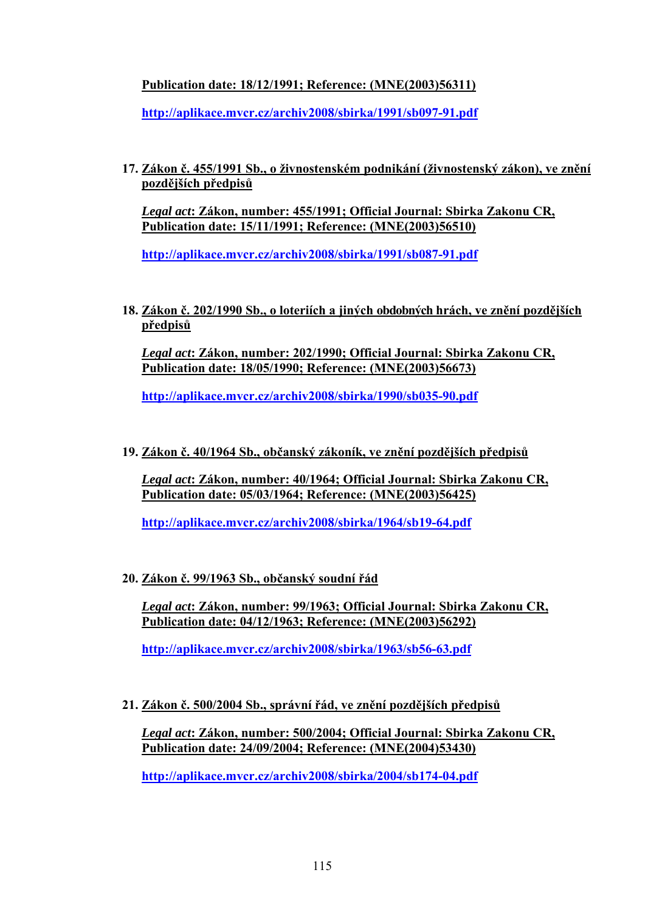**Publication date: 18/12/1991; Reference: (MNE(2003)56311)**

**http://aplikace.mvcr.cz/archiv2008/sbirka/1991/sb097-91.pdf**

17. **Zákon č. 455/1991 Sb., o živnostenském podnikání (živnostenský zákon), ve znění pozdějších předpisů**

    ***Legal act*: Zákon, number: 455/1991; Official Journal: Sbirka Zakonu CR, Publication date: 15/11/1991; Reference: (MNE(2003)56510)**

    **http://aplikace.mvcr.cz/archiv2008/sbirka/1991/sb087-91.pdf**

18. **Zákon č. 202/1990 Sb., o loteriích a jiných obdobných hrách, ve znění pozdějších předpisů**

    ***Legal act*: Zákon, number: 202/1990; Official Journal: Sbirka Zakonu CR, Publication date: 18/05/1990; Reference: (MNE(2003)56673)**

    **http://aplikace.mvcr.cz/archiv2008/sbirka/1990/sb035-90.pdf**

19. **Zákon č. 40/1964 Sb., občanský zákoník, ve znění pozdějších předpisů**

    ***Legal act*: Zákon, number: 40/1964; Official Journal: Sbirka Zakonu CR, Publication date: 05/03/1964; Reference: (MNE(2003)56425)**

    **http://aplikace.mvcr.cz/archiv2008/sbirka/1964/sb19-64.pdf**

20. **Zákon č. 99/1963 Sb., občanský soudní řád**

    ***Legal act*: Zákon, number: 99/1963; Official Journal: Sbirka Zakonu CR, Publication date: 04/12/1963; Reference: (MNE(2003)56292)**

    **http://aplikace.mvcr.cz/archiv2008/sbirka/1963/sb56-63.pdf**

21. **Zákon č. 500/2004 Sb., správní řád, ve znění pozdějších předpisů**

    ***Legal act*: Zákon, number: 500/2004; Official Journal: Sbirka Zakonu CR, Publication date: 24/09/2004; Reference: (MNE(2004)53430)**

    **http://aplikace.mvcr.cz/archiv2008/sbirka/2004/sb174-04.pdf**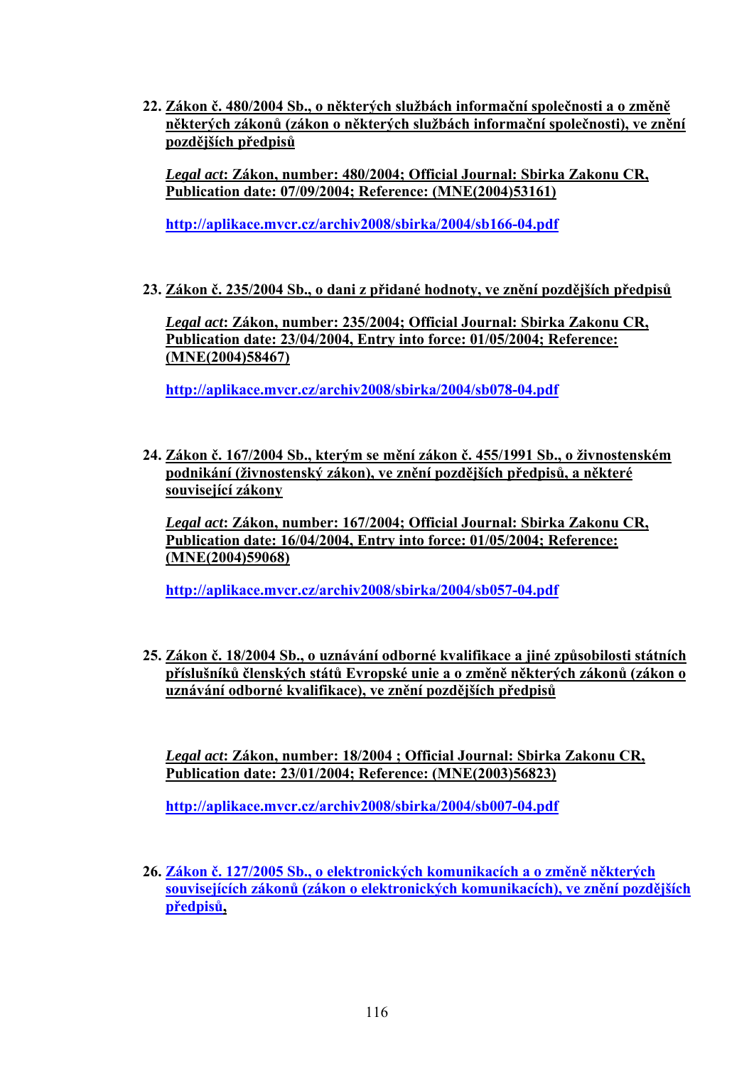22. **Zákon č. 480/2004 Sb., o některých službách informační společnosti a o změně některých zákonů (zákon o některých službách informační společnosti), ve znění pozdějších předpisů**

    ***Legal act*: Zákon, number: 480/2004; Official Journal: Sbirka Zakonu CR, Publication date: 07/09/2004; Reference: (MNE(2004)53161)**

    **http://aplikace.mvcr.cz/archiv2008/sbirka/2004/sb166-04.pdf**

23. **Zákon č. 235/2004 Sb., o dani z přidané hodnoty, ve znění pozdějších předpisů**

    ***Legal act*: Zákon, number: 235/2004; Official Journal: Sbirka Zakonu CR, Publication date: 23/04/2004, Entry into force: 01/05/2004; Reference: (MNE(2004)58467)**

    **http://aplikace.mvcr.cz/archiv2008/sbirka/2004/sb078-04.pdf**

24. **Zákon č. 167/2004 Sb., kterým se mění zákon č. 455/1991 Sb., o živnostenském podnikání (živnostenský zákon), ve znění pozdějších předpisů, a některé související zákony**

    ***Legal act*: Zákon, number: 167/2004; Official Journal: Sbirka Zakonu CR, Publication date: 16/04/2004, Entry into force: 01/05/2004; Reference: (MNE(2004)59068)**

    **http://aplikace.mvcr.cz/archiv2008/sbirka/2004/sb057-04.pdf**

25. **Zákon č. 18/2004 Sb., o uznávání odborné kvalifikace a jiné způsobilosti státních příslušníků členských států Evropské unie a o změně některých zákonů (zákon o uznávání odborné kvalifikace), ve znění pozdějších předpisů**

    ***Legal act*: Zákon, number: 18/2004 ; Official Journal: Sbirka Zakonu CR, Publication date: 23/01/2004; Reference: (MNE(2003)56823)**

    **http://aplikace.mvcr.cz/archiv2008/sbirka/2004/sb007-04.pdf**

26. **Zákon č. 127/2005 Sb., o elektronických komunikacích a o změně některých souvisejících zákonů (zákon o elektronických komunikacích), ve znění pozdějších předpisů,**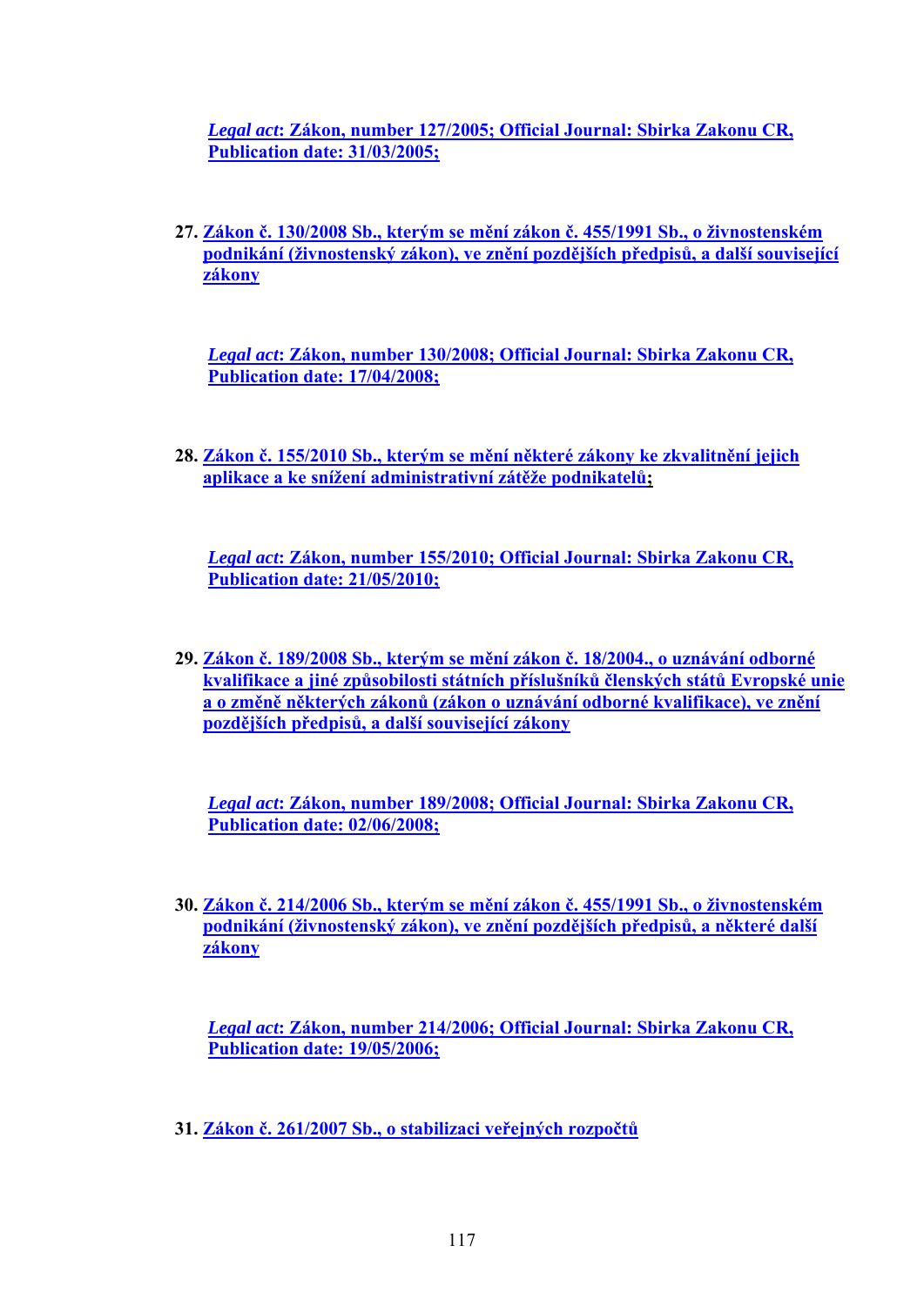***Legal act*: Zákon, number 127/2005; Official Journal: Sbirka Zakonu CR, Publication date: 31/03/2005;**

27. **Zákon č. 130/2008 Sb., kterým se mění zákon č. 455/1991 Sb., o živnostenském podnikání (živnostenský zákon), ve znění pozdějších předpisů, a další související zákony**

    ***Legal act*: Zákon, number 130/2008; Official Journal: Sbirka Zakonu CR, Publication date: 17/04/2008;**

28. **Zákon č. 155/2010 Sb., kterým se mění některé zákony ke zkvalitnění jejich aplikace a ke snížení administrativní zátěže podnikatelů;**

    ***Legal act*: Zákon, number 155/2010; Official Journal: Sbirka Zakonu CR, Publication date: 21/05/2010;**

29. **Zákon č. 189/2008 Sb., kterým se mění zákon č. 18/2004., o uznávání odborné kvalifikace a jiné způsobilosti státních příslušníků členských států Evropské unie a o změně některých zákonů (zákon o uznávání odborné kvalifikace), ve znění pozdějších předpisů, a další související zákony**

    ***Legal act*: Zákon, number 189/2008; Official Journal: Sbirka Zakonu CR, Publication date: 02/06/2008;**

30. **Zákon č. 214/2006 Sb., kterým se mění zákon č. 455/1991 Sb., o živnostenském podnikání (živnostenský zákon), ve znění pozdějších předpisů, a některé další zákony**

    ***Legal act*: Zákon, number 214/2006; Official Journal: Sbirka Zakonu CR, Publication date: 19/05/2006;**

31. **Zákon č. 261/2007 Sb., o stabilizaci veřejných rozpočtů**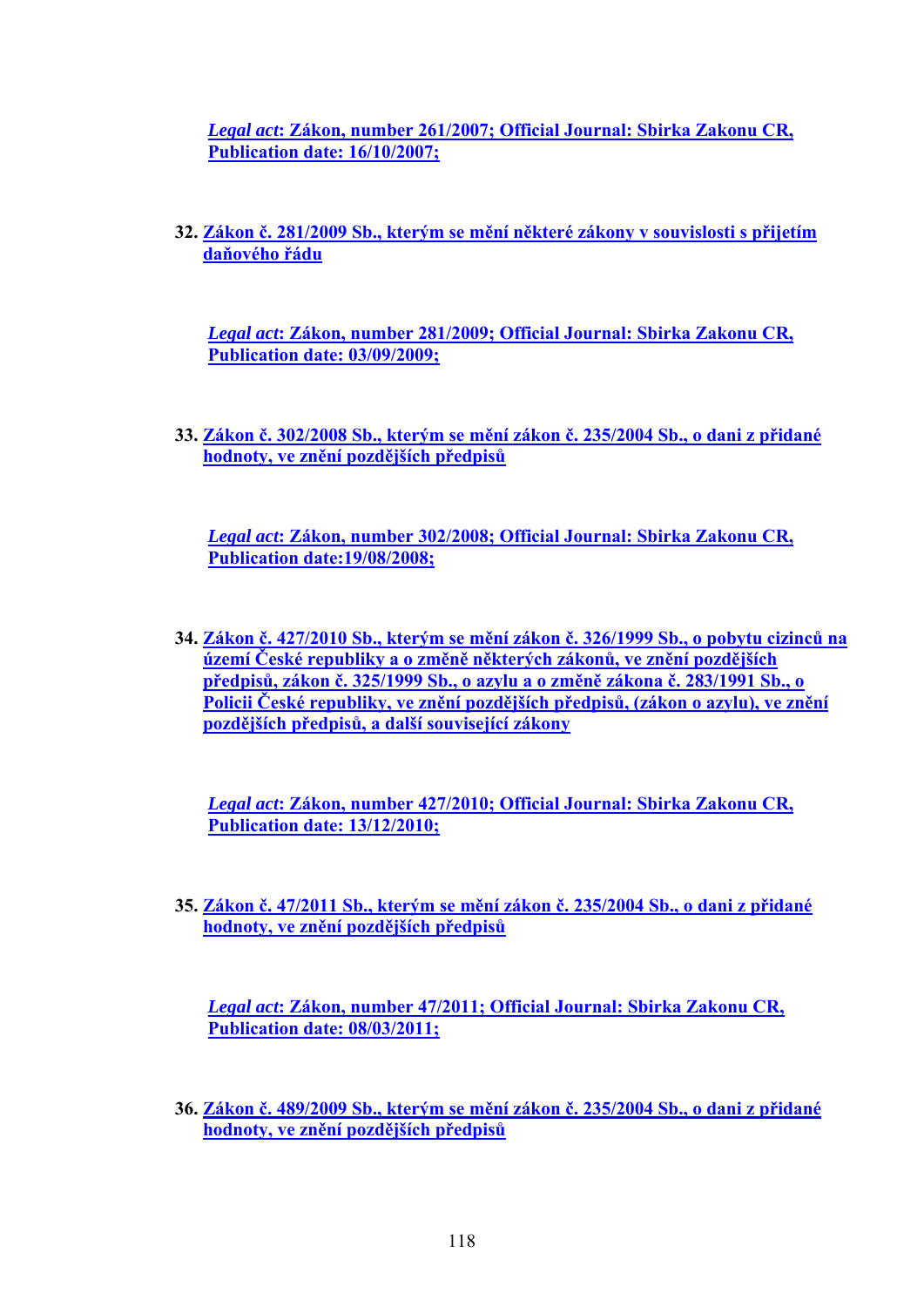*Legal act*: **Zákon, number 261/2007; Official Journal: Sbirka Zakonu CR, Publication date: 16/10/2007;**

32. **Zákon č. 281/2009 Sb., kterým se mění některé zákony v souvislosti s přijetím daňového řádu**

    *Legal act*: **Zákon, number 281/2009; Official Journal: Sbirka Zakonu CR, Publication date: 03/09/2009;**

33. **Zákon č. 302/2008 Sb., kterým se mění zákon č. 235/2004 Sb., o dani z přidané hodnoty, ve znění pozdějších předpisů**

    *Legal act*: **Zákon, number 302/2008; Official Journal: Sbirka Zakonu CR, Publication date:19/08/2008;**

34. **Zákon č. 427/2010 Sb., kterým se mění zákon č. 326/1999 Sb., o pobytu cizinců na území České republiky a o změně některých zákonů, ve znění pozdějších předpisů, zákon č. 325/1999 Sb., o azylu a o změně zákona č. 283/1991 Sb., o Policii České republiky, ve znění pozdějších předpisů, (zákon o azylu), ve znění pozdějších předpisů, a další související zákony**

    *Legal act*: **Zákon, number 427/2010; Official Journal: Sbirka Zakonu CR, Publication date: 13/12/2010;**

35. **Zákon č. 47/2011 Sb., kterým se mění zákon č. 235/2004 Sb., o dani z přidané hodnoty, ve znění pozdějších předpisů**

    *Legal act*: **Zákon, number 47/2011; Official Journal: Sbirka Zakonu CR, Publication date: 08/03/2011;**

36. **Zákon č. 489/2009 Sb., kterým se mění zákon č. 235/2004 Sb., o dani z přidané hodnoty, ve znění pozdějších předpisů**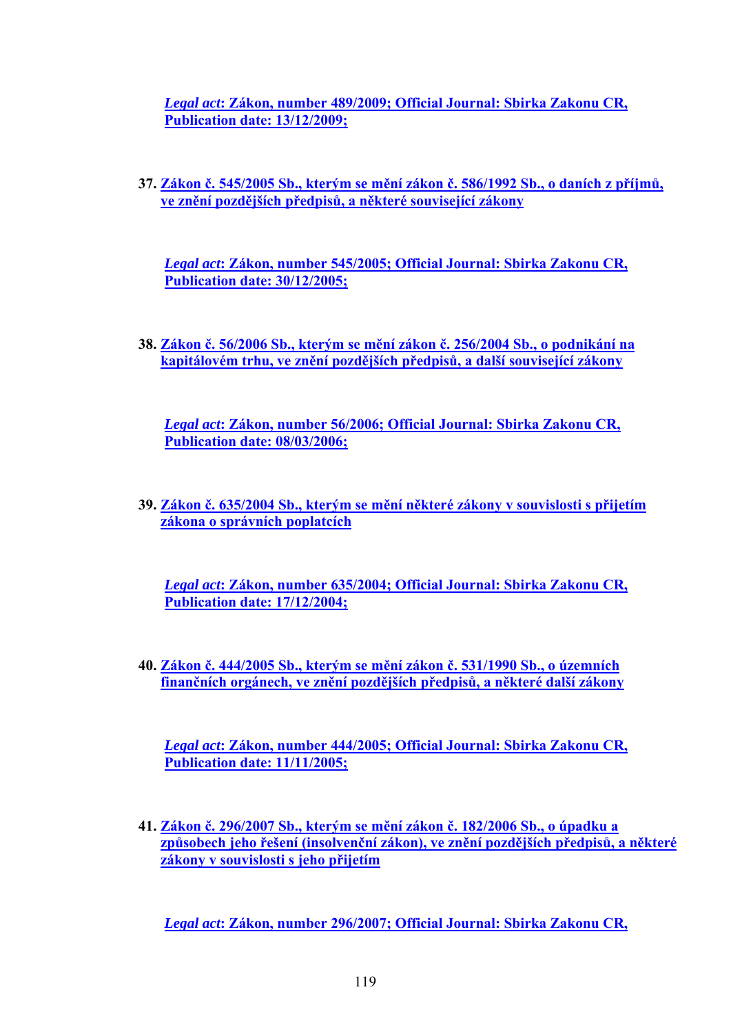*Legal act*: **Zákon, number 489/2009; Official Journal: Sbirka Zakonu CR, Publication date: 13/12/2009;**

37. **Zákon č. 545/2005 Sb., kterým se mění zákon č. 586/1992 Sb., o daních z příjmů, ve znění pozdějších předpisů, a některé související zákony**

*Legal act*: **Zákon, number 545/2005; Official Journal: Sbirka Zakonu CR, Publication date: 30/12/2005;**

38. **Zákon č. 56/2006 Sb., kterým se mění zákon č. 256/2004 Sb., o podnikání na kapitálovém trhu, ve znění pozdějších předpisů, a další související zákony**

*Legal act*: **Zákon, number 56/2006; Official Journal: Sbirka Zakonu CR, Publication date: 08/03/2006;**

39. **Zákon č. 635/2004 Sb., kterým se mění některé zákony v souvislosti s přijetím zákona o správních poplatcích**

*Legal act*: **Zákon, number 635/2004; Official Journal: Sbirka Zakonu CR, Publication date: 17/12/2004;**

40. **Zákon č. 444/2005 Sb., kterým se mění zákon č. 531/1990 Sb., o územních finančních orgánech, ve znění pozdějších předpisů, a některé další zákony**

*Legal act*: **Zákon, number 444/2005; Official Journal: Sbirka Zakonu CR, Publication date: 11/11/2005;**

41. **Zákon č. 296/2007 Sb., kterým se mění zákon č. 182/2006 Sb., o úpadku a způsobech jeho řešení (insolvenční zákon), ve znění pozdějších předpisů, a některé zákony v souvislosti s jeho přijetím**

*Legal act*: **Zákon, number 296/2007; Official Journal: Sbirka Zakonu CR,**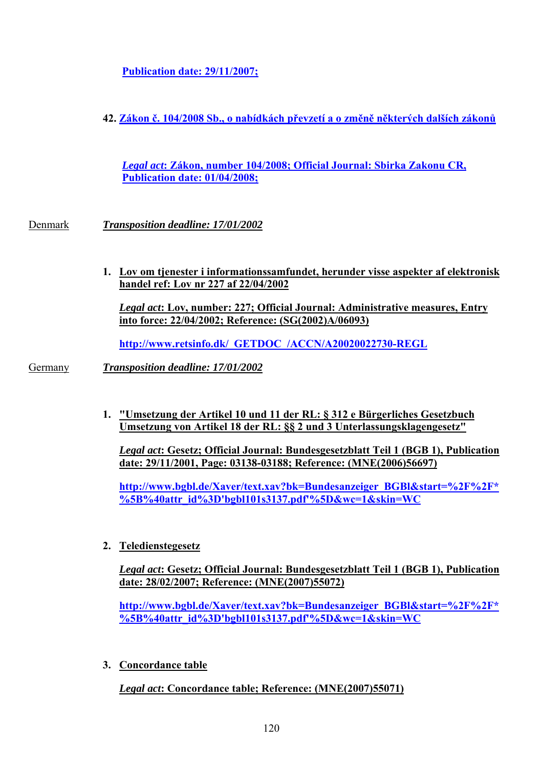Publication date: 29/11/2007;

42. Zákon č. 104/2008 Sb., o nabídkách převzetí a o změně některých dalších zákonů

*Legal act*: Zákon, number 104/2008; Official Journal: Sbirka Zakonu CR, Publication date: 01/04/2008;

Denmark *Transposition deadline: 17/01/2002*

1. Lov om tjenester i informationssamfundet, herunder visse aspekter af elektronisk handel ref: Lov nr 227 af 22/04/2002

   *Legal act*: Lov, number: 227; Official Journal: Administrative measures, Entry into force: 22/04/2002; Reference: (SG(2002)A/06093)

   http://www.retsinfo.dk/_GETDOC_/ACCN/A20020022730-REGL

Germany *Transposition deadline: 17/01/2002*

1. "Umsetzung der Artikel 10 und 11 der RL: § 312 e Bürgerliches Gesetzbuch Umsetzung von Artikel 18 der RL: §§ 2 und 3 Unterlassungsklagengesetz"

   *Legal act*: Gesetz; Official Journal: Bundesgesetzblatt Teil 1 (BGB 1), Publication date: 29/11/2001, Page: 03138-03188; Reference: (MNE(2006)56697)

   http://www.bgbl.de/Xaver/text.xav?bk=Bundesanzeiger_BGBl&start=%2F%2F*%5B%40attr_id%3D'bgbl101s3137.pdf'%5D&wc=1&skin=WC

2. Teledienstegesetz

   *Legal act*: Gesetz; Official Journal: Bundesgesetzblatt Teil 1 (BGB 1), Publication date: 28/02/2007; Reference: (MNE(2007)55072)

   http://www.bgbl.de/Xaver/text.xav?bk=Bundesanzeiger_BGBl&start=%2F%2F*%5B%40attr_id%3D'bgbl101s3137.pdf'%5D&wc=1&skin=WC

3. Concordance table

   *Legal act*: Concordance table; Reference: (MNE(2007)55071)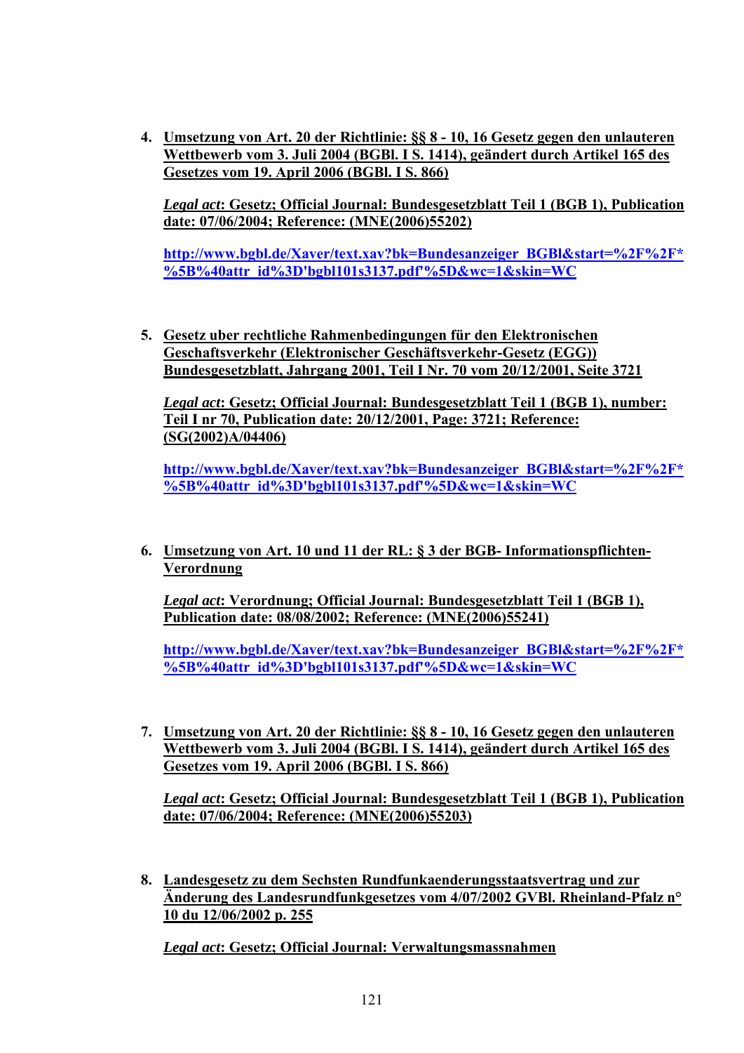4. **Umsetzung von Art. 20 der Richtlinie: §§ 8 - 10, 16 Gesetz gegen den unlauteren Wettbewerb vom 3. Juli 2004 (BGBl. I S. 1414), geändert durch Artikel 165 des Gesetzes vom 19. April 2006 (BGBl. I S. 866)**

   ***Legal act*: Gesetz; Official Journal: Bundesgesetzblatt Teil 1 (BGB 1), Publication date: 07/06/2004; Reference: (MNE(2006)55202)**

   **http://www.bgbl.de/Xaver/text.xav?bk=Bundesanzeiger_BGBl&start=%2F%2F*%5B%40attr_id%3D'bgbl101s3137.pdf'%5D&wc=1&skin=WC**

5. **Gesetz uber rechtliche Rahmenbedingungen für den Elektronischen Geschaftsverkehr (Elektronischer Geschäftsverkehr-Gesetz (EGG)) Bundesgesetzblatt, Jahrgang 2001, Teil I Nr. 70 vom 20/12/2001, Seite 3721**

   ***Legal act*: Gesetz; Official Journal: Bundesgesetzblatt Teil 1 (BGB 1), number: Teil I nr 70, Publication date: 20/12/2001, Page: 3721; Reference: (SG(2002)A/04406)**

   **http://www.bgbl.de/Xaver/text.xav?bk=Bundesanzeiger_BGBl&start=%2F%2F*%5B%40attr_id%3D'bgbl101s3137.pdf'%5D&wc=1&skin=WC**

6. **Umsetzung von Art. 10 und 11 der RL: § 3 der BGB- Informationspflichten-Verordnung**

   ***Legal act*: Verordnung; Official Journal: Bundesgesetzblatt Teil 1 (BGB 1), Publication date: 08/08/2002; Reference: (MNE(2006)55241)**

   **http://www.bgbl.de/Xaver/text.xav?bk=Bundesanzeiger_BGBl&start=%2F%2F*%5B%40attr_id%3D'bgbl101s3137.pdf'%5D&wc=1&skin=WC**

7. **Umsetzung von Art. 20 der Richtlinie: §§ 8 - 10, 16 Gesetz gegen den unlauteren Wettbewerb vom 3. Juli 2004 (BGBl. I S. 1414), geändert durch Artikel 165 des Gesetzes vom 19. April 2006 (BGBl. I S. 866)**

   ***Legal act*: Gesetz; Official Journal: Bundesgesetzblatt Teil 1 (BGB 1), Publication date: 07/06/2004; Reference: (MNE(2006)55203)**

8. **Landesgesetz zu dem Sechsten Rundfunkaenderungsstaatsvertrag und zur Änderung des Landesrundfunkgesetzes vom 4/07/2002 GVBl. Rheinland-Pfalz n° 10 du 12/06/2002 p. 255**

   ***Legal act*: Gesetz; Official Journal: Verwaltungsmassnahmen**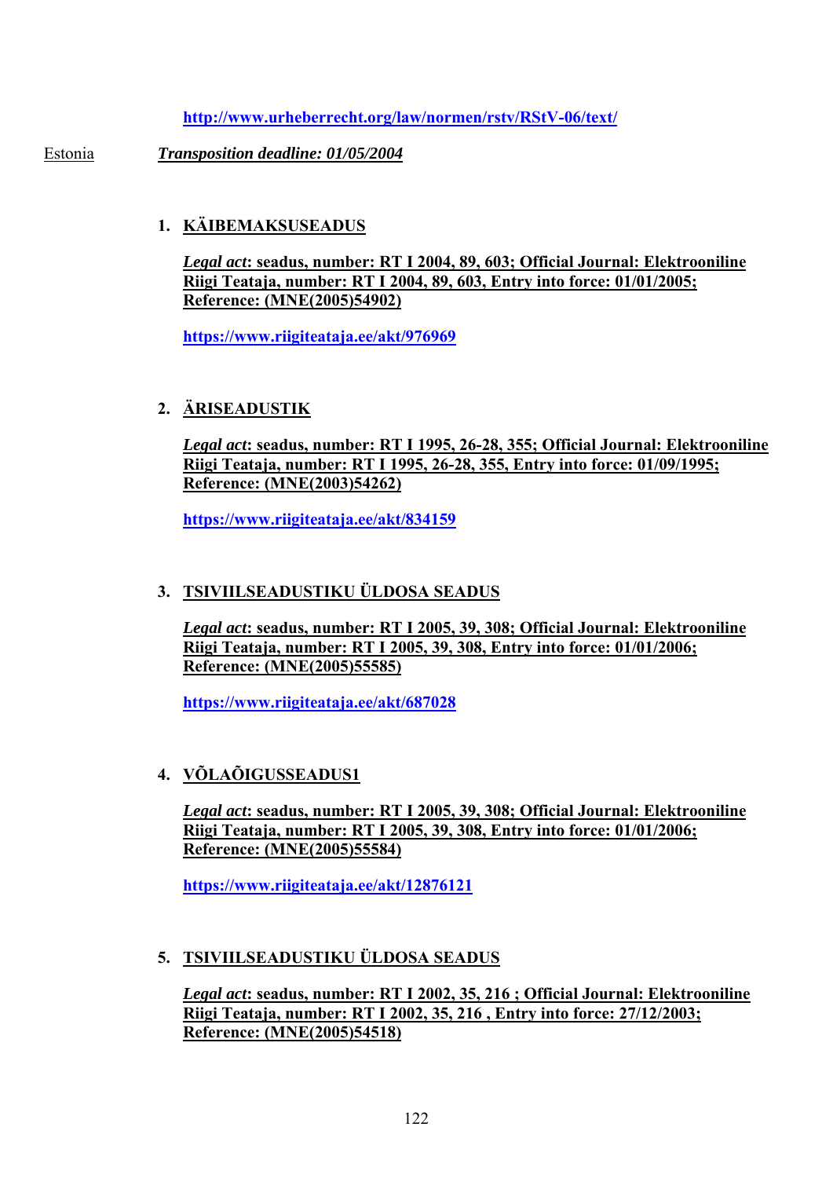http://www.urheberrecht.org/law/normen/rstv/RStV-06/text/

Estonia *Transposition deadline: 01/05/2004*

1. **KÄIBEMAKSUSEADUS**

   ***Legal act*: seadus, number: RT I 2004, 89, 603; Official Journal: Elektrooniline Riigi Teataja, number: RT I 2004, 89, 603, Entry into force: 01/01/2005; Reference: (MNE(2005)54902)**

   **https://www.riigiteataja.ee/akt/976969**

2. **ÄRISEADUSTIK**

   ***Legal act*: seadus, number: RT I 1995, 26-28, 355; Official Journal: Elektrooniline Riigi Teataja, number: RT I 1995, 26-28, 355, Entry into force: 01/09/1995; Reference: (MNE(2003)54262)**

   **https://www.riigiteataja.ee/akt/834159**

3. **TSIVIILSEADUSTIKU ÜLDOSA SEADUS**

   ***Legal act*: seadus, number: RT I 2005, 39, 308; Official Journal: Elektrooniline Riigi Teataja, number: RT I 2005, 39, 308, Entry into force: 01/01/2006; Reference: (MNE(2005)55585)**

   **https://www.riigiteataja.ee/akt/687028**

4. **VÕLAÕIGUSSEADUS1**

   ***Legal act*: seadus, number: RT I 2005, 39, 308; Official Journal: Elektrooniline Riigi Teataja, number: RT I 2005, 39, 308, Entry into force: 01/01/2006; Reference: (MNE(2005)55584)**

   **https://www.riigiteataja.ee/akt/12876121**

5. **TSIVIILSEADUSTIKU ÜLDOSA SEADUS**

   ***Legal act*: seadus, number: RT I 2002, 35, 216 ; Official Journal: Elektrooniline Riigi Teataja, number: RT I 2002, 35, 216 , Entry into force: 27/12/2003; Reference: (MNE(2005)54518)**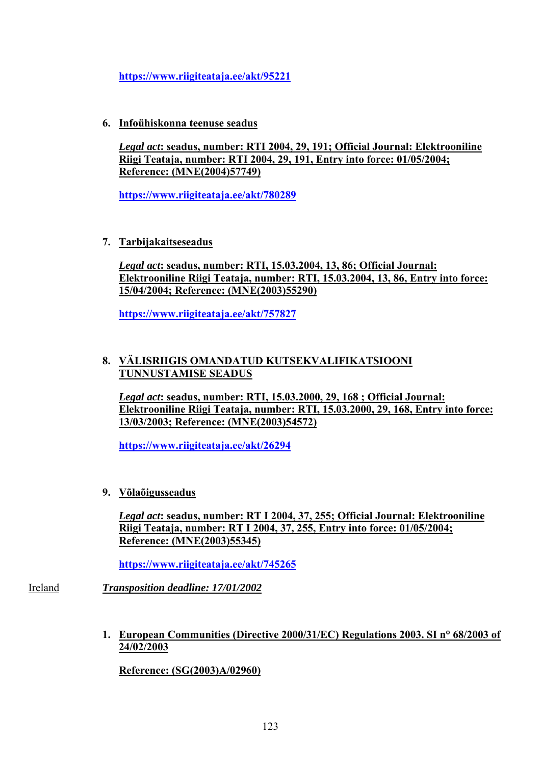https://www.riigiteataja.ee/akt/95221

6. **Infoühiskonna teenuse seadus**

   ***Legal act*: seadus, number: RTI 2004, 29, 191; Official Journal: Elektrooniline Riigi Teataja, number: RTI 2004, 29, 191, Entry into force: 01/05/2004; Reference: (MNE(2004)57749)**

   https://www.riigiteataja.ee/akt/780289

7. **Tarbijakaitseseadus**

   ***Legal act*: seadus, number: RTI, 15.03.2004, 13, 86; Official Journal: Elektrooniline Riigi Teataja, number: RTI, 15.03.2004, 13, 86, Entry into force: 15/04/2004; Reference: (MNE(2003)55290)**

   https://www.riigiteataja.ee/akt/757827

8. **VÄLISRIIGIS OMANDATUD KUTSEKVALIFIKATSIOONI TUNNUSTAMISE SEADUS**

   ***Legal act*: seadus, number: RTI, 15.03.2000, 29, 168 ; Official Journal: Elektrooniline Riigi Teataja, number: RTI, 15.03.2000, 29, 168, Entry into force: 13/03/2003; Reference: (MNE(2003)54572)**

   https://www.riigiteataja.ee/akt/26294

9. **Võlaõigusseadus**

   ***Legal act*: seadus, number: RT I 2004, 37, 255; Official Journal: Elektrooniline Riigi Teataja, number: RT I 2004, 37, 255, Entry into force: 01/05/2004; Reference: (MNE(2003)55345)**

   https://www.riigiteataja.ee/akt/745265

Ireland ***Transposition deadline: 17/01/2002***

1. **European Communities (Directive 2000/31/EC) Regulations 2003. SI n° 68/2003 of 24/02/2003**

   **Reference: (SG(2003)A/02960)**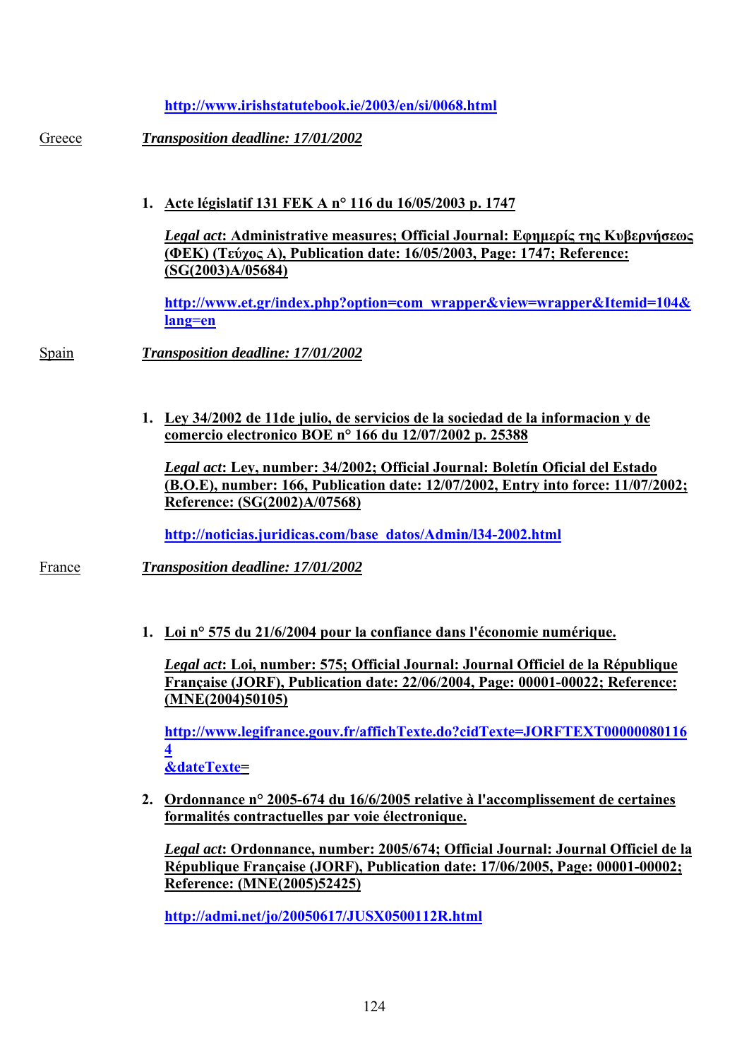http://www.irishstatutebook.ie/2003/en/si/0068.html

Greece *Transposition deadline: 17/01/2002*

1. **Acte législatif 131 FEK A n° 116 du 16/05/2003 p. 1747**

   ***Legal act*: Administrative measures; Official Journal: Εφημερίς της Κυβερνήσεως (ΦΕΚ) (Τεύχος Α), Publication date: 16/05/2003, Page: 1747; Reference: (SG(2003)A/05684)**

   **http://www.et.gr/index.php?option=com_wrapper&view=wrapper&Itemid=104&lang=en**

Spain *Transposition deadline: 17/01/2002*

1. **Ley 34/2002 de 11de julio, de servicios de la sociedad de la informacion y de comercio electronico BOE n° 166 du 12/07/2002 p. 25388**

   ***Legal act*: Ley, number: 34/2002; Official Journal: Boletín Oficial del Estado (B.O.E), number: 166, Publication date: 12/07/2002, Entry into force: 11/07/2002; Reference: (SG(2002)A/07568)**

   **http://noticias.juridicas.com/base_datos/Admin/l34-2002.html**

France *Transposition deadline: 17/01/2002*

1. **Loi n° 575 du 21/6/2004 pour la confiance dans l'économie numérique.**

   ***Legal act*: Loi, number: 575; Official Journal: Journal Officiel de la République Française (JORF), Publication date: 22/06/2004, Page: 00001-00022; Reference: (MNE(2004)50105)**

   **http://www.legifrance.gouv.fr/affichTexte.do?cidTexte=JORFTEXT000000801164&dateTexte=**

2. **Ordonnance n° 2005-674 du 16/6/2005 relative à l'accomplissement de certaines formalités contractuelles par voie électronique.**

   ***Legal act*: Ordonnance, number: 2005/674; Official Journal: Journal Officiel de la République Française (JORF), Publication date: 17/06/2005, Page: 00001-00002; Reference: (MNE(2005)52425)**

   **http://admi.net/jo/20050617/JUSX0500112R.html**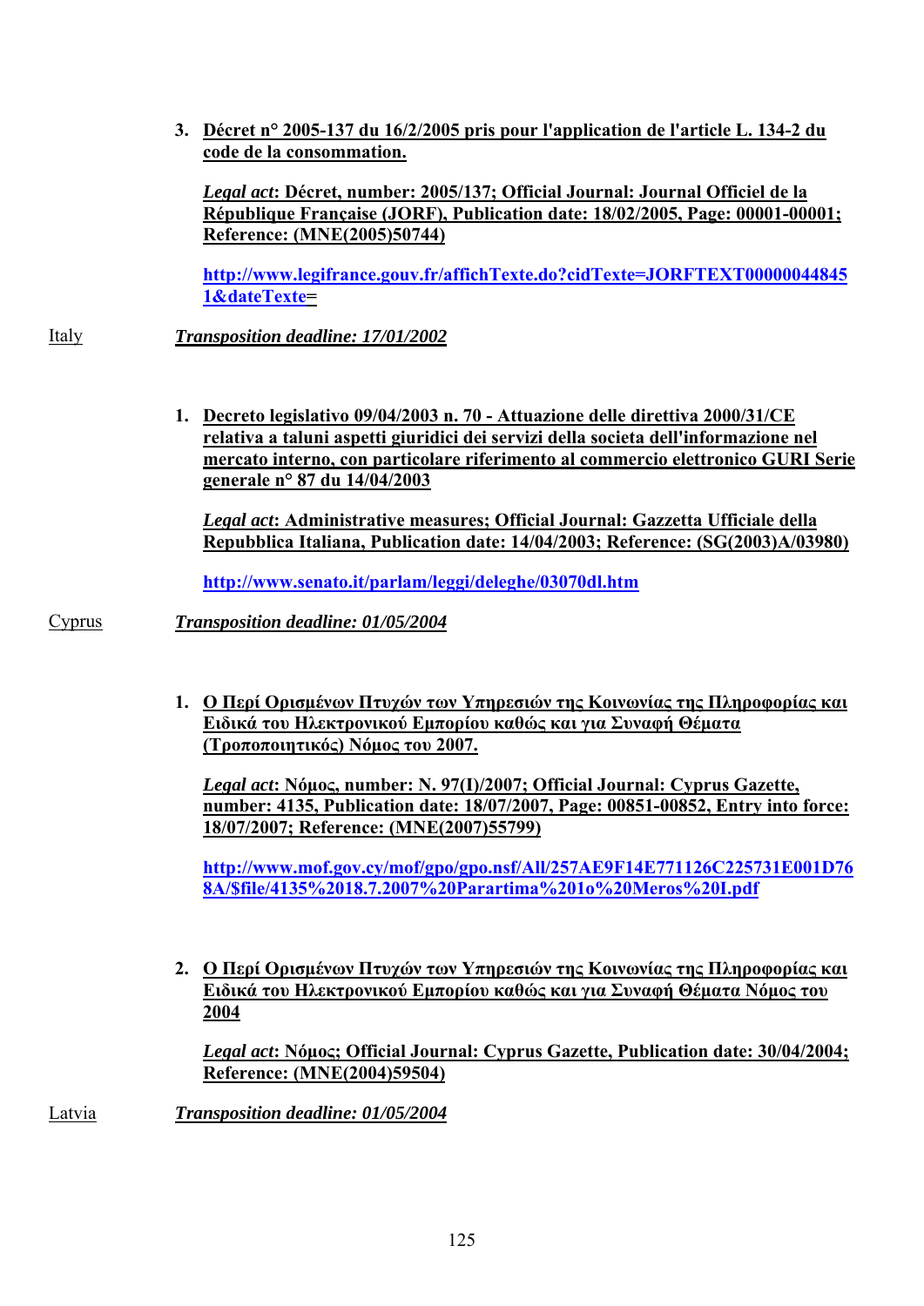3. **Décret n° 2005-137 du 16/2/2005 pris pour l'application de l'article L. 134-2 du code de la consommation.**

   ***Legal act*: Décret, number: 2005/137; Official Journal: Journal Officiel de la République Française (JORF), Publication date: 18/02/2005, Page: 00001-00001; Reference: (MNE(2005)50744)**

   http://www.legifrance.gouv.fr/affichTexte.do?cidTexte=JORFTEXT000000448451&dateTexte=

Italy — ***Transposition deadline: 17/01/2002***

1. **Decreto legislativo 09/04/2003 n. 70 - Attuazione delle direttiva 2000/31/CE relativa a taluni aspetti giuridici dei servizi della societa dell'informazione nel mercato interno, con particolare riferimento al commercio elettronico GURI Serie generale n° 87 du 14/04/2003**

   ***Legal act*: Administrative measures; Official Journal: Gazzetta Ufficiale della Repubblica Italiana, Publication date: 14/04/2003; Reference: (SG(2003)A/03980)**

   http://www.senato.it/parlam/leggi/deleghe/03070dl.htm

Cyprus — ***Transposition deadline: 01/05/2004***

1. **Ο Περί Ορισμένων Πτυχών των Υπηρεσιών της Κοινωνίας της Πληροφορίας και Ειδικά του Ηλεκτρονικού Εμπορίου καθώς και για Συναφή Θέματα (Τροποποιητικός) Νόμος του 2007.**

   ***Legal act*: Νόμος, number: N. 97(I)/2007; Official Journal: Cyprus Gazette, number: 4135, Publication date: 18/07/2007, Page: 00851-00852, Entry into force: 18/07/2007; Reference: (MNE(2007)55799)**

   http://www.mof.gov.cy/mof/gpo/gpo.nsf/All/257AE9F14E771126C225731E001D768A/$file/4135%2018.7.2007%20Parartima%201o%20Meros%20I.pdf

2. **Ο Περί Ορισμένων Πτυχών των Υπηρεσιών της Κοινωνίας της Πληροφορίας και Ειδικά του Ηλεκτρονικού Εμπορίου καθώς και για Συναφή Θέματα Νόμος του 2004**

   ***Legal act*: Νόμος; Official Journal: Cyprus Gazette, Publication date: 30/04/2004; Reference: (MNE(2004)59504)**

Latvia — ***Transposition deadline: 01/05/2004***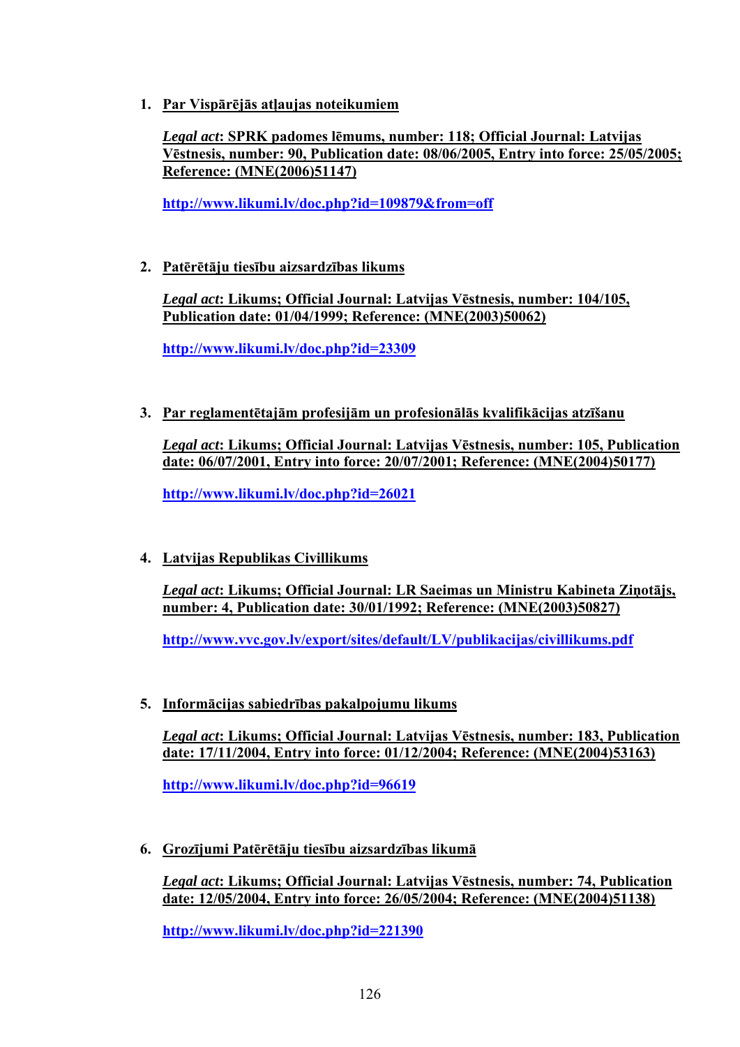1. **Par Vispārējās atļaujas noteikumiem**

   ***Legal act*: SPRK padomes lēmums, number: 118; Official Journal: Latvijas Vēstnesis, number: 90, Publication date: 08/06/2005, Entry into force: 25/05/2005; Reference: (MNE(2006)51147)**

   **http://www.likumi.lv/doc.php?id=109879&from=off**

2. **Patērētāju tiesību aizsardzības likums**

   ***Legal act*: Likums; Official Journal: Latvijas Vēstnesis, number: 104/105, Publication date: 01/04/1999; Reference: (MNE(2003)50062)**

   **http://www.likumi.lv/doc.php?id=23309**

3. **Par reglamentētajām profesijām un profesionālās kvalifikācijas atzīšanu**

   ***Legal act*: Likums; Official Journal: Latvijas Vēstnesis, number: 105, Publication date: 06/07/2001, Entry into force: 20/07/2001; Reference: (MNE(2004)50177)**

   **http://www.likumi.lv/doc.php?id=26021**

4. **Latvijas Republikas Civillikums**

   ***Legal act*: Likums; Official Journal: LR Saeimas un Ministru Kabineta Ziņotājs, number: 4, Publication date: 30/01/1992; Reference: (MNE(2003)50827)**

   **http://www.vvc.gov.lv/export/sites/default/LV/publikacijas/civillikums.pdf**

5. **Informācijas sabiedrības pakalpojumu likums**

   ***Legal act*: Likums; Official Journal: Latvijas Vēstnesis, number: 183, Publication date: 17/11/2004, Entry into force: 01/12/2004; Reference: (MNE(2004)53163)**

   **http://www.likumi.lv/doc.php?id=96619**

6. **Grozījumi Patērētāju tiesību aizsardzības likumā**

   ***Legal act*: Likums; Official Journal: Latvijas Vēstnesis, number: 74, Publication date: 12/05/2004, Entry into force: 26/05/2004; Reference: (MNE(2004)51138)**

   **http://www.likumi.lv/doc.php?id=221390**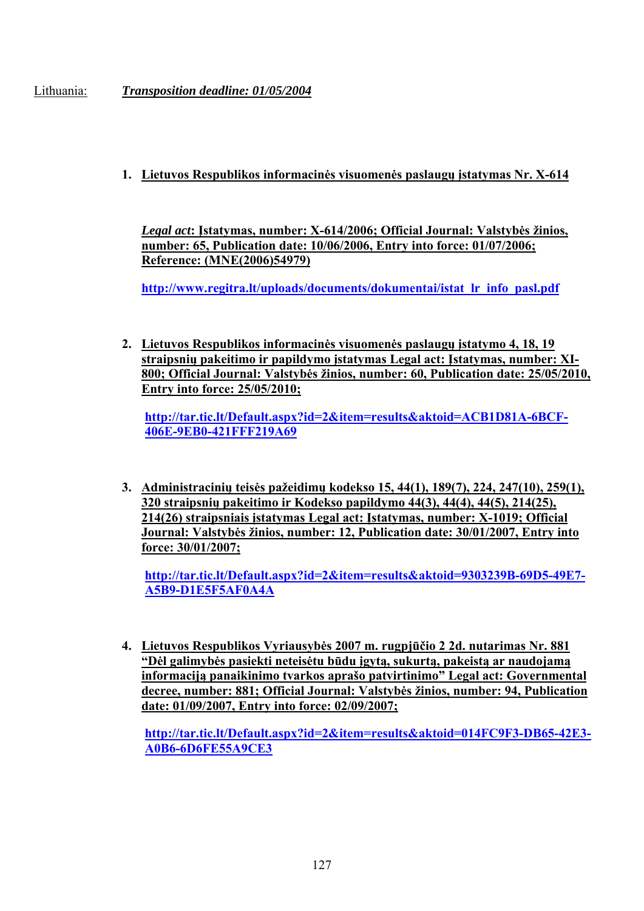Lithuania: ***Transposition deadline: 01/05/2004***

1. **Lietuvos Respublikos informacinės visuomenės paslaugų įstatymas Nr. X-614**

   ***Legal act*: Įstatymas, number: X-614/2006; Official Journal: Valstybės žinios, number: 65, Publication date: 10/06/2006, Entry into force: 01/07/2006; Reference: (MNE(2006)54979)**

   **http://www.regitra.lt/uploads/documents/dokumentai/istat_lr_info_pasl.pdf**

2. **Lietuvos Respublikos informacinės visuomenės paslaugų įstatymo 4, 18, 19 straipsnių pakeitimo ir papildymo įstatymas Legal act: Įstatymas, number: XI-800; Official Journal: Valstybės žinios, number: 60, Publication date: 25/05/2010, Entry into force: 25/05/2010;**

   **http://tar.tic.lt/Default.aspx?id=2&item=results&aktoid=ACB1D81A-6BCF-406E-9EB0-421FFF219A69**

3. **Administracinių teisės pažeidimų kodekso 15, 44(1), 189(7), 224, 247(10), 259(1), 320 straipsnių pakeitimo ir Kodekso papildymo 44(3), 44(4), 44(5), 214(25), 214(26) straipsniais įstatymas Legal act: Įstatymas, number: X-1019; Official Journal: Valstybės žinios, number: 12, Publication date: 30/01/2007, Entry into force: 30/01/2007;**

   **http://tar.tic.lt/Default.aspx?id=2&item=results&aktoid=9303239B-69D5-49E7-A5B9-D1E5F5AF0A4A**

4. **Lietuvos Respublikos Vyriausybės 2007 m. rugpjūčio 2 2d. nutarimas Nr. 881 "Dėl galimybės pasiekti neteisėtu būdu įgytą, sukurtą, pakeistą ar naudojamą informaciją panaikinimo tvarkos aprašo patvirtinimo" Legal act: Governmental decree, number: 881; Official Journal: Valstybės žinios, number: 94, Publication date: 01/09/2007, Entry into force: 02/09/2007;**

   **http://tar.tic.lt/Default.aspx?id=2&item=results&aktoid=014FC9F3-DB65-42E3-A0B6-6D6FE55A9CE3**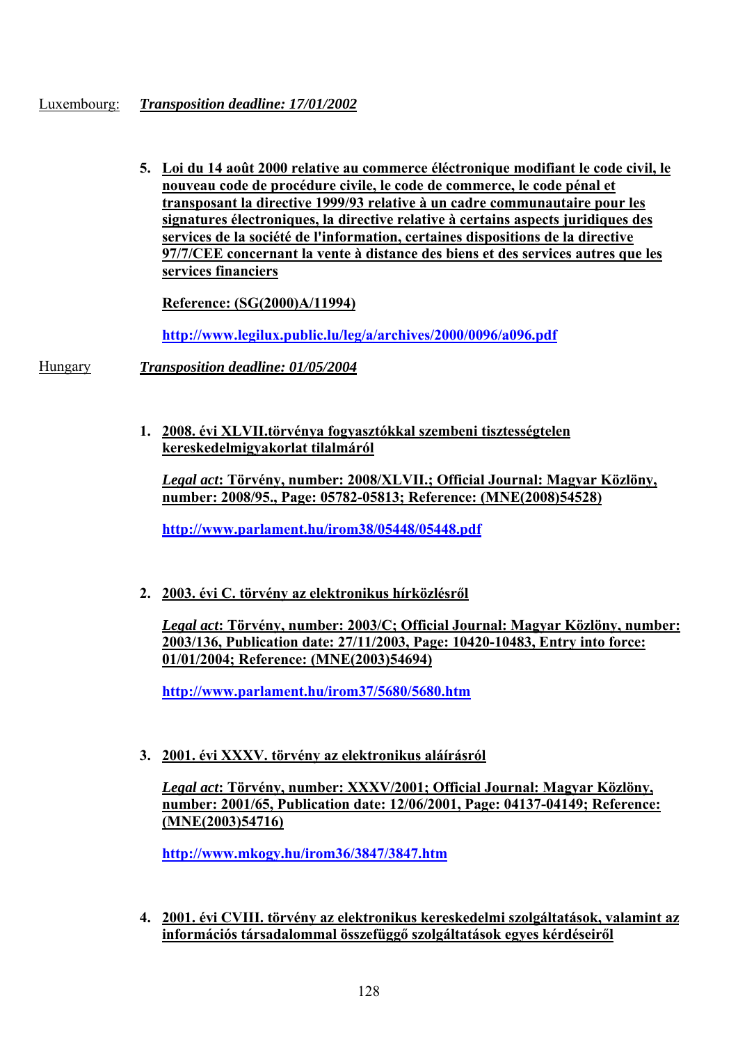Luxembourg: ***Transposition deadline: 17/01/2002***

5. **Loi du 14 août 2000 relative au commerce éléctronique modifiant le code civil, le nouveau code de procédure civile, le code de commerce, le code pénal et transposant la directive 1999/93 relative à un cadre communautaire pour les signatures électroniques, la directive relative à certains aspects juridiques des services de la société de l'information, certaines dispositions de la directive 97/7/CEE concernant la vente à distance des biens et des services autres que les services financiers**

   **Reference: (SG(2000)A/11994)**

   **http://www.legilux.public.lu/leg/a/archives/2000/0096/a096.pdf**

Hungary ***Transposition deadline: 01/05/2004***

1. **2008. évi XLVII.törvénya fogyasztókkal szembeni tisztességtelen kereskedelmigyakorlat tilalmáról**

   ***Legal act*: Törvény, number: 2008/XLVII.; Official Journal: Magyar Közlöny, number: 2008/95., Page: 05782-05813; Reference: (MNE(2008)54528)**

   **http://www.parlament.hu/irom38/05448/05448.pdf**

2. **2003. évi C. törvény az elektronikus hírközlésről**

   ***Legal act*: Törvény, number: 2003/C; Official Journal: Magyar Közlöny, number: 2003/136, Publication date: 27/11/2003, Page: 10420-10483, Entry into force: 01/01/2004; Reference: (MNE(2003)54694)**

   **http://www.parlament.hu/irom37/5680/5680.htm**

3. **2001. évi XXXV. törvény az elektronikus aláírásról**

   ***Legal act*: Törvény, number: XXXV/2001; Official Journal: Magyar Közlöny, number: 2001/65, Publication date: 12/06/2001, Page: 04137-04149; Reference: (MNE(2003)54716)**

   **http://www.mkogy.hu/irom36/3847/3847.htm**

4. **2001. évi CVIII. törvény az elektronikus kereskedelmi szolgáltatások, valamint az információs társadalommal összefüggő szolgáltatások egyes kérdéseiről**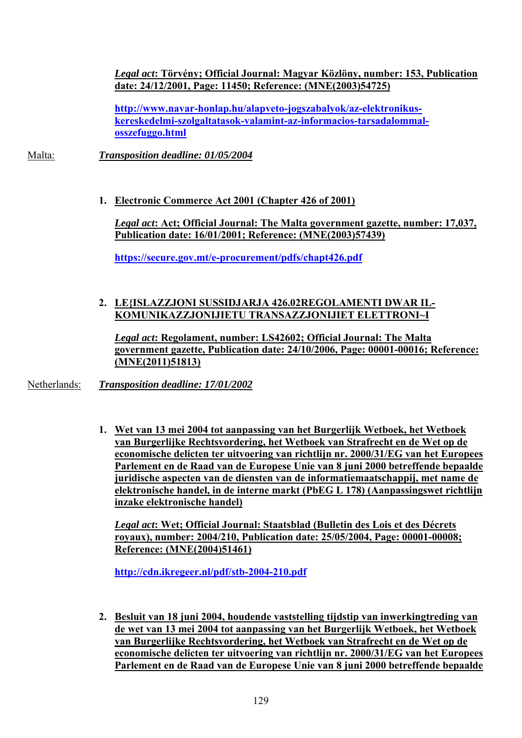***Legal act*: Törvény; Official Journal: Magyar Közlöny, number: 153, Publication date: 24/12/2001, Page: 11450; Reference: (MNE(2003)54725)**

**http://www.navar-honlap.hu/alapveto-jogszabalyok/az-elektronikus-kereskedelmi-szolgaltatasok-valamint-az-informacios-tarsadalommal-osszefuggo.html**

Malta: ***Transposition deadline: 01/05/2004***

1. **Electronic Commerce Act 2001 (Chapter 426 of 2001)**

   ***Legal act*: Act; Official Journal: The Malta government gazette, number: 17,037, Publication date: 16/01/2001; Reference: (MNE(2003)57439)**

   **https://secure.gov.mt/e-procurement/pdfs/chapt426.pdf**

2. **LE{ISLAZZJONI SUSSIDJARJA 426.02REGOLAMENTI DWAR IL-KOMUNIKAZZJONIJIETU TRANSAZZJONIJIET ELETTRONI~I**

   ***Legal act*: Regolament, number: LS42602; Official Journal: The Malta government gazette, Publication date: 24/10/2006, Page: 00001-00016; Reference: (MNE(2011)51813)**

Netherlands: ***Transposition deadline: 17/01/2002***

1. **Wet van 13 mei 2004 tot aanpassing van het Burgerlijk Wetboek, het Wetboek van Burgerlijke Rechtsvordering, het Wetboek van Strafrecht en de Wet op de economische delicten ter uitvoering van richtlijn nr. 2000/31/EG van het Europees Parlement en de Raad van de Europese Unie van 8 juni 2000 betreffende bepaalde juridische aspecten van de diensten van de informatiemaatschappij, met name de elektronische handel, in de interne markt (PbEG L 178) (Aanpassingswet richtlijn inzake elektronische handel)**

   ***Legal act*: Wet; Official Journal: Staatsblad (Bulletin des Lois et des Décrets royaux), number: 2004/210, Publication date: 25/05/2004, Page: 00001-00008; Reference: (MNE(2004)51461)**

   **http://cdn.ikregeer.nl/pdf/stb-2004-210.pdf**

2. **Besluit van 18 juni 2004, houdende vaststelling tijdstip van inwerkingtreding van de wet van 13 mei 2004 tot aanpassing van het Burgerlijk Wetboek, het Wetboek van Burgerlijke Rechtsvordering, het Wetboek van Strafrecht en de Wet op de economische delicten ter uitvoering van richtlijn nr. 2000/31/EG van het Europees Parlement en de Raad van de Europese Unie van 8 juni 2000 betreffende bepaalde**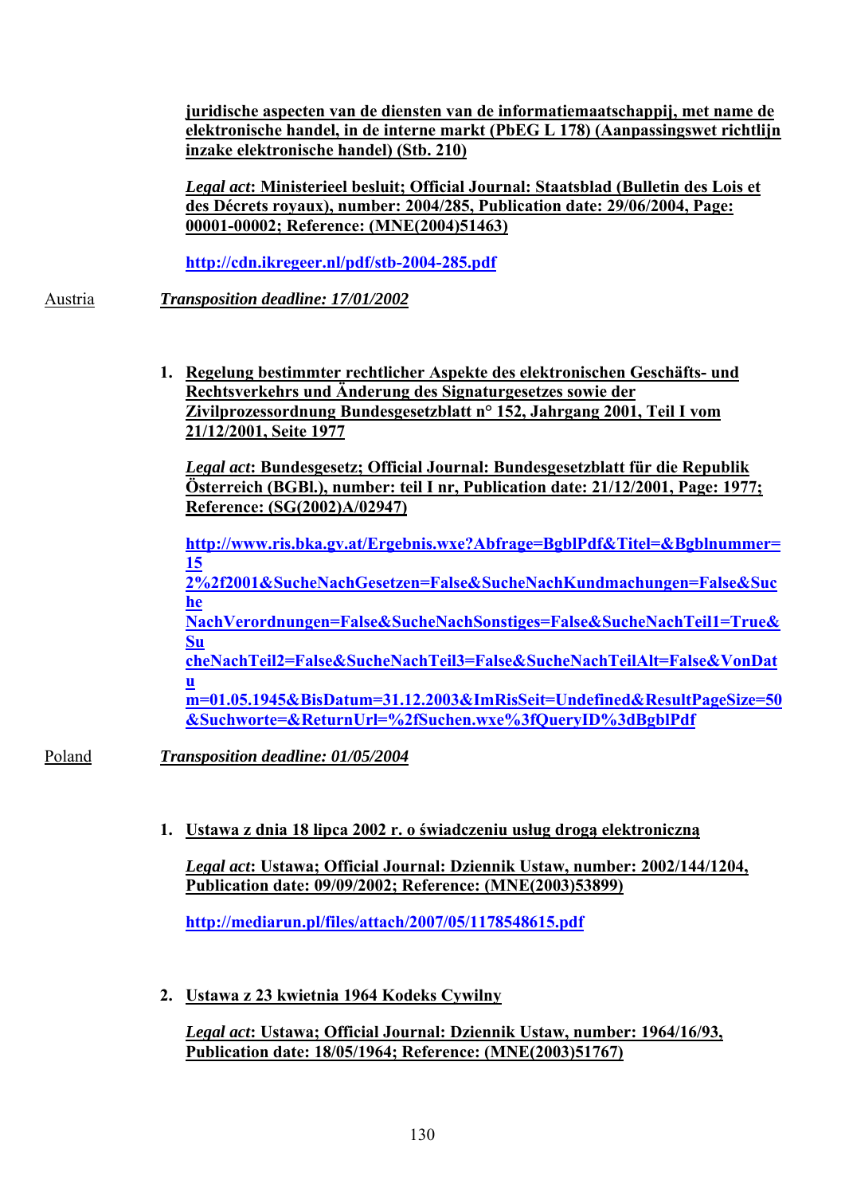juridische aspecten van de diensten van de informatiemaatschappij, met name de elektronische handel, in de interne markt (PbEG L 178) (Aanpassingswet richtlijn inzake elektronische handel) (Stb. 210)

*Legal act*: Ministerieel besluit; Official Journal: Staatsblad (Bulletin des Lois et des Décrets royaux), number: 2004/285, Publication date: 29/06/2004, Page: 00001-00002; Reference: (MNE(2004)51463)

http://cdn.ikregeer.nl/pdf/stb-2004-285.pdf

Austria *Transposition deadline: 17/01/2002*

1. **Regelung bestimmter rechtlicher Aspekte des elektronischen Geschäfts- und Rechtsverkehrs und Änderung des Signaturgesetzes sowie der Zivilprozessordnung Bundesgesetzblatt n° 152, Jahrgang 2001, Teil I vom 21/12/2001, Seite 1977**

   *Legal act*: Bundesgesetz; Official Journal: Bundesgesetzblatt für die Republik Österreich (BGBl.), number: teil I nr, Publication date: 21/12/2001, Page: 1977; Reference: (SG(2002)A/02947)

   http://www.ris.bka.gv.at/Ergebnis.wxe?Abfrage=BgblPdf&Titel=&Bgblnummer=152%2f2001&SucheNachGesetzen=False&SucheNachKundmachungen=False&SucheNachVerordnungen=False&SucheNachSonstiges=False&SucheNachTeil1=True&SucheNachTeil2=False&SucheNachTeil3=False&SucheNachTeilAlt=False&VonDatum=01.05.1945&BisDatum=31.12.2003&ImRisSeit=Undefined&ResultPageSize=50&Suchworte=&ReturnUrl=%2fSuchen.wxe%3fQueryID%3dBgblPdf

Poland *Transposition deadline: 01/05/2004*

1. **Ustawa z dnia 18 lipca 2002 r. o świadczeniu usług drogą elektroniczną**

   *Legal act*: Ustawa; Official Journal: Dziennik Ustaw, number: 2002/144/1204, Publication date: 09/09/2002; Reference: (MNE(2003)53899)

   http://mediarun.pl/files/attach/2007/05/1178548615.pdf

2. **Ustawa z 23 kwietnia 1964 Kodeks Cywilny**

   *Legal act*: Ustawa; Official Journal: Dziennik Ustaw, number: 1964/16/93, Publication date: 18/05/1964; Reference: (MNE(2003)51767)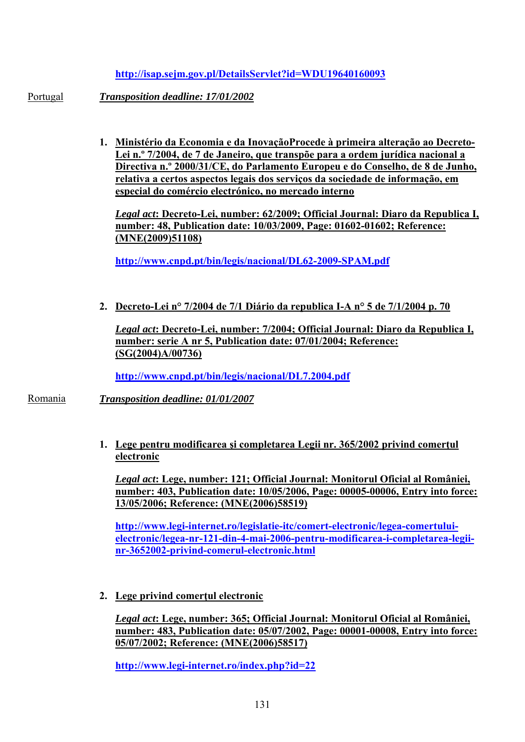http://isap.sejm.gov.pl/DetailsServlet?id=WDU19640160093

Portugal *Transposition deadline: 17/01/2002*

1. **Ministério da Economia e da InovaçãoProcede à primeira alteração ao Decreto-Lei n.º 7/2004, de 7 de Janeiro, que transpõe para a ordem jurídica nacional a Directiva n.º 2000/31/CE, do Parlamento Europeu e do Conselho, de 8 de Junho, relativa a certos aspectos legais dos serviços da sociedade de informação, em especial do comércio electrónico, no mercado interno**

   ***Legal act*: Decreto-Lei, number: 62/2009; Official Journal: Diaro da Republica I, number: 48, Publication date: 10/03/2009, Page: 01602-01602; Reference: (MNE(2009)51108)**

   http://www.cnpd.pt/bin/legis/nacional/DL62-2009-SPAM.pdf

2. **Decreto-Lei n° 7/2004 de 7/1 Diário da republica I-A n° 5 de 7/1/2004 p. 70**

   ***Legal act*: Decreto-Lei, number: 7/2004; Official Journal: Diaro da Republica I, number: serie A nr 5, Publication date: 07/01/2004; Reference: (SG(2004)A/00736)**

   http://www.cnpd.pt/bin/legis/nacional/DL7.2004.pdf

Romania *Transposition deadline: 01/01/2007*

1. **Lege pentru modificarea şi completarea Legii nr. 365/2002 privind comerţul electronic**

   ***Legal act*: Lege, number: 121; Official Journal: Monitorul Oficial al României, number: 403, Publication date: 10/05/2006, Page: 00005-00006, Entry into force: 13/05/2006; Reference: (MNE(2006)58519)**

   http://www.legi-internet.ro/legislatie-itc/comert-electronic/legea-comertului-electronic/legea-nr-121-din-4-mai-2006-pentru-modificarea-i-completarea-legii-nr-3652002-privind-comerul-electronic.html

2. **Lege privind comerţul electronic**

   ***Legal act*: Lege, number: 365; Official Journal: Monitorul Oficial al României, number: 483, Publication date: 05/07/2002, Page: 00001-00008, Entry into force: 05/07/2002; Reference: (MNE(2006)58517)**

   http://www.legi-internet.ro/index.php?id=22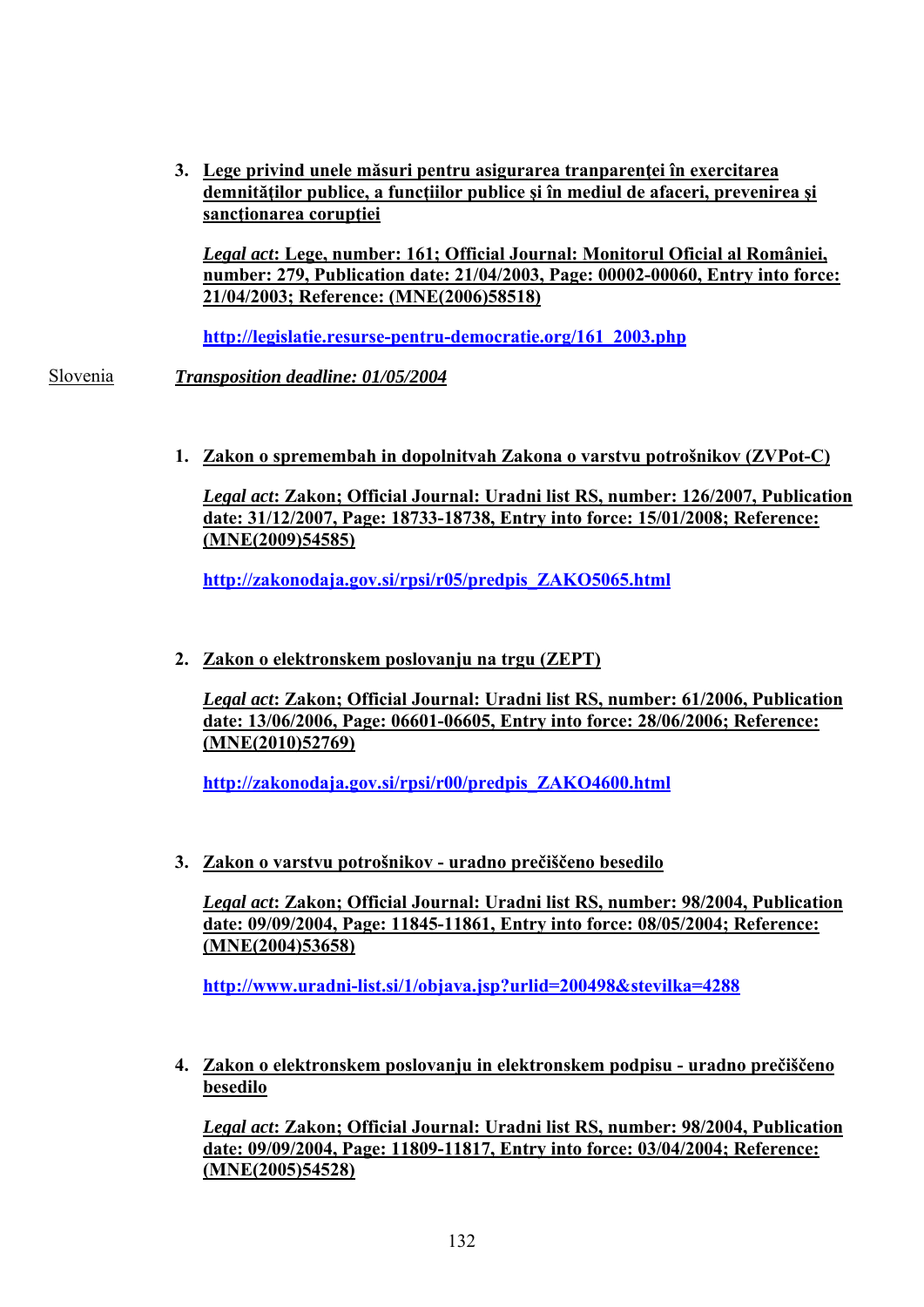3. **Lege privind unele măsuri pentru asigurarea tranparenţei în exercitarea demnităţilor publice, a funcţiilor publice şi în mediul de afaceri, prevenirea şi sancţionarea corupţiei**

   ***Legal act*: Lege, number: 161; Official Journal: Monitorul Oficial al României, number: 279, Publication date: 21/04/2003, Page: 00002-00060, Entry into force: 21/04/2003; Reference: (MNE(2006)58518)**

   **http://legislatie.resurse-pentru-democratie.org/161_2003.php**

Slovenia ***Transposition deadline: 01/05/2004***

1. **Zakon o spremembah in dopolnitvah Zakona o varstvu potrošnikov (ZVPot-C)**

   ***Legal act*: Zakon; Official Journal: Uradni list RS, number: 126/2007, Publication date: 31/12/2007, Page: 18733-18738, Entry into force: 15/01/2008; Reference: (MNE(2009)54585)**

   **http://zakonodaja.gov.si/rpsi/r05/predpis_ZAKO5065.html**

2. **Zakon o elektronskem poslovanju na trgu (ZEPT)**

   ***Legal act*: Zakon; Official Journal: Uradni list RS, number: 61/2006, Publication date: 13/06/2006, Page: 06601-06605, Entry into force: 28/06/2006; Reference: (MNE(2010)52769)**

   **http://zakonodaja.gov.si/rpsi/r00/predpis_ZAKO4600.html**

3. **Zakon o varstvu potrošnikov - uradno prečiščeno besedilo**

   ***Legal act*: Zakon; Official Journal: Uradni list RS, number: 98/2004, Publication date: 09/09/2004, Page: 11845-11861, Entry into force: 08/05/2004; Reference: (MNE(2004)53658)**

   **http://www.uradni-list.si/1/objava.jsp?urlid=200498&stevilka=4288**

4. **Zakon o elektronskem poslovanju in elektronskem podpisu - uradno prečiščeno besedilo**

   ***Legal act*: Zakon; Official Journal: Uradni list RS, number: 98/2004, Publication date: 09/09/2004, Page: 11809-11817, Entry into force: 03/04/2004; Reference: (MNE(2005)54528)**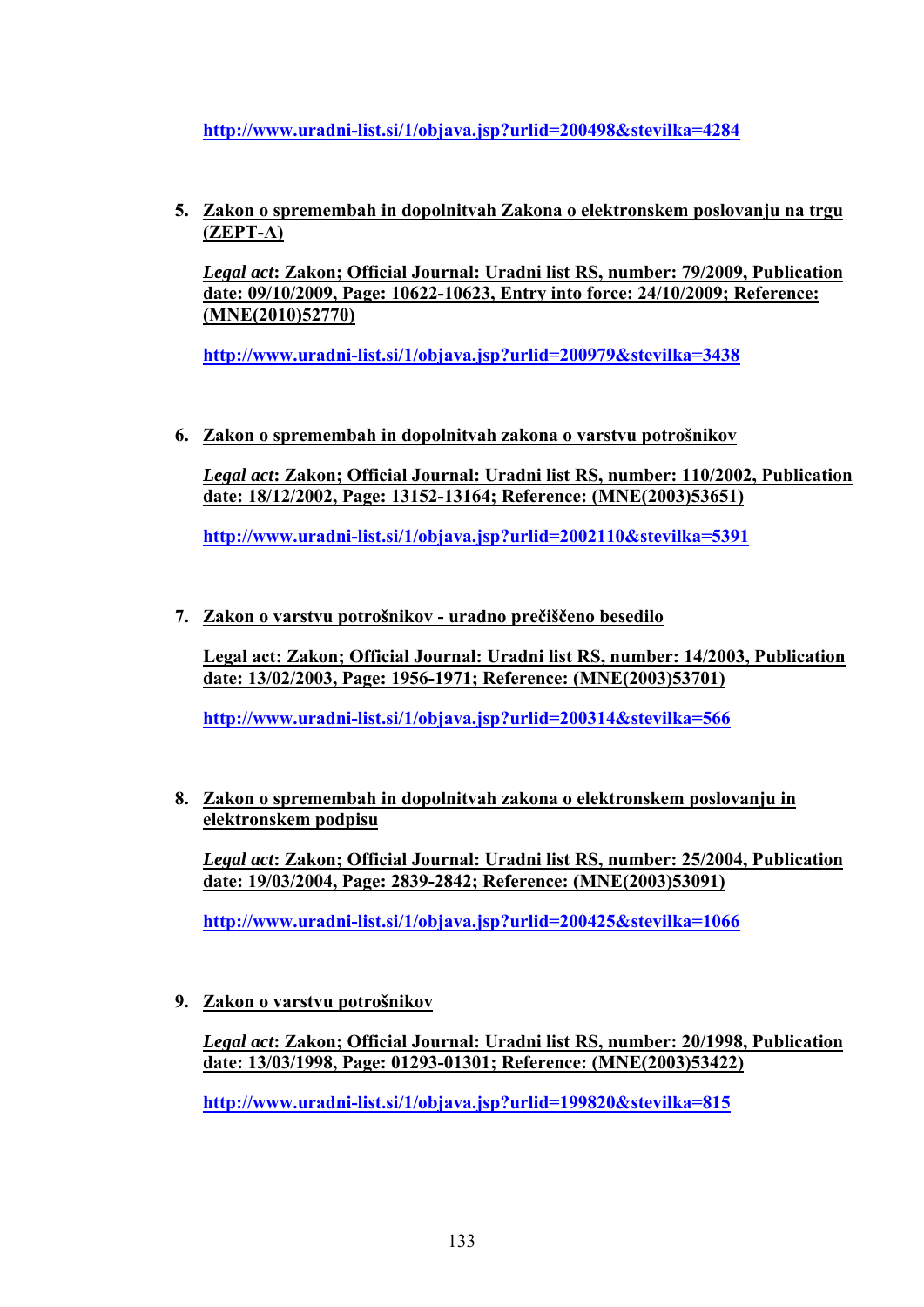http://www.uradni-list.si/1/objava.jsp?urlid=200498&stevilka=4284

5. **Zakon o spremembah in dopolnitvah Zakona o elektronskem poslovanju na trgu (ZEPT-A)**

   ***Legal act*: Zakon; Official Journal: Uradni list RS, number: 79/2009, Publication date: 09/10/2009, Page: 10622-10623, Entry into force: 24/10/2009; Reference: (MNE(2010)52770)**

   http://www.uradni-list.si/1/objava.jsp?urlid=200979&stevilka=3438

6. **Zakon o spremembah in dopolnitvah zakona o varstvu potrošnikov**

   ***Legal act*: Zakon; Official Journal: Uradni list RS, number: 110/2002, Publication date: 18/12/2002, Page: 13152-13164; Reference: (MNE(2003)53651)**

   http://www.uradni-list.si/1/objava.jsp?urlid=2002110&stevilka=5391

7. **Zakon o varstvu potrošnikov - uradno prečiščeno besedilo**

   **Legal act: Zakon; Official Journal: Uradni list RS, number: 14/2003, Publication date: 13/02/2003, Page: 1956-1971; Reference: (MNE(2003)53701)**

   http://www.uradni-list.si/1/objava.jsp?urlid=200314&stevilka=566

8. **Zakon o spremembah in dopolnitvah zakona o elektronskem poslovanju in elektronskem podpisu**

   ***Legal act*: Zakon; Official Journal: Uradni list RS, number: 25/2004, Publication date: 19/03/2004, Page: 2839-2842; Reference: (MNE(2003)53091)**

   http://www.uradni-list.si/1/objava.jsp?urlid=200425&stevilka=1066

9. **Zakon o varstvu potrošnikov**

   ***Legal act*: Zakon; Official Journal: Uradni list RS, number: 20/1998, Publication date: 13/03/1998, Page: 01293-01301; Reference: (MNE(2003)53422)**

   http://www.uradni-list.si/1/objava.jsp?urlid=199820&stevilka=815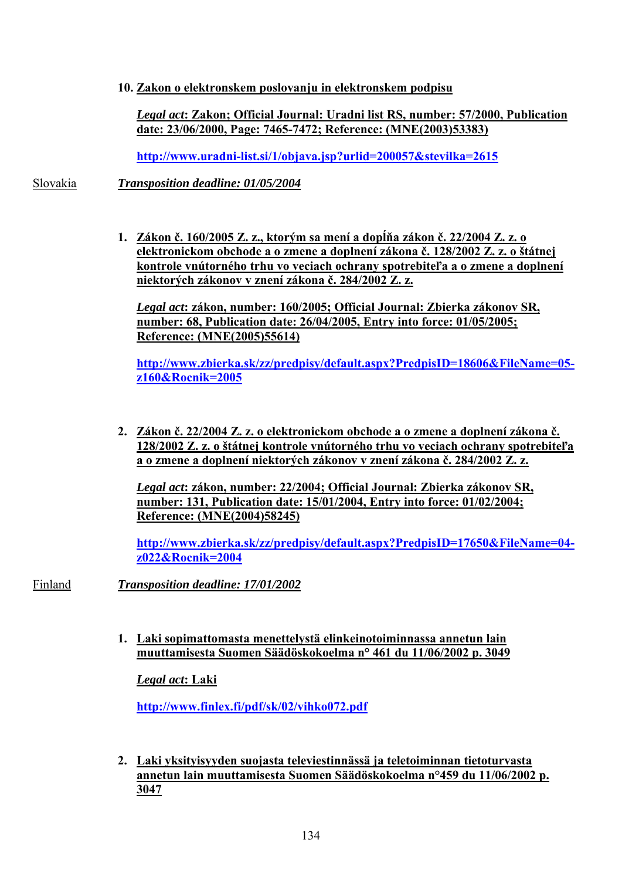10. **Zakon o elektronskem poslovanju in elektronskem podpisu**

    ***Legal act*: Zakon; Official Journal: Uradni list RS, number: 57/2000, Publication date: 23/06/2000, Page: 7465-7472; Reference: (MNE(2003)53383)**

    **http://www.uradni-list.si/1/objava.jsp?urlid=200057&stevilka=2615**

Slovakia ***Transposition deadline: 01/05/2004***

1. **Zákon č. 160/2005 Z. z., ktorým sa mení a dopĺňa zákon č. 22/2004 Z. z. o elektronickom obchode a o zmene a doplnení zákona č. 128/2002 Z. z. o štátnej kontrole vnútorného trhu vo veciach ochrany spotrebiteľa a o zmene a doplnení niektorých zákonov v znení zákona č. 284/2002 Z. z.**

   ***Legal act*: zákon, number: 160/2005; Official Journal: Zbierka zákonov SR, number: 68, Publication date: 26/04/2005, Entry into force: 01/05/2005; Reference: (MNE(2005)55614)**

   **http://www.zbierka.sk/zz/predpisy/default.aspx?PredpisID=18606&FileName=05-z160&Rocnik=2005**

2. **Zákon č. 22/2004 Z. z. o elektronickom obchode a o zmene a doplnení zákona č. 128/2002 Z. z. o štátnej kontrole vnútorného trhu vo veciach ochrany spotrebiteľa a o zmene a doplnení niektorých zákonov v znení zákona č. 284/2002 Z. z.**

   ***Legal act*: zákon, number: 22/2004; Official Journal: Zbierka zákonov SR, number: 131, Publication date: 15/01/2004, Entry into force: 01/02/2004; Reference: (MNE(2004)58245)**

   **http://www.zbierka.sk/zz/predpisy/default.aspx?PredpisID=17650&FileName=04-z022&Rocnik=2004**

Finland ***Transposition deadline: 17/01/2002***

1. **Laki sopimattomasta menettelystä elinkeinotoiminnassa annetun lain muuttamisesta Suomen Säädöskokoelma n° 461 du 11/06/2002 p. 3049**

   ***Legal act*: Laki**

   **http://www.finlex.fi/pdf/sk/02/vihko072.pdf**

2. **Laki yksityisyyden suojasta televiestinnässä ja teletoiminnan tietoturvasta annetun lain muuttamisesta Suomen Säädöskokoelma n°459 du 11/06/2002 p. 3047**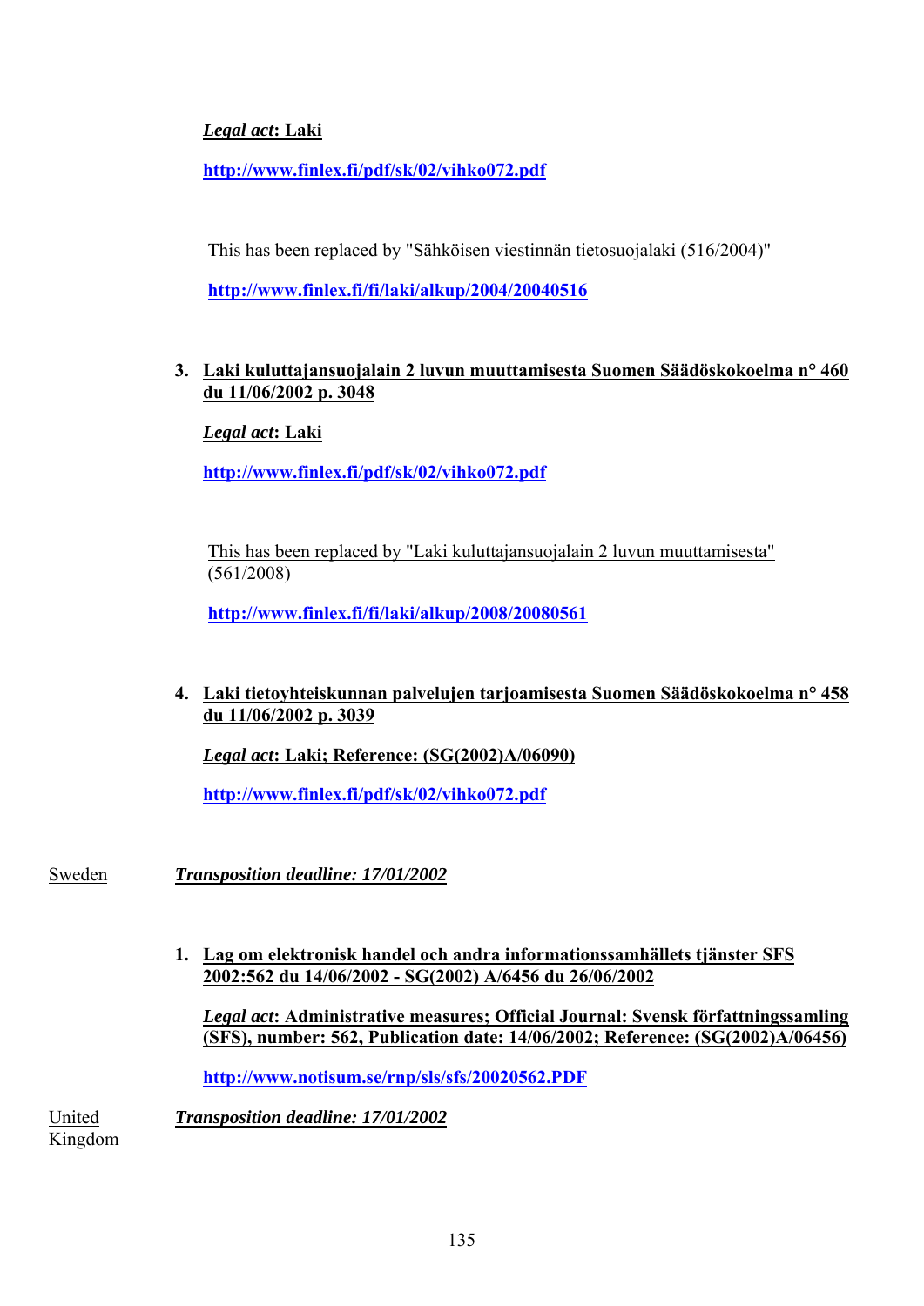***Legal act*: Laki**

**http://www.finlex.fi/pdf/sk/02/vihko072.pdf**

This has been replaced by "Sähköisen viestinnän tietosuojalaki (516/2004)"

**http://www.finlex.fi/fi/laki/alkup/2004/20040516**

3. **Laki kuluttajansuojalain 2 luvun muuttamisesta Suomen Säädöskokoelma n° 460 du 11/06/2002 p. 3048**

   ***Legal act*: Laki**

   **http://www.finlex.fi/pdf/sk/02/vihko072.pdf**

   This has been replaced by "Laki kuluttajansuojalain 2 luvun muuttamisesta" (561/2008)

   **http://www.finlex.fi/fi/laki/alkup/2008/20080561**

4. **Laki tietoyhteiskunnan palvelujen tarjoamisesta Suomen Säädöskokoelma n° 458 du 11/06/2002 p. 3039**

   ***Legal act*: Laki; Reference: (SG(2002)A/06090)**

   **http://www.finlex.fi/pdf/sk/02/vihko072.pdf**

Sweden ***Transposition deadline: 17/01/2002***

1. **Lag om elektronisk handel och andra informationssamhällets tjänster SFS 2002:562 du 14/06/2002 - SG(2002) A/6456 du 26/06/2002**

   ***Legal act*: Administrative measures; Official Journal: Svensk författningssamling (SFS), number: 562, Publication date: 14/06/2002; Reference: (SG(2002)A/06456)**

   **http://www.notisum.se/rnp/sls/sfs/20020562.PDF**

United Kingdom ***Transposition deadline: 17/01/2002***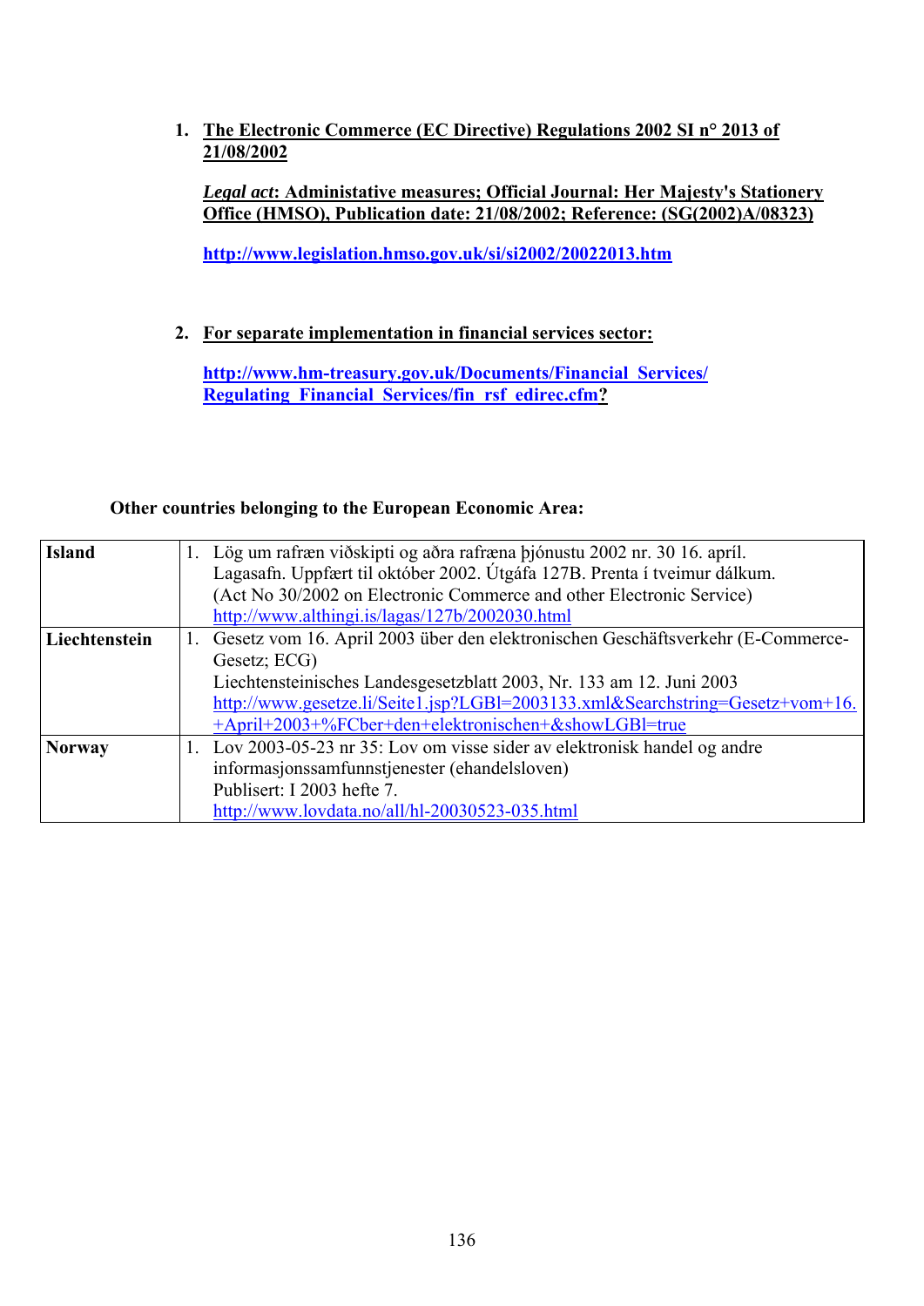1. **The Electronic Commerce (EC Directive) Regulations 2002 SI n° 2013 of 21/08/2002**

   ***Legal act*: Administative measures; Official Journal: Her Majesty's Stationery Office (HMSO), Publication date: 21/08/2002; Reference: (SG(2002)A/08323)**

   **http://www.legislation.hmso.gov.uk/si/si2002/20022013.htm**

2. **For separate implementation in financial services sector:**

   **http://www.hm-treasury.gov.uk/Documents/Financial_Services/Regulating_Financial_Services/fin_rsf_edirec.cfm?**

**Other countries belonging to the European Economic Area:**

| | |
|---|---|
| **Island** | 1. Lög um rafræn viðskipti og aðra rafræna þjónustu 2002 nr. 30 16. apríl. Lagasafn. Uppfært til október 2002. Útgáfa 127B. Prenta í tveimur dálkum. (Act No 30/2002 on Electronic Commerce and other Electronic Service) http://www.althingi.is/lagas/127b/2002030.html |
| **Liechtenstein** | 1. Gesetz vom 16. April 2003 über den elektronischen Geschäftsverkehr (E-Commerce-Gesetz; ECG) Liechtensteinisches Landesgesetzblatt 2003, Nr. 133 am 12. Juni 2003 http://www.gesetze.li/Seite1.jsp?LGBl=2003133.xml&Searchstring=Gesetz+vom+16.+April+2003+%FCber+den+elektronischen+&showLGBl=true |
| **Norway** | 1. Lov 2003-05-23 nr 35: Lov om visse sider av elektronisk handel og andre informasjonssamfunnstjenester (ehandelsloven) Publisert: I 2003 hefte 7. http://www.lovdata.no/all/hl-20030523-035.html |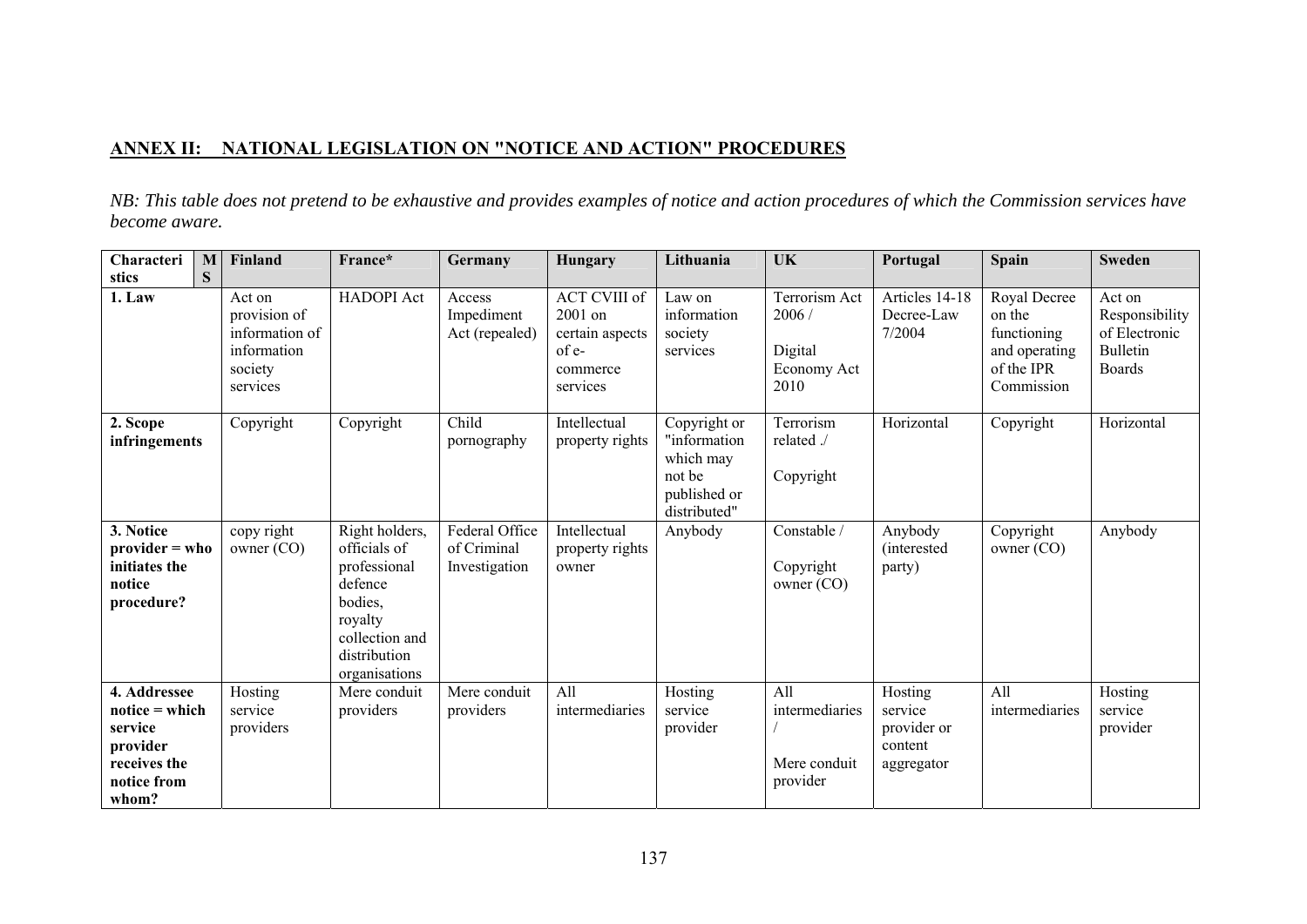## ANNEX II: NATIONAL LEGISLATION ON "NOTICE AND ACTION" PROCEDURES

*NB: This table does not pretend to be exhaustive and provides examples of notice and action procedures of which the Commission services have become aware.*

| Characteristics / MS | Finland | France* | Germany | Hungary | Lithuania | UK | Portugal | Spain | Sweden |
|---|---|---|---|---|---|---|---|---|---|
| **1. Law** | Act on provision of information of information society services | HADOPI Act | Access Impediment Act (repealed) | ACT CVIII of 2001 on certain aspects of e-commerce services | Law on information society services | Terrorism Act 2006 / Digital Economy Act 2010 | Articles 14-18 Decree-Law 7/2004 | Royal Decree on the functioning and operating of the IPR Commission | Act on Responsibility of Electronic Bulletin Boards |
| **2. Scope infringements** | Copyright | Copyright | Child pornography | Intellectual property rights | Copyright or "information which may not be published or distributed" | Terrorism related ./ Copyright | Horizontal | Copyright | Horizontal |
| **3. Notice provider = who initiates the notice procedure?** | copy right owner (CO) | Right holders, officials of professional defence bodies, royalty collection and distribution organisations | Federal Office of Criminal Investigation | Intellectual property rights owner | Anybody | Constable / Copyright owner (CO) | Anybody (interested party) | Copyright owner (CO) | Anybody |
| **4. Addressee notice = which service provider receives the notice from whom?** | Hosting service providers | Mere conduit providers | Mere conduit providers | All intermediaries | Hosting service provider | All intermediaries / Mere conduit provider | Hosting service provider or content aggregator | All intermediaries | Hosting service provider |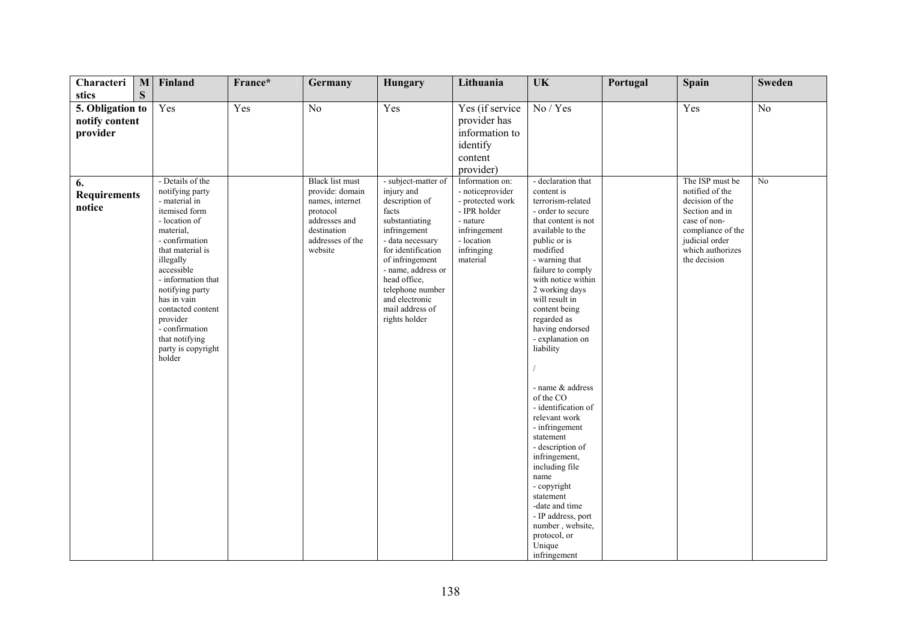| Characteristics | MS | Finland | France* | Germany | Hungary | Lithuania | UK | Portugal | Spain | Sweden |
|---|---|---|---|---|---|---|---|---|---|---|
| 5. Obligation to notify content provider | | Yes | Yes | No | Yes | Yes (if service provider has information to identify content provider) | No / Yes | | Yes | No |
| 6. Requirements notice | | - Details of the notifying party<br>- material in itemised form<br>- location of material,<br>- confirmation that material is illegally accessible<br>- information that notifying party has in vain contacted content provider<br>- confirmation that notifying party is copyright holder | | Black list must provide: domain names, internet protocol addresses and destination addresses of the website | - subject-matter of injury and description of facts substantiating infringement<br>- data necessary for identification of infringement<br>- name, address or head office, telephone number and electronic mail address of rights holder | Information on:<br>- noticeprovider<br>- protected work<br>- IPR holder<br>- nature infringement<br>- location infringing material | - declaration that content is terrorism-related<br>- order to secure that content is not available to the public or is modified<br>- warning that failure to comply with notice within 2 working days will result in content being regarded as having endorsed<br>- explanation on liability<br><br>/<br><br>- name & address of the CO<br>- identification of relevant work<br>- infringement statement<br>- description of infringement, including file name<br>- copyright statement<br>-date and time<br>- IP address, port number , website, protocol, or Unique infringement | | The ISP must be notified of the decision of the Section and in case of non-compliance of the judicial order which authorizes the decision | No |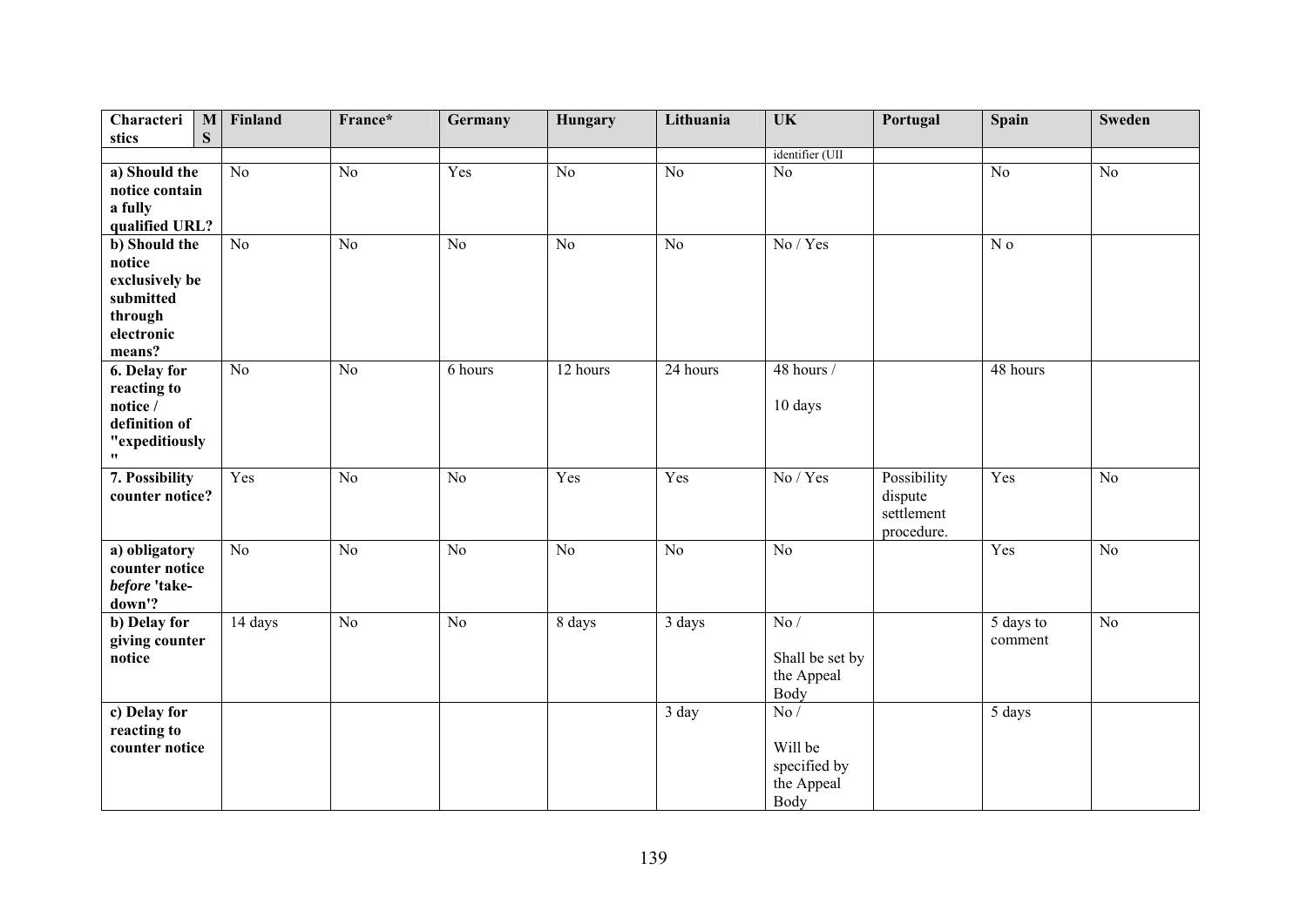| Characteristics | MS | Finland | France* | Germany | Hungary | Lithuania | UK | Portugal | Spain | Sweden |
|---|---|---|---|---|---|---|---|---|---|---|
| | | | | | | | identifier (UII | | | |
| a) Should the notice contain a fully qualified URL? | | No | No | Yes | No | No | No | | No | No |
| b) Should the notice exclusively be submitted through electronic means? | | No | No | No | No | No | No / Yes | | N o | |
| 6. Delay for reacting to notice / definition of "expeditiously" | | No | No | 6 hours | 12 hours | 24 hours | 48 hours / 10 days | | 48 hours | |
| 7. Possibility counter notice? | | Yes | No | No | Yes | Yes | No / Yes | Possibility dispute settlement procedure. | Yes | No |
| a) obligatory counter notice *before* 'take-down'? | | No | No | No | No | No | No | | Yes | No |
| b) Delay for giving counter notice | | 14 days | No | No | 8 days | 3 days | No / Shall be set by the Appeal Body | | 5 days to comment | No |
| c) Delay for reacting to counter notice | | | | | | 3 day | No / Will be specified by the Appeal Body | | 5 days | |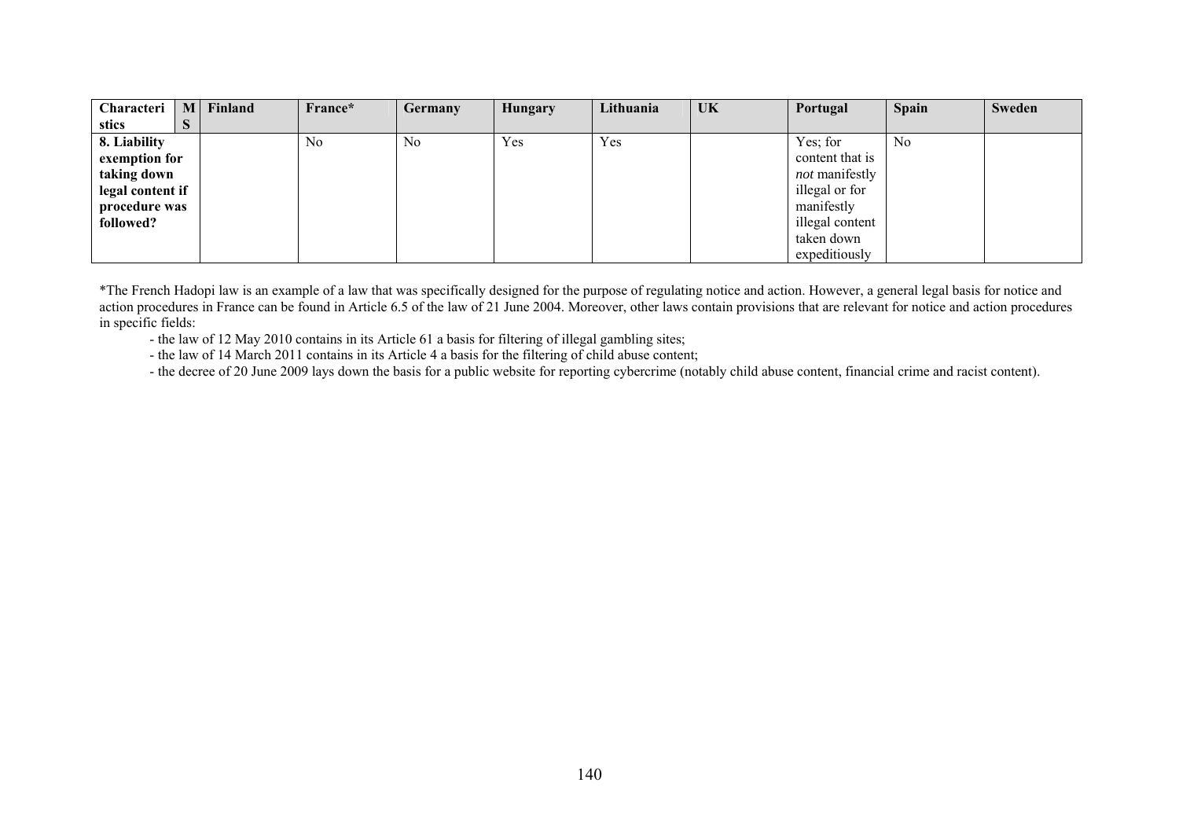| Characteristics | MS | Finland | France* | Germany | Hungary | Lithuania | UK | Portugal | Spain | Sweden |
|---|---|---|---|---|---|---|---|---|---|---|
| **8. Liability exemption for taking down legal content if procedure was followed?** | | | No | No | Yes | Yes | | Yes; for content that is *not* manifestly illegal or for manifestly illegal content taken down expeditiously | No | |

*The French Hadopi law is an example of a law that was specifically designed for the purpose of regulating notice and action. However, a general legal basis for notice and action procedures in France can be found in Article 6.5 of the law of 21 June 2004. Moreover, other laws contain provisions that are relevant for notice and action procedures in specific fields:

- the law of 12 May 2010 contains in its Article 61 a basis for filtering of illegal gambling sites;
- the law of 14 March 2011 contains in its Article 4 a basis for the filtering of child abuse content;
- the decree of 20 June 2009 lays down the basis for a public website for reporting cybercrime (notably child abuse content, financial crime and racist content).